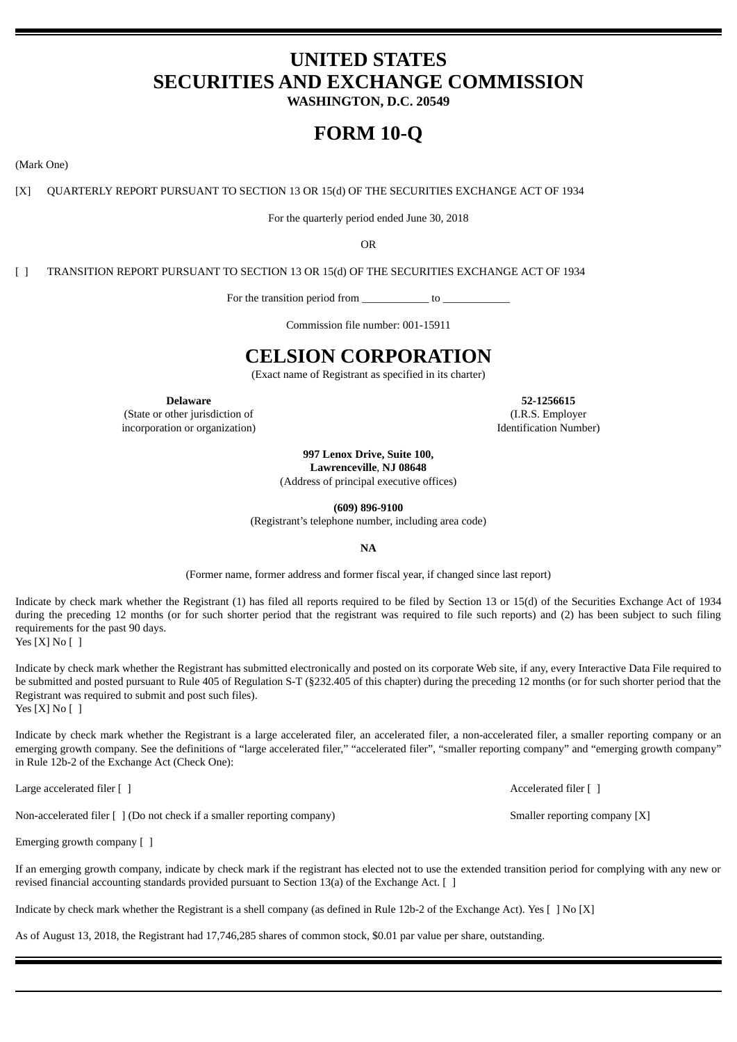# UNITED STATES
# SECURITIES AND EXCHANGE COMMISSION

**WASHINGTON, D.C. 20549**

# FORM 10-Q

(Mark One)

[X] QUARTERLY REPORT PURSUANT TO SECTION 13 OR 15(d) OF THE SECURITIES EXCHANGE ACT OF 1934

For the quarterly period ended June 30, 2018

OR

[ ] TRANSITION REPORT PURSUANT TO SECTION 13 OR 15(d) OF THE SECURITIES EXCHANGE ACT OF 1934

For the transition period from ____________ to ____________

Commission file number: 001-15911

# CELSION CORPORATION

(Exact name of Registrant as specified in its charter)

| **Delaware** | **52-1256615** |
|---|---|
| (State or other jurisdiction of incorporation or organization) | (I.R.S. Employer Identification Number) |

**997 Lenox Drive, Suite 100,**
**Lawrenceville, NJ 08648**
(Address of principal executive offices)

**(609) 896-9100**
(Registrant's telephone number, including area code)

**NA**

(Former name, former address and former fiscal year, if changed since last report)

Indicate by check mark whether the Registrant (1) has filed all reports required to be filed by Section 13 or 15(d) of the Securities Exchange Act of 1934 during the preceding 12 months (or for such shorter period that the registrant was required to file such reports) and (2) has been subject to such filing requirements for the past 90 days.
Yes [X] No [ ]

Indicate by check mark whether the Registrant has submitted electronically and posted on its corporate Web site, if any, every Interactive Data File required to be submitted and posted pursuant to Rule 405 of Regulation S-T (§232.405 of this chapter) during the preceding 12 months (or for such shorter period that the Registrant was required to submit and post such files).
Yes [X] No [ ]

Indicate by check mark whether the Registrant is a large accelerated filer, an accelerated filer, a non-accelerated filer, a smaller reporting company or an emerging growth company. See the definitions of "large accelerated filer," "accelerated filer", "smaller reporting company" and "emerging growth company" in Rule 12b-2 of the Exchange Act (Check One):

| | |
|---|---|
| Large accelerated filer [ ] | Accelerated filer [ ] |
| Non-accelerated filer [ ] (Do not check if a smaller reporting company) | Smaller reporting company [X] |
| Emerging growth company [ ] | |

If an emerging growth company, indicate by check mark if the registrant has elected not to use the extended transition period for complying with any new or revised financial accounting standards provided pursuant to Section 13(a) of the Exchange Act. [ ]

Indicate by check mark whether the Registrant is a shell company (as defined in Rule 12b-2 of the Exchange Act). Yes [ ] No [X]

As of August 13, 2018, the Registrant had 17,746,285 shares of common stock, $0.01 par value per share, outstanding.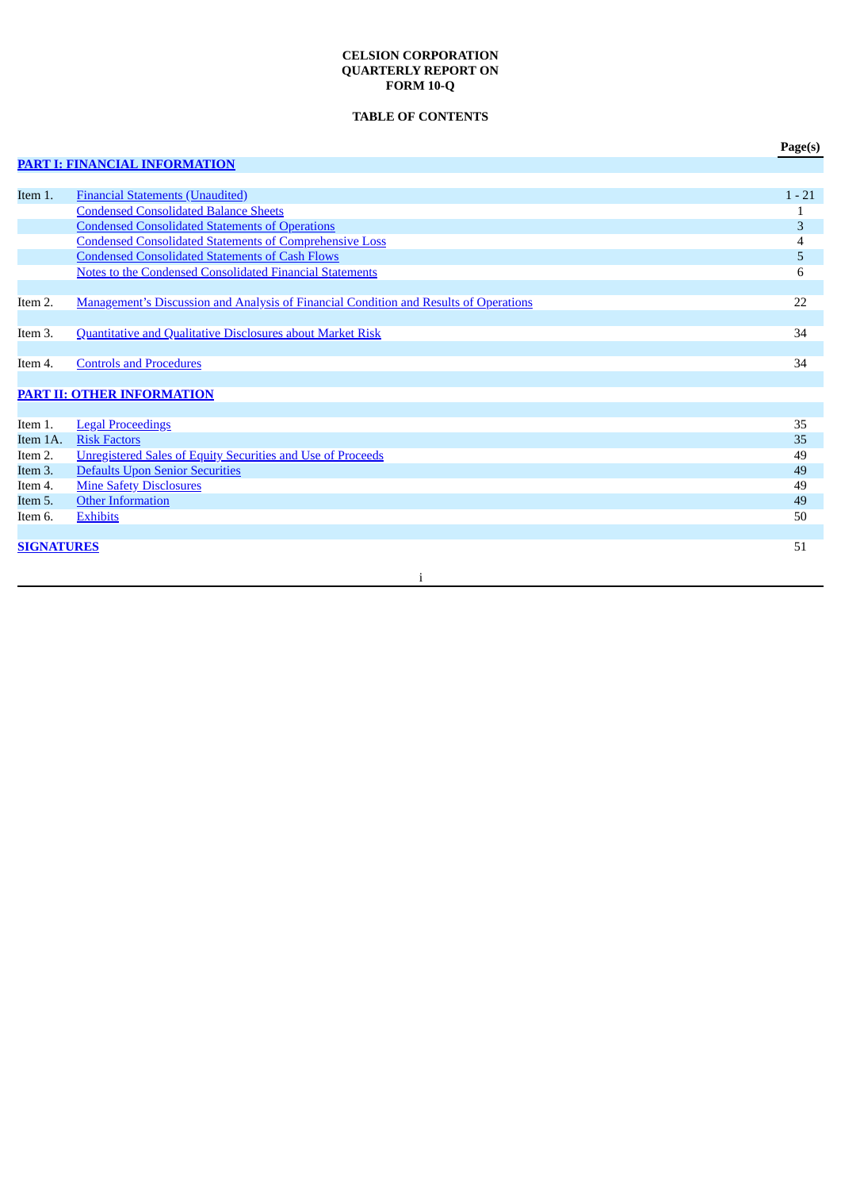**CELSION CORPORATION**
**QUARTERLY REPORT ON**
**FORM 10-Q**

**TABLE OF CONTENTS**

| | | Page(s) |
|---|---|---|
| **PART I: FINANCIAL INFORMATION** | | |
| | | |
| Item 1. | Financial Statements (Unaudited) | 1 - 21 |
| | Condensed Consolidated Balance Sheets | 1 |
| | Condensed Consolidated Statements of Operations | 3 |
| | Condensed Consolidated Statements of Comprehensive Loss | 4 |
| | Condensed Consolidated Statements of Cash Flows | 5 |
| | Notes to the Condensed Consolidated Financial Statements | 6 |
| | | |
| Item 2. | Management's Discussion and Analysis of Financial Condition and Results of Operations | 22 |
| | | |
| Item 3. | Quantitative and Qualitative Disclosures about Market Risk | 34 |
| | | |
| Item 4. | Controls and Procedures | 34 |
| | | |
| **PART II: OTHER INFORMATION** | | |
| | | |
| Item 1. | Legal Proceedings | 35 |
| Item 1A. | Risk Factors | 35 |
| Item 2. | Unregistered Sales of Equity Securities and Use of Proceeds | 49 |
| Item 3. | Defaults Upon Senior Securities | 49 |
| Item 4. | Mine Safety Disclosures | 49 |
| Item 5. | Other Information | 49 |
| Item 6. | Exhibits | 50 |
| | | |
| **SIGNATURES** | | 51 |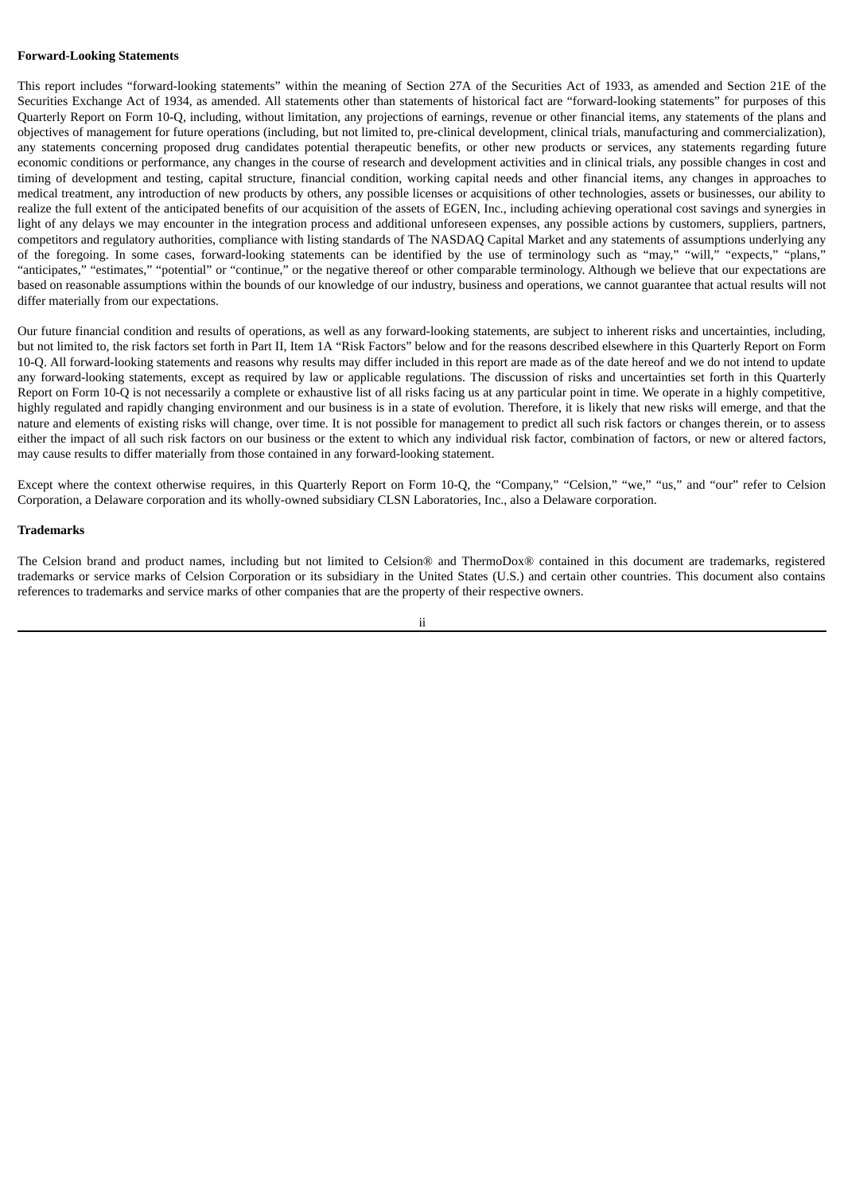**Forward-Looking Statements**

This report includes "forward-looking statements" within the meaning of Section 27A of the Securities Act of 1933, as amended and Section 21E of the Securities Exchange Act of 1934, as amended. All statements other than statements of historical fact are "forward-looking statements" for purposes of this Quarterly Report on Form 10-Q, including, without limitation, any projections of earnings, revenue or other financial items, any statements of the plans and objectives of management for future operations (including, but not limited to, pre-clinical development, clinical trials, manufacturing and commercialization), any statements concerning proposed drug candidates potential therapeutic benefits, or other new products or services, any statements regarding future economic conditions or performance, any changes in the course of research and development activities and in clinical trials, any possible changes in cost and timing of development and testing, capital structure, financial condition, working capital needs and other financial items, any changes in approaches to medical treatment, any introduction of new products by others, any possible licenses or acquisitions of other technologies, assets or businesses, our ability to realize the full extent of the anticipated benefits of our acquisition of the assets of EGEN, Inc., including achieving operational cost savings and synergies in light of any delays we may encounter in the integration process and additional unforeseen expenses, any possible actions by customers, suppliers, partners, competitors and regulatory authorities, compliance with listing standards of The NASDAQ Capital Market and any statements of assumptions underlying any of the foregoing. In some cases, forward-looking statements can be identified by the use of terminology such as "may," "will," "expects," "plans," "anticipates," "estimates," "potential" or "continue," or the negative thereof or other comparable terminology. Although we believe that our expectations are based on reasonable assumptions within the bounds of our knowledge of our industry, business and operations, we cannot guarantee that actual results will not differ materially from our expectations.

Our future financial condition and results of operations, as well as any forward-looking statements, are subject to inherent risks and uncertainties, including, but not limited to, the risk factors set forth in Part II, Item 1A "Risk Factors" below and for the reasons described elsewhere in this Quarterly Report on Form 10-Q. All forward-looking statements and reasons why results may differ included in this report are made as of the date hereof and we do not intend to update any forward-looking statements, except as required by law or applicable regulations. The discussion of risks and uncertainties set forth in this Quarterly Report on Form 10-Q is not necessarily a complete or exhaustive list of all risks facing us at any particular point in time. We operate in a highly competitive, highly regulated and rapidly changing environment and our business is in a state of evolution. Therefore, it is likely that new risks will emerge, and that the nature and elements of existing risks will change, over time. It is not possible for management to predict all such risk factors or changes therein, or to assess either the impact of all such risk factors on our business or the extent to which any individual risk factor, combination of factors, or new or altered factors, may cause results to differ materially from those contained in any forward-looking statement.

Except where the context otherwise requires, in this Quarterly Report on Form 10-Q, the "Company," "Celsion," "we," "us," and "our" refer to Celsion Corporation, a Delaware corporation and its wholly-owned subsidiary CLSN Laboratories, Inc., also a Delaware corporation.

**Trademarks**

The Celsion brand and product names, including but not limited to Celsion® and ThermoDox® contained in this document are trademarks, registered trademarks or service marks of Celsion Corporation or its subsidiary in the United States (U.S.) and certain other countries. This document also contains references to trademarks and service marks of other companies that are the property of their respective owners.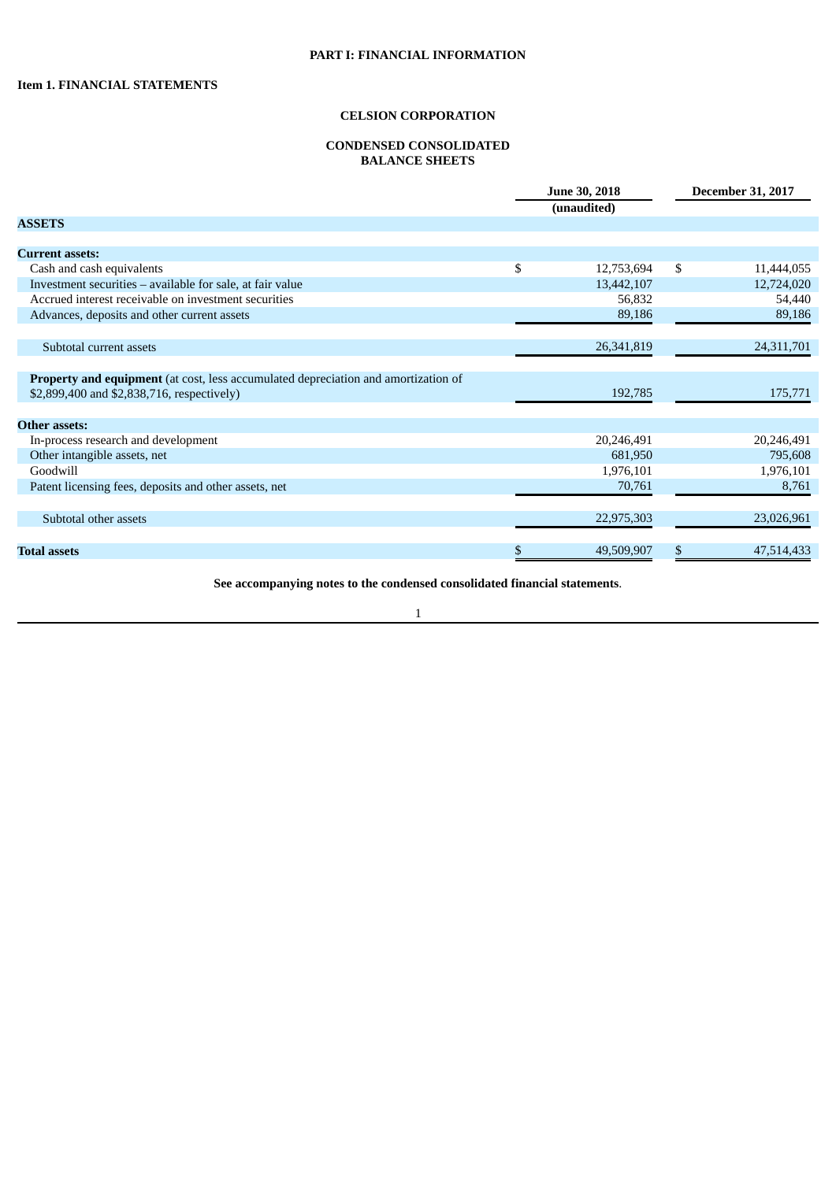# PART I: FINANCIAL INFORMATION

## Item 1. FINANCIAL STATEMENTS

### CELSION CORPORATION

### CONDENSED CONSOLIDATED BALANCE SHEETS

| | June 30, 2018 (unaudited) | December 31, 2017 |
|---|---|---|
| **ASSETS** | | |
| **Current assets:** | | |
| Cash and cash equivalents | $ 12,753,694 | $ 11,444,055 |
| Investment securities – available for sale, at fair value | 13,442,107 | 12,724,020 |
| Accrued interest receivable on investment securities | 56,832 | 54,440 |
| Advances, deposits and other current assets | 89,186 | 89,186 |
| Subtotal current assets | 26,341,819 | 24,311,701 |
| **Property and equipment** (at cost, less accumulated depreciation and amortization of $2,899,400 and $2,838,716, respectively) | 192,785 | 175,771 |
| **Other assets:** | | |
| In-process research and development | 20,246,491 | 20,246,491 |
| Other intangible assets, net | 681,950 | 795,608 |
| Goodwill | 1,976,101 | 1,976,101 |
| Patent licensing fees, deposits and other assets, net | 70,761 | 8,761 |
| Subtotal other assets | 22,975,303 | 23,026,961 |
| **Total assets** | $ 49,509,907 | $ 47,514,433 |

**See accompanying notes to the condensed consolidated financial statements**.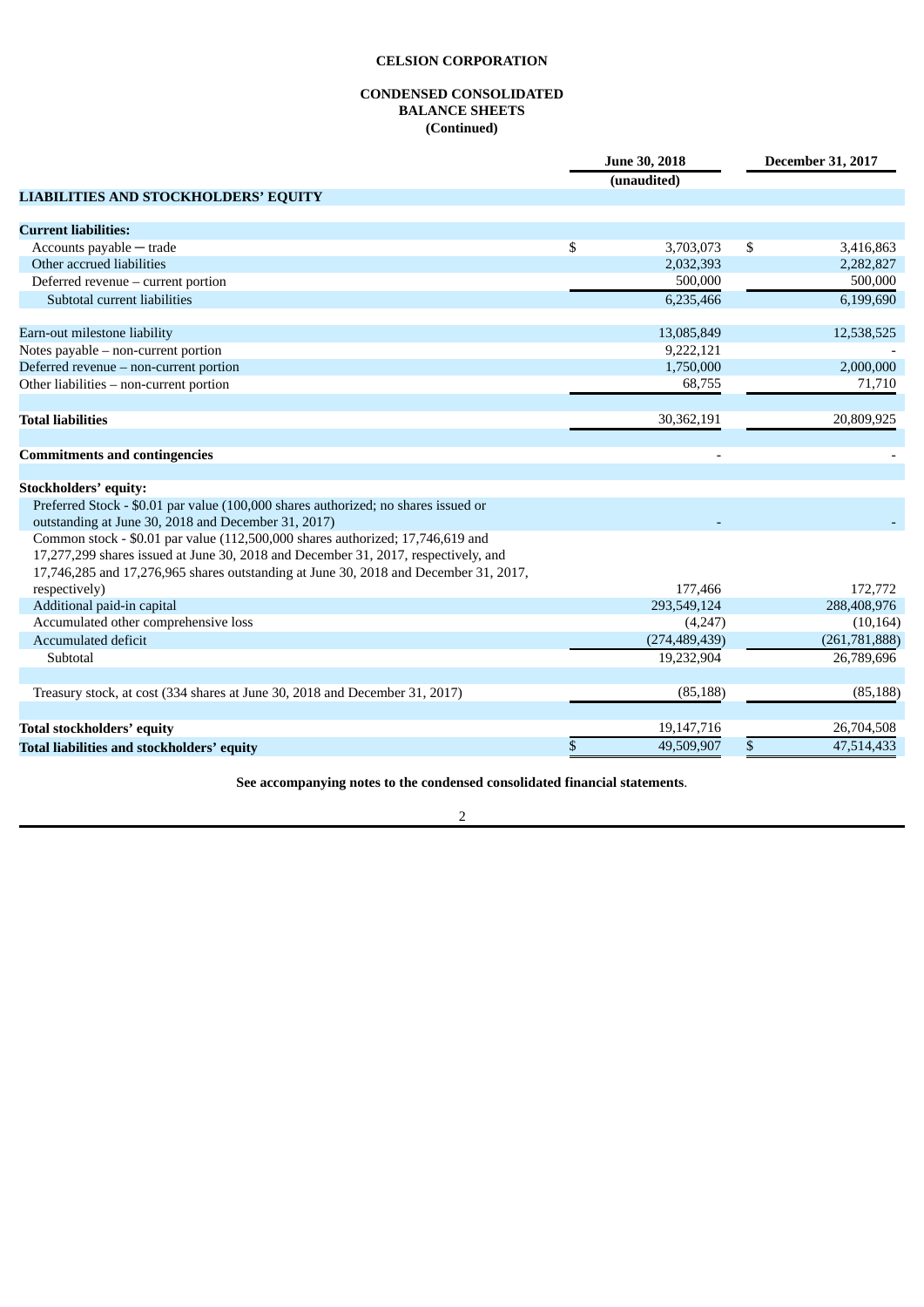**CELSION CORPORATION**

**CONDENSED CONSOLIDATED**
**BALANCE SHEETS**
**(Continued)**

| | June 30, 2018 | December 31, 2017 |
|---|---|---|
| | (unaudited) | |
| **LIABILITIES AND STOCKHOLDERS' EQUITY** | | |
| **Current liabilities:** | | |
| Accounts payable ─ trade | $ 3,703,073 | $ 3,416,863 |
| Other accrued liabilities | 2,032,393 | 2,282,827 |
| Deferred revenue – current portion | 500,000 | 500,000 |
| Subtotal current liabilities | 6,235,466 | 6,199,690 |
| Earn-out milestone liability | 13,085,849 | 12,538,525 |
| Notes payable – non-current portion | 9,222,121 | - |
| Deferred revenue – non-current portion | 1,750,000 | 2,000,000 |
| Other liabilities – non-current portion | 68,755 | 71,710 |
| **Total liabilities** | 30,362,191 | 20,809,925 |
| **Commitments and contingencies** | - | - |
| **Stockholders' equity:** | | |
| Preferred Stock - $0.01 par value (100,000 shares authorized; no shares issued or outstanding at June 30, 2018 and December 31, 2017) | - | - |
| Common stock - $0.01 par value (112,500,000 shares authorized; 17,746,619 and 17,277,299 shares issued at June 30, 2018 and December 31, 2017, respectively, and 17,746,285 and 17,276,965 shares outstanding at June 30, 2018 and December 31, 2017, respectively) | 177,466 | 172,772 |
| Additional paid-in capital | 293,549,124 | 288,408,976 |
| Accumulated other comprehensive loss | (4,247) | (10,164) |
| Accumulated deficit | (274,489,439) | (261,781,888) |
| Subtotal | 19,232,904 | 26,789,696 |
| Treasury stock, at cost (334 shares at June 30, 2018 and December 31, 2017) | (85,188) | (85,188) |
| **Total stockholders' equity** | 19,147,716 | 26,704,508 |
| **Total liabilities and stockholders' equity** | $ 49,509,907 | $ 47,514,433 |

**See accompanying notes to the condensed consolidated financial statements**.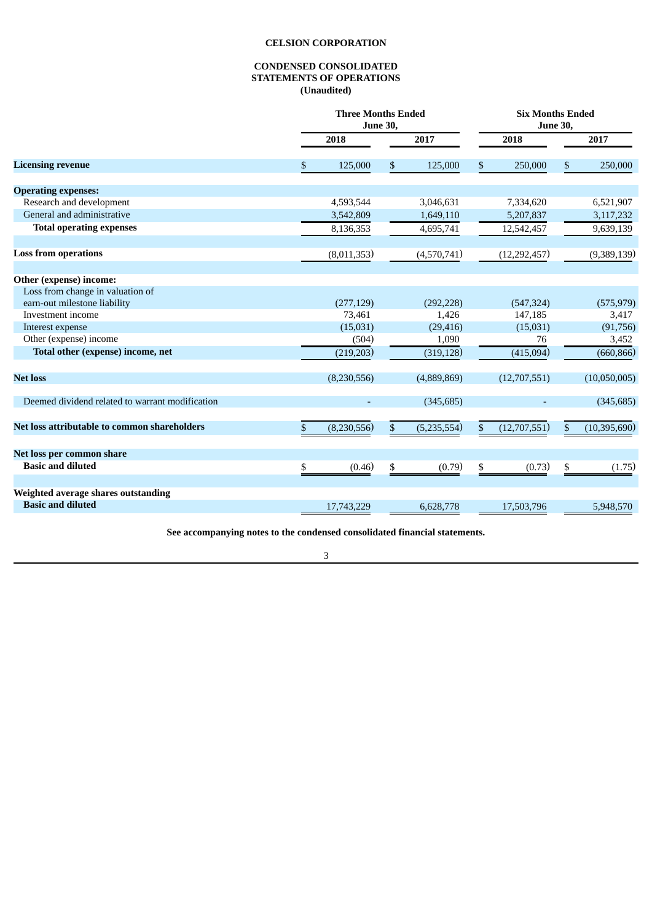**CELSION CORPORATION**

**CONDENSED CONSOLIDATED STATEMENTS OF OPERATIONS (Unaudited)**

| | Three Months Ended June 30, | | Six Months Ended June 30, | |
|---|---|---|---|---|
| | 2018 | 2017 | 2018 | 2017 |
| **Licensing revenue** | $ 125,000 | $ 125,000 | $ 250,000 | $ 250,000 |
| **Operating expenses:** | | | | |
| Research and development | 4,593,544 | 3,046,631 | 7,334,620 | 6,521,907 |
| General and administrative | 3,542,809 | 1,649,110 | 5,207,837 | 3,117,232 |
| **Total operating expenses** | 8,136,353 | 4,695,741 | 12,542,457 | 9,639,139 |
| **Loss from operations** | (8,011,353) | (4,570,741) | (12,292,457) | (9,389,139) |
| **Other (expense) income:** | | | | |
| Loss from change in valuation of earn-out milestone liability | (277,129) | (292,228) | (547,324) | (575,979) |
| Investment income | 73,461 | 1,426 | 147,185 | 3,417 |
| Interest expense | (15,031) | (29,416) | (15,031) | (91,756) |
| Other (expense) income | (504) | 1,090 | 76 | 3,452 |
| **Total other (expense) income, net** | (219,203) | (319,128) | (415,094) | (660,866) |
| **Net loss** | (8,230,556) | (4,889,869) | (12,707,551) | (10,050,005) |
| Deemed dividend related to warrant modification | - | (345,685) | - | (345,685) |
| **Net loss attributable to common shareholders** | $ (8,230,556) | $ (5,235,554) | $ (12,707,551) | $ (10,395,690) |
| **Net loss per common share** | | | | |
| **Basic and diluted** | $ (0.46) | $ (0.79) | $ (0.73) | $ (1.75) |
| **Weighted average shares outstanding** | | | | |
| **Basic and diluted** | 17,743,229 | 6,628,778 | 17,503,796 | 5,948,570 |

**See accompanying notes to the condensed consolidated financial statements.**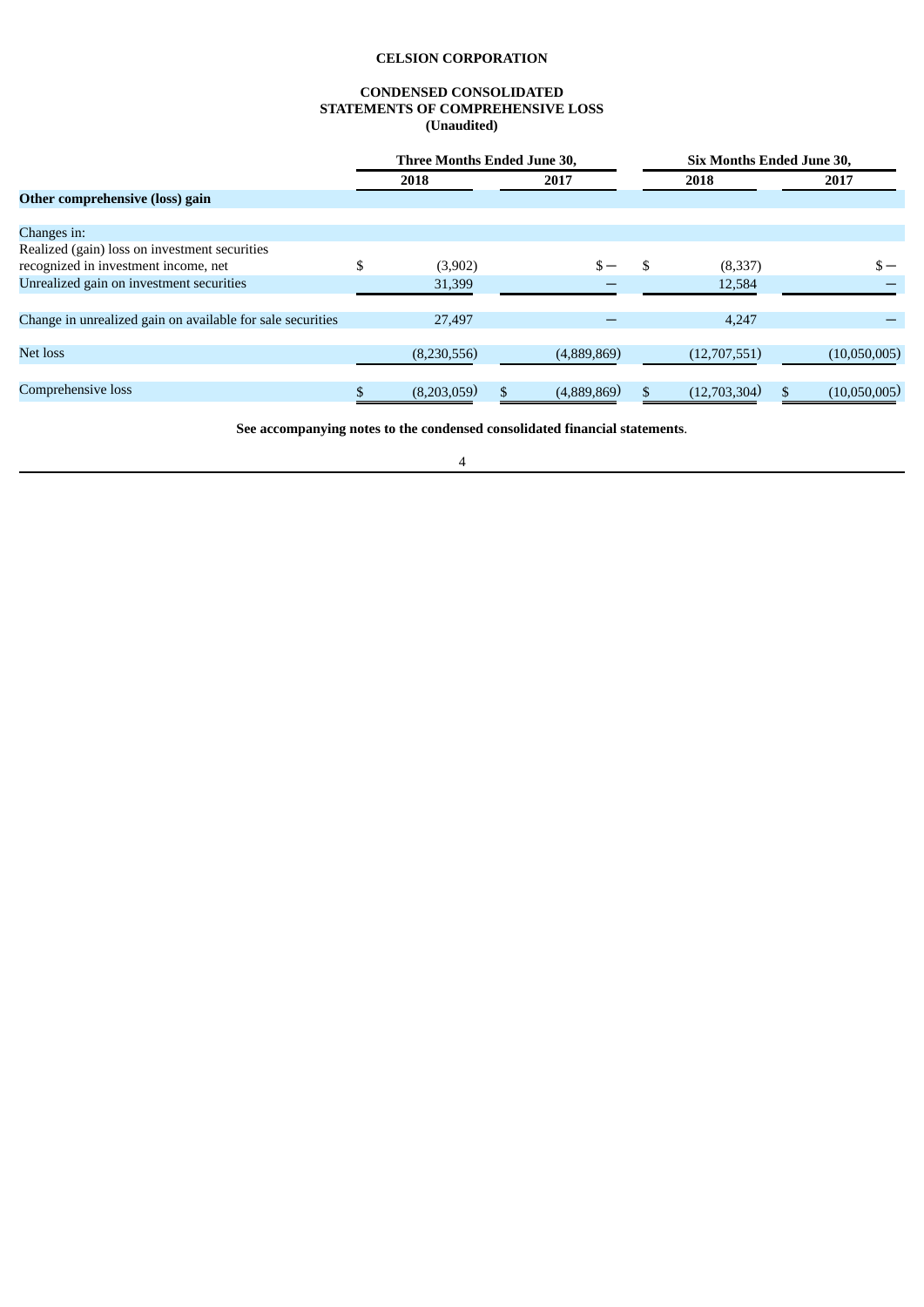**CELSION CORPORATION**

**CONDENSED CONSOLIDATED**
**STATEMENTS OF COMPREHENSIVE LOSS**
**(Unaudited)**

| | Three Months Ended June 30, | | Six Months Ended June 30, | |
|---|---|---|---|---|
| | **2018** | **2017** | **2018** | **2017** |
| **Other comprehensive (loss) gain** | | | | |
| Changes in: | | | | |
| Realized (gain) loss on investment securities recognized in investment income, net | $ (3,902) | $ — | $ (8,337) | $ — |
| Unrealized gain on investment securities | 31,399 | — | 12,584 | — |
| Change in unrealized gain on available for sale securities | 27,497 | — | 4,247 | — |
| Net loss | (8,230,556) | (4,889,869) | (12,707,551) | (10,050,005) |
| Comprehensive loss | $ (8,203,059) | $ (4,889,869) | $ (12,703,304) | $ (10,050,005) |

**See accompanying notes to the condensed consolidated financial statements**.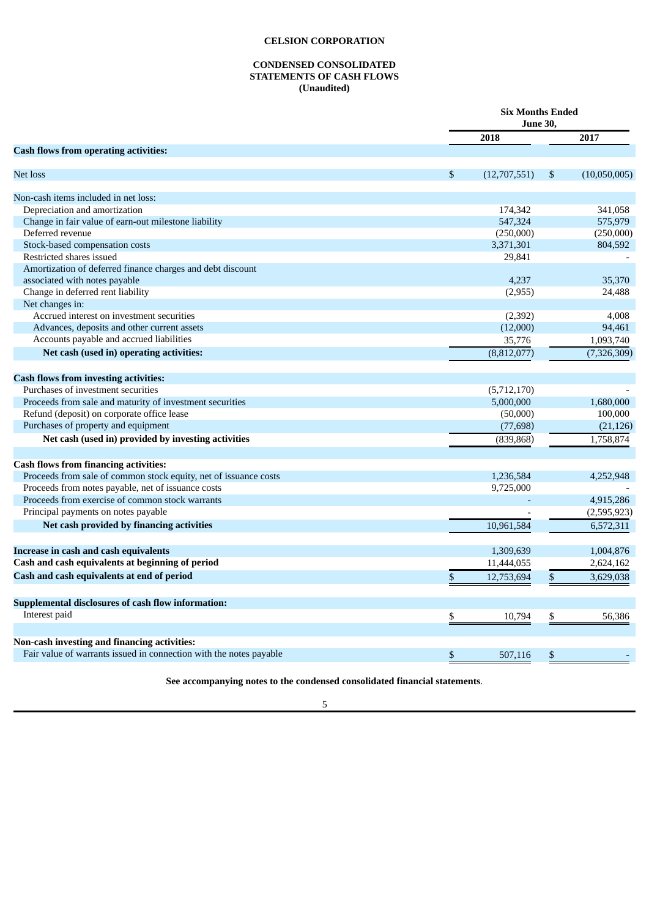# CELSION CORPORATION

## CONDENSED CONSOLIDATED STATEMENTS OF CASH FLOWS (Unaudited)

| | Six Months Ended June 30, | |
|---|---|---|
| | 2018 | 2017 |
| **Cash flows from operating activities:** | | |
| Net loss | $ (12,707,551) | $ (10,050,005) |
| Non-cash items included in net loss: | | |
| Depreciation and amortization | 174,342 | 341,058 |
| Change in fair value of earn-out milestone liability | 547,324 | 575,979 |
| Deferred revenue | (250,000) | (250,000) |
| Stock-based compensation costs | 3,371,301 | 804,592 |
| Restricted shares issued | 29,841 | - |
| Amortization of deferred finance charges and debt discount associated with notes payable | 4,237 | 35,370 |
| Change in deferred rent liability | (2,955) | 24,488 |
| Net changes in: | | |
| Accrued interest on investment securities | (2,392) | 4,008 |
| Advances, deposits and other current assets | (12,000) | 94,461 |
| Accounts payable and accrued liabilities | 35,776 | 1,093,740 |
| **Net cash (used in) operating activities:** | (8,812,077) | (7,326,309) |
| **Cash flows from investing activities:** | | |
| Purchases of investment securities | (5,712,170) | - |
| Proceeds from sale and maturity of investment securities | 5,000,000 | 1,680,000 |
| Refund (deposit) on corporate office lease | (50,000) | 100,000 |
| Purchases of property and equipment | (77,698) | (21,126) |
| **Net cash (used in) provided by investing activities** | (839,868) | 1,758,874 |
| **Cash flows from financing activities:** | | |
| Proceeds from sale of common stock equity, net of issuance costs | 1,236,584 | 4,252,948 |
| Proceeds from notes payable, net of issuance costs | 9,725,000 | - |
| Proceeds from exercise of common stock warrants | - | 4,915,286 |
| Principal payments on notes payable | - | (2,595,923) |
| **Net cash provided by financing activities** | 10,961,584 | 6,572,311 |
| **Increase in cash and cash equivalents** | 1,309,639 | 1,004,876 |
| **Cash and cash equivalents at beginning of period** | 11,444,055 | 2,624,162 |
| **Cash and cash equivalents at end of period** | $ 12,753,694 | $ 3,629,038 |
| **Supplemental disclosures of cash flow information:** | | |
| Interest paid | $ 10,794 | $ 56,386 |
| **Non-cash investing and financing activities:** | | |
| Fair value of warrants issued in connection with the notes payable | $ 507,116 | $ - |

**See accompanying notes to the condensed consolidated financial statements**.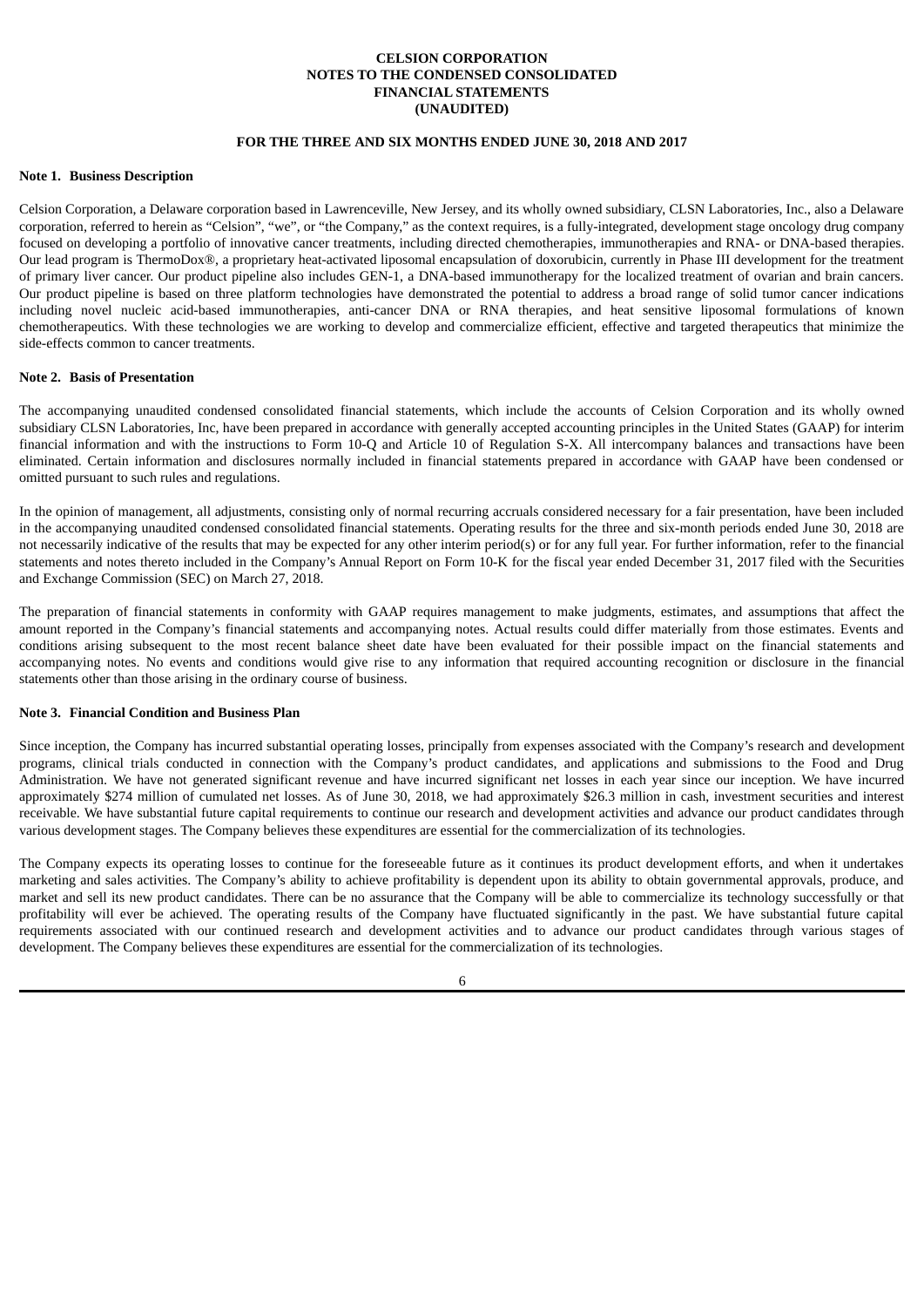**CELSION CORPORATION**
**NOTES TO THE CONDENSED CONSOLIDATED**
**FINANCIAL STATEMENTS**
**(UNAUDITED)**

**FOR THE THREE AND SIX MONTHS ENDED JUNE 30, 2018 AND 2017**

**Note 1. Business Description**

Celsion Corporation, a Delaware corporation based in Lawrenceville, New Jersey, and its wholly owned subsidiary, CLSN Laboratories, Inc., also a Delaware corporation, referred to herein as "Celsion", "we", or "the Company," as the context requires, is a fully-integrated, development stage oncology drug company focused on developing a portfolio of innovative cancer treatments, including directed chemotherapies, immunotherapies and RNA- or DNA-based therapies. Our lead program is ThermoDox®, a proprietary heat-activated liposomal encapsulation of doxorubicin, currently in Phase III development for the treatment of primary liver cancer. Our product pipeline also includes GEN-1, a DNA-based immunotherapy for the localized treatment of ovarian and brain cancers. Our product pipeline is based on three platform technologies have demonstrated the potential to address a broad range of solid tumor cancer indications including novel nucleic acid-based immunotherapies, anti-cancer DNA or RNA therapies, and heat sensitive liposomal formulations of known chemotherapeutics. With these technologies we are working to develop and commercialize efficient, effective and targeted therapeutics that minimize the side-effects common to cancer treatments.

**Note 2. Basis of Presentation**

The accompanying unaudited condensed consolidated financial statements, which include the accounts of Celsion Corporation and its wholly owned subsidiary CLSN Laboratories, Inc, have been prepared in accordance with generally accepted accounting principles in the United States (GAAP) for interim financial information and with the instructions to Form 10-Q and Article 10 of Regulation S-X. All intercompany balances and transactions have been eliminated. Certain information and disclosures normally included in financial statements prepared in accordance with GAAP have been condensed or omitted pursuant to such rules and regulations.

In the opinion of management, all adjustments, consisting only of normal recurring accruals considered necessary for a fair presentation, have been included in the accompanying unaudited condensed consolidated financial statements. Operating results for the three and six-month periods ended June 30, 2018 are not necessarily indicative of the results that may be expected for any other interim period(s) or for any full year. For further information, refer to the financial statements and notes thereto included in the Company's Annual Report on Form 10-K for the fiscal year ended December 31, 2017 filed with the Securities and Exchange Commission (SEC) on March 27, 2018.

The preparation of financial statements in conformity with GAAP requires management to make judgments, estimates, and assumptions that affect the amount reported in the Company's financial statements and accompanying notes. Actual results could differ materially from those estimates. Events and conditions arising subsequent to the most recent balance sheet date have been evaluated for their possible impact on the financial statements and accompanying notes. No events and conditions would give rise to any information that required accounting recognition or disclosure in the financial statements other than those arising in the ordinary course of business.

**Note 3. Financial Condition and Business Plan**

Since inception, the Company has incurred substantial operating losses, principally from expenses associated with the Company's research and development programs, clinical trials conducted in connection with the Company's product candidates, and applications and submissions to the Food and Drug Administration. We have not generated significant revenue and have incurred significant net losses in each year since our inception. We have incurred approximately $274 million of cumulated net losses. As of June 30, 2018, we had approximately $26.3 million in cash, investment securities and interest receivable. We have substantial future capital requirements to continue our research and development activities and advance our product candidates through various development stages. The Company believes these expenditures are essential for the commercialization of its technologies.

The Company expects its operating losses to continue for the foreseeable future as it continues its product development efforts, and when it undertakes marketing and sales activities. The Company's ability to achieve profitability is dependent upon its ability to obtain governmental approvals, produce, and market and sell its new product candidates. There can be no assurance that the Company will be able to commercialize its technology successfully or that profitability will ever be achieved. The operating results of the Company have fluctuated significantly in the past. We have substantial future capital requirements associated with our continued research and development activities and to advance our product candidates through various stages of development. The Company believes these expenditures are essential for the commercialization of its technologies.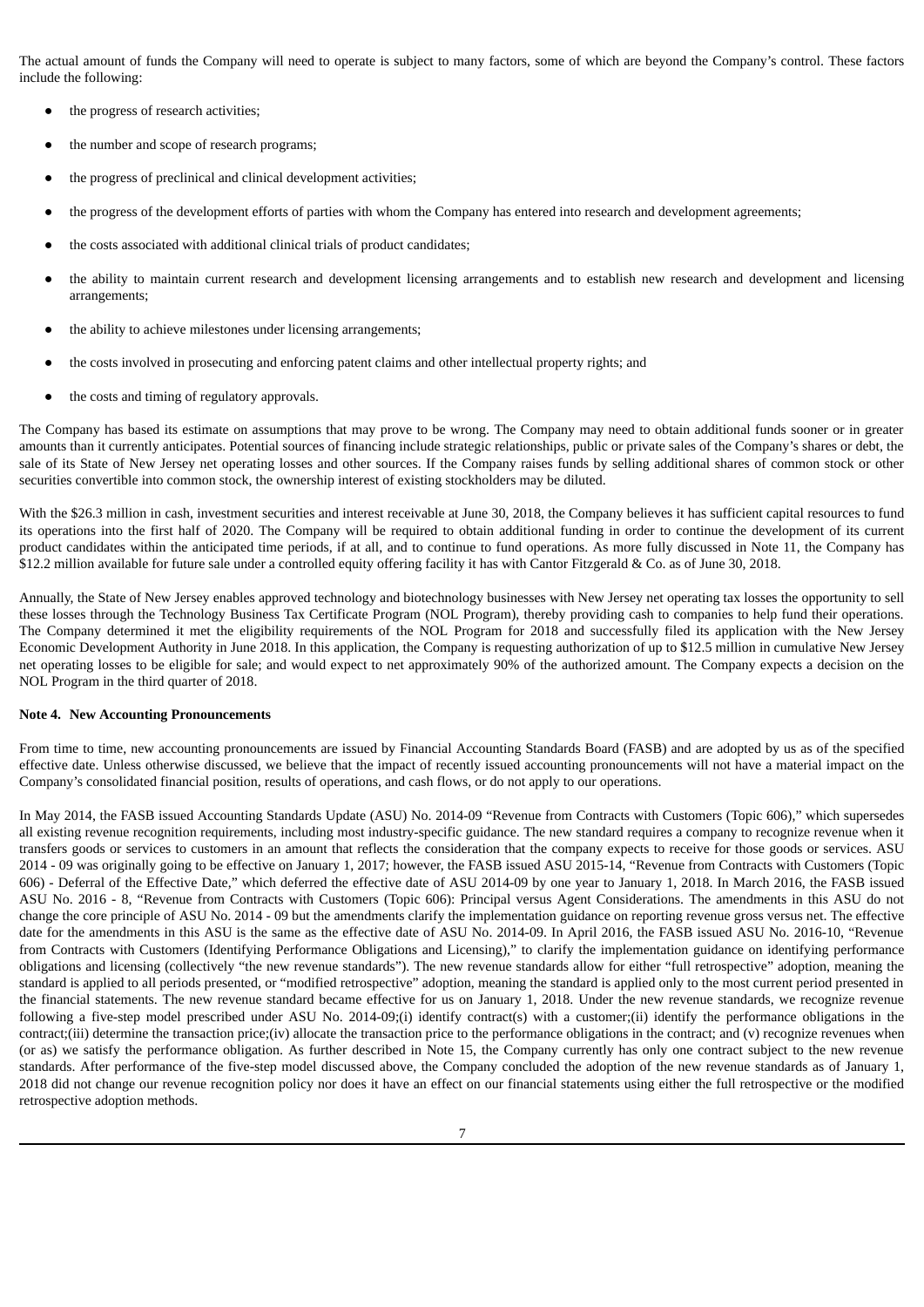The actual amount of funds the Company will need to operate is subject to many factors, some of which are beyond the Company's control. These factors include the following:

- the progress of research activities;
- the number and scope of research programs;
- the progress of preclinical and clinical development activities;
- the progress of the development efforts of parties with whom the Company has entered into research and development agreements;
- the costs associated with additional clinical trials of product candidates;
- the ability to maintain current research and development licensing arrangements and to establish new research and development and licensing arrangements;
- the ability to achieve milestones under licensing arrangements;
- the costs involved in prosecuting and enforcing patent claims and other intellectual property rights; and
- the costs and timing of regulatory approvals.

The Company has based its estimate on assumptions that may prove to be wrong. The Company may need to obtain additional funds sooner or in greater amounts than it currently anticipates. Potential sources of financing include strategic relationships, public or private sales of the Company's shares or debt, the sale of its State of New Jersey net operating losses and other sources. If the Company raises funds by selling additional shares of common stock or other securities convertible into common stock, the ownership interest of existing stockholders may be diluted.

With the $26.3 million in cash, investment securities and interest receivable at June 30, 2018, the Company believes it has sufficient capital resources to fund its operations into the first half of 2020. The Company will be required to obtain additional funding in order to continue the development of its current product candidates within the anticipated time periods, if at all, and to continue to fund operations. As more fully discussed in Note 11, the Company has $12.2 million available for future sale under a controlled equity offering facility it has with Cantor Fitzgerald & Co. as of June 30, 2018.

Annually, the State of New Jersey enables approved technology and biotechnology businesses with New Jersey net operating tax losses the opportunity to sell these losses through the Technology Business Tax Certificate Program (NOL Program), thereby providing cash to companies to help fund their operations. The Company determined it met the eligibility requirements of the NOL Program for 2018 and successfully filed its application with the New Jersey Economic Development Authority in June 2018. In this application, the Company is requesting authorization of up to $12.5 million in cumulative New Jersey net operating losses to be eligible for sale; and would expect to net approximately 90% of the authorized amount. The Company expects a decision on the NOL Program in the third quarter of 2018.

**Note 4. New Accounting Pronouncements**

From time to time, new accounting pronouncements are issued by Financial Accounting Standards Board (FASB) and are adopted by us as of the specified effective date. Unless otherwise discussed, we believe that the impact of recently issued accounting pronouncements will not have a material impact on the Company's consolidated financial position, results of operations, and cash flows, or do not apply to our operations.

In May 2014, the FASB issued Accounting Standards Update (ASU) No. 2014-09 "Revenue from Contracts with Customers (Topic 606)," which supersedes all existing revenue recognition requirements, including most industry-specific guidance. The new standard requires a company to recognize revenue when it transfers goods or services to customers in an amount that reflects the consideration that the company expects to receive for those goods or services. ASU 2014 - 09 was originally going to be effective on January 1, 2017; however, the FASB issued ASU 2015-14, "Revenue from Contracts with Customers (Topic 606) - Deferral of the Effective Date," which deferred the effective date of ASU 2014-09 by one year to January 1, 2018. In March 2016, the FASB issued ASU No. 2016 - 8, "Revenue from Contracts with Customers (Topic 606): Principal versus Agent Considerations. The amendments in this ASU do not change the core principle of ASU No. 2014 - 09 but the amendments clarify the implementation guidance on reporting revenue gross versus net. The effective date for the amendments in this ASU is the same as the effective date of ASU No. 2014-09. In April 2016, the FASB issued ASU No. 2016-10, "Revenue from Contracts with Customers (Identifying Performance Obligations and Licensing)," to clarify the implementation guidance on identifying performance obligations and licensing (collectively "the new revenue standards"). The new revenue standards allow for either "full retrospective" adoption, meaning the standard is applied to all periods presented, or "modified retrospective" adoption, meaning the standard is applied only to the most current period presented in the financial statements. The new revenue standard became effective for us on January 1, 2018. Under the new revenue standards, we recognize revenue following a five-step model prescribed under ASU No. 2014-09;(i) identify contract(s) with a customer;(ii) identify the performance obligations in the contract;(iii) determine the transaction price;(iv) allocate the transaction price to the performance obligations in the contract; and (v) recognize revenues when (or as) we satisfy the performance obligation. As further described in Note 15, the Company currently has only one contract subject to the new revenue standards. After performance of the five-step model discussed above, the Company concluded the adoption of the new revenue standards as of January 1, 2018 did not change our revenue recognition policy nor does it have an effect on our financial statements using either the full retrospective or the modified retrospective adoption methods.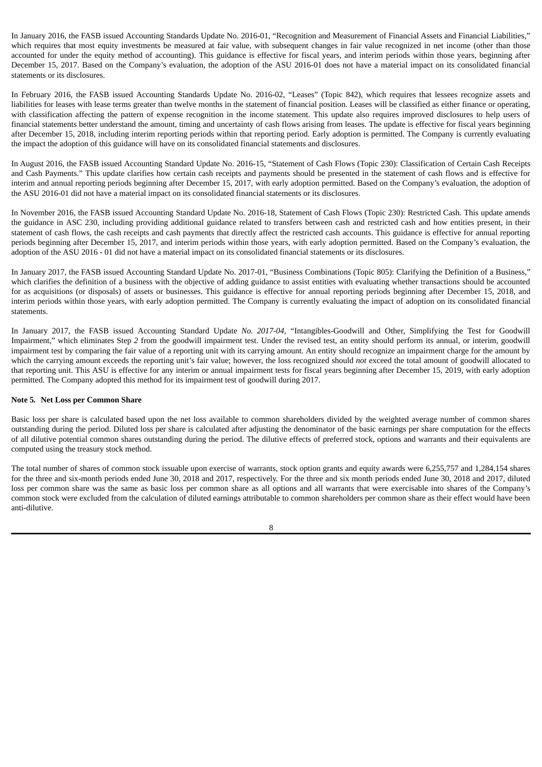In January 2016, the FASB issued Accounting Standards Update No. 2016-01, "Recognition and Measurement of Financial Assets and Financial Liabilities," which requires that most equity investments be measured at fair value, with subsequent changes in fair value recognized in net income (other than those accounted for under the equity method of accounting). This guidance is effective for fiscal years, and interim periods within those years, beginning after December 15, 2017. Based on the Company's evaluation, the adoption of the ASU 2016-01 does not have a material impact on its consolidated financial statements or its disclosures.

In February 2016, the FASB issued Accounting Standards Update No. 2016-02, "Leases" (Topic 842), which requires that lessees recognize assets and liabilities for leases with lease terms greater than twelve months in the statement of financial position. Leases will be classified as either finance or operating, with classification affecting the pattern of expense recognition in the income statement. This update also requires improved disclosures to help users of financial statements better understand the amount, timing and uncertainty of cash flows arising from leases. The update is effective for fiscal years beginning after December 15, 2018, including interim reporting periods within that reporting period. Early adoption is permitted. The Company is currently evaluating the impact the adoption of this guidance will have on its consolidated financial statements and disclosures.

In August 2016, the FASB issued Accounting Standard Update No. 2016-15, "Statement of Cash Flows (Topic 230): Classification of Certain Cash Receipts and Cash Payments." This update clarifies how certain cash receipts and payments should be presented in the statement of cash flows and is effective for interim and annual reporting periods beginning after December 15, 2017, with early adoption permitted. Based on the Company's evaluation, the adoption of the ASU 2016-01 did not have a material impact on its consolidated financial statements or its disclosures.

In November 2016, the FASB issued Accounting Standard Update No. 2016-18, Statement of Cash Flows (Topic 230): Restricted Cash. This update amends the guidance in ASC 230, including providing additional guidance related to transfers between cash and restricted cash and how entities present, in their statement of cash flows, the cash receipts and cash payments that directly affect the restricted cash accounts. This guidance is effective for annual reporting periods beginning after December 15, 2017, and interim periods within those years, with early adoption permitted. Based on the Company's evaluation, the adoption of the ASU 2016 - 01 did not have a material impact on its consolidated financial statements or its disclosures.

In January 2017, the FASB issued Accounting Standard Update No. 2017-01, "Business Combinations (Topic 805): Clarifying the Definition of a Business," which clarifies the definition of a business with the objective of adding guidance to assist entities with evaluating whether transactions should be accounted for as acquisitions (or disposals) of assets or businesses. This guidance is effective for annual reporting periods beginning after December 15, 2018, and interim periods within those years, with early adoption permitted. The Company is currently evaluating the impact of adoption on its consolidated financial statements.

In January 2017, the FASB issued Accounting Standard Update *No. 2017-04,* "Intangibles-Goodwill and Other, Simplifying the Test for Goodwill Impairment," which eliminates Step *2* from the goodwill impairment test. Under the revised test, an entity should perform its annual, or interim, goodwill impairment test by comparing the fair value of a reporting unit with its carrying amount. An entity should recognize an impairment charge for the amount by which the carrying amount exceeds the reporting unit's fair value; however, the loss recognized should *not* exceed the total amount of goodwill allocated to that reporting unit. This ASU is effective for any interim or annual impairment tests for fiscal years beginning after December 15, 2019, with early adoption permitted. The Company adopted this method for its impairment test of goodwill during 2017.

**Note 5. Net Loss per Common Share**

Basic loss per share is calculated based upon the net loss available to common shareholders divided by the weighted average number of common shares outstanding during the period. Diluted loss per share is calculated after adjusting the denominator of the basic earnings per share computation for the effects of all dilutive potential common shares outstanding during the period. The dilutive effects of preferred stock, options and warrants and their equivalents are computed using the treasury stock method.

The total number of shares of common stock issuable upon exercise of warrants, stock option grants and equity awards were 6,255,757 and 1,284,154 shares for the three and six-month periods ended June 30, 2018 and 2017, respectively. For the three and six month periods ended June 30, 2018 and 2017, diluted loss per common share was the same as basic loss per common share as all options and all warrants that were exercisable into shares of the Company's common stock were excluded from the calculation of diluted earnings attributable to common shareholders per common share as their effect would have been anti-dilutive.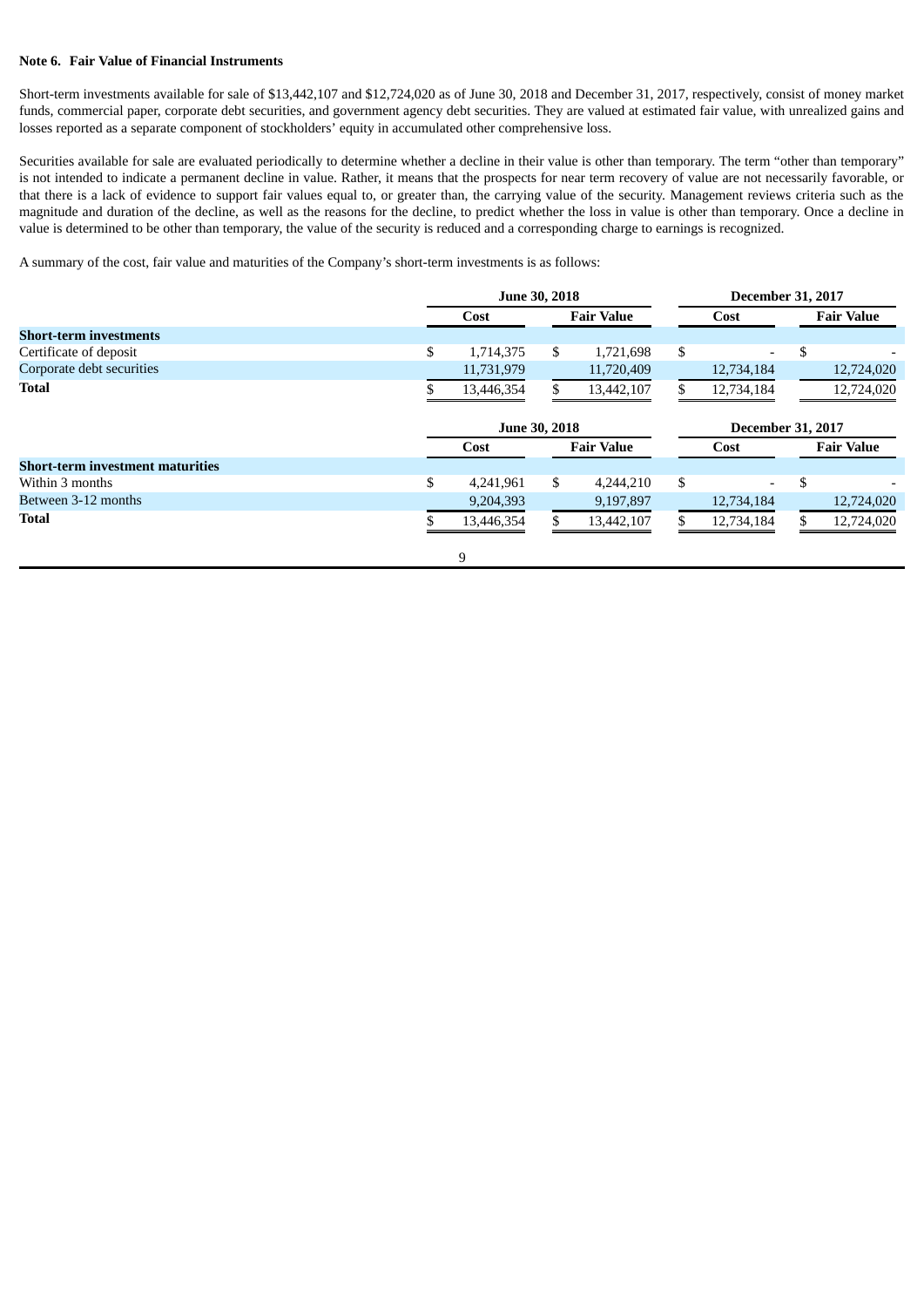**Note 6. Fair Value of Financial Instruments**

Short-term investments available for sale of $13,442,107 and $12,724,020 as of June 30, 2018 and December 31, 2017, respectively, consist of money market funds, commercial paper, corporate debt securities, and government agency debt securities. They are valued at estimated fair value, with unrealized gains and losses reported as a separate component of stockholders' equity in accumulated other comprehensive loss.

Securities available for sale are evaluated periodically to determine whether a decline in their value is other than temporary. The term "other than temporary" is not intended to indicate a permanent decline in value. Rather, it means that the prospects for near term recovery of value are not necessarily favorable, or that there is a lack of evidence to support fair values equal to, or greater than, the carrying value of the security. Management reviews criteria such as the magnitude and duration of the decline, as well as the reasons for the decline, to predict whether the loss in value is other than temporary. Once a decline in value is determined to be other than temporary, the value of the security is reduced and a corresponding charge to earnings is recognized.

A summary of the cost, fair value and maturities of the Company's short-term investments is as follows:

| | June 30, 2018 | | December 31, 2017 | |
|---|---|---|---|---|
| | Cost | Fair Value | Cost | Fair Value |
| **Short-term investments** | | | | |
| Certificate of deposit | $ 1,714,375 | $ 1,721,698 | $ - | $ - |
| Corporate debt securities | 11,731,979 | 11,720,409 | 12,734,184 | 12,724,020 |
| **Total** | $ 13,446,354 | $ 13,442,107 | $ 12,734,184 | 12,724,020 |

| | June 30, 2018 | | December 31, 2017 | |
|---|---|---|---|---|
| | Cost | Fair Value | Cost | Fair Value |
| **Short-term investment maturities** | | | | |
| Within 3 months | $ 4,241,961 | $ 4,244,210 | $ - | $ - |
| Between 3-12 months | 9,204,393 | 9,197,897 | 12,734,184 | 12,724,020 |
| **Total** | $ 13,446,354 | $ 13,442,107 | $ 12,734,184 | $ 12,724,020 |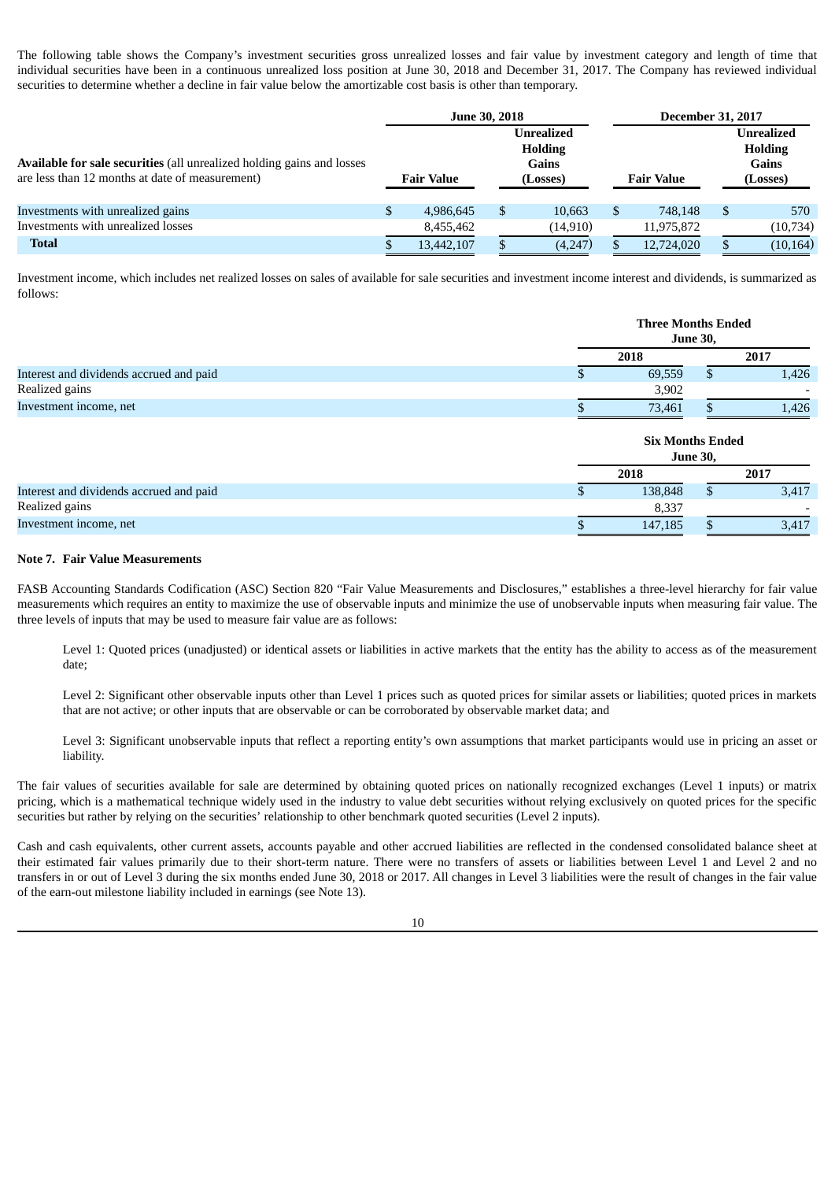The following table shows the Company's investment securities gross unrealized losses and fair value by investment category and length of time that individual securities have been in a continuous unrealized loss position at June 30, 2018 and December 31, 2017. The Company has reviewed individual securities to determine whether a decline in fair value below the amortizable cost basis is other than temporary.

| **Available for sale securities** (all unrealized holding gains and losses are less than 12 months at date of measurement) | June 30, 2018 | | December 31, 2017 | |
|---|---|---|---|---|
| | Fair Value | Unrealized Holding Gains (Losses) | Fair Value | Unrealized Holding Gains (Losses) |
| Investments with unrealized gains | $ 4,986,645 | $ 10,663 | $ 748,148 | $ 570 |
| Investments with unrealized losses | 8,455,462 | (14,910) | 11,975,872 | (10,734) |
| **Total** | $ 13,442,107 | $ (4,247) | $ 12,724,020 | $ (10,164) |

Investment income, which includes net realized losses on sales of available for sale securities and investment income interest and dividends, is summarized as follows:

| | Three Months Ended June 30, | |
|---|---|---|
| | 2018 | 2017 |
| Interest and dividends accrued and paid | $ 69,559 | $ 1,426 |
| Realized gains | 3,902 | - |
| Investment income, net | $ 73,461 | $ 1,426 |

| | Six Months Ended June 30, | |
|---|---|---|
| | 2018 | 2017 |
| Interest and dividends accrued and paid | $ 138,848 | $ 3,417 |
| Realized gains | 8,337 | - |
| Investment income, net | $ 147,185 | $ 3,417 |

### Note 7. Fair Value Measurements

FASB Accounting Standards Codification (ASC) Section 820 "Fair Value Measurements and Disclosures," establishes a three-level hierarchy for fair value measurements which requires an entity to maximize the use of observable inputs and minimize the use of unobservable inputs when measuring fair value. The three levels of inputs that may be used to measure fair value are as follows:

Level 1: Quoted prices (unadjusted) or identical assets or liabilities in active markets that the entity has the ability to access as of the measurement date;

Level 2: Significant other observable inputs other than Level 1 prices such as quoted prices for similar assets or liabilities; quoted prices in markets that are not active; or other inputs that are observable or can be corroborated by observable market data; and

Level 3: Significant unobservable inputs that reflect a reporting entity's own assumptions that market participants would use in pricing an asset or liability.

The fair values of securities available for sale are determined by obtaining quoted prices on nationally recognized exchanges (Level 1 inputs) or matrix pricing, which is a mathematical technique widely used in the industry to value debt securities without relying exclusively on quoted prices for the specific securities but rather by relying on the securities' relationship to other benchmark quoted securities (Level 2 inputs).

Cash and cash equivalents, other current assets, accounts payable and other accrued liabilities are reflected in the condensed consolidated balance sheet at their estimated fair values primarily due to their short-term nature. There were no transfers of assets or liabilities between Level 1 and Level 2 and no transfers in or out of Level 3 during the six months ended June 30, 2018 or 2017. All changes in Level 3 liabilities were the result of changes in the fair value of the earn-out milestone liability included in earnings (see Note 13).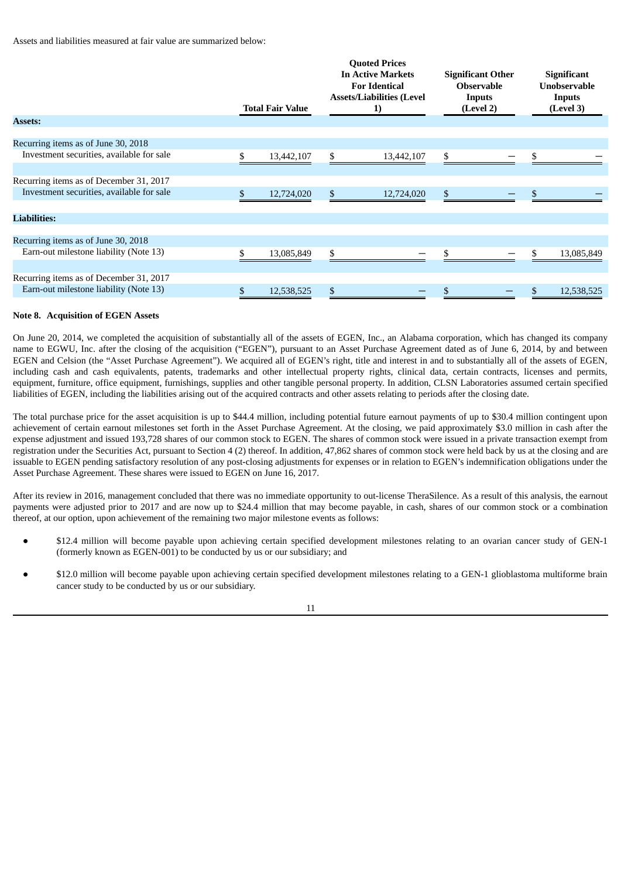Assets and liabilities measured at fair value are summarized below:

| | Total Fair Value | Quoted Prices In Active Markets For Identical Assets/Liabilities (Level 1) | Significant Other Observable Inputs (Level 2) | Significant Unobservable Inputs (Level 3) |
|---|---|---|---|---|
| **Assets:** | | | | |
| Recurring items as of June 30, 2018 | | | | |
| Investment securities, available for sale | $ 13,442,107 | $ 13,442,107 | $ — | $ — |
| Recurring items as of December 31, 2017 | | | | |
| Investment securities, available for sale | $ 12,724,020 | $ 12,724,020 | $ — | $ — |
| **Liabilities:** | | | | |
| Recurring items as of June 30, 2018 | | | | |
| Earn-out milestone liability (Note 13) | $ 13,085,849 | $ — | $ — | $ 13,085,849 |
| Recurring items as of December 31, 2017 | | | | |
| Earn-out milestone liability (Note 13) | $ 12,538,525 | $ — | $ — | $ 12,538,525 |

**Note 8. Acquisition of EGEN Assets**

On June 20, 2014, we completed the acquisition of substantially all of the assets of EGEN, Inc., an Alabama corporation, which has changed its company name to EGWU, Inc. after the closing of the acquisition ("EGEN"), pursuant to an Asset Purchase Agreement dated as of June 6, 2014, by and between EGEN and Celsion (the "Asset Purchase Agreement"). We acquired all of EGEN's right, title and interest in and to substantially all of the assets of EGEN, including cash and cash equivalents, patents, trademarks and other intellectual property rights, clinical data, certain contracts, licenses and permits, equipment, furniture, office equipment, furnishings, supplies and other tangible personal property. In addition, CLSN Laboratories assumed certain specified liabilities of EGEN, including the liabilities arising out of the acquired contracts and other assets relating to periods after the closing date.

The total purchase price for the asset acquisition is up to $44.4 million, including potential future earnout payments of up to $30.4 million contingent upon achievement of certain earnout milestones set forth in the Asset Purchase Agreement. At the closing, we paid approximately $3.0 million in cash after the expense adjustment and issued 193,728 shares of our common stock to EGEN. The shares of common stock were issued in a private transaction exempt from registration under the Securities Act, pursuant to Section 4 (2) thereof. In addition, 47,862 shares of common stock were held back by us at the closing and are issuable to EGEN pending satisfactory resolution of any post-closing adjustments for expenses or in relation to EGEN's indemnification obligations under the Asset Purchase Agreement. These shares were issued to EGEN on June 16, 2017.

After its review in 2016, management concluded that there was no immediate opportunity to out-license TheraSilence. As a result of this analysis, the earnout payments were adjusted prior to 2017 and are now up to $24.4 million that may become payable, in cash, shares of our common stock or a combination thereof, at our option, upon achievement of the remaining two major milestone events as follows:

- $12.4 million will become payable upon achieving certain specified development milestones relating to an ovarian cancer study of GEN-1 (formerly known as EGEN-001) to be conducted by us or our subsidiary; and
- $12.0 million will become payable upon achieving certain specified development milestones relating to a GEN-1 glioblastoma multiforme brain cancer study to be conducted by us or our subsidiary.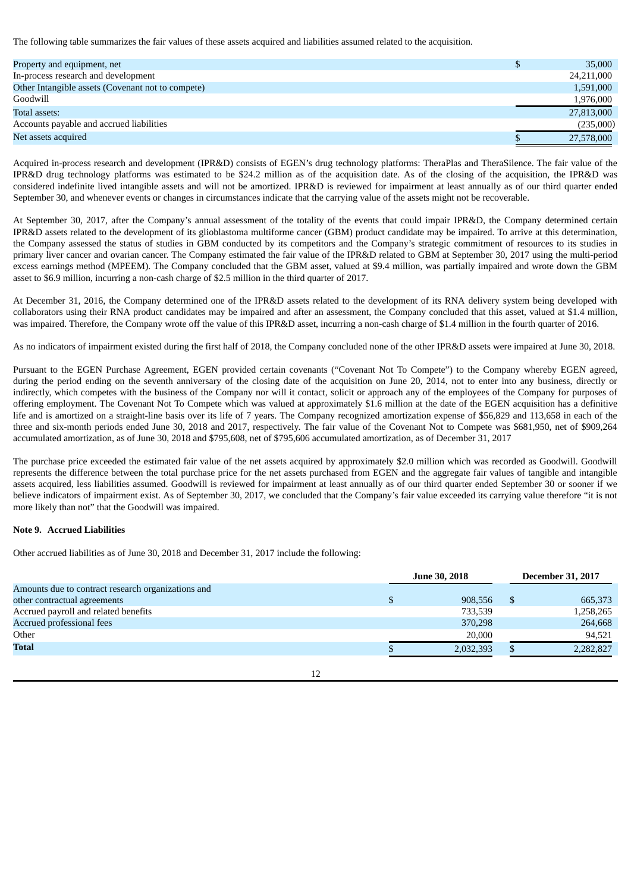The following table summarizes the fair values of these assets acquired and liabilities assumed related to the acquisition.

| | |
|---|---|
| Property and equipment, net | $ 35,000 |
| In-process research and development | 24,211,000 |
| Other Intangible assets (Covenant not to compete) | 1,591,000 |
| Goodwill | 1,976,000 |
| Total assets: | 27,813,000 |
| Accounts payable and accrued liabilities | (235,000) |
| Net assets acquired | $ 27,578,000 |

Acquired in-process research and development (IPR&D) consists of EGEN's drug technology platforms: TheraPlas and TheraSilence. The fair value of the IPR&D drug technology platforms was estimated to be $24.2 million as of the acquisition date. As of the closing of the acquisition, the IPR&D was considered indefinite lived intangible assets and will not be amortized. IPR&D is reviewed for impairment at least annually as of our third quarter ended September 30, and whenever events or changes in circumstances indicate that the carrying value of the assets might not be recoverable.

At September 30, 2017, after the Company's annual assessment of the totality of the events that could impair IPR&D, the Company determined certain IPR&D assets related to the development of its glioblastoma multiforme cancer (GBM) product candidate may be impaired. To arrive at this determination, the Company assessed the status of studies in GBM conducted by its competitors and the Company's strategic commitment of resources to its studies in primary liver cancer and ovarian cancer. The Company estimated the fair value of the IPR&D related to GBM at September 30, 2017 using the multi-period excess earnings method (MPEEM). The Company concluded that the GBM asset, valued at $9.4 million, was partially impaired and wrote down the GBM asset to $6.9 million, incurring a non-cash charge of $2.5 million in the third quarter of 2017.

At December 31, 2016, the Company determined one of the IPR&D assets related to the development of its RNA delivery system being developed with collaborators using their RNA product candidates may be impaired and after an assessment, the Company concluded that this asset, valued at $1.4 million, was impaired. Therefore, the Company wrote off the value of this IPR&D asset, incurring a non-cash charge of $1.4 million in the fourth quarter of 2016.

As no indicators of impairment existed during the first half of 2018, the Company concluded none of the other IPR&D assets were impaired at June 30, 2018.

Pursuant to the EGEN Purchase Agreement, EGEN provided certain covenants ("Covenant Not To Compete") to the Company whereby EGEN agreed, during the period ending on the seventh anniversary of the closing date of the acquisition on June 20, 2014, not to enter into any business, directly or indirectly, which competes with the business of the Company nor will it contact, solicit or approach any of the employees of the Company for purposes of offering employment. The Covenant Not To Compete which was valued at approximately $1.6 million at the date of the EGEN acquisition has a definitive life and is amortized on a straight-line basis over its life of 7 years. The Company recognized amortization expense of $56,829 and 113,658 in each of the three and six-month periods ended June 30, 2018 and 2017, respectively. The fair value of the Covenant Not to Compete was $681,950, net of $909,264 accumulated amortization, as of June 30, 2018 and $795,608, net of $795,606 accumulated amortization, as of December 31, 2017

The purchase price exceeded the estimated fair value of the net assets acquired by approximately $2.0 million which was recorded as Goodwill. Goodwill represents the difference between the total purchase price for the net assets purchased from EGEN and the aggregate fair values of tangible and intangible assets acquired, less liabilities assumed. Goodwill is reviewed for impairment at least annually as of our third quarter ended September 30 or sooner if we believe indicators of impairment exist. As of September 30, 2017, we concluded that the Company's fair value exceeded its carrying value therefore "it is not more likely than not" that the Goodwill was impaired.

**Note 9. Accrued Liabilities**

Other accrued liabilities as of June 30, 2018 and December 31, 2017 include the following:

| | June 30, 2018 | December 31, 2017 |
|---|---|---|
| Amounts due to contract research organizations and other contractual agreements | $ 908,556 | $ 665,373 |
| Accrued payroll and related benefits | 733,539 | 1,258,265 |
| Accrued professional fees | 370,298 | 264,668 |
| Other | 20,000 | 94,521 |
| **Total** | $ 2,032,393 | $ 2,282,827 |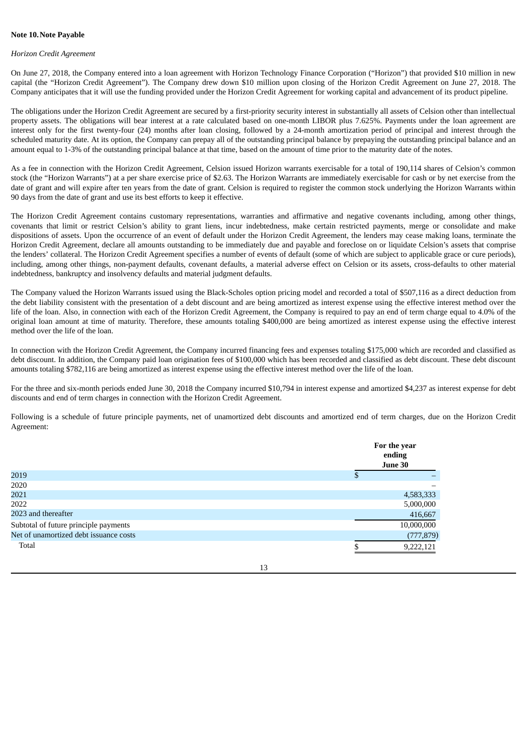**Note 10. Note Payable**

*Horizon Credit Agreement*

On June 27, 2018, the Company entered into a loan agreement with Horizon Technology Finance Corporation ("Horizon") that provided $10 million in new capital (the "Horizon Credit Agreement"). The Company drew down $10 million upon closing of the Horizon Credit Agreement on June 27, 2018. The Company anticipates that it will use the funding provided under the Horizon Credit Agreement for working capital and advancement of its product pipeline.

The obligations under the Horizon Credit Agreement are secured by a first-priority security interest in substantially all assets of Celsion other than intellectual property assets. The obligations will bear interest at a rate calculated based on one-month LIBOR plus 7.625%. Payments under the loan agreement are interest only for the first twenty-four (24) months after loan closing, followed by a 24-month amortization period of principal and interest through the scheduled maturity date. At its option, the Company can prepay all of the outstanding principal balance by prepaying the outstanding principal balance and an amount equal to 1-3% of the outstanding principal balance at that time, based on the amount of time prior to the maturity date of the notes.

As a fee in connection with the Horizon Credit Agreement, Celsion issued Horizon warrants exercisable for a total of 190,114 shares of Celsion's common stock (the "Horizon Warrants") at a per share exercise price of $2.63. The Horizon Warrants are immediately exercisable for cash or by net exercise from the date of grant and will expire after ten years from the date of grant. Celsion is required to register the common stock underlying the Horizon Warrants within 90 days from the date of grant and use its best efforts to keep it effective.

The Horizon Credit Agreement contains customary representations, warranties and affirmative and negative covenants including, among other things, covenants that limit or restrict Celsion's ability to grant liens, incur indebtedness, make certain restricted payments, merge or consolidate and make dispositions of assets. Upon the occurrence of an event of default under the Horizon Credit Agreement, the lenders may cease making loans, terminate the Horizon Credit Agreement, declare all amounts outstanding to be immediately due and payable and foreclose on or liquidate Celsion's assets that comprise the lenders' collateral. The Horizon Credit Agreement specifies a number of events of default (some of which are subject to applicable grace or cure periods), including, among other things, non-payment defaults, covenant defaults, a material adverse effect on Celsion or its assets, cross-defaults to other material indebtedness, bankruptcy and insolvency defaults and material judgment defaults.

The Company valued the Horizon Warrants issued using the Black-Scholes option pricing model and recorded a total of $507,116 as a direct deduction from the debt liability consistent with the presentation of a debt discount and are being amortized as interest expense using the effective interest method over the life of the loan. Also, in connection with each of the Horizon Credit Agreement, the Company is required to pay an end of term charge equal to 4.0% of the original loan amount at time of maturity. Therefore, these amounts totaling $400,000 are being amortized as interest expense using the effective interest method over the life of the loan.

In connection with the Horizon Credit Agreement, the Company incurred financing fees and expenses totaling $175,000 which are recorded and classified as debt discount. In addition, the Company paid loan origination fees of $100,000 which has been recorded and classified as debt discount. These debt discount amounts totaling $782,116 are being amortized as interest expense using the effective interest method over the life of the loan.

For the three and six-month periods ended June 30, 2018 the Company incurred $10,794 in interest expense and amortized $4,237 as interest expense for debt discounts and end of term charges in connection with the Horizon Credit Agreement.

Following is a schedule of future principle payments, net of unamortized debt discounts and amortized end of term charges, due on the Horizon Credit Agreement:

| | For the year ending June 30 |
|---|---|
| 2019 | $ – |
| 2020 | – |
| 2021 | 4,583,333 |
| 2022 | 5,000,000 |
| 2023 and thereafter | 416,667 |
| Subtotal of future principle payments | 10,000,000 |
| Net of unamortized debt issuance costs | (777,879) |
| Total | $ 9,222,121 |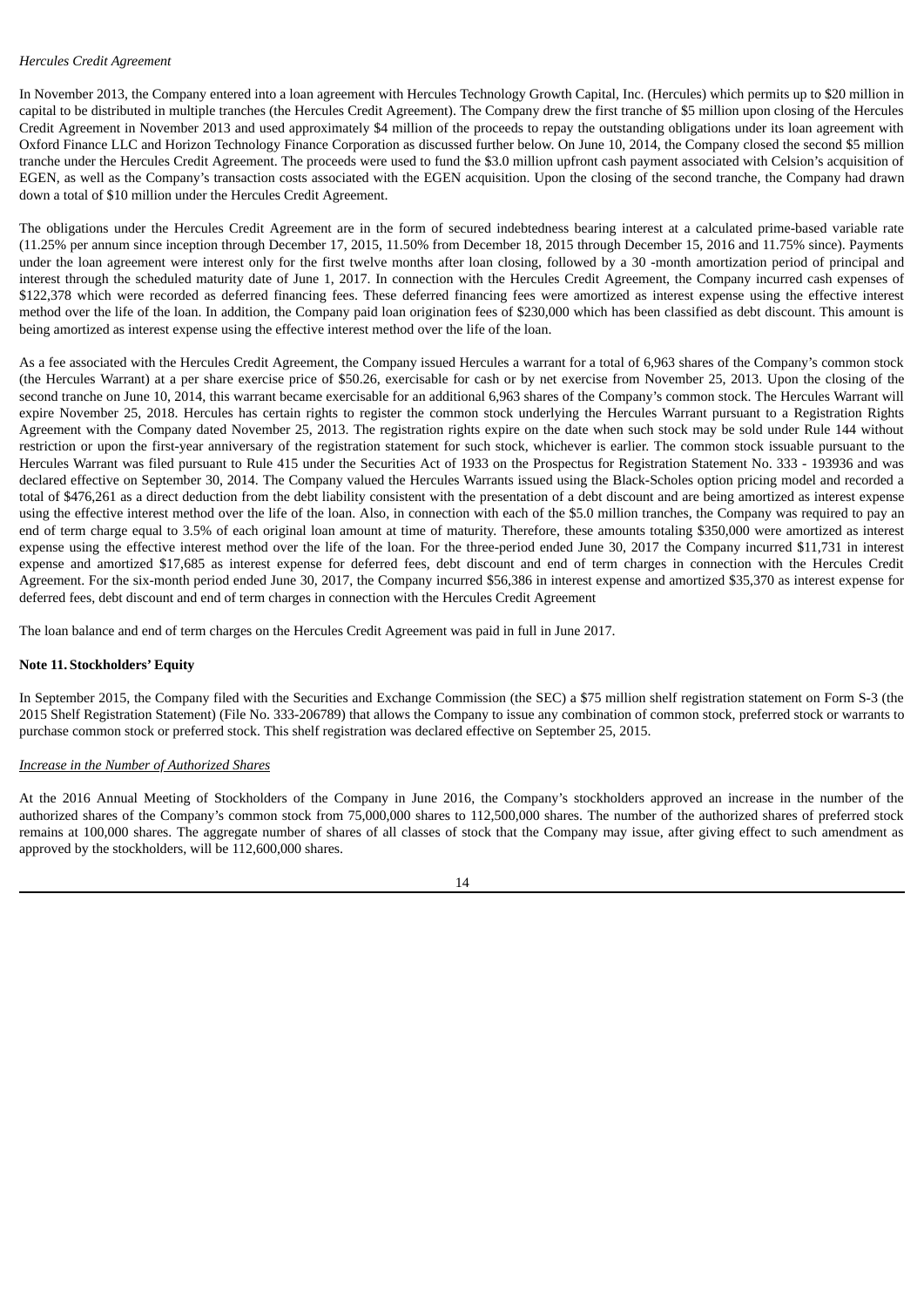*Hercules Credit Agreement*

In November 2013, the Company entered into a loan agreement with Hercules Technology Growth Capital, Inc. (Hercules) which permits up to $20 million in capital to be distributed in multiple tranches (the Hercules Credit Agreement). The Company drew the first tranche of $5 million upon closing of the Hercules Credit Agreement in November 2013 and used approximately $4 million of the proceeds to repay the outstanding obligations under its loan agreement with Oxford Finance LLC and Horizon Technology Finance Corporation as discussed further below. On June 10, 2014, the Company closed the second $5 million tranche under the Hercules Credit Agreement. The proceeds were used to fund the $3.0 million upfront cash payment associated with Celsion's acquisition of EGEN, as well as the Company's transaction costs associated with the EGEN acquisition. Upon the closing of the second tranche, the Company had drawn down a total of $10 million under the Hercules Credit Agreement.

The obligations under the Hercules Credit Agreement are in the form of secured indebtedness bearing interest at a calculated prime-based variable rate (11.25% per annum since inception through December 17, 2015, 11.50% from December 18, 2015 through December 15, 2016 and 11.75% since). Payments under the loan agreement were interest only for the first twelve months after loan closing, followed by a 30 -month amortization period of principal and interest through the scheduled maturity date of June 1, 2017. In connection with the Hercules Credit Agreement, the Company incurred cash expenses of $122,378 which were recorded as deferred financing fees. These deferred financing fees were amortized as interest expense using the effective interest method over the life of the loan. In addition, the Company paid loan origination fees of $230,000 which has been classified as debt discount. This amount is being amortized as interest expense using the effective interest method over the life of the loan.

As a fee associated with the Hercules Credit Agreement, the Company issued Hercules a warrant for a total of 6,963 shares of the Company's common stock (the Hercules Warrant) at a per share exercise price of $50.26, exercisable for cash or by net exercise from November 25, 2013. Upon the closing of the second tranche on June 10, 2014, this warrant became exercisable for an additional 6,963 shares of the Company's common stock. The Hercules Warrant will expire November 25, 2018. Hercules has certain rights to register the common stock underlying the Hercules Warrant pursuant to a Registration Rights Agreement with the Company dated November 25, 2013. The registration rights expire on the date when such stock may be sold under Rule 144 without restriction or upon the first-year anniversary of the registration statement for such stock, whichever is earlier. The common stock issuable pursuant to the Hercules Warrant was filed pursuant to Rule 415 under the Securities Act of 1933 on the Prospectus for Registration Statement No. 333 - 193936 and was declared effective on September 30, 2014. The Company valued the Hercules Warrants issued using the Black-Scholes option pricing model and recorded a total of $476,261 as a direct deduction from the debt liability consistent with the presentation of a debt discount and are being amortized as interest expense using the effective interest method over the life of the loan. Also, in connection with each of the $5.0 million tranches, the Company was required to pay an end of term charge equal to 3.5% of each original loan amount at time of maturity. Therefore, these amounts totaling $350,000 were amortized as interest expense using the effective interest method over the life of the loan. For the three-period ended June 30, 2017 the Company incurred $11,731 in interest expense and amortized $17,685 as interest expense for deferred fees, debt discount and end of term charges in connection with the Hercules Credit Agreement. For the six-month period ended June 30, 2017, the Company incurred $56,386 in interest expense and amortized $35,370 as interest expense for deferred fees, debt discount and end of term charges in connection with the Hercules Credit Agreement

The loan balance and end of term charges on the Hercules Credit Agreement was paid in full in June 2017.

**Note 11. Stockholders' Equity**

In September 2015, the Company filed with the Securities and Exchange Commission (the SEC) a $75 million shelf registration statement on Form S-3 (the 2015 Shelf Registration Statement) (File No. 333-206789) that allows the Company to issue any combination of common stock, preferred stock or warrants to purchase common stock or preferred stock. This shelf registration was declared effective on September 25, 2015.

*Increase in the Number of Authorized Shares*

At the 2016 Annual Meeting of Stockholders of the Company in June 2016, the Company's stockholders approved an increase in the number of the authorized shares of the Company's common stock from 75,000,000 shares to 112,500,000 shares. The number of the authorized shares of preferred stock remains at 100,000 shares. The aggregate number of shares of all classes of stock that the Company may issue, after giving effect to such amendment as approved by the stockholders, will be 112,600,000 shares.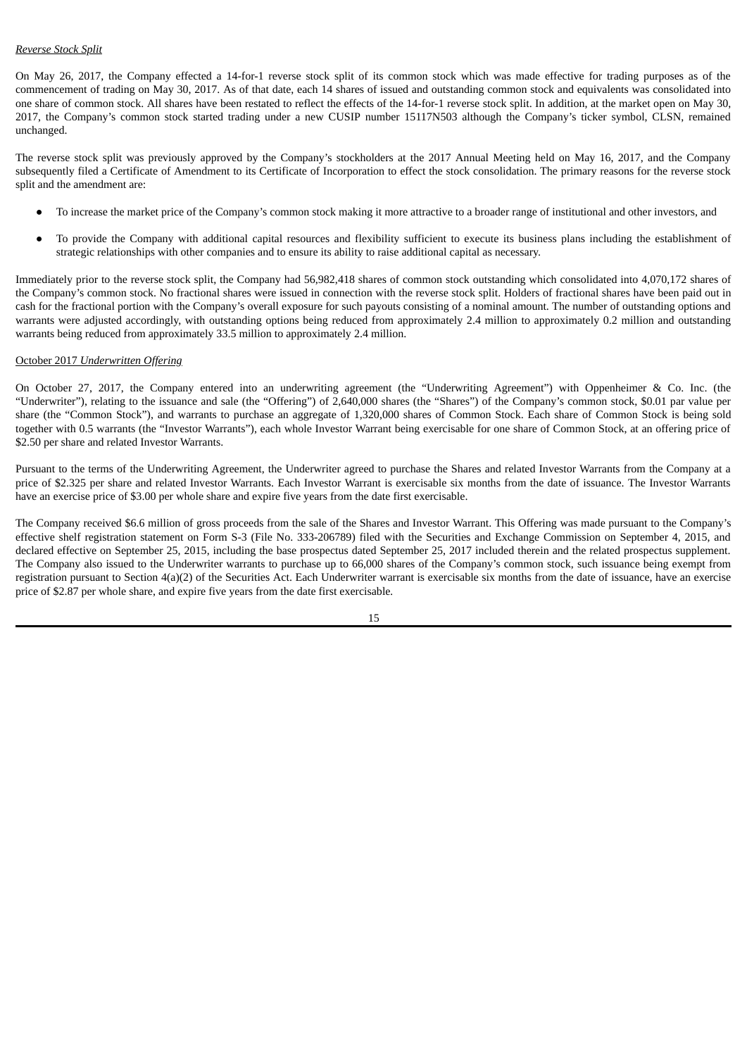*Reverse Stock Split*

On May 26, 2017, the Company effected a 14-for-1 reverse stock split of its common stock which was made effective for trading purposes as of the commencement of trading on May 30, 2017. As of that date, each 14 shares of issued and outstanding common stock and equivalents was consolidated into one share of common stock. All shares have been restated to reflect the effects of the 14-for-1 reverse stock split. In addition, at the market open on May 30, 2017, the Company's common stock started trading under a new CUSIP number 15117N503 although the Company's ticker symbol, CLSN, remained unchanged.

The reverse stock split was previously approved by the Company's stockholders at the 2017 Annual Meeting held on May 16, 2017, and the Company subsequently filed a Certificate of Amendment to its Certificate of Incorporation to effect the stock consolidation. The primary reasons for the reverse stock split and the amendment are:

- To increase the market price of the Company's common stock making it more attractive to a broader range of institutional and other investors, and
- To provide the Company with additional capital resources and flexibility sufficient to execute its business plans including the establishment of strategic relationships with other companies and to ensure its ability to raise additional capital as necessary.

Immediately prior to the reverse stock split, the Company had 56,982,418 shares of common stock outstanding which consolidated into 4,070,172 shares of the Company's common stock. No fractional shares were issued in connection with the reverse stock split. Holders of fractional shares have been paid out in cash for the fractional portion with the Company's overall exposure for such payouts consisting of a nominal amount. The number of outstanding options and warrants were adjusted accordingly, with outstanding options being reduced from approximately 2.4 million to approximately 0.2 million and outstanding warrants being reduced from approximately 33.5 million to approximately 2.4 million.

October 2017 *Underwritten Offering*

On October 27, 2017, the Company entered into an underwriting agreement (the "Underwriting Agreement") with Oppenheimer & Co. Inc. (the "Underwriter"), relating to the issuance and sale (the "Offering") of 2,640,000 shares (the "Shares") of the Company's common stock, $0.01 par value per share (the "Common Stock"), and warrants to purchase an aggregate of 1,320,000 shares of Common Stock. Each share of Common Stock is being sold together with 0.5 warrants (the "Investor Warrants"), each whole Investor Warrant being exercisable for one share of Common Stock, at an offering price of $2.50 per share and related Investor Warrants.

Pursuant to the terms of the Underwriting Agreement, the Underwriter agreed to purchase the Shares and related Investor Warrants from the Company at a price of $2.325 per share and related Investor Warrants. Each Investor Warrant is exercisable six months from the date of issuance. The Investor Warrants have an exercise price of $3.00 per whole share and expire five years from the date first exercisable.

The Company received $6.6 million of gross proceeds from the sale of the Shares and Investor Warrant. This Offering was made pursuant to the Company's effective shelf registration statement on Form S-3 (File No. 333-206789) filed with the Securities and Exchange Commission on September 4, 2015, and declared effective on September 25, 2015, including the base prospectus dated September 25, 2017 included therein and the related prospectus supplement. The Company also issued to the Underwriter warrants to purchase up to 66,000 shares of the Company's common stock, such issuance being exempt from registration pursuant to Section 4(a)(2) of the Securities Act. Each Underwriter warrant is exercisable six months from the date of issuance, have an exercise price of $2.87 per whole share, and expire five years from the date first exercisable.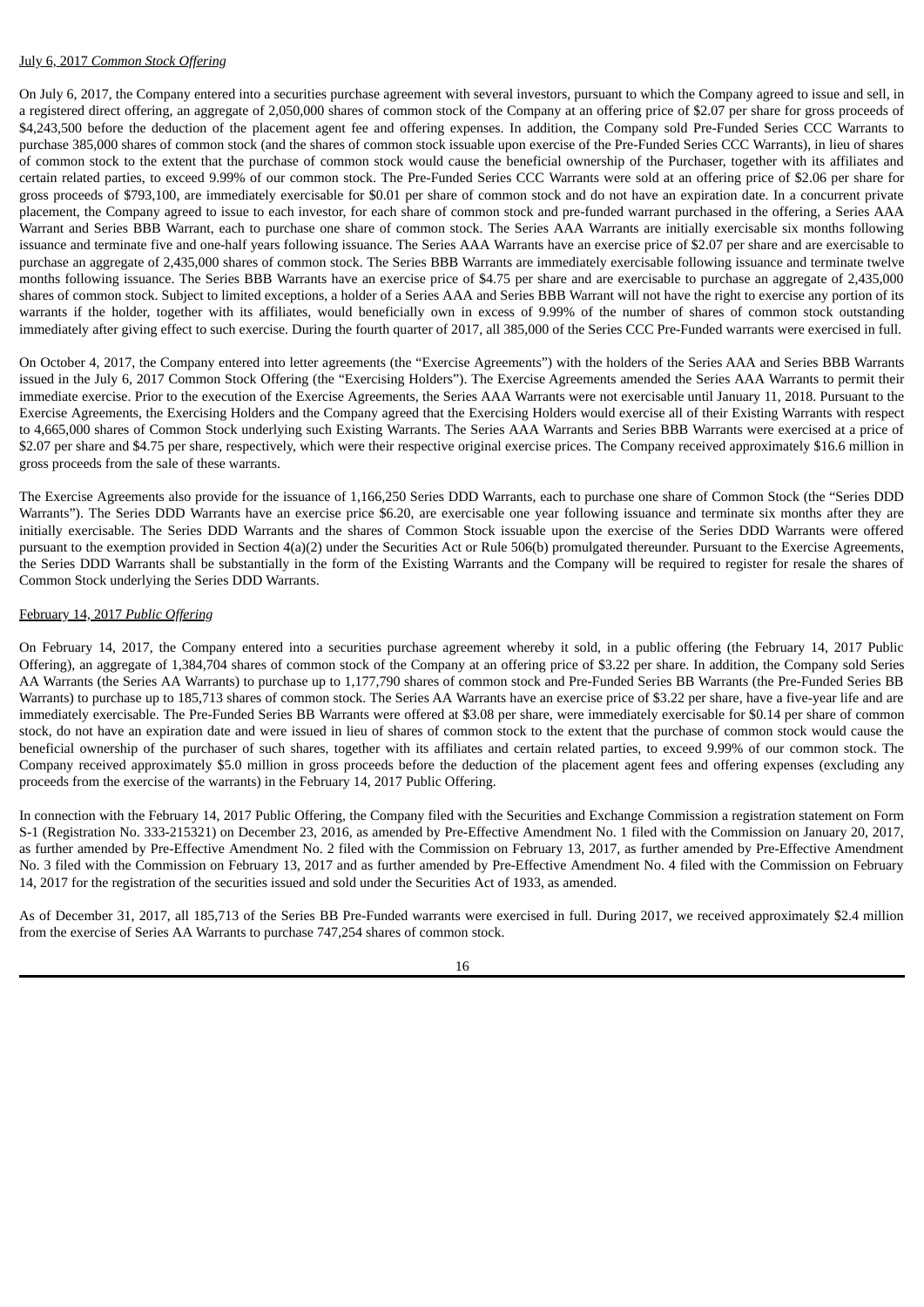<u>July 6, 2017 *Common Stock Offering*</u>

On July 6, 2017, the Company entered into a securities purchase agreement with several investors, pursuant to which the Company agreed to issue and sell, in a registered direct offering, an aggregate of 2,050,000 shares of common stock of the Company at an offering price of $2.07 per share for gross proceeds of $4,243,500 before the deduction of the placement agent fee and offering expenses. In addition, the Company sold Pre-Funded Series CCC Warrants to purchase 385,000 shares of common stock (and the shares of common stock issuable upon exercise of the Pre-Funded Series CCC Warrants), in lieu of shares of common stock to the extent that the purchase of common stock would cause the beneficial ownership of the Purchaser, together with its affiliates and certain related parties, to exceed 9.99% of our common stock. The Pre-Funded Series CCC Warrants were sold at an offering price of $2.06 per share for gross proceeds of $793,100, are immediately exercisable for $0.01 per share of common stock and do not have an expiration date. In a concurrent private placement, the Company agreed to issue to each investor, for each share of common stock and pre-funded warrant purchased in the offering, a Series AAA Warrant and Series BBB Warrant, each to purchase one share of common stock. The Series AAA Warrants are initially exercisable six months following issuance and terminate five and one-half years following issuance. The Series AAA Warrants have an exercise price of $2.07 per share and are exercisable to purchase an aggregate of 2,435,000 shares of common stock. The Series BBB Warrants are immediately exercisable following issuance and terminate twelve months following issuance. The Series BBB Warrants have an exercise price of $4.75 per share and are exercisable to purchase an aggregate of 2,435,000 shares of common stock. Subject to limited exceptions, a holder of a Series AAA and Series BBB Warrant will not have the right to exercise any portion of its warrants if the holder, together with its affiliates, would beneficially own in excess of 9.99% of the number of shares of common stock outstanding immediately after giving effect to such exercise. During the fourth quarter of 2017, all 385,000 of the Series CCC Pre-Funded warrants were exercised in full.

On October 4, 2017, the Company entered into letter agreements (the "Exercise Agreements") with the holders of the Series AAA and Series BBB Warrants issued in the July 6, 2017 Common Stock Offering (the "Exercising Holders"). The Exercise Agreements amended the Series AAA Warrants to permit their immediate exercise. Prior to the execution of the Exercise Agreements, the Series AAA Warrants were not exercisable until January 11, 2018. Pursuant to the Exercise Agreements, the Exercising Holders and the Company agreed that the Exercising Holders would exercise all of their Existing Warrants with respect to 4,665,000 shares of Common Stock underlying such Existing Warrants. The Series AAA Warrants and Series BBB Warrants were exercised at a price of $2.07 per share and $4.75 per share, respectively, which were their respective original exercise prices. The Company received approximately $16.6 million in gross proceeds from the sale of these warrants.

The Exercise Agreements also provide for the issuance of 1,166,250 Series DDD Warrants, each to purchase one share of Common Stock (the "Series DDD Warrants"). The Series DDD Warrants have an exercise price $6.20, are exercisable one year following issuance and terminate six months after they are initially exercisable. The Series DDD Warrants and the shares of Common Stock issuable upon the exercise of the Series DDD Warrants were offered pursuant to the exemption provided in Section 4(a)(2) under the Securities Act or Rule 506(b) promulgated thereunder. Pursuant to the Exercise Agreements, the Series DDD Warrants shall be substantially in the form of the Existing Warrants and the Company will be required to register for resale the shares of Common Stock underlying the Series DDD Warrants.

<u>February 14, 2017 *Public Offering*</u>

On February 14, 2017, the Company entered into a securities purchase agreement whereby it sold, in a public offering (the February 14, 2017 Public Offering), an aggregate of 1,384,704 shares of common stock of the Company at an offering price of $3.22 per share. In addition, the Company sold Series AA Warrants (the Series AA Warrants) to purchase up to 1,177,790 shares of common stock and Pre-Funded Series BB Warrants (the Pre-Funded Series BB Warrants) to purchase up to 185,713 shares of common stock. The Series AA Warrants have an exercise price of $3.22 per share, have a five-year life and are immediately exercisable. The Pre-Funded Series BB Warrants were offered at $3.08 per share, were immediately exercisable for $0.14 per share of common stock, do not have an expiration date and were issued in lieu of shares of common stock to the extent that the purchase of common stock would cause the beneficial ownership of the purchaser of such shares, together with its affiliates and certain related parties, to exceed 9.99% of our common stock. The Company received approximately $5.0 million in gross proceeds before the deduction of the placement agent fees and offering expenses (excluding any proceeds from the exercise of the warrants) in the February 14, 2017 Public Offering.

In connection with the February 14, 2017 Public Offering, the Company filed with the Securities and Exchange Commission a registration statement on Form S-1 (Registration No. 333-215321) on December 23, 2016, as amended by Pre-Effective Amendment No. 1 filed with the Commission on January 20, 2017, as further amended by Pre-Effective Amendment No. 2 filed with the Commission on February 13, 2017, as further amended by Pre-Effective Amendment No. 3 filed with the Commission on February 13, 2017 and as further amended by Pre-Effective Amendment No. 4 filed with the Commission on February 14, 2017 for the registration of the securities issued and sold under the Securities Act of 1933, as amended.

As of December 31, 2017, all 185,713 of the Series BB Pre-Funded warrants were exercised in full. During 2017, we received approximately $2.4 million from the exercise of Series AA Warrants to purchase 747,254 shares of common stock.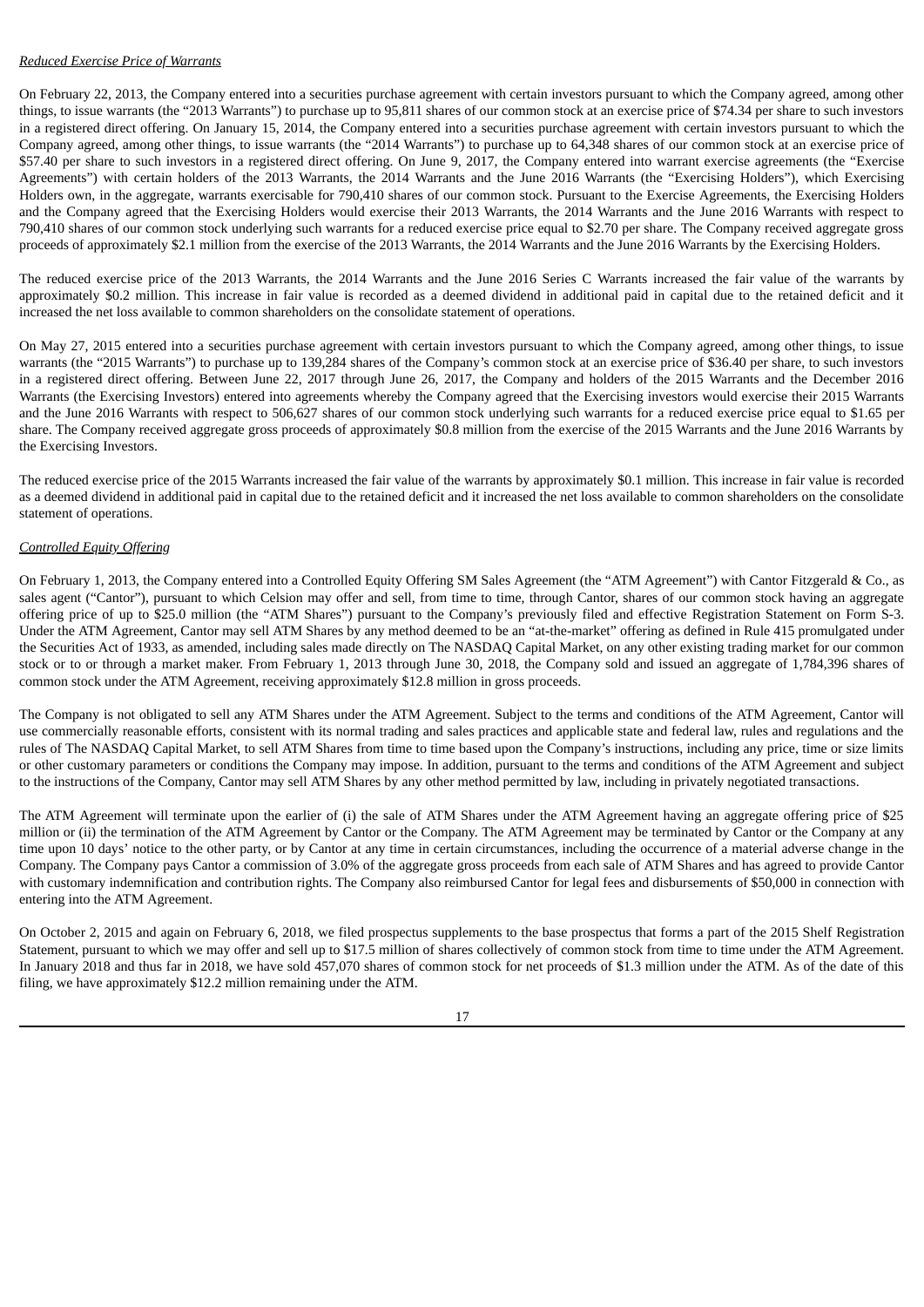*Reduced Exercise Price of Warrants*

On February 22, 2013, the Company entered into a securities purchase agreement with certain investors pursuant to which the Company agreed, among other things, to issue warrants (the "2013 Warrants") to purchase up to 95,811 shares of our common stock at an exercise price of $74.34 per share to such investors in a registered direct offering. On January 15, 2014, the Company entered into a securities purchase agreement with certain investors pursuant to which the Company agreed, among other things, to issue warrants (the "2014 Warrants") to purchase up to 64,348 shares of our common stock at an exercise price of $57.40 per share to such investors in a registered direct offering. On June 9, 2017, the Company entered into warrant exercise agreements (the "Exercise Agreements") with certain holders of the 2013 Warrants, the 2014 Warrants and the June 2016 Warrants (the "Exercising Holders"), which Exercising Holders own, in the aggregate, warrants exercisable for 790,410 shares of our common stock. Pursuant to the Exercise Agreements, the Exercising Holders and the Company agreed that the Exercising Holders would exercise their 2013 Warrants, the 2014 Warrants and the June 2016 Warrants with respect to 790,410 shares of our common stock underlying such warrants for a reduced exercise price equal to $2.70 per share. The Company received aggregate gross proceeds of approximately $2.1 million from the exercise of the 2013 Warrants, the 2014 Warrants and the June 2016 Warrants by the Exercising Holders.

The reduced exercise price of the 2013 Warrants, the 2014 Warrants and the June 2016 Series C Warrants increased the fair value of the warrants by approximately $0.2 million. This increase in fair value is recorded as a deemed dividend in additional paid in capital due to the retained deficit and it increased the net loss available to common shareholders on the consolidate statement of operations.

On May 27, 2015 entered into a securities purchase agreement with certain investors pursuant to which the Company agreed, among other things, to issue warrants (the "2015 Warrants") to purchase up to 139,284 shares of the Company's common stock at an exercise price of $36.40 per share, to such investors in a registered direct offering. Between June 22, 2017 through June 26, 2017, the Company and holders of the 2015 Warrants and the December 2016 Warrants (the Exercising Investors) entered into agreements whereby the Company agreed that the Exercising investors would exercise their 2015 Warrants and the June 2016 Warrants with respect to 506,627 shares of our common stock underlying such warrants for a reduced exercise price equal to $1.65 per share. The Company received aggregate gross proceeds of approximately $0.8 million from the exercise of the 2015 Warrants and the June 2016 Warrants by the Exercising Investors.

The reduced exercise price of the 2015 Warrants increased the fair value of the warrants by approximately $0.1 million. This increase in fair value is recorded as a deemed dividend in additional paid in capital due to the retained deficit and it increased the net loss available to common shareholders on the consolidate statement of operations.

*Controlled Equity Offering*

On February 1, 2013, the Company entered into a Controlled Equity Offering SM Sales Agreement (the "ATM Agreement") with Cantor Fitzgerald & Co., as sales agent ("Cantor"), pursuant to which Celsion may offer and sell, from time to time, through Cantor, shares of our common stock having an aggregate offering price of up to $25.0 million (the "ATM Shares") pursuant to the Company's previously filed and effective Registration Statement on Form S-3. Under the ATM Agreement, Cantor may sell ATM Shares by any method deemed to be an "at-the-market" offering as defined in Rule 415 promulgated under the Securities Act of 1933, as amended, including sales made directly on The NASDAQ Capital Market, on any other existing trading market for our common stock or to or through a market maker. From February 1, 2013 through June 30, 2018, the Company sold and issued an aggregate of 1,784,396 shares of common stock under the ATM Agreement, receiving approximately $12.8 million in gross proceeds.

The Company is not obligated to sell any ATM Shares under the ATM Agreement. Subject to the terms and conditions of the ATM Agreement, Cantor will use commercially reasonable efforts, consistent with its normal trading and sales practices and applicable state and federal law, rules and regulations and the rules of The NASDAQ Capital Market, to sell ATM Shares from time to time based upon the Company's instructions, including any price, time or size limits or other customary parameters or conditions the Company may impose. In addition, pursuant to the terms and conditions of the ATM Agreement and subject to the instructions of the Company, Cantor may sell ATM Shares by any other method permitted by law, including in privately negotiated transactions.

The ATM Agreement will terminate upon the earlier of (i) the sale of ATM Shares under the ATM Agreement having an aggregate offering price of $25 million or (ii) the termination of the ATM Agreement by Cantor or the Company. The ATM Agreement may be terminated by Cantor or the Company at any time upon 10 days' notice to the other party, or by Cantor at any time in certain circumstances, including the occurrence of a material adverse change in the Company. The Company pays Cantor a commission of 3.0% of the aggregate gross proceeds from each sale of ATM Shares and has agreed to provide Cantor with customary indemnification and contribution rights. The Company also reimbursed Cantor for legal fees and disbursements of $50,000 in connection with entering into the ATM Agreement.

On October 2, 2015 and again on February 6, 2018, we filed prospectus supplements to the base prospectus that forms a part of the 2015 Shelf Registration Statement, pursuant to which we may offer and sell up to $17.5 million of shares collectively of common stock from time to time under the ATM Agreement. In January 2018 and thus far in 2018, we have sold 457,070 shares of common stock for net proceeds of $1.3 million under the ATM. As of the date of this filing, we have approximately $12.2 million remaining under the ATM.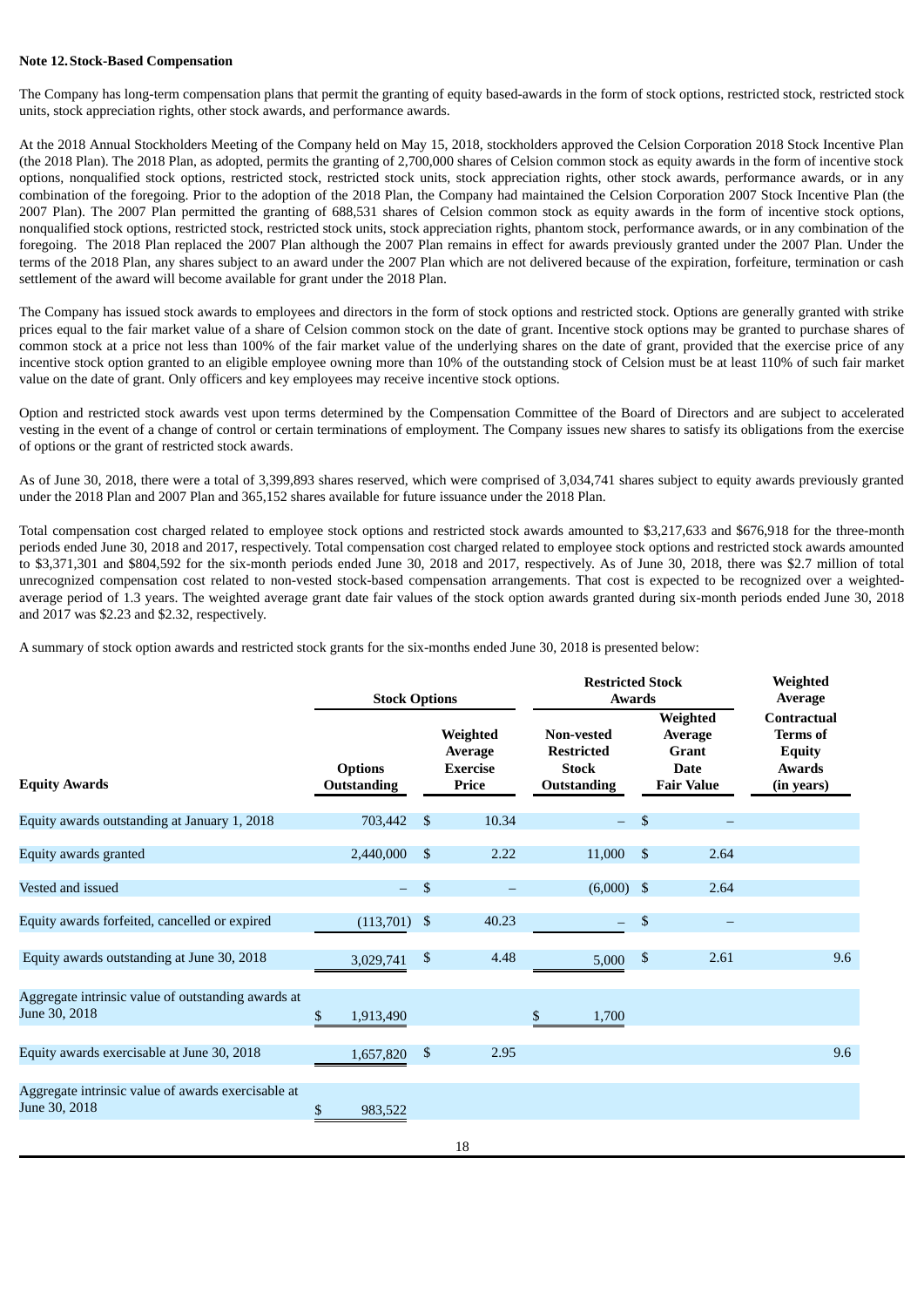**Note 12. Stock-Based Compensation**

The Company has long-term compensation plans that permit the granting of equity based-awards in the form of stock options, restricted stock, restricted stock units, stock appreciation rights, other stock awards, and performance awards.

At the 2018 Annual Stockholders Meeting of the Company held on May 15, 2018, stockholders approved the Celsion Corporation 2018 Stock Incentive Plan (the 2018 Plan). The 2018 Plan, as adopted, permits the granting of 2,700,000 shares of Celsion common stock as equity awards in the form of incentive stock options, nonqualified stock options, restricted stock, restricted stock units, stock appreciation rights, other stock awards, performance awards, or in any combination of the foregoing. Prior to the adoption of the 2018 Plan, the Company had maintained the Celsion Corporation 2007 Stock Incentive Plan (the 2007 Plan). The 2007 Plan permitted the granting of 688,531 shares of Celsion common stock as equity awards in the form of incentive stock options, nonqualified stock options, restricted stock, restricted stock units, stock appreciation rights, phantom stock, performance awards, or in any combination of the foregoing. The 2018 Plan replaced the 2007 Plan although the 2007 Plan remains in effect for awards previously granted under the 2007 Plan. Under the terms of the 2018 Plan, any shares subject to an award under the 2007 Plan which are not delivered because of the expiration, forfeiture, termination or cash settlement of the award will become available for grant under the 2018 Plan.

The Company has issued stock awards to employees and directors in the form of stock options and restricted stock. Options are generally granted with strike prices equal to the fair market value of a share of Celsion common stock on the date of grant. Incentive stock options may be granted to purchase shares of common stock at a price not less than 100% of the fair market value of the underlying shares on the date of grant, provided that the exercise price of any incentive stock option granted to an eligible employee owning more than 10% of the outstanding stock of Celsion must be at least 110% of such fair market value on the date of grant. Only officers and key employees may receive incentive stock options.

Option and restricted stock awards vest upon terms determined by the Compensation Committee of the Board of Directors and are subject to accelerated vesting in the event of a change of control or certain terminations of employment. The Company issues new shares to satisfy its obligations from the exercise of options or the grant of restricted stock awards.

As of June 30, 2018, there were a total of 3,399,893 shares reserved, which were comprised of 3,034,741 shares subject to equity awards previously granted under the 2018 Plan and 2007 Plan and 365,152 shares available for future issuance under the 2018 Plan.

Total compensation cost charged related to employee stock options and restricted stock awards amounted to $3,217,633 and $676,918 for the three-month periods ended June 30, 2018 and 2017, respectively. Total compensation cost charged related to employee stock options and restricted stock awards amounted to $3,371,301 and $804,592 for the six-month periods ended June 30, 2018 and 2017, respectively. As of June 30, 2018, there was $2.7 million of total unrecognized compensation cost related to non-vested stock-based compensation arrangements. That cost is expected to be recognized over a weighted-average period of 1.3 years. The weighted average grant date fair values of the stock option awards granted during six-month periods ended June 30, 2018 and 2017 was $2.23 and $2.32, respectively.

A summary of stock option awards and restricted stock grants for the six-months ended June 30, 2018 is presented below:

| | Stock Options | | Restricted Stock Awards | | Weighted Average |
|---|---|---|---|---|---|
| **Equity Awards** | **Options Outstanding** | **Weighted Average Exercise Price** | **Non-vested Restricted Stock Outstanding** | **Weighted Average Grant Date Fair Value** | **Contractual Terms of Equity Awards (in years)** |
| Equity awards outstanding at January 1, 2018 | 703,442 | $ 10.34 | – | $ – | |
| Equity awards granted | 2,440,000 | $ 2.22 | 11,000 | $ 2.64 | |
| Vested and issued | – | $ – | (6,000) | $ 2.64 | |
| Equity awards forfeited, cancelled or expired | (113,701) | $ 40.23 | – | $ – | |
| Equity awards outstanding at June 30, 2018 | 3,029,741 | $ 4.48 | 5,000 | $ 2.61 | 9.6 |
| Aggregate intrinsic value of outstanding awards at June 30, 2018 | $ 1,913,490 | | $ 1,700 | | |
| Equity awards exercisable at June 30, 2018 | 1,657,820 | $ 2.95 | | | 9.6 |
| Aggregate intrinsic value of awards exercisable at June 30, 2018 | $ 983,522 | | | | |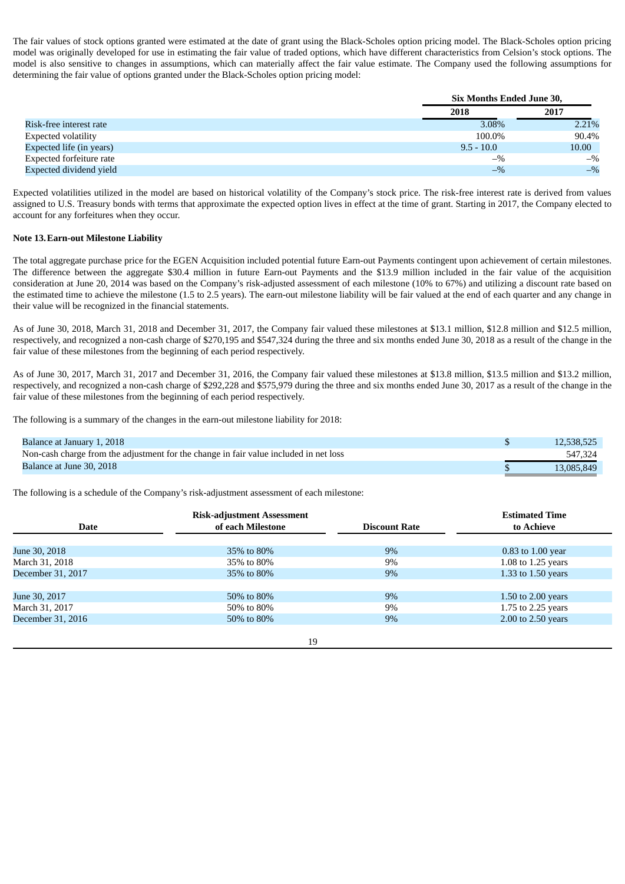The fair values of stock options granted were estimated at the date of grant using the Black-Scholes option pricing model. The Black-Scholes option pricing model was originally developed for use in estimating the fair value of traded options, which have different characteristics from Celsion's stock options. The model is also sensitive to changes in assumptions, which can materially affect the fair value estimate. The Company used the following assumptions for determining the fair value of options granted under the Black-Scholes option pricing model:

| | Six Months Ended June 30, | |
|---|---|---|
| | 2018 | 2017 |
| Risk-free interest rate | 3.08% | 2.21% |
| Expected volatility | 100.0% | 90.4% |
| Expected life (in years) | 9.5 - 10.0 | 10.00 |
| Expected forfeiture rate | –% | –% |
| Expected dividend yield | –% | –% |

Expected volatilities utilized in the model are based on historical volatility of the Company's stock price. The risk-free interest rate is derived from values assigned to U.S. Treasury bonds with terms that approximate the expected option lives in effect at the time of grant. Starting in 2017, the Company elected to account for any forfeitures when they occur.

**Note 13. Earn-out Milestone Liability**

The total aggregate purchase price for the EGEN Acquisition included potential future Earn-out Payments contingent upon achievement of certain milestones. The difference between the aggregate $30.4 million in future Earn-out Payments and the $13.9 million included in the fair value of the acquisition consideration at June 20, 2014 was based on the Company's risk-adjusted assessment of each milestone (10% to 67%) and utilizing a discount rate based on the estimated time to achieve the milestone (1.5 to 2.5 years). The earn-out milestone liability will be fair valued at the end of each quarter and any change in their value will be recognized in the financial statements.

As of June 30, 2018, March 31, 2018 and December 31, 2017, the Company fair valued these milestones at $13.1 million, $12.8 million and $12.5 million, respectively, and recognized a non-cash charge of $270,195 and $547,324 during the three and six months ended June 30, 2018 as a result of the change in the fair value of these milestones from the beginning of each period respectively.

As of June 30, 2017, March 31, 2017 and December 31, 2016, the Company fair valued these milestones at $13.8 million, $13.5 million and $13.2 million, respectively, and recognized a non-cash charge of $292,228 and $575,979 during the three and six months ended June 30, 2017 as a result of the change in the fair value of these milestones from the beginning of each period respectively.

The following is a summary of the changes in the earn-out milestone liability for 2018:

| | |
|---|---|
| Balance at January 1, 2018 | $ 12,538,525 |
| Non-cash charge from the adjustment for the change in fair value included in net loss | 547,324 |
| Balance at June 30, 2018 | $ 13,085,849 |

The following is a schedule of the Company's risk-adjustment assessment of each milestone:

| Date | Risk-adjustment Assessment of each Milestone | Discount Rate | Estimated Time to Achieve |
|---|---|---|---|
| June 30, 2018 | 35% to 80% | 9% | 0.83 to 1.00 year |
| March 31, 2018 | 35% to 80% | 9% | 1.08 to 1.25 years |
| December 31, 2017 | 35% to 80% | 9% | 1.33 to 1.50 years |
| June 30, 2017 | 50% to 80% | 9% | 1.50 to 2.00 years |
| March 31, 2017 | 50% to 80% | 9% | 1.75 to 2.25 years |
| December 31, 2016 | 50% to 80% | 9% | 2.00 to 2.50 years |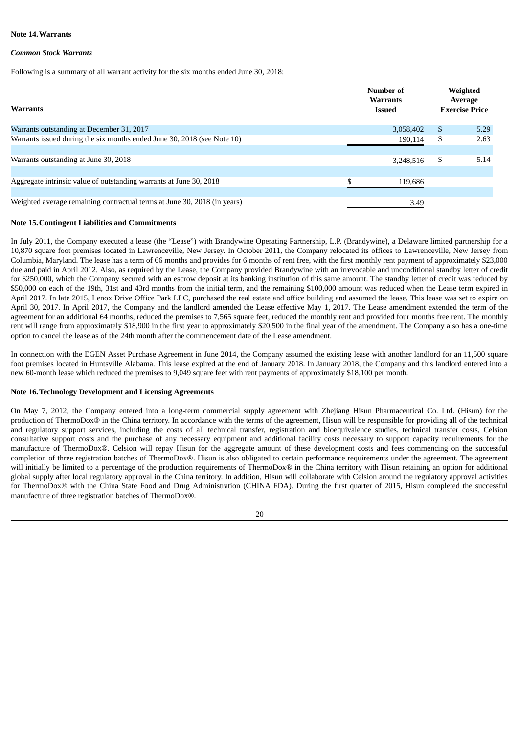**Note 14. Warrants**

***Common Stock Warrants***

Following is a summary of all warrant activity for the six months ended June 30, 2018:

| Warrants | Number of Warrants Issued | Weighted Average Exercise Price |
|---|---|---|
| Warrants outstanding at December 31, 2017 | 3,058,402 | $ 5.29 |
| Warrants issued during the six months ended June 30, 2018 (see Note 10) | 190,114 | $ 2.63 |
| Warrants outstanding at June 30, 2018 | 3,248,516 | $ 5.14 |
| Aggregate intrinsic value of outstanding warrants at June 30, 2018 | $ 119,686 | |
| Weighted average remaining contractual terms at June 30, 2018 (in years) | 3.49 | |

**Note 15. Contingent Liabilities and Commitments**

In July 2011, the Company executed a lease (the "Lease") with Brandywine Operating Partnership, L.P. (Brandywine), a Delaware limited partnership for a 10,870 square foot premises located in Lawrenceville, New Jersey. In October 2011, the Company relocated its offices to Lawrenceville, New Jersey from Columbia, Maryland. The lease has a term of 66 months and provides for 6 months of rent free, with the first monthly rent payment of approximately $23,000 due and paid in April 2012. Also, as required by the Lease, the Company provided Brandywine with an irrevocable and unconditional standby letter of credit for $250,000, which the Company secured with an escrow deposit at its banking institution of this same amount. The standby letter of credit was reduced by $50,000 on each of the 19th, 31st and 43rd months from the initial term, and the remaining $100,000 amount was reduced when the Lease term expired in April 2017. In late 2015, Lenox Drive Office Park LLC, purchased the real estate and office building and assumed the lease. This lease was set to expire on April 30, 2017. In April 2017, the Company and the landlord amended the Lease effective May 1, 2017. The Lease amendment extended the term of the agreement for an additional 64 months, reduced the premises to 7,565 square feet, reduced the monthly rent and provided four months free rent. The monthly rent will range from approximately $18,900 in the first year to approximately $20,500 in the final year of the amendment. The Company also has a one-time option to cancel the lease as of the 24th month after the commencement date of the Lease amendment.

In connection with the EGEN Asset Purchase Agreement in June 2014, the Company assumed the existing lease with another landlord for an 11,500 square foot premises located in Huntsville Alabama. This lease expired at the end of January 2018. In January 2018, the Company and this landlord entered into a new 60-month lease which reduced the premises to 9,049 square feet with rent payments of approximately $18,100 per month.

**Note 16. Technology Development and Licensing Agreements**

On May 7, 2012, the Company entered into a long-term commercial supply agreement with Zhejiang Hisun Pharmaceutical Co. Ltd. (Hisun) for the production of ThermoDox® in the China territory. In accordance with the terms of the agreement, Hisun will be responsible for providing all of the technical and regulatory support services, including the costs of all technical transfer, registration and bioequivalence studies, technical transfer costs, Celsion consultative support costs and the purchase of any necessary equipment and additional facility costs necessary to support capacity requirements for the manufacture of ThermoDox®. Celsion will repay Hisun for the aggregate amount of these development costs and fees commencing on the successful completion of three registration batches of ThermoDox®. Hisun is also obligated to certain performance requirements under the agreement. The agreement will initially be limited to a percentage of the production requirements of ThermoDox® in the China territory with Hisun retaining an option for additional global supply after local regulatory approval in the China territory. In addition, Hisun will collaborate with Celsion around the regulatory approval activities for ThermoDox® with the China State Food and Drug Administration (CHINA FDA). During the first quarter of 2015, Hisun completed the successful manufacture of three registration batches of ThermoDox®.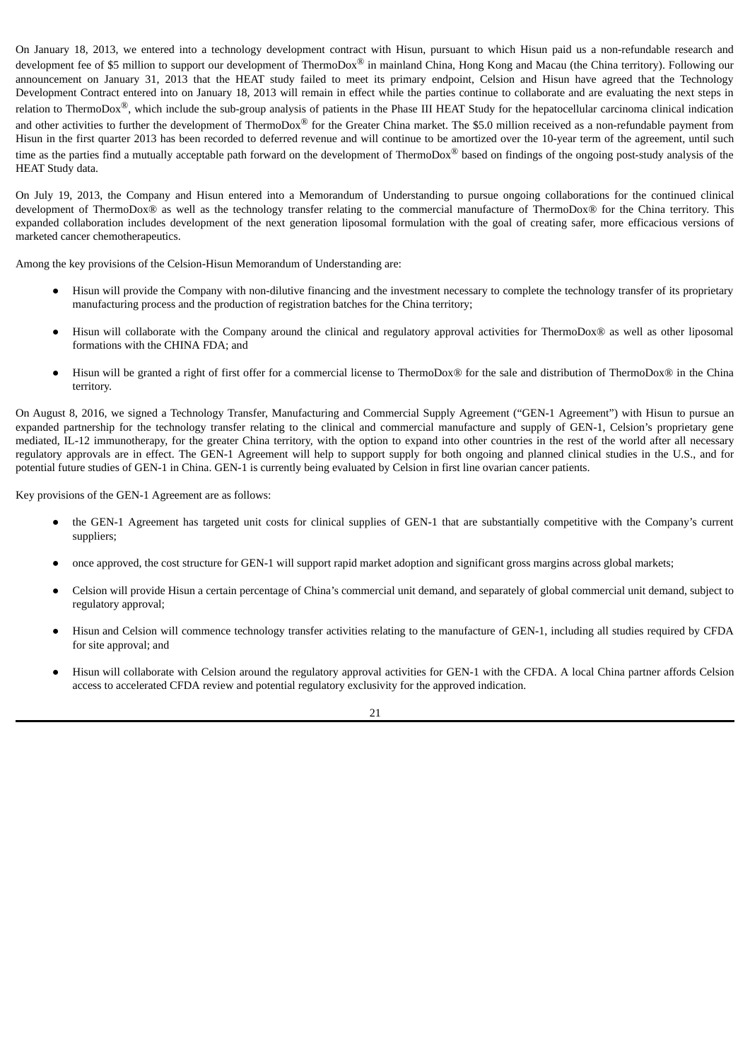On January 18, 2013, we entered into a technology development contract with Hisun, pursuant to which Hisun paid us a non-refundable research and development fee of $5 million to support our development of ThermoDox® in mainland China, Hong Kong and Macau (the China territory). Following our announcement on January 31, 2013 that the HEAT study failed to meet its primary endpoint, Celsion and Hisun have agreed that the Technology Development Contract entered into on January 18, 2013 will remain in effect while the parties continue to collaborate and are evaluating the next steps in relation to ThermoDox®, which include the sub-group analysis of patients in the Phase III HEAT Study for the hepatocellular carcinoma clinical indication and other activities to further the development of ThermoDox® for the Greater China market. The $5.0 million received as a non-refundable payment from Hisun in the first quarter 2013 has been recorded to deferred revenue and will continue to be amortized over the 10-year term of the agreement, until such time as the parties find a mutually acceptable path forward on the development of ThermoDox® based on findings of the ongoing post-study analysis of the HEAT Study data.

On July 19, 2013, the Company and Hisun entered into a Memorandum of Understanding to pursue ongoing collaborations for the continued clinical development of ThermoDox® as well as the technology transfer relating to the commercial manufacture of ThermoDox® for the China territory. This expanded collaboration includes development of the next generation liposomal formulation with the goal of creating safer, more efficacious versions of marketed cancer chemotherapeutics.

Among the key provisions of the Celsion-Hisun Memorandum of Understanding are:

- Hisun will provide the Company with non-dilutive financing and the investment necessary to complete the technology transfer of its proprietary manufacturing process and the production of registration batches for the China territory;
- Hisun will collaborate with the Company around the clinical and regulatory approval activities for ThermoDox® as well as other liposomal formations with the CHINA FDA; and
- Hisun will be granted a right of first offer for a commercial license to ThermoDox® for the sale and distribution of ThermoDox® in the China territory.

On August 8, 2016, we signed a Technology Transfer, Manufacturing and Commercial Supply Agreement ("GEN-1 Agreement") with Hisun to pursue an expanded partnership for the technology transfer relating to the clinical and commercial manufacture and supply of GEN-1, Celsion's proprietary gene mediated, IL-12 immunotherapy, for the greater China territory, with the option to expand into other countries in the rest of the world after all necessary regulatory approvals are in effect. The GEN-1 Agreement will help to support supply for both ongoing and planned clinical studies in the U.S., and for potential future studies of GEN-1 in China. GEN-1 is currently being evaluated by Celsion in first line ovarian cancer patients.

Key provisions of the GEN-1 Agreement are as follows:

- the GEN-1 Agreement has targeted unit costs for clinical supplies of GEN-1 that are substantially competitive with the Company's current suppliers;
- once approved, the cost structure for GEN-1 will support rapid market adoption and significant gross margins across global markets;
- Celsion will provide Hisun a certain percentage of China's commercial unit demand, and separately of global commercial unit demand, subject to regulatory approval;
- Hisun and Celsion will commence technology transfer activities relating to the manufacture of GEN-1, including all studies required by CFDA for site approval; and
- Hisun will collaborate with Celsion around the regulatory approval activities for GEN-1 with the CFDA. A local China partner affords Celsion access to accelerated CFDA review and potential regulatory exclusivity for the approved indication.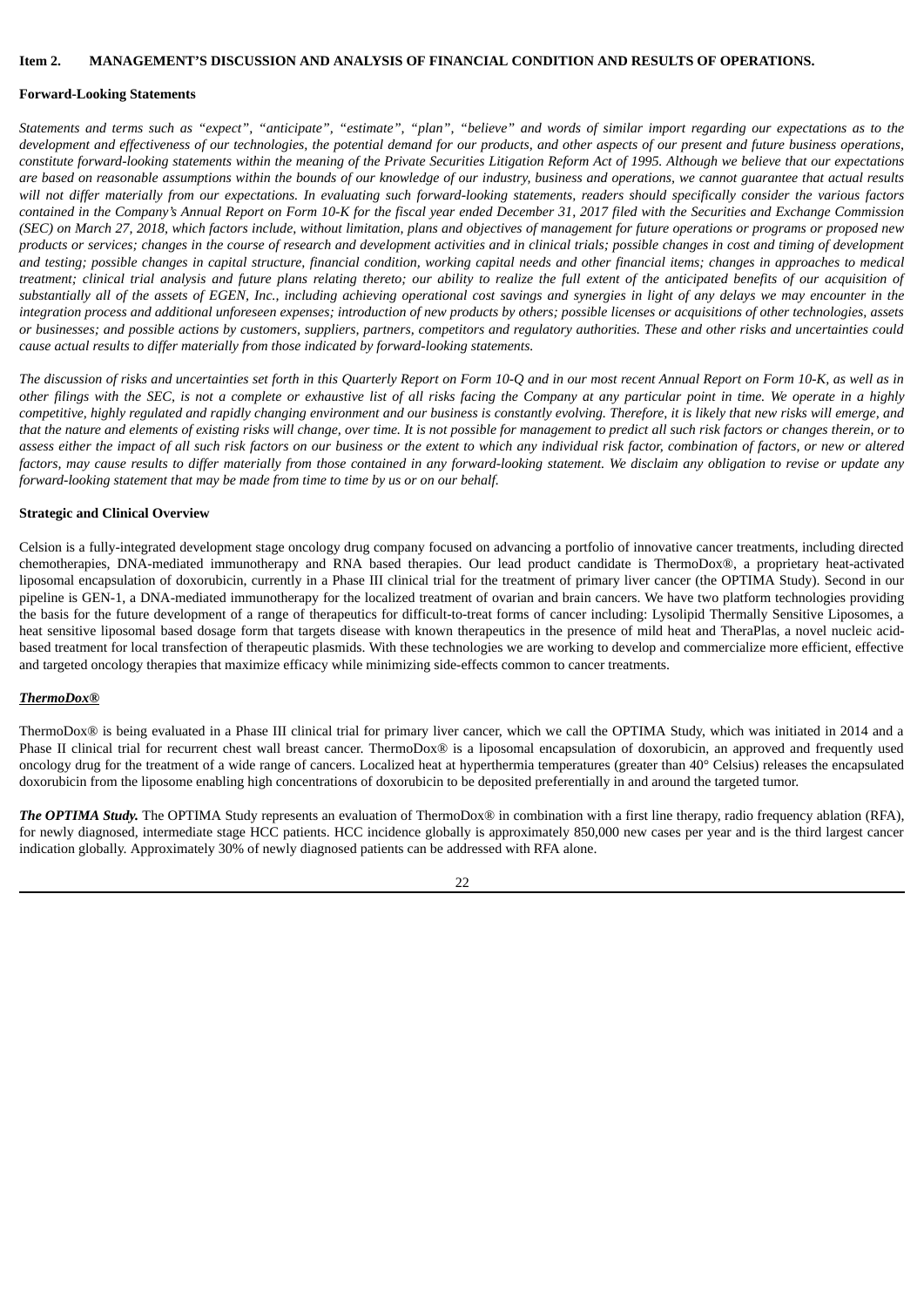## Item 2. MANAGEMENT'S DISCUSSION AND ANALYSIS OF FINANCIAL CONDITION AND RESULTS OF OPERATIONS.

**Forward-Looking Statements**

*Statements and terms such as "expect", "anticipate", "estimate", "plan", "believe" and words of similar import regarding our expectations as to the development and effectiveness of our technologies, the potential demand for our products, and other aspects of our present and future business operations, constitute forward-looking statements within the meaning of the Private Securities Litigation Reform Act of 1995. Although we believe that our expectations are based on reasonable assumptions within the bounds of our knowledge of our industry, business and operations, we cannot guarantee that actual results will not differ materially from our expectations. In evaluating such forward-looking statements, readers should specifically consider the various factors contained in the Company's Annual Report on Form 10-K for the fiscal year ended December 31, 2017 filed with the Securities and Exchange Commission (SEC) on March 27, 2018, which factors include, without limitation, plans and objectives of management for future operations or programs or proposed new products or services; changes in the course of research and development activities and in clinical trials; possible changes in cost and timing of development and testing; possible changes in capital structure, financial condition, working capital needs and other financial items; changes in approaches to medical treatment; clinical trial analysis and future plans relating thereto; our ability to realize the full extent of the anticipated benefits of our acquisition of substantially all of the assets of EGEN, Inc., including achieving operational cost savings and synergies in light of any delays we may encounter in the integration process and additional unforeseen expenses; introduction of new products by others; possible licenses or acquisitions of other technologies, assets or businesses; and possible actions by customers, suppliers, partners, competitors and regulatory authorities. These and other risks and uncertainties could cause actual results to differ materially from those indicated by forward-looking statements.*

*The discussion of risks and uncertainties set forth in this Quarterly Report on Form 10-Q and in our most recent Annual Report on Form 10-K, as well as in other filings with the SEC, is not a complete or exhaustive list of all risks facing the Company at any particular point in time. We operate in a highly competitive, highly regulated and rapidly changing environment and our business is constantly evolving. Therefore, it is likely that new risks will emerge, and that the nature and elements of existing risks will change, over time. It is not possible for management to predict all such risk factors or changes therein, or to assess either the impact of all such risk factors on our business or the extent to which any individual risk factor, combination of factors, or new or altered factors, may cause results to differ materially from those contained in any forward-looking statement. We disclaim any obligation to revise or update any forward-looking statement that may be made from time to time by us or on our behalf.*

**Strategic and Clinical Overview**

Celsion is a fully-integrated development stage oncology drug company focused on advancing a portfolio of innovative cancer treatments, including directed chemotherapies, DNA-mediated immunotherapy and RNA based therapies. Our lead product candidate is ThermoDox®, a proprietary heat-activated liposomal encapsulation of doxorubicin, currently in a Phase III clinical trial for the treatment of primary liver cancer (the OPTIMA Study). Second in our pipeline is GEN-1, a DNA-mediated immunotherapy for the localized treatment of ovarian and brain cancers. We have two platform technologies providing the basis for the future development of a range of therapeutics for difficult-to-treat forms of cancer including: Lysolipid Thermally Sensitive Liposomes, a heat sensitive liposomal based dosage form that targets disease with known therapeutics in the presence of mild heat and TheraPlas, a novel nucleic acid-based treatment for local transfection of therapeutic plasmids. With these technologies we are working to develop and commercialize more efficient, effective and targeted oncology therapies that maximize efficacy while minimizing side-effects common to cancer treatments.

***ThermoDox®***

ThermoDox® is being evaluated in a Phase III clinical trial for primary liver cancer, which we call the OPTIMA Study, which was initiated in 2014 and a Phase II clinical trial for recurrent chest wall breast cancer. ThermoDox® is a liposomal encapsulation of doxorubicin, an approved and frequently used oncology drug for the treatment of a wide range of cancers. Localized heat at hyperthermia temperatures (greater than 40° Celsius) releases the encapsulated doxorubicin from the liposome enabling high concentrations of doxorubicin to be deposited preferentially in and around the targeted tumor.

***The OPTIMA Study.*** The OPTIMA Study represents an evaluation of ThermoDox® in combination with a first line therapy, radio frequency ablation (RFA), for newly diagnosed, intermediate stage HCC patients. HCC incidence globally is approximately 850,000 new cases per year and is the third largest cancer indication globally. Approximately 30% of newly diagnosed patients can be addressed with RFA alone.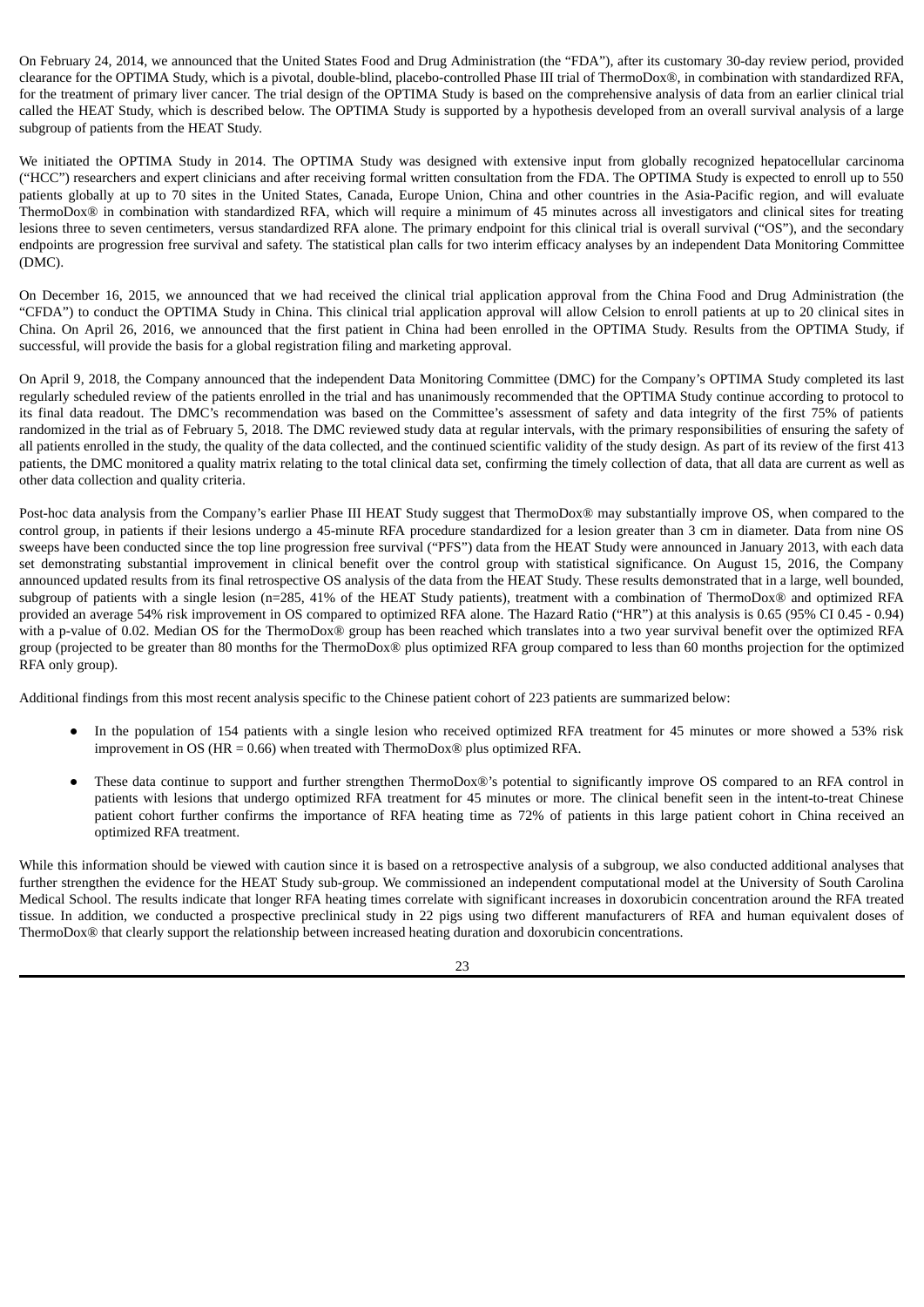On February 24, 2014, we announced that the United States Food and Drug Administration (the "FDA"), after its customary 30-day review period, provided clearance for the OPTIMA Study, which is a pivotal, double-blind, placebo-controlled Phase III trial of ThermoDox®, in combination with standardized RFA, for the treatment of primary liver cancer. The trial design of the OPTIMA Study is based on the comprehensive analysis of data from an earlier clinical trial called the HEAT Study, which is described below. The OPTIMA Study is supported by a hypothesis developed from an overall survival analysis of a large subgroup of patients from the HEAT Study.

We initiated the OPTIMA Study in 2014. The OPTIMA Study was designed with extensive input from globally recognized hepatocellular carcinoma ("HCC") researchers and expert clinicians and after receiving formal written consultation from the FDA. The OPTIMA Study is expected to enroll up to 550 patients globally at up to 70 sites in the United States, Canada, Europe Union, China and other countries in the Asia-Pacific region, and will evaluate ThermoDox® in combination with standardized RFA, which will require a minimum of 45 minutes across all investigators and clinical sites for treating lesions three to seven centimeters, versus standardized RFA alone. The primary endpoint for this clinical trial is overall survival ("OS"), and the secondary endpoints are progression free survival and safety. The statistical plan calls for two interim efficacy analyses by an independent Data Monitoring Committee (DMC).

On December 16, 2015, we announced that we had received the clinical trial application approval from the China Food and Drug Administration (the "CFDA") to conduct the OPTIMA Study in China. This clinical trial application approval will allow Celsion to enroll patients at up to 20 clinical sites in China. On April 26, 2016, we announced that the first patient in China had been enrolled in the OPTIMA Study. Results from the OPTIMA Study, if successful, will provide the basis for a global registration filing and marketing approval.

On April 9, 2018, the Company announced that the independent Data Monitoring Committee (DMC) for the Company's OPTIMA Study completed its last regularly scheduled review of the patients enrolled in the trial and has unanimously recommended that the OPTIMA Study continue according to protocol to its final data readout. The DMC's recommendation was based on the Committee's assessment of safety and data integrity of the first 75% of patients randomized in the trial as of February 5, 2018. The DMC reviewed study data at regular intervals, with the primary responsibilities of ensuring the safety of all patients enrolled in the study, the quality of the data collected, and the continued scientific validity of the study design. As part of its review of the first 413 patients, the DMC monitored a quality matrix relating to the total clinical data set, confirming the timely collection of data, that all data are current as well as other data collection and quality criteria.

Post-hoc data analysis from the Company's earlier Phase III HEAT Study suggest that ThermoDox® may substantially improve OS, when compared to the control group, in patients if their lesions undergo a 45-minute RFA procedure standardized for a lesion greater than 3 cm in diameter. Data from nine OS sweeps have been conducted since the top line progression free survival ("PFS") data from the HEAT Study were announced in January 2013, with each data set demonstrating substantial improvement in clinical benefit over the control group with statistical significance. On August 15, 2016, the Company announced updated results from its final retrospective OS analysis of the data from the HEAT Study. These results demonstrated that in a large, well bounded, subgroup of patients with a single lesion (n=285, 41% of the HEAT Study patients), treatment with a combination of ThermoDox® and optimized RFA provided an average 54% risk improvement in OS compared to optimized RFA alone. The Hazard Ratio ("HR") at this analysis is 0.65 (95% CI 0.45 - 0.94) with a p-value of 0.02. Median OS for the ThermoDox® group has been reached which translates into a two year survival benefit over the optimized RFA group (projected to be greater than 80 months for the ThermoDox® plus optimized RFA group compared to less than 60 months projection for the optimized RFA only group).

Additional findings from this most recent analysis specific to the Chinese patient cohort of 223 patients are summarized below:

- In the population of 154 patients with a single lesion who received optimized RFA treatment for 45 minutes or more showed a 53% risk improvement in OS (HR = 0.66) when treated with ThermoDox® plus optimized RFA.

- These data continue to support and further strengthen ThermoDox®'s potential to significantly improve OS compared to an RFA control in patients with lesions that undergo optimized RFA treatment for 45 minutes or more. The clinical benefit seen in the intent-to-treat Chinese patient cohort further confirms the importance of RFA heating time as 72% of patients in this large patient cohort in China received an optimized RFA treatment.

While this information should be viewed with caution since it is based on a retrospective analysis of a subgroup, we also conducted additional analyses that further strengthen the evidence for the HEAT Study sub-group. We commissioned an independent computational model at the University of South Carolina Medical School. The results indicate that longer RFA heating times correlate with significant increases in doxorubicin concentration around the RFA treated tissue. In addition, we conducted a prospective preclinical study in 22 pigs using two different manufacturers of RFA and human equivalent doses of ThermoDox® that clearly support the relationship between increased heating duration and doxorubicin concentrations.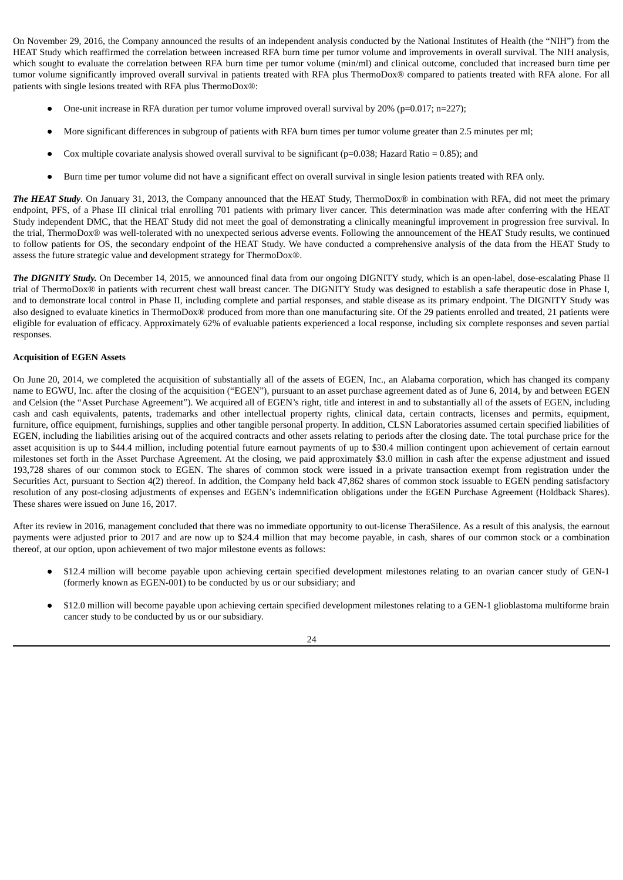On November 29, 2016, the Company announced the results of an independent analysis conducted by the National Institutes of Health (the "NIH") from the HEAT Study which reaffirmed the correlation between increased RFA burn time per tumor volume and improvements in overall survival. The NIH analysis, which sought to evaluate the correlation between RFA burn time per tumor volume (min/ml) and clinical outcome, concluded that increased burn time per tumor volume significantly improved overall survival in patients treated with RFA plus ThermoDox® compared to patients treated with RFA alone. For all patients with single lesions treated with RFA plus ThermoDox®:

- One-unit increase in RFA duration per tumor volume improved overall survival by 20% ($p=0.017$; $n=227$);
- More significant differences in subgroup of patients with RFA burn times per tumor volume greater than 2.5 minutes per ml;
- Cox multiple covariate analysis showed overall survival to be significant ($p=0.038$; Hazard Ratio = 0.85); and
- Burn time per tumor volume did not have a significant effect on overall survival in single lesion patients treated with RFA only.

***The HEAT Study***. On January 31, 2013, the Company announced that the HEAT Study, ThermoDox® in combination with RFA, did not meet the primary endpoint, PFS, of a Phase III clinical trial enrolling 701 patients with primary liver cancer. This determination was made after conferring with the HEAT Study independent DMC, that the HEAT Study did not meet the goal of demonstrating a clinically meaningful improvement in progression free survival. In the trial, ThermoDox® was well-tolerated with no unexpected serious adverse events. Following the announcement of the HEAT Study results, we continued to follow patients for OS, the secondary endpoint of the HEAT Study. We have conducted a comprehensive analysis of the data from the HEAT Study to assess the future strategic value and development strategy for ThermoDox®.

***The DIGNITY Study.*** On December 14, 2015, we announced final data from our ongoing DIGNITY study, which is an open-label, dose-escalating Phase II trial of ThermoDox® in patients with recurrent chest wall breast cancer. The DIGNITY Study was designed to establish a safe therapeutic dose in Phase I, and to demonstrate local control in Phase II, including complete and partial responses, and stable disease as its primary endpoint. The DIGNITY Study was also designed to evaluate kinetics in ThermoDox® produced from more than one manufacturing site. Of the 29 patients enrolled and treated, 21 patients were eligible for evaluation of efficacy. Approximately 62% of evaluable patients experienced a local response, including six complete responses and seven partial responses.

**Acquisition of EGEN Assets**

On June 20, 2014, we completed the acquisition of substantially all of the assets of EGEN, Inc., an Alabama corporation, which has changed its company name to EGWU, Inc. after the closing of the acquisition ("EGEN"), pursuant to an asset purchase agreement dated as of June 6, 2014, by and between EGEN and Celsion (the "Asset Purchase Agreement"). We acquired all of EGEN's right, title and interest in and to substantially all of the assets of EGEN, including cash and cash equivalents, patents, trademarks and other intellectual property rights, clinical data, certain contracts, licenses and permits, equipment, furniture, office equipment, furnishings, supplies and other tangible personal property. In addition, CLSN Laboratories assumed certain specified liabilities of EGEN, including the liabilities arising out of the acquired contracts and other assets relating to periods after the closing date. The total purchase price for the asset acquisition is up to $44.4 million, including potential future earnout payments of up to $30.4 million contingent upon achievement of certain earnout milestones set forth in the Asset Purchase Agreement. At the closing, we paid approximately $3.0 million in cash after the expense adjustment and issued 193,728 shares of our common stock to EGEN. The shares of common stock were issued in a private transaction exempt from registration under the Securities Act, pursuant to Section 4(2) thereof. In addition, the Company held back 47,862 shares of common stock issuable to EGEN pending satisfactory resolution of any post-closing adjustments of expenses and EGEN's indemnification obligations under the EGEN Purchase Agreement (Holdback Shares). These shares were issued on June 16, 2017.

After its review in 2016, management concluded that there was no immediate opportunity to out-license TheraSilence. As a result of this analysis, the earnout payments were adjusted prior to 2017 and are now up to $24.4 million that may become payable, in cash, shares of our common stock or a combination thereof, at our option, upon achievement of two major milestone events as follows:

- $12.4 million will become payable upon achieving certain specified development milestones relating to an ovarian cancer study of GEN-1 (formerly known as EGEN-001) to be conducted by us or our subsidiary; and
- $12.0 million will become payable upon achieving certain specified development milestones relating to a GEN-1 glioblastoma multiforme brain cancer study to be conducted by us or our subsidiary.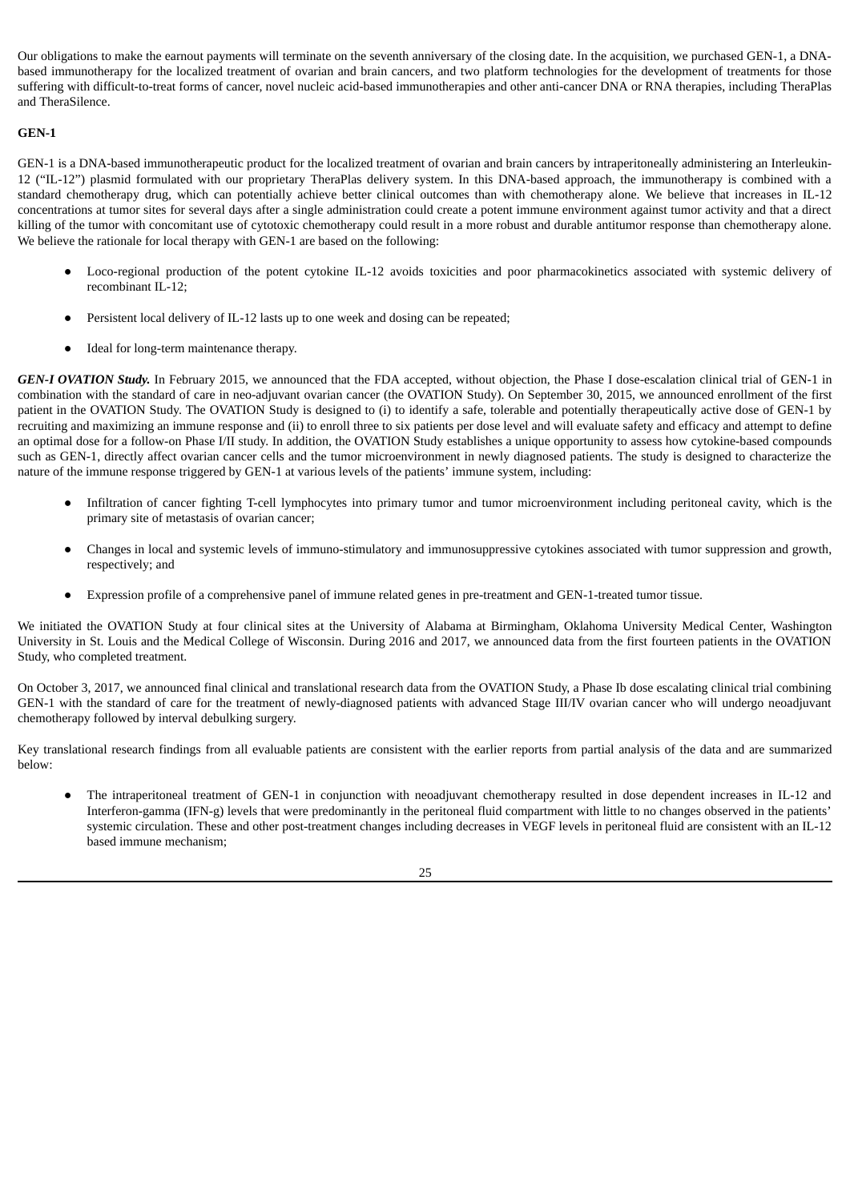Our obligations to make the earnout payments will terminate on the seventh anniversary of the closing date. In the acquisition, we purchased GEN-1, a DNA-based immunotherapy for the localized treatment of ovarian and brain cancers, and two platform technologies for the development of treatments for those suffering with difficult-to-treat forms of cancer, novel nucleic acid-based immunotherapies and other anti-cancer DNA or RNA therapies, including TheraPlas and TheraSilence.

**GEN-1**

GEN-1 is a DNA-based immunotherapeutic product for the localized treatment of ovarian and brain cancers by intraperitoneally administering an Interleukin-12 ("IL-12") plasmid formulated with our proprietary TheraPlas delivery system. In this DNA-based approach, the immunotherapy is combined with a standard chemotherapy drug, which can potentially achieve better clinical outcomes than with chemotherapy alone. We believe that increases in IL-12 concentrations at tumor sites for several days after a single administration could create a potent immune environment against tumor activity and that a direct killing of the tumor with concomitant use of cytotoxic chemotherapy could result in a more robust and durable antitumor response than chemotherapy alone. We believe the rationale for local therapy with GEN-1 are based on the following:

- Loco-regional production of the potent cytokine IL-12 avoids toxicities and poor pharmacokinetics associated with systemic delivery of recombinant IL-12;
- Persistent local delivery of IL-12 lasts up to one week and dosing can be repeated;
- Ideal for long-term maintenance therapy.

***GEN-I OVATION Study.*** In February 2015, we announced that the FDA accepted, without objection, the Phase I dose-escalation clinical trial of GEN-1 in combination with the standard of care in neo-adjuvant ovarian cancer (the OVATION Study). On September 30, 2015, we announced enrollment of the first patient in the OVATION Study. The OVATION Study is designed to (i) to identify a safe, tolerable and potentially therapeutically active dose of GEN-1 by recruiting and maximizing an immune response and (ii) to enroll three to six patients per dose level and will evaluate safety and efficacy and attempt to define an optimal dose for a follow-on Phase I/II study. In addition, the OVATION Study establishes a unique opportunity to assess how cytokine-based compounds such as GEN-1, directly affect ovarian cancer cells and the tumor microenvironment in newly diagnosed patients. The study is designed to characterize the nature of the immune response triggered by GEN-1 at various levels of the patients' immune system, including:

- Infiltration of cancer fighting T-cell lymphocytes into primary tumor and tumor microenvironment including peritoneal cavity, which is the primary site of metastasis of ovarian cancer;
- Changes in local and systemic levels of immuno-stimulatory and immunosuppressive cytokines associated with tumor suppression and growth, respectively; and
- Expression profile of a comprehensive panel of immune related genes in pre-treatment and GEN-1-treated tumor tissue.

We initiated the OVATION Study at four clinical sites at the University of Alabama at Birmingham, Oklahoma University Medical Center, Washington University in St. Louis and the Medical College of Wisconsin. During 2016 and 2017, we announced data from the first fourteen patients in the OVATION Study, who completed treatment.

On October 3, 2017, we announced final clinical and translational research data from the OVATION Study, a Phase Ib dose escalating clinical trial combining GEN-1 with the standard of care for the treatment of newly-diagnosed patients with advanced Stage III/IV ovarian cancer who will undergo neoadjuvant chemotherapy followed by interval debulking surgery.

Key translational research findings from all evaluable patients are consistent with the earlier reports from partial analysis of the data and are summarized below:

- The intraperitoneal treatment of GEN-1 in conjunction with neoadjuvant chemotherapy resulted in dose dependent increases in IL-12 and Interferon-gamma (IFN-g) levels that were predominantly in the peritoneal fluid compartment with little to no changes observed in the patients' systemic circulation. These and other post-treatment changes including decreases in VEGF levels in peritoneal fluid are consistent with an IL-12 based immune mechanism;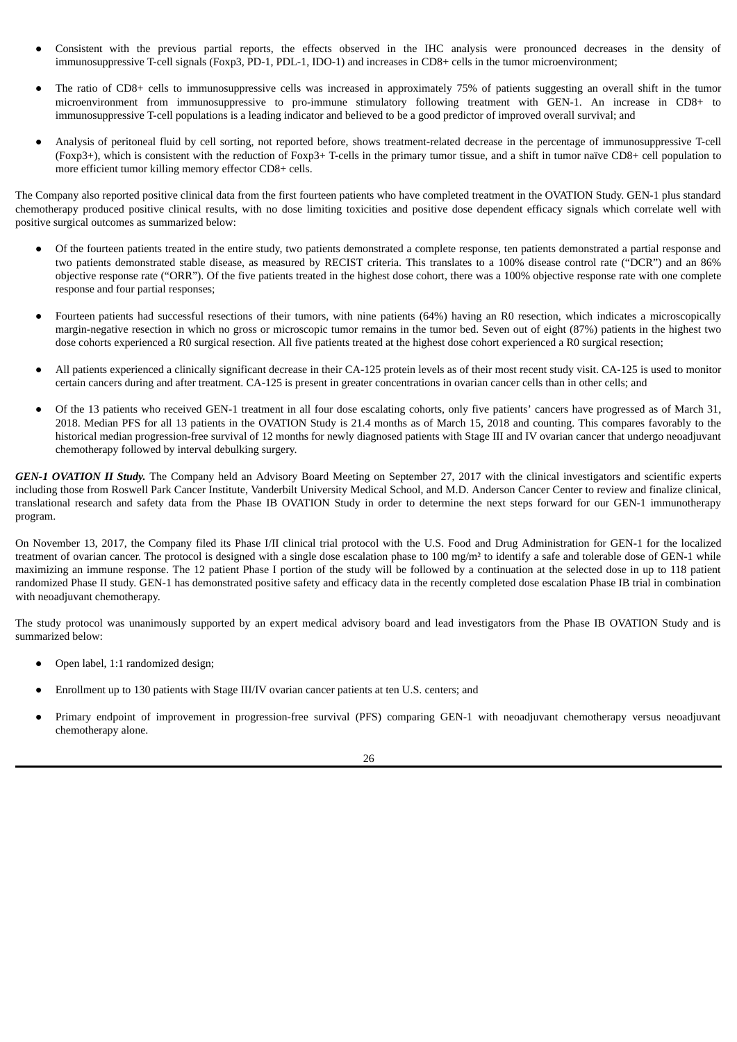- Consistent with the previous partial reports, the effects observed in the IHC analysis were pronounced decreases in the density of immunosuppressive T-cell signals (Foxp3, PD-1, PDL-1, IDO-1) and increases in CD8+ cells in the tumor microenvironment;
- The ratio of CD8+ cells to immunosuppressive cells was increased in approximately 75% of patients suggesting an overall shift in the tumor microenvironment from immunosuppressive to pro-immune stimulatory following treatment with GEN-1. An increase in CD8+ to immunosuppressive T-cell populations is a leading indicator and believed to be a good predictor of improved overall survival; and
- Analysis of peritoneal fluid by cell sorting, not reported before, shows treatment-related decrease in the percentage of immunosuppressive T-cell (Foxp3+), which is consistent with the reduction of Foxp3+ T-cells in the primary tumor tissue, and a shift in tumor naïve CD8+ cell population to more efficient tumor killing memory effector CD8+ cells.

The Company also reported positive clinical data from the first fourteen patients who have completed treatment in the OVATION Study. GEN-1 plus standard chemotherapy produced positive clinical results, with no dose limiting toxicities and positive dose dependent efficacy signals which correlate well with positive surgical outcomes as summarized below:

- Of the fourteen patients treated in the entire study, two patients demonstrated a complete response, ten patients demonstrated a partial response and two patients demonstrated stable disease, as measured by RECIST criteria. This translates to a 100% disease control rate ("DCR") and an 86% objective response rate ("ORR"). Of the five patients treated in the highest dose cohort, there was a 100% objective response rate with one complete response and four partial responses;
- Fourteen patients had successful resections of their tumors, with nine patients (64%) having an R0 resection, which indicates a microscopically margin-negative resection in which no gross or microscopic tumor remains in the tumor bed. Seven out of eight (87%) patients in the highest two dose cohorts experienced a R0 surgical resection. All five patients treated at the highest dose cohort experienced a R0 surgical resection;
- All patients experienced a clinically significant decrease in their CA-125 protein levels as of their most recent study visit. CA-125 is used to monitor certain cancers during and after treatment. CA-125 is present in greater concentrations in ovarian cancer cells than in other cells; and
- Of the 13 patients who received GEN-1 treatment in all four dose escalating cohorts, only five patients' cancers have progressed as of March 31, 2018. Median PFS for all 13 patients in the OVATION Study is 21.4 months as of March 15, 2018 and counting. This compares favorably to the historical median progression-free survival of 12 months for newly diagnosed patients with Stage III and IV ovarian cancer that undergo neoadjuvant chemotherapy followed by interval debulking surgery.

***GEN-1 OVATION II Study.*** The Company held an Advisory Board Meeting on September 27, 2017 with the clinical investigators and scientific experts including those from Roswell Park Cancer Institute, Vanderbilt University Medical School, and M.D. Anderson Cancer Center to review and finalize clinical, translational research and safety data from the Phase IB OVATION Study in order to determine the next steps forward for our GEN-1 immunotherapy program.

On November 13, 2017, the Company filed its Phase I/II clinical trial protocol with the U.S. Food and Drug Administration for GEN-1 for the localized treatment of ovarian cancer. The protocol is designed with a single dose escalation phase to 100 mg/m² to identify a safe and tolerable dose of GEN-1 while maximizing an immune response. The 12 patient Phase I portion of the study will be followed by a continuation at the selected dose in up to 118 patient randomized Phase II study. GEN-1 has demonstrated positive safety and efficacy data in the recently completed dose escalation Phase IB trial in combination with neoadjuvant chemotherapy.

The study protocol was unanimously supported by an expert medical advisory board and lead investigators from the Phase IB OVATION Study and is summarized below:

- Open label, 1:1 randomized design;
- Enrollment up to 130 patients with Stage III/IV ovarian cancer patients at ten U.S. centers; and
- Primary endpoint of improvement in progression-free survival (PFS) comparing GEN-1 with neoadjuvant chemotherapy versus neoadjuvant chemotherapy alone.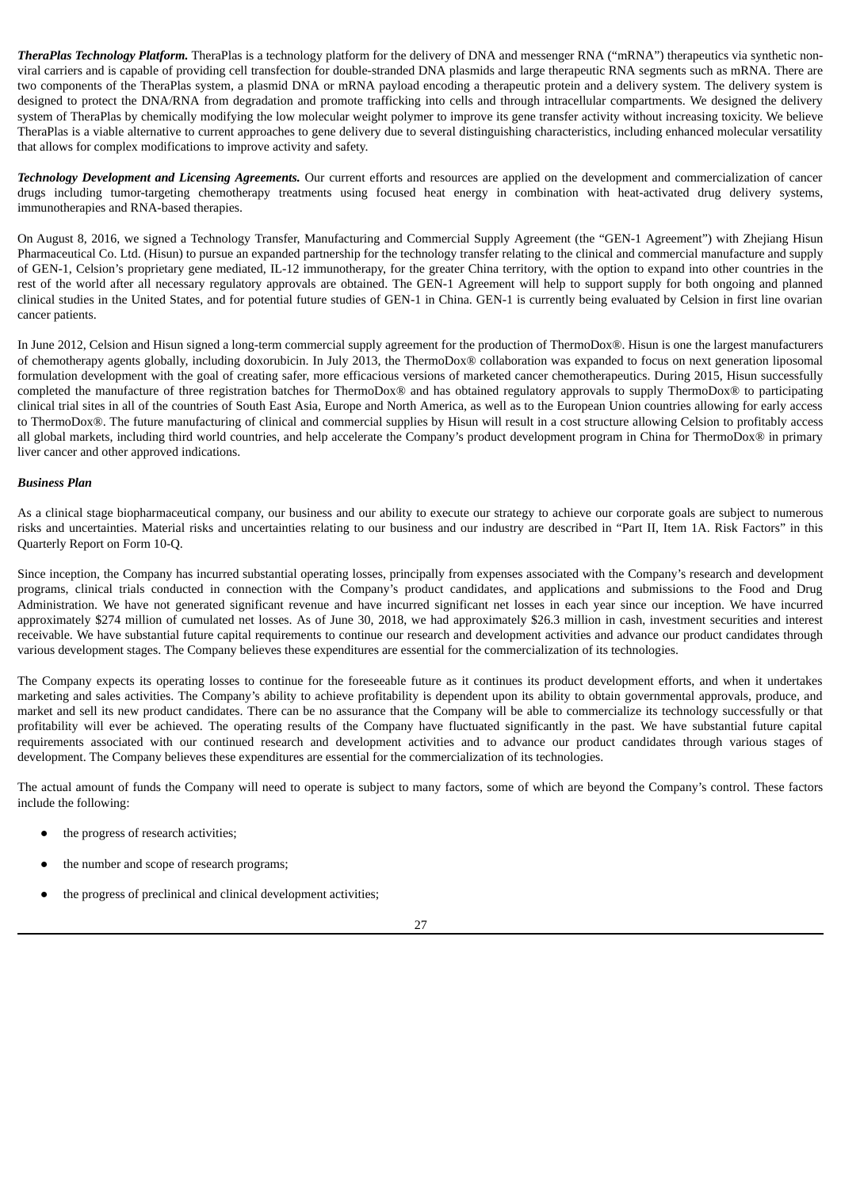***TheraPlas Technology Platform.*** TheraPlas is a technology platform for the delivery of DNA and messenger RNA ("mRNA") therapeutics via synthetic non-viral carriers and is capable of providing cell transfection for double-stranded DNA plasmids and large therapeutic RNA segments such as mRNA. There are two components of the TheraPlas system, a plasmid DNA or mRNA payload encoding a therapeutic protein and a delivery system. The delivery system is designed to protect the DNA/RNA from degradation and promote trafficking into cells and through intracellular compartments. We designed the delivery system of TheraPlas by chemically modifying the low molecular weight polymer to improve its gene transfer activity without increasing toxicity. We believe TheraPlas is a viable alternative to current approaches to gene delivery due to several distinguishing characteristics, including enhanced molecular versatility that allows for complex modifications to improve activity and safety.

***Technology Development and Licensing Agreements.*** Our current efforts and resources are applied on the development and commercialization of cancer drugs including tumor-targeting chemotherapy treatments using focused heat energy in combination with heat-activated drug delivery systems, immunotherapies and RNA-based therapies.

On August 8, 2016, we signed a Technology Transfer, Manufacturing and Commercial Supply Agreement (the "GEN-1 Agreement") with Zhejiang Hisun Pharmaceutical Co. Ltd. (Hisun) to pursue an expanded partnership for the technology transfer relating to the clinical and commercial manufacture and supply of GEN-1, Celsion's proprietary gene mediated, IL-12 immunotherapy, for the greater China territory, with the option to expand into other countries in the rest of the world after all necessary regulatory approvals are obtained. The GEN-1 Agreement will help to support supply for both ongoing and planned clinical studies in the United States, and for potential future studies of GEN-1 in China. GEN-1 is currently being evaluated by Celsion in first line ovarian cancer patients.

In June 2012, Celsion and Hisun signed a long-term commercial supply agreement for the production of ThermoDox®. Hisun is one the largest manufacturers of chemotherapy agents globally, including doxorubicin. In July 2013, the ThermoDox® collaboration was expanded to focus on next generation liposomal formulation development with the goal of creating safer, more efficacious versions of marketed cancer chemotherapeutics. During 2015, Hisun successfully completed the manufacture of three registration batches for ThermoDox® and has obtained regulatory approvals to supply ThermoDox® to participating clinical trial sites in all of the countries of South East Asia, Europe and North America, as well as to the European Union countries allowing for early access to ThermoDox®. The future manufacturing of clinical and commercial supplies by Hisun will result in a cost structure allowing Celsion to profitably access all global markets, including third world countries, and help accelerate the Company's product development program in China for ThermoDox® in primary liver cancer and other approved indications.

***Business Plan***

As a clinical stage biopharmaceutical company, our business and our ability to execute our strategy to achieve our corporate goals are subject to numerous risks and uncertainties. Material risks and uncertainties relating to our business and our industry are described in "Part II, Item 1A. Risk Factors" in this Quarterly Report on Form 10-Q.

Since inception, the Company has incurred substantial operating losses, principally from expenses associated with the Company's research and development programs, clinical trials conducted in connection with the Company's product candidates, and applications and submissions to the Food and Drug Administration. We have not generated significant revenue and have incurred significant net losses in each year since our inception. We have incurred approximately $274 million of cumulated net losses. As of June 30, 2018, we had approximately $26.3 million in cash, investment securities and interest receivable. We have substantial future capital requirements to continue our research and development activities and advance our product candidates through various development stages. The Company believes these expenditures are essential for the commercialization of its technologies.

The Company expects its operating losses to continue for the foreseeable future as it continues its product development efforts, and when it undertakes marketing and sales activities. The Company's ability to achieve profitability is dependent upon its ability to obtain governmental approvals, produce, and market and sell its new product candidates. There can be no assurance that the Company will be able to commercialize its technology successfully or that profitability will ever be achieved. The operating results of the Company have fluctuated significantly in the past. We have substantial future capital requirements associated with our continued research and development activities and to advance our product candidates through various stages of development. The Company believes these expenditures are essential for the commercialization of its technologies.

The actual amount of funds the Company will need to operate is subject to many factors, some of which are beyond the Company's control. These factors include the following:

- the progress of research activities;
- the number and scope of research programs;
- the progress of preclinical and clinical development activities;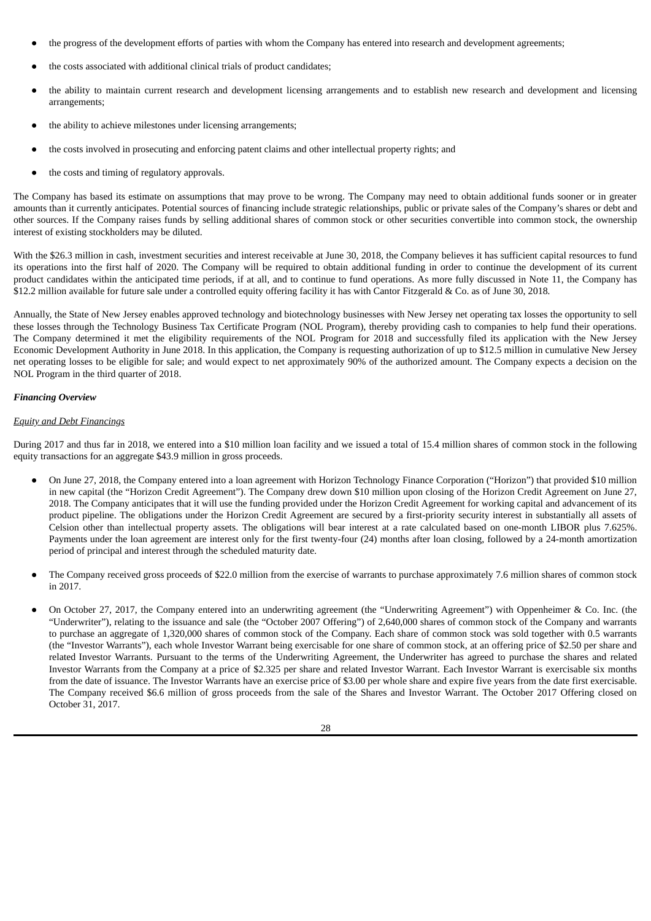- the progress of the development efforts of parties with whom the Company has entered into research and development agreements;
- the costs associated with additional clinical trials of product candidates;
- the ability to maintain current research and development licensing arrangements and to establish new research and development and licensing arrangements;
- the ability to achieve milestones under licensing arrangements;
- the costs involved in prosecuting and enforcing patent claims and other intellectual property rights; and
- the costs and timing of regulatory approvals.

The Company has based its estimate on assumptions that may prove to be wrong. The Company may need to obtain additional funds sooner or in greater amounts than it currently anticipates. Potential sources of financing include strategic relationships, public or private sales of the Company's shares or debt and other sources. If the Company raises funds by selling additional shares of common stock or other securities convertible into common stock, the ownership interest of existing stockholders may be diluted.

With the $26.3 million in cash, investment securities and interest receivable at June 30, 2018, the Company believes it has sufficient capital resources to fund its operations into the first half of 2020. The Company will be required to obtain additional funding in order to continue the development of its current product candidates within the anticipated time periods, if at all, and to continue to fund operations. As more fully discussed in Note 11, the Company has $12.2 million available for future sale under a controlled equity offering facility it has with Cantor Fitzgerald & Co. as of June 30, 2018.

Annually, the State of New Jersey enables approved technology and biotechnology businesses with New Jersey net operating tax losses the opportunity to sell these losses through the Technology Business Tax Certificate Program (NOL Program), thereby providing cash to companies to help fund their operations. The Company determined it met the eligibility requirements of the NOL Program for 2018 and successfully filed its application with the New Jersey Economic Development Authority in June 2018. In this application, the Company is requesting authorization of up to $12.5 million in cumulative New Jersey net operating losses to be eligible for sale; and would expect to net approximately 90% of the authorized amount. The Company expects a decision on the NOL Program in the third quarter of 2018.

***Financing Overview***

*Equity and Debt Financings*

During 2017 and thus far in 2018, we entered into a $10 million loan facility and we issued a total of 15.4 million shares of common stock in the following equity transactions for an aggregate $43.9 million in gross proceeds.

- On June 27, 2018, the Company entered into a loan agreement with Horizon Technology Finance Corporation ("Horizon") that provided $10 million in new capital (the "Horizon Credit Agreement"). The Company drew down $10 million upon closing of the Horizon Credit Agreement on June 27, 2018. The Company anticipates that it will use the funding provided under the Horizon Credit Agreement for working capital and advancement of its product pipeline. The obligations under the Horizon Credit Agreement are secured by a first-priority security interest in substantially all assets of Celsion other than intellectual property assets. The obligations will bear interest at a rate calculated based on one-month LIBOR plus 7.625%. Payments under the loan agreement are interest only for the first twenty-four (24) months after loan closing, followed by a 24-month amortization period of principal and interest through the scheduled maturity date.
- The Company received gross proceeds of $22.0 million from the exercise of warrants to purchase approximately 7.6 million shares of common stock in 2017.
- On October 27, 2017, the Company entered into an underwriting agreement (the "Underwriting Agreement") with Oppenheimer & Co. Inc. (the "Underwriter"), relating to the issuance and sale (the "October 2007 Offering") of 2,640,000 shares of common stock of the Company and warrants to purchase an aggregate of 1,320,000 shares of common stock of the Company. Each share of common stock was sold together with 0.5 warrants (the "Investor Warrants"), each whole Investor Warrant being exercisable for one share of common stock, at an offering price of $2.50 per share and related Investor Warrants. Pursuant to the terms of the Underwriting Agreement, the Underwriter has agreed to purchase the shares and related Investor Warrants from the Company at a price of $2.325 per share and related Investor Warrant. Each Investor Warrant is exercisable six months from the date of issuance. The Investor Warrants have an exercise price of $3.00 per whole share and expire five years from the date first exercisable. The Company received $6.6 million of gross proceeds from the sale of the Shares and Investor Warrant. The October 2017 Offering closed on October 31, 2017.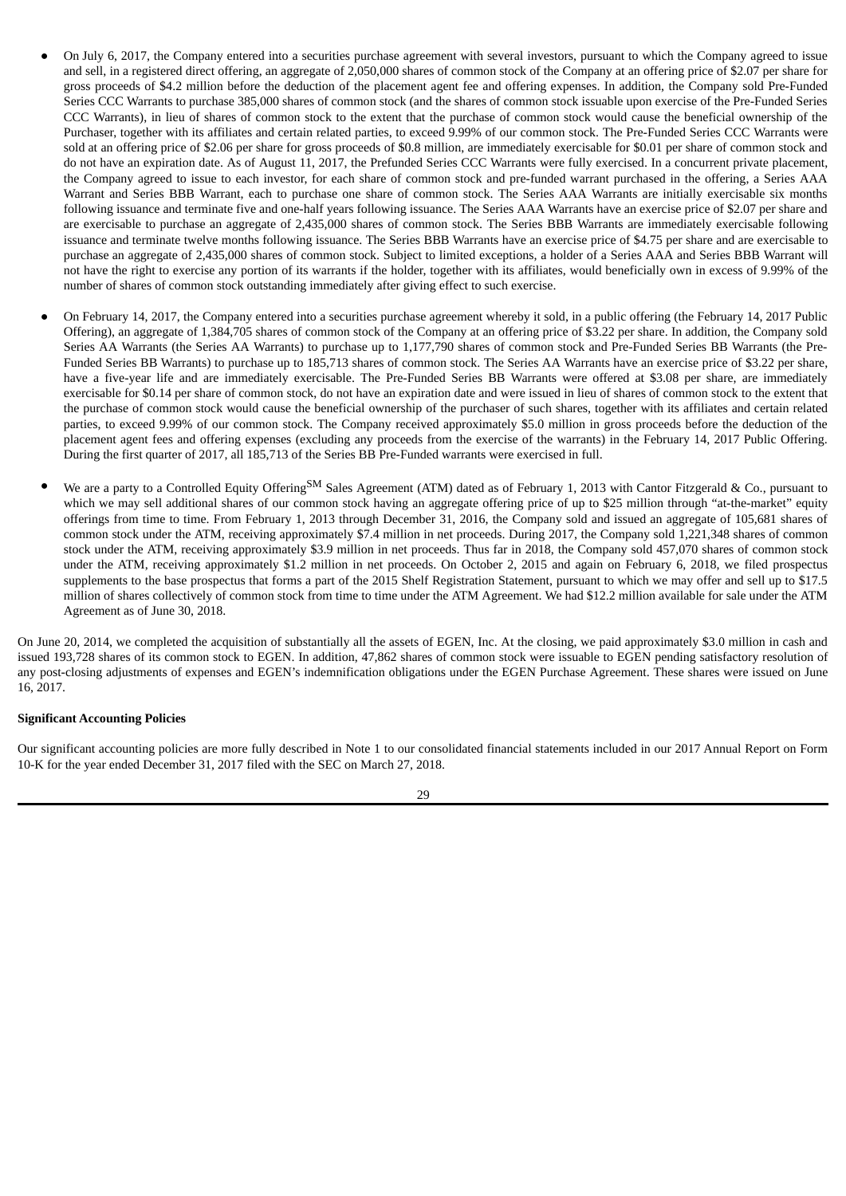- On July 6, 2017, the Company entered into a securities purchase agreement with several investors, pursuant to which the Company agreed to issue and sell, in a registered direct offering, an aggregate of 2,050,000 shares of common stock of the Company at an offering price of $2.07 per share for gross proceeds of $4.2 million before the deduction of the placement agent fee and offering expenses. In addition, the Company sold Pre-Funded Series CCC Warrants to purchase 385,000 shares of common stock (and the shares of common stock issuable upon exercise of the Pre-Funded Series CCC Warrants), in lieu of shares of common stock to the extent that the purchase of common stock would cause the beneficial ownership of the Purchaser, together with its affiliates and certain related parties, to exceed 9.99% of our common stock. The Pre-Funded Series CCC Warrants were sold at an offering price of $2.06 per share for gross proceeds of $0.8 million, are immediately exercisable for $0.01 per share of common stock and do not have an expiration date. As of August 11, 2017, the Prefunded Series CCC Warrants were fully exercised. In a concurrent private placement, the Company agreed to issue to each investor, for each share of common stock and pre-funded warrant purchased in the offering, a Series AAA Warrant and Series BBB Warrant, each to purchase one share of common stock. The Series AAA Warrants are initially exercisable six months following issuance and terminate five and one-half years following issuance. The Series AAA Warrants have an exercise price of $2.07 per share and are exercisable to purchase an aggregate of 2,435,000 shares of common stock. The Series BBB Warrants are immediately exercisable following issuance and terminate twelve months following issuance. The Series BBB Warrants have an exercise price of $4.75 per share and are exercisable to purchase an aggregate of 2,435,000 shares of common stock. Subject to limited exceptions, a holder of a Series AAA and Series BBB Warrant will not have the right to exercise any portion of its warrants if the holder, together with its affiliates, would beneficially own in excess of 9.99% of the number of shares of common stock outstanding immediately after giving effect to such exercise.

- On February 14, 2017, the Company entered into a securities purchase agreement whereby it sold, in a public offering (the February 14, 2017 Public Offering), an aggregate of 1,384,705 shares of common stock of the Company at an offering price of $3.22 per share. In addition, the Company sold Series AA Warrants (the Series AA Warrants) to purchase up to 1,177,790 shares of common stock and Pre-Funded Series BB Warrants (the Pre-Funded Series BB Warrants) to purchase up to 185,713 shares of common stock. The Series AA Warrants have an exercise price of $3.22 per share, have a five-year life and are immediately exercisable. The Pre-Funded Series BB Warrants were offered at $3.08 per share, are immediately exercisable for $0.14 per share of common stock, do not have an expiration date and were issued in lieu of shares of common stock to the extent that the purchase of common stock would cause the beneficial ownership of the purchaser of such shares, together with its affiliates and certain related parties, to exceed 9.99% of our common stock. The Company received approximately $5.0 million in gross proceeds before the deduction of the placement agent fees and offering expenses (excluding any proceeds from the exercise of the warrants) in the February 14, 2017 Public Offering. During the first quarter of 2017, all 185,713 of the Series BB Pre-Funded warrants were exercised in full.

- We are a party to a Controlled Equity Offering[SM] Sales Agreement (ATM) dated as of February 1, 2013 with Cantor Fitzgerald & Co., pursuant to which we may sell additional shares of our common stock having an aggregate offering price of up to $25 million through "at-the-market" equity offerings from time to time. From February 1, 2013 through December 31, 2016, the Company sold and issued an aggregate of 105,681 shares of common stock under the ATM, receiving approximately $7.4 million in net proceeds. During 2017, the Company sold 1,221,348 shares of common stock under the ATM, receiving approximately $3.9 million in net proceeds. Thus far in 2018, the Company sold 457,070 shares of common stock under the ATM, receiving approximately $1.2 million in net proceeds. On October 2, 2015 and again on February 6, 2018, we filed prospectus supplements to the base prospectus that forms a part of the 2015 Shelf Registration Statement, pursuant to which we may offer and sell up to $17.5 million of shares collectively of common stock from time to time under the ATM Agreement. We had $12.2 million available for sale under the ATM Agreement as of June 30, 2018.

On June 20, 2014, we completed the acquisition of substantially all the assets of EGEN, Inc. At the closing, we paid approximately $3.0 million in cash and issued 193,728 shares of its common stock to EGEN. In addition, 47,862 shares of common stock were issuable to EGEN pending satisfactory resolution of any post-closing adjustments of expenses and EGEN's indemnification obligations under the EGEN Purchase Agreement. These shares were issued on June 16, 2017.

**Significant Accounting Policies**

Our significant accounting policies are more fully described in Note 1 to our consolidated financial statements included in our 2017 Annual Report on Form 10-K for the year ended December 31, 2017 filed with the SEC on March 27, 2018.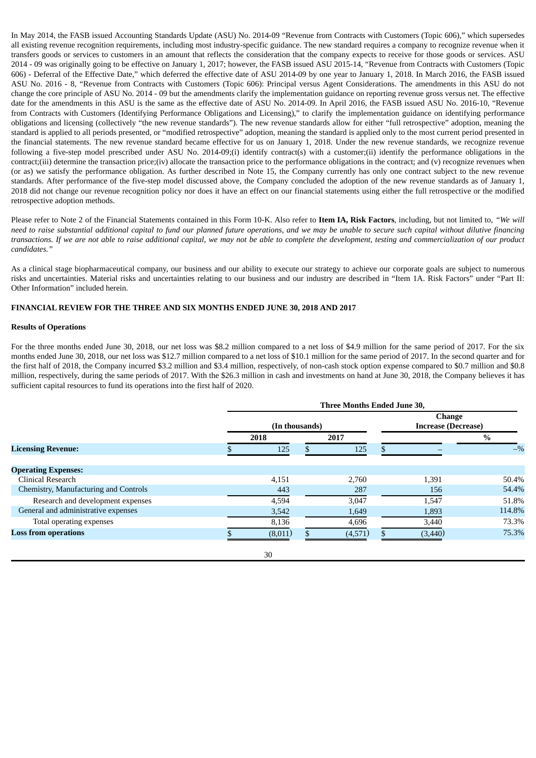In May 2014, the FASB issued Accounting Standards Update (ASU) No. 2014-09 "Revenue from Contracts with Customers (Topic 606)," which supersedes all existing revenue recognition requirements, including most industry-specific guidance. The new standard requires a company to recognize revenue when it transfers goods or services to customers in an amount that reflects the consideration that the company expects to receive for those goods or services. ASU 2014 - 09 was originally going to be effective on January 1, 2017; however, the FASB issued ASU 2015-14, "Revenue from Contracts with Customers (Topic 606) - Deferral of the Effective Date," which deferred the effective date of ASU 2014-09 by one year to January 1, 2018. In March 2016, the FASB issued ASU No. 2016 - 8, "Revenue from Contracts with Customers (Topic 606): Principal versus Agent Considerations. The amendments in this ASU do not change the core principle of ASU No. 2014 - 09 but the amendments clarify the implementation guidance on reporting revenue gross versus net. The effective date for the amendments in this ASU is the same as the effective date of ASU No. 2014-09. In April 2016, the FASB issued ASU No. 2016-10, "Revenue from Contracts with Customers (Identifying Performance Obligations and Licensing)," to clarify the implementation guidance on identifying performance obligations and licensing (collectively "the new revenue standards"). The new revenue standards allow for either "full retrospective" adoption, meaning the standard is applied to all periods presented, or "modified retrospective" adoption, meaning the standard is applied only to the most current period presented in the financial statements. The new revenue standard became effective for us on January 1, 2018. Under the new revenue standards, we recognize revenue following a five-step model prescribed under ASU No. 2014-09;(i) identify contract(s) with a customer;(ii) identify the performance obligations in the contract;(iii) determine the transaction price;(iv) allocate the transaction price to the performance obligations in the contract; and (v) recognize revenues when (or as) we satisfy the performance obligation. As further described in Note 15, the Company currently has only one contract subject to the new revenue standards. After performance of the five-step model discussed above, the Company concluded the adoption of the new revenue standards as of January 1, 2018 did not change our revenue recognition policy nor does it have an effect on our financial statements using either the full retrospective or the modified retrospective adoption methods.

Please refer to Note 2 of the Financial Statements contained in this Form 10-K. Also refer to **Item IA, Risk Factors**, including, but not limited to, *"We will need to raise substantial additional capital to fund our planned future operations, and we may be unable to secure such capital without dilutive financing transactions. If we are not able to raise additional capital, we may not be able to complete the development, testing and commercialization of our product candidates."*

As a clinical stage biopharmaceutical company, our business and our ability to execute our strategy to achieve our corporate goals are subject to numerous risks and uncertainties. Material risks and uncertainties relating to our business and our industry are described in "Item 1A. Risk Factors" under "Part II: Other Information" included herein.

**FINANCIAL REVIEW FOR THE THREE AND SIX MONTHS ENDED JUNE 30, 2018 AND 2017**

**Results of Operations**

For the three months ended June 30, 2018, our net loss was $8.2 million compared to a net loss of $4.9 million for the same period of 2017. For the six months ended June 30, 2018, our net loss was $12.7 million compared to a net loss of $10.1 million for the same period of 2017. In the second quarter and for the first half of 2018, the Company incurred $3.2 million and $3.4 million, respectively, of non-cash stock option expense compared to $0.7 million and $0.8 million, respectively, during the same periods of 2017. With the $26.3 million in cash and investments on hand at June 30, 2018, the Company believes it has sufficient capital resources to fund its operations into the first half of 2020.

| | Three Months Ended June 30, | | | |
|---|---|---|---|---|
| | (In thousands) | | Change Increase (Decrease) | |
| | 2018 | 2017 | | % |
| **Licensing Revenue:** | $ 125 | $ 125 | $ – | –% |
| **Operating Expenses:** | | | | |
| Clinical Research | 4,151 | 2,760 | 1,391 | 50.4% |
| Chemistry, Manufacturing and Controls | 443 | 287 | 156 | 54.4% |
| Research and development expenses | 4,594 | 3,047 | 1,547 | 51.8% |
| General and administrative expenses | 3,542 | 1,649 | 1,893 | 114.8% |
| Total operating expenses | 8,136 | 4,696 | 3,440 | 73.3% |
| **Loss from operations** | $ (8,011) | $ (4,571) | $ (3,440) | 75.3% |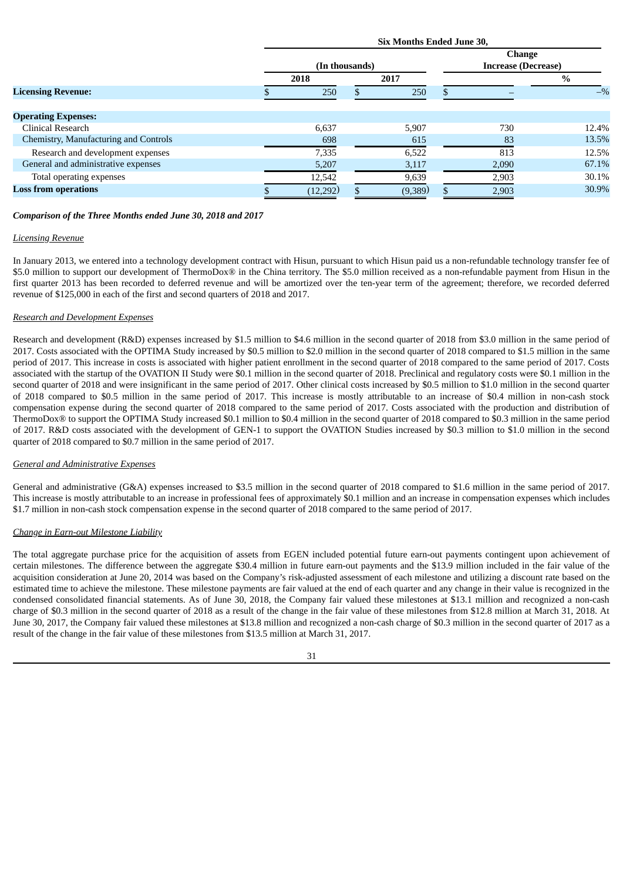| | Six Months Ended June 30, | | | |
|---|---|---|---|---|
| | (In thousands) | | Change Increase (Decrease) | |
| | 2018 | 2017 | | % |
| **Licensing Revenue:** | $ 250 | $ 250 | $ – | –% |
| **Operating Expenses:** | | | | |
| Clinical Research | 6,637 | 5,907 | 730 | 12.4% |
| Chemistry, Manufacturing and Controls | 698 | 615 | 83 | 13.5% |
| Research and development expenses | 7,335 | 6,522 | 813 | 12.5% |
| General and administrative expenses | 5,207 | 3,117 | 2,090 | 67.1% |
| Total operating expenses | 12,542 | 9,639 | 2,903 | 30.1% |
| **Loss from operations** | $ (12,292) | $ (9,389) | $ 2,903 | 30.9% |

***Comparison of the Three Months ended June 30, 2018 and 2017***

*Licensing Revenue*

In January 2013, we entered into a technology development contract with Hisun, pursuant to which Hisun paid us a non-refundable technology transfer fee of $5.0 million to support our development of ThermoDox® in the China territory. The $5.0 million received as a non-refundable payment from Hisun in the first quarter 2013 has been recorded to deferred revenue and will be amortized over the ten-year term of the agreement; therefore, we recorded deferred revenue of $125,000 in each of the first and second quarters of 2018 and 2017.

*Research and Development Expenses*

Research and development (R&D) expenses increased by $1.5 million to $4.6 million in the second quarter of 2018 from $3.0 million in the same period of 2017. Costs associated with the OPTIMA Study increased by $0.5 million to $2.0 million in the second quarter of 2018 compared to $1.5 million in the same period of 2017. This increase in costs is associated with higher patient enrollment in the second quarter of 2018 compared to the same period of 2017. Costs associated with the startup of the OVATION II Study were $0.1 million in the second quarter of 2018. Preclinical and regulatory costs were $0.1 million in the second quarter of 2018 and were insignificant in the same period of 2017. Other clinical costs increased by $0.5 million to $1.0 million in the second quarter of 2018 compared to $0.5 million in the same period of 2017. This increase is mostly attributable to an increase of $0.4 million in non-cash stock compensation expense during the second quarter of 2018 compared to the same period of 2017. Costs associated with the production and distribution of ThermoDox® to support the OPTIMA Study increased $0.1 million to $0.4 million in the second quarter of 2018 compared to $0.3 million in the same period of 2017. R&D costs associated with the development of GEN-1 to support the OVATION Studies increased by $0.3 million to $1.0 million in the second quarter of 2018 compared to $0.7 million in the same period of 2017.

*General and Administrative Expenses*

General and administrative (G&A) expenses increased to $3.5 million in the second quarter of 2018 compared to $1.6 million in the same period of 2017. This increase is mostly attributable to an increase in professional fees of approximately $0.1 million and an increase in compensation expenses which includes $1.7 million in non-cash stock compensation expense in the second quarter of 2018 compared to the same period of 2017.

*Change in Earn-out Milestone Liability*

The total aggregate purchase price for the acquisition of assets from EGEN included potential future earn-out payments contingent upon achievement of certain milestones. The difference between the aggregate $30.4 million in future earn-out payments and the $13.9 million included in the fair value of the acquisition consideration at June 20, 2014 was based on the Company's risk-adjusted assessment of each milestone and utilizing a discount rate based on the estimated time to achieve the milestone. These milestone payments are fair valued at the end of each quarter and any change in their value is recognized in the condensed consolidated financial statements. As of June 30, 2018, the Company fair valued these milestones at $13.1 million and recognized a non-cash charge of $0.3 million in the second quarter of 2018 as a result of the change in the fair value of these milestones from $12.8 million at March 31, 2018. At June 30, 2017, the Company fair valued these milestones at $13.8 million and recognized a non-cash charge of $0.3 million in the second quarter of 2017 as a result of the change in the fair value of these milestones from $13.5 million at March 31, 2017.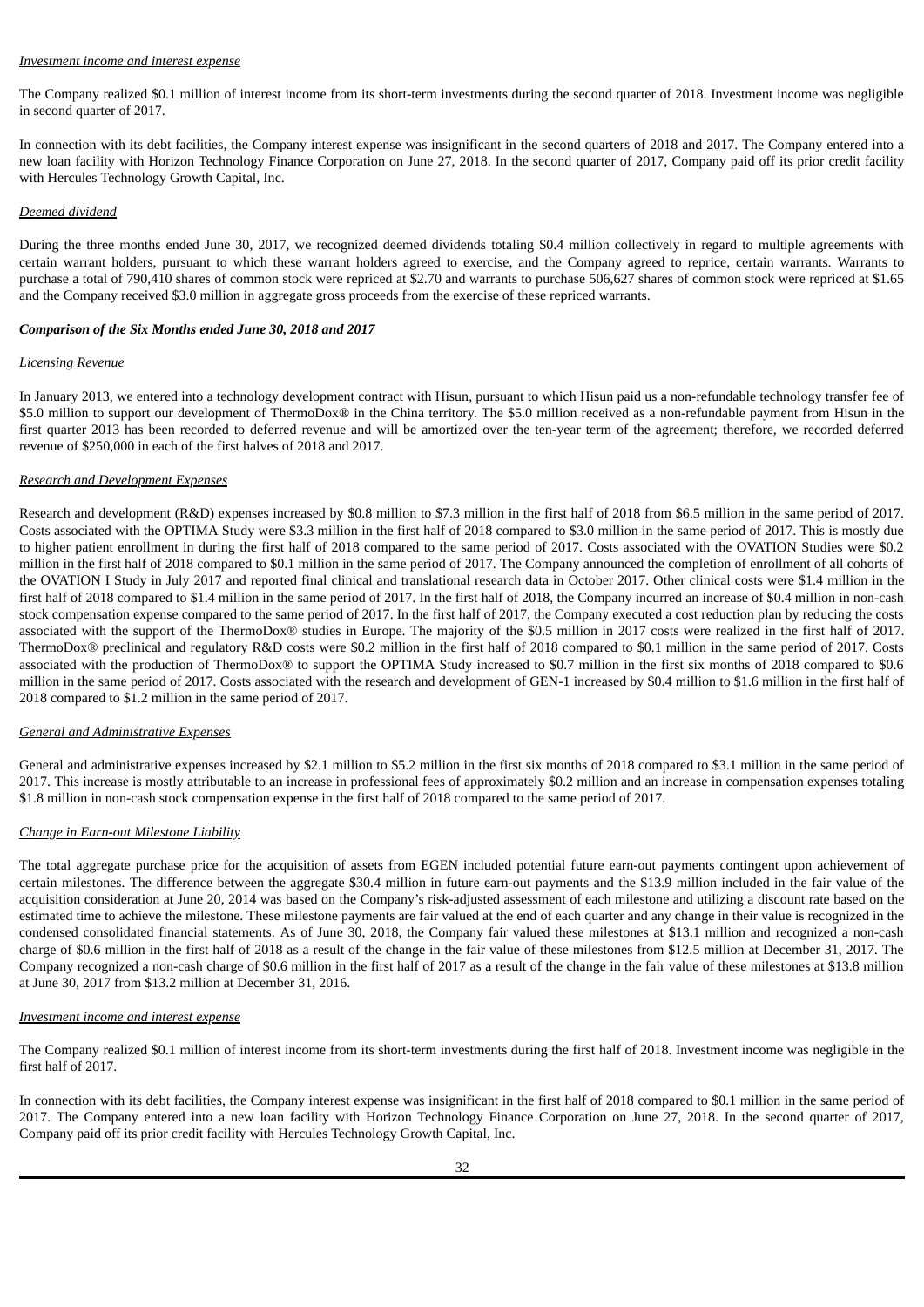*Investment income and interest expense*

The Company realized $0.1 million of interest income from its short-term investments during the second quarter of 2018. Investment income was negligible in second quarter of 2017.

In connection with its debt facilities, the Company interest expense was insignificant in the second quarters of 2018 and 2017. The Company entered into a new loan facility with Horizon Technology Finance Corporation on June 27, 2018. In the second quarter of 2017, Company paid off its prior credit facility with Hercules Technology Growth Capital, Inc.

*Deemed dividend*

During the three months ended June 30, 2017, we recognized deemed dividends totaling $0.4 million collectively in regard to multiple agreements with certain warrant holders, pursuant to which these warrant holders agreed to exercise, and the Company agreed to reprice, certain warrants. Warrants to purchase a total of 790,410 shares of common stock were repriced at $2.70 and warrants to purchase 506,627 shares of common stock were repriced at $1.65 and the Company received $3.0 million in aggregate gross proceeds from the exercise of these repriced warrants.

***Comparison of the Six Months ended June 30, 2018 and 2017***

*Licensing Revenue*

In January 2013, we entered into a technology development contract with Hisun, pursuant to which Hisun paid us a non-refundable technology transfer fee of $5.0 million to support our development of ThermoDox® in the China territory. The $5.0 million received as a non-refundable payment from Hisun in the first quarter 2013 has been recorded to deferred revenue and will be amortized over the ten-year term of the agreement; therefore, we recorded deferred revenue of $250,000 in each of the first halves of 2018 and 2017.

*Research and Development Expenses*

Research and development (R&D) expenses increased by $0.8 million to $7.3 million in the first half of 2018 from $6.5 million in the same period of 2017. Costs associated with the OPTIMA Study were $3.3 million in the first half of 2018 compared to $3.0 million in the same period of 2017. This is mostly due to higher patient enrollment in during the first half of 2018 compared to the same period of 2017. Costs associated with the OVATION Studies were $0.2 million in the first half of 2018 compared to $0.1 million in the same period of 2017. The Company announced the completion of enrollment of all cohorts of the OVATION I Study in July 2017 and reported final clinical and translational research data in October 2017. Other clinical costs were $1.4 million in the first half of 2018 compared to $1.4 million in the same period of 2017. In the first half of 2018, the Company incurred an increase of $0.4 million in non-cash stock compensation expense compared to the same period of 2017. In the first half of 2017, the Company executed a cost reduction plan by reducing the costs associated with the support of the ThermoDox® studies in Europe. The majority of the $0.5 million in 2017 costs were realized in the first half of 2017. ThermoDox® preclinical and regulatory R&D costs were $0.2 million in the first half of 2018 compared to $0.1 million in the same period of 2017. Costs associated with the production of ThermoDox® to support the OPTIMA Study increased to $0.7 million in the first six months of 2018 compared to $0.6 million in the same period of 2017. Costs associated with the research and development of GEN-1 increased by $0.4 million to $1.6 million in the first half of 2018 compared to $1.2 million in the same period of 2017.

*General and Administrative Expenses*

General and administrative expenses increased by $2.1 million to $5.2 million in the first six months of 2018 compared to $3.1 million in the same period of 2017. This increase is mostly attributable to an increase in professional fees of approximately $0.2 million and an increase in compensation expenses totaling $1.8 million in non-cash stock compensation expense in the first half of 2018 compared to the same period of 2017.

*Change in Earn-out Milestone Liability*

The total aggregate purchase price for the acquisition of assets from EGEN included potential future earn-out payments contingent upon achievement of certain milestones. The difference between the aggregate $30.4 million in future earn-out payments and the $13.9 million included in the fair value of the acquisition consideration at June 20, 2014 was based on the Company's risk-adjusted assessment of each milestone and utilizing a discount rate based on the estimated time to achieve the milestone. These milestone payments are fair valued at the end of each quarter and any change in their value is recognized in the condensed consolidated financial statements. As of June 30, 2018, the Company fair valued these milestones at $13.1 million and recognized a non-cash charge of $0.6 million in the first half of 2018 as a result of the change in the fair value of these milestones from $12.5 million at December 31, 2017. The Company recognized a non-cash charge of $0.6 million in the first half of 2017 as a result of the change in the fair value of these milestones at $13.8 million at June 30, 2017 from $13.2 million at December 31, 2016.

*Investment income and interest expense*

The Company realized $0.1 million of interest income from its short-term investments during the first half of 2018. Investment income was negligible in the first half of 2017.

In connection with its debt facilities, the Company interest expense was insignificant in the first half of 2018 compared to $0.1 million in the same period of 2017. The Company entered into a new loan facility with Horizon Technology Finance Corporation on June 27, 2018. In the second quarter of 2017, Company paid off its prior credit facility with Hercules Technology Growth Capital, Inc.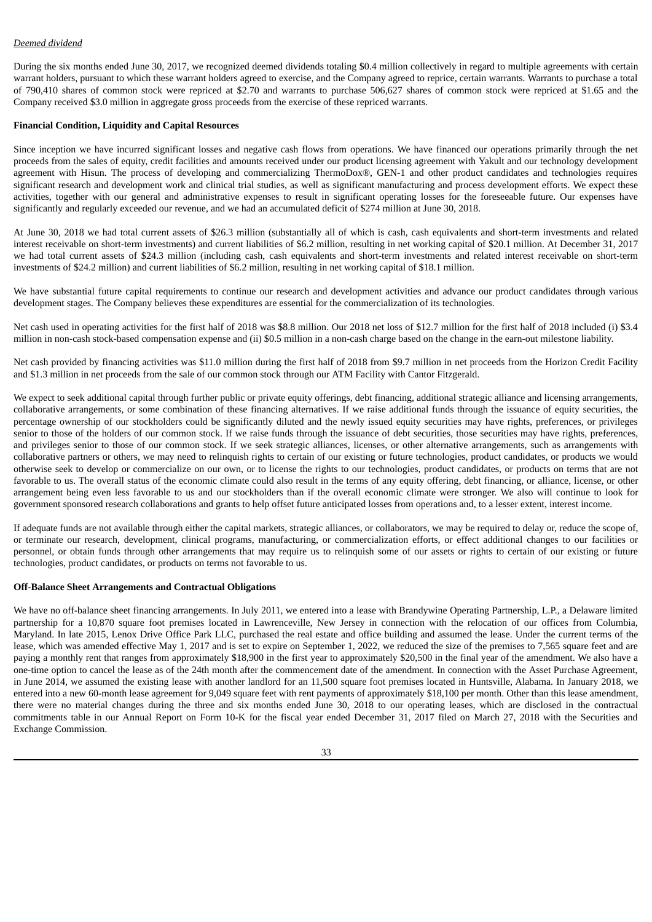*Deemed dividend*

During the six months ended June 30, 2017, we recognized deemed dividends totaling $0.4 million collectively in regard to multiple agreements with certain warrant holders, pursuant to which these warrant holders agreed to exercise, and the Company agreed to reprice, certain warrants. Warrants to purchase a total of 790,410 shares of common stock were repriced at $2.70 and warrants to purchase 506,627 shares of common stock were repriced at $1.65 and the Company received $3.0 million in aggregate gross proceeds from the exercise of these repriced warrants.

**Financial Condition, Liquidity and Capital Resources**

Since inception we have incurred significant losses and negative cash flows from operations. We have financed our operations primarily through the net proceeds from the sales of equity, credit facilities and amounts received under our product licensing agreement with Yakult and our technology development agreement with Hisun. The process of developing and commercializing ThermoDox®, GEN-1 and other product candidates and technologies requires significant research and development work and clinical trial studies, as well as significant manufacturing and process development efforts. We expect these activities, together with our general and administrative expenses to result in significant operating losses for the foreseeable future. Our expenses have significantly and regularly exceeded our revenue, and we had an accumulated deficit of $274 million at June 30, 2018.

At June 30, 2018 we had total current assets of $26.3 million (substantially all of which is cash, cash equivalents and short-term investments and related interest receivable on short-term investments) and current liabilities of $6.2 million, resulting in net working capital of $20.1 million. At December 31, 2017 we had total current assets of $24.3 million (including cash, cash equivalents and short-term investments and related interest receivable on short-term investments of $24.2 million) and current liabilities of $6.2 million, resulting in net working capital of $18.1 million.

We have substantial future capital requirements to continue our research and development activities and advance our product candidates through various development stages. The Company believes these expenditures are essential for the commercialization of its technologies.

Net cash used in operating activities for the first half of 2018 was $8.8 million. Our 2018 net loss of $12.7 million for the first half of 2018 included (i) $3.4 million in non-cash stock-based compensation expense and (ii) $0.5 million in a non-cash charge based on the change in the earn-out milestone liability.

Net cash provided by financing activities was $11.0 million during the first half of 2018 from $9.7 million in net proceeds from the Horizon Credit Facility and $1.3 million in net proceeds from the sale of our common stock through our ATM Facility with Cantor Fitzgerald.

We expect to seek additional capital through further public or private equity offerings, debt financing, additional strategic alliance and licensing arrangements, collaborative arrangements, or some combination of these financing alternatives. If we raise additional funds through the issuance of equity securities, the percentage ownership of our stockholders could be significantly diluted and the newly issued equity securities may have rights, preferences, or privileges senior to those of the holders of our common stock. If we raise funds through the issuance of debt securities, those securities may have rights, preferences, and privileges senior to those of our common stock. If we seek strategic alliances, licenses, or other alternative arrangements, such as arrangements with collaborative partners or others, we may need to relinquish rights to certain of our existing or future technologies, product candidates, or products we would otherwise seek to develop or commercialize on our own, or to license the rights to our technologies, product candidates, or products on terms that are not favorable to us. The overall status of the economic climate could also result in the terms of any equity offering, debt financing, or alliance, license, or other arrangement being even less favorable to us and our stockholders than if the overall economic climate were stronger. We also will continue to look for government sponsored research collaborations and grants to help offset future anticipated losses from operations and, to a lesser extent, interest income.

If adequate funds are not available through either the capital markets, strategic alliances, or collaborators, we may be required to delay or, reduce the scope of, or terminate our research, development, clinical programs, manufacturing, or commercialization efforts, or effect additional changes to our facilities or personnel, or obtain funds through other arrangements that may require us to relinquish some of our assets or rights to certain of our existing or future technologies, product candidates, or products on terms not favorable to us.

**Off-Balance Sheet Arrangements and Contractual Obligations**

We have no off-balance sheet financing arrangements. In July 2011, we entered into a lease with Brandywine Operating Partnership, L.P., a Delaware limited partnership for a 10,870 square foot premises located in Lawrenceville, New Jersey in connection with the relocation of our offices from Columbia, Maryland. In late 2015, Lenox Drive Office Park LLC, purchased the real estate and office building and assumed the lease. Under the current terms of the lease, which was amended effective May 1, 2017 and is set to expire on September 1, 2022, we reduced the size of the premises to 7,565 square feet and are paying a monthly rent that ranges from approximately $18,900 in the first year to approximately $20,500 in the final year of the amendment. We also have a one-time option to cancel the lease as of the 24th month after the commencement date of the amendment. In connection with the Asset Purchase Agreement, in June 2014, we assumed the existing lease with another landlord for an 11,500 square foot premises located in Huntsville, Alabama. In January 2018, we entered into a new 60-month lease agreement for 9,049 square feet with rent payments of approximately $18,100 per month. Other than this lease amendment, there were no material changes during the three and six months ended June 30, 2018 to our operating leases, which are disclosed in the contractual commitments table in our Annual Report on Form 10-K for the fiscal year ended December 31, 2017 filed on March 27, 2018 with the Securities and Exchange Commission.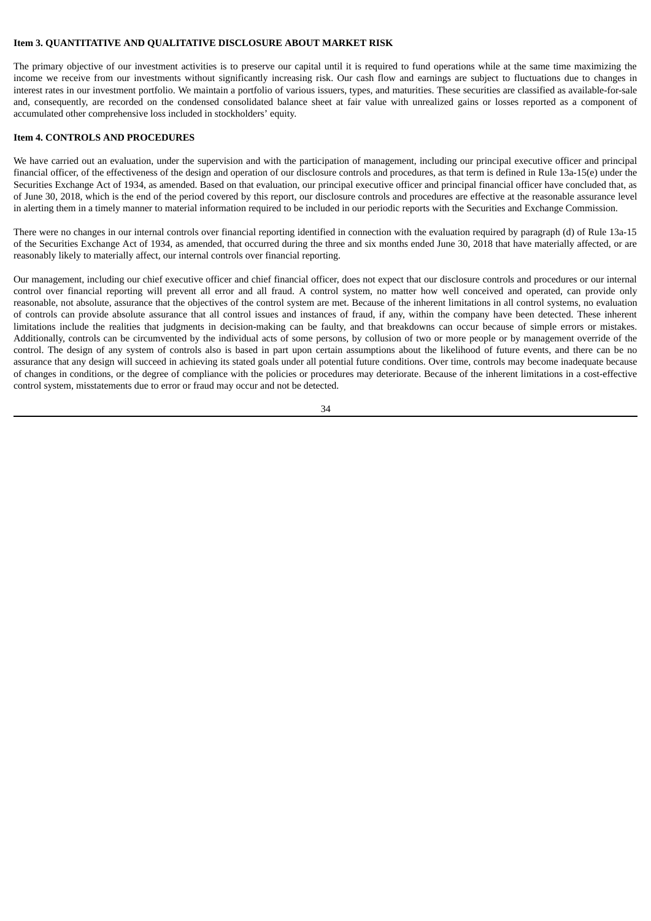**Item 3. QUANTITATIVE AND QUALITATIVE DISCLOSURE ABOUT MARKET RISK**

The primary objective of our investment activities is to preserve our capital until it is required to fund operations while at the same time maximizing the income we receive from our investments without significantly increasing risk. Our cash flow and earnings are subject to fluctuations due to changes in interest rates in our investment portfolio. We maintain a portfolio of various issuers, types, and maturities. These securities are classified as available-for-sale and, consequently, are recorded on the condensed consolidated balance sheet at fair value with unrealized gains or losses reported as a component of accumulated other comprehensive loss included in stockholders' equity.

**Item 4. CONTROLS AND PROCEDURES**

We have carried out an evaluation, under the supervision and with the participation of management, including our principal executive officer and principal financial officer, of the effectiveness of the design and operation of our disclosure controls and procedures, as that term is defined in Rule 13a-15(e) under the Securities Exchange Act of 1934, as amended. Based on that evaluation, our principal executive officer and principal financial officer have concluded that, as of June 30, 2018, which is the end of the period covered by this report, our disclosure controls and procedures are effective at the reasonable assurance level in alerting them in a timely manner to material information required to be included in our periodic reports with the Securities and Exchange Commission.

There were no changes in our internal controls over financial reporting identified in connection with the evaluation required by paragraph (d) of Rule 13a-15 of the Securities Exchange Act of 1934, as amended, that occurred during the three and six months ended June 30, 2018 that have materially affected, or are reasonably likely to materially affect, our internal controls over financial reporting.

Our management, including our chief executive officer and chief financial officer, does not expect that our disclosure controls and procedures or our internal control over financial reporting will prevent all error and all fraud. A control system, no matter how well conceived and operated, can provide only reasonable, not absolute, assurance that the objectives of the control system are met. Because of the inherent limitations in all control systems, no evaluation of controls can provide absolute assurance that all control issues and instances of fraud, if any, within the company have been detected. These inherent limitations include the realities that judgments in decision-making can be faulty, and that breakdowns can occur because of simple errors or mistakes. Additionally, controls can be circumvented by the individual acts of some persons, by collusion of two or more people or by management override of the control. The design of any system of controls also is based in part upon certain assumptions about the likelihood of future events, and there can be no assurance that any design will succeed in achieving its stated goals under all potential future conditions. Over time, controls may become inadequate because of changes in conditions, or the degree of compliance with the policies or procedures may deteriorate. Because of the inherent limitations in a cost-effective control system, misstatements due to error or fraud may occur and not be detected.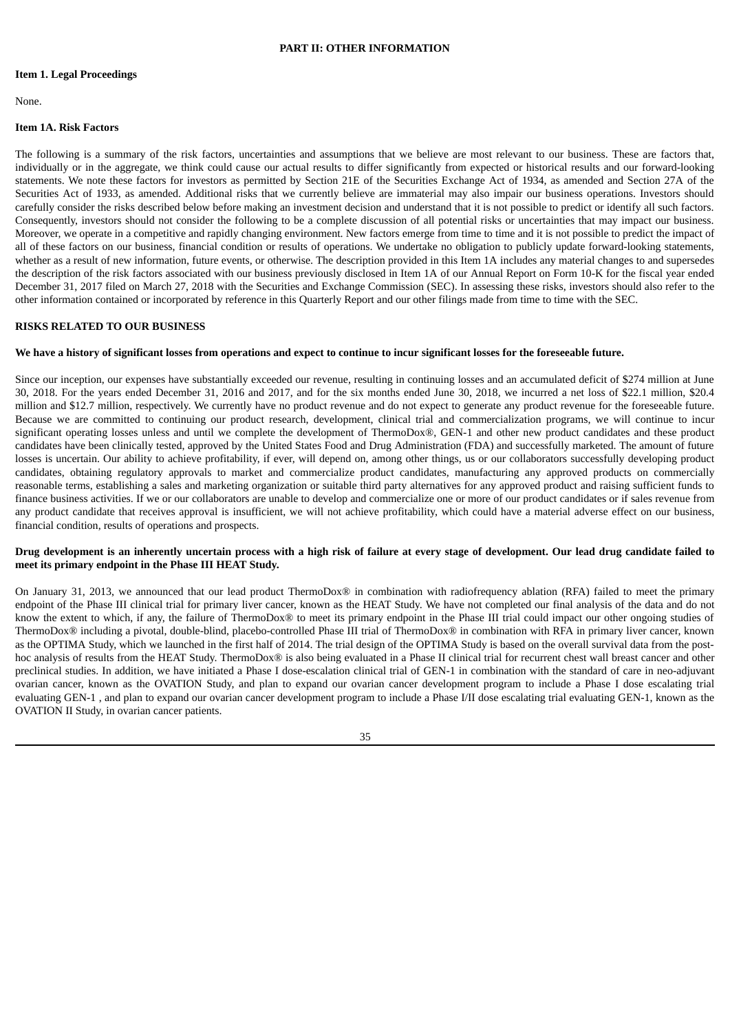## PART II: OTHER INFORMATION

### Item 1. Legal Proceedings

None.

### Item 1A. Risk Factors

The following is a summary of the risk factors, uncertainties and assumptions that we believe are most relevant to our business. These are factors that, individually or in the aggregate, we think could cause our actual results to differ significantly from expected or historical results and our forward-looking statements. We note these factors for investors as permitted by Section 21E of the Securities Exchange Act of 1934, as amended and Section 27A of the Securities Act of 1933, as amended. Additional risks that we currently believe are immaterial may also impair our business operations. Investors should carefully consider the risks described below before making an investment decision and understand that it is not possible to predict or identify all such factors. Consequently, investors should not consider the following to be a complete discussion of all potential risks or uncertainties that may impact our business. Moreover, we operate in a competitive and rapidly changing environment. New factors emerge from time to time and it is not possible to predict the impact of all of these factors on our business, financial condition or results of operations. We undertake no obligation to publicly update forward-looking statements, whether as a result of new information, future events, or otherwise. The description provided in this Item 1A includes any material changes to and supersedes the description of the risk factors associated with our business previously disclosed in Item 1A of our Annual Report on Form 10-K for the fiscal year ended December 31, 2017 filed on March 27, 2018 with the Securities and Exchange Commission (SEC). In assessing these risks, investors should also refer to the other information contained or incorporated by reference in this Quarterly Report and our other filings made from time to time with the SEC.

### RISKS RELATED TO OUR BUSINESS

**We have a history of significant losses from operations and expect to continue to incur significant losses for the foreseeable future.**

Since our inception, our expenses have substantially exceeded our revenue, resulting in continuing losses and an accumulated deficit of $274 million at June 30, 2018. For the years ended December 31, 2016 and 2017, and for the six months ended June 30, 2018, we incurred a net loss of $22.1 million, $20.4 million and $12.7 million, respectively. We currently have no product revenue and do not expect to generate any product revenue for the foreseeable future. Because we are committed to continuing our product research, development, clinical trial and commercialization programs, we will continue to incur significant operating losses unless and until we complete the development of ThermoDox®, GEN-1 and other new product candidates and these product candidates have been clinically tested, approved by the United States Food and Drug Administration (FDA) and successfully marketed. The amount of future losses is uncertain. Our ability to achieve profitability, if ever, will depend on, among other things, us or our collaborators successfully developing product candidates, obtaining regulatory approvals to market and commercialize product candidates, manufacturing any approved products on commercially reasonable terms, establishing a sales and marketing organization or suitable third party alternatives for any approved product and raising sufficient funds to finance business activities. If we or our collaborators are unable to develop and commercialize one or more of our product candidates or if sales revenue from any product candidate that receives approval is insufficient, we will not achieve profitability, which could have a material adverse effect on our business, financial condition, results of operations and prospects.

**Drug development is an inherently uncertain process with a high risk of failure at every stage of development. Our lead drug candidate failed to meet its primary endpoint in the Phase III HEAT Study.**

On January 31, 2013, we announced that our lead product ThermoDox® in combination with radiofrequency ablation (RFA) failed to meet the primary endpoint of the Phase III clinical trial for primary liver cancer, known as the HEAT Study. We have not completed our final analysis of the data and do not know the extent to which, if any, the failure of ThermoDox® to meet its primary endpoint in the Phase III trial could impact our other ongoing studies of ThermoDox® including a pivotal, double-blind, placebo-controlled Phase III trial of ThermoDox® in combination with RFA in primary liver cancer, known as the OPTIMA Study, which we launched in the first half of 2014. The trial design of the OPTIMA Study is based on the overall survival data from the post-hoc analysis of results from the HEAT Study. ThermoDox® is also being evaluated in a Phase II clinical trial for recurrent chest wall breast cancer and other preclinical studies. In addition, we have initiated a Phase I dose-escalation clinical trial of GEN-1 in combination with the standard of care in neo-adjuvant ovarian cancer, known as the OVATION Study, and plan to expand our ovarian cancer development program to include a Phase I dose escalating trial evaluating GEN-1 , and plan to expand our ovarian cancer development program to include a Phase I/II dose escalating trial evaluating GEN-1, known as the OVATION II Study, in ovarian cancer patients.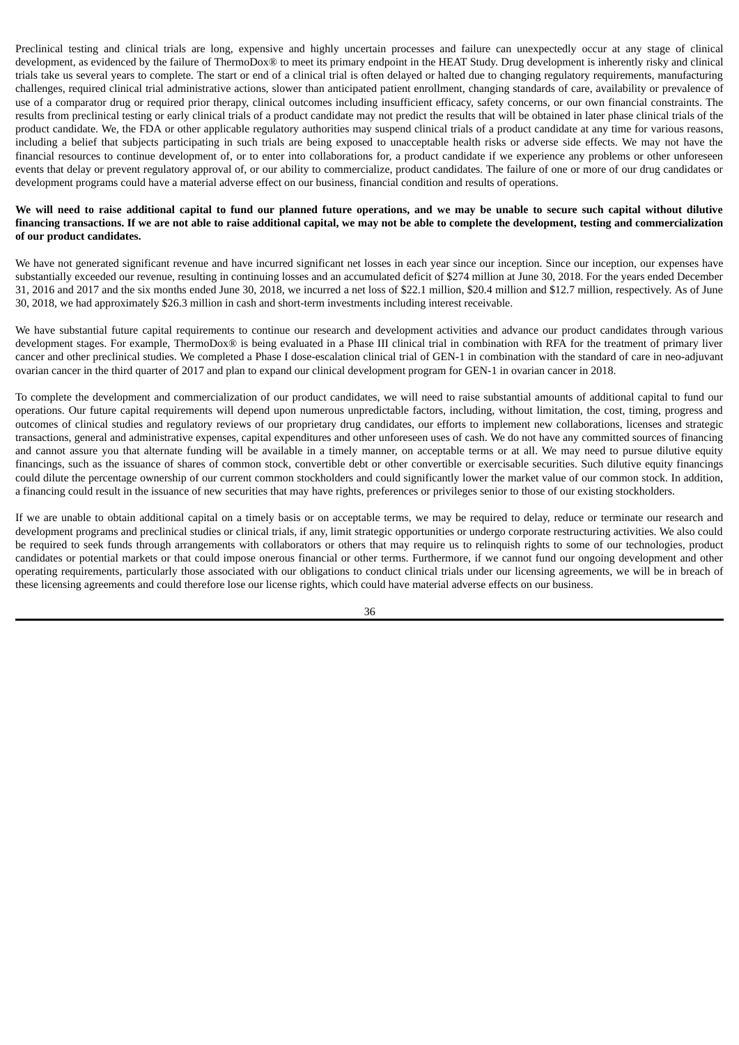Preclinical testing and clinical trials are long, expensive and highly uncertain processes and failure can unexpectedly occur at any stage of clinical development, as evidenced by the failure of ThermoDox® to meet its primary endpoint in the HEAT Study. Drug development is inherently risky and clinical trials take us several years to complete. The start or end of a clinical trial is often delayed or halted due to changing regulatory requirements, manufacturing challenges, required clinical trial administrative actions, slower than anticipated patient enrollment, changing standards of care, availability or prevalence of use of a comparator drug or required prior therapy, clinical outcomes including insufficient efficacy, safety concerns, or our own financial constraints. The results from preclinical testing or early clinical trials of a product candidate may not predict the results that will be obtained in later phase clinical trials of the product candidate. We, the FDA or other applicable regulatory authorities may suspend clinical trials of a product candidate at any time for various reasons, including a belief that subjects participating in such trials are being exposed to unacceptable health risks or adverse side effects. We may not have the financial resources to continue development of, or to enter into collaborations for, a product candidate if we experience any problems or other unforeseen events that delay or prevent regulatory approval of, or our ability to commercialize, product candidates. The failure of one or more of our drug candidates or development programs could have a material adverse effect on our business, financial condition and results of operations.

**We will need to raise additional capital to fund our planned future operations, and we may be unable to secure such capital without dilutive financing transactions. If we are not able to raise additional capital, we may not be able to complete the development, testing and commercialization of our product candidates.**

We have not generated significant revenue and have incurred significant net losses in each year since our inception. Since our inception, our expenses have substantially exceeded our revenue, resulting in continuing losses and an accumulated deficit of $274 million at June 30, 2018. For the years ended December 31, 2016 and 2017 and the six months ended June 30, 2018, we incurred a net loss of $22.1 million, $20.4 million and $12.7 million, respectively. As of June 30, 2018, we had approximately $26.3 million in cash and short-term investments including interest receivable.

We have substantial future capital requirements to continue our research and development activities and advance our product candidates through various development stages. For example, ThermoDox® is being evaluated in a Phase III clinical trial in combination with RFA for the treatment of primary liver cancer and other preclinical studies. We completed a Phase I dose-escalation clinical trial of GEN-1 in combination with the standard of care in neo-adjuvant ovarian cancer in the third quarter of 2017 and plan to expand our clinical development program for GEN-1 in ovarian cancer in 2018.

To complete the development and commercialization of our product candidates, we will need to raise substantial amounts of additional capital to fund our operations. Our future capital requirements will depend upon numerous unpredictable factors, including, without limitation, the cost, timing, progress and outcomes of clinical studies and regulatory reviews of our proprietary drug candidates, our efforts to implement new collaborations, licenses and strategic transactions, general and administrative expenses, capital expenditures and other unforeseen uses of cash. We do not have any committed sources of financing and cannot assure you that alternate funding will be available in a timely manner, on acceptable terms or at all. We may need to pursue dilutive equity financings, such as the issuance of shares of common stock, convertible debt or other convertible or exercisable securities. Such dilutive equity financings could dilute the percentage ownership of our current common stockholders and could significantly lower the market value of our common stock. In addition, a financing could result in the issuance of new securities that may have rights, preferences or privileges senior to those of our existing stockholders.

If we are unable to obtain additional capital on a timely basis or on acceptable terms, we may be required to delay, reduce or terminate our research and development programs and preclinical studies or clinical trials, if any, limit strategic opportunities or undergo corporate restructuring activities. We also could be required to seek funds through arrangements with collaborators or others that may require us to relinquish rights to some of our technologies, product candidates or potential markets or that could impose onerous financial or other terms. Furthermore, if we cannot fund our ongoing development and other operating requirements, particularly those associated with our obligations to conduct clinical trials under our licensing agreements, we will be in breach of these licensing agreements and could therefore lose our license rights, which could have material adverse effects on our business.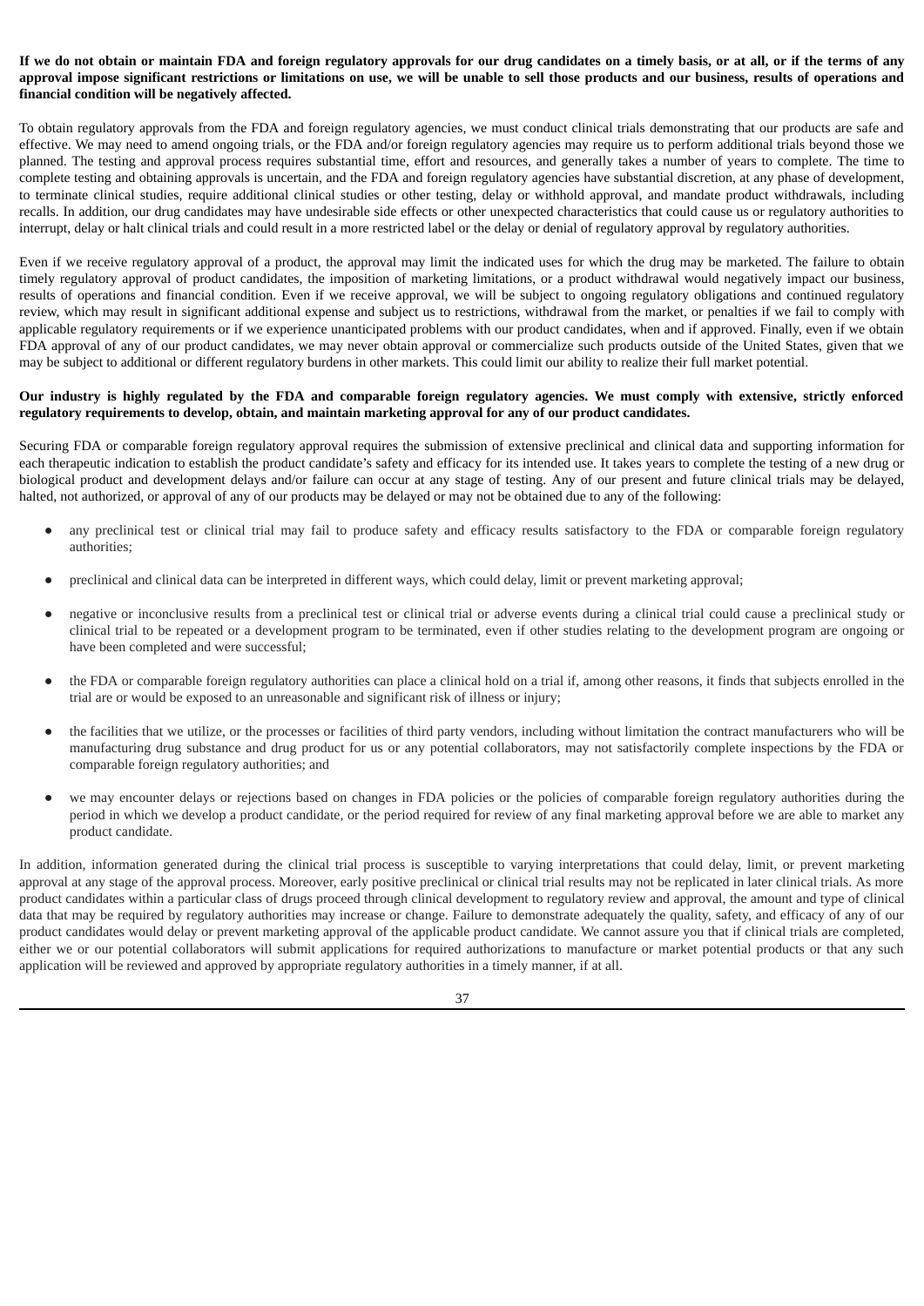**If we do not obtain or maintain FDA and foreign regulatory approvals for our drug candidates on a timely basis, or at all, or if the terms of any approval impose significant restrictions or limitations on use, we will be unable to sell those products and our business, results of operations and financial condition will be negatively affected.**

To obtain regulatory approvals from the FDA and foreign regulatory agencies, we must conduct clinical trials demonstrating that our products are safe and effective. We may need to amend ongoing trials, or the FDA and/or foreign regulatory agencies may require us to perform additional trials beyond those we planned. The testing and approval process requires substantial time, effort and resources, and generally takes a number of years to complete. The time to complete testing and obtaining approvals is uncertain, and the FDA and foreign regulatory agencies have substantial discretion, at any phase of development, to terminate clinical studies, require additional clinical studies or other testing, delay or withhold approval, and mandate product withdrawals, including recalls. In addition, our drug candidates may have undesirable side effects or other unexpected characteristics that could cause us or regulatory authorities to interrupt, delay or halt clinical trials and could result in a more restricted label or the delay or denial of regulatory approval by regulatory authorities.

Even if we receive regulatory approval of a product, the approval may limit the indicated uses for which the drug may be marketed. The failure to obtain timely regulatory approval of product candidates, the imposition of marketing limitations, or a product withdrawal would negatively impact our business, results of operations and financial condition. Even if we receive approval, we will be subject to ongoing regulatory obligations and continued regulatory review, which may result in significant additional expense and subject us to restrictions, withdrawal from the market, or penalties if we fail to comply with applicable regulatory requirements or if we experience unanticipated problems with our product candidates, when and if approved. Finally, even if we obtain FDA approval of any of our product candidates, we may never obtain approval or commercialize such products outside of the United States, given that we may be subject to additional or different regulatory burdens in other markets. This could limit our ability to realize their full market potential.

**Our industry is highly regulated by the FDA and comparable foreign regulatory agencies. We must comply with extensive, strictly enforced regulatory requirements to develop, obtain, and maintain marketing approval for any of our product candidates.**

Securing FDA or comparable foreign regulatory approval requires the submission of extensive preclinical and clinical data and supporting information for each therapeutic indication to establish the product candidate's safety and efficacy for its intended use. It takes years to complete the testing of a new drug or biological product and development delays and/or failure can occur at any stage of testing. Any of our present and future clinical trials may be delayed, halted, not authorized, or approval of any of our products may be delayed or may not be obtained due to any of the following:

- any preclinical test or clinical trial may fail to produce safety and efficacy results satisfactory to the FDA or comparable foreign regulatory authorities;
- preclinical and clinical data can be interpreted in different ways, which could delay, limit or prevent marketing approval;
- negative or inconclusive results from a preclinical test or clinical trial or adverse events during a clinical trial could cause a preclinical study or clinical trial to be repeated or a development program to be terminated, even if other studies relating to the development program are ongoing or have been completed and were successful;
- the FDA or comparable foreign regulatory authorities can place a clinical hold on a trial if, among other reasons, it finds that subjects enrolled in the trial are or would be exposed to an unreasonable and significant risk of illness or injury;
- the facilities that we utilize, or the processes or facilities of third party vendors, including without limitation the contract manufacturers who will be manufacturing drug substance and drug product for us or any potential collaborators, may not satisfactorily complete inspections by the FDA or comparable foreign regulatory authorities; and
- we may encounter delays or rejections based on changes in FDA policies or the policies of comparable foreign regulatory authorities during the period in which we develop a product candidate, or the period required for review of any final marketing approval before we are able to market any product candidate.

In addition, information generated during the clinical trial process is susceptible to varying interpretations that could delay, limit, or prevent marketing approval at any stage of the approval process. Moreover, early positive preclinical or clinical trial results may not be replicated in later clinical trials. As more product candidates within a particular class of drugs proceed through clinical development to regulatory review and approval, the amount and type of clinical data that may be required by regulatory authorities may increase or change. Failure to demonstrate adequately the quality, safety, and efficacy of any of our product candidates would delay or prevent marketing approval of the applicable product candidate. We cannot assure you that if clinical trials are completed, either we or our potential collaborators will submit applications for required authorizations to manufacture or market potential products or that any such application will be reviewed and approved by appropriate regulatory authorities in a timely manner, if at all.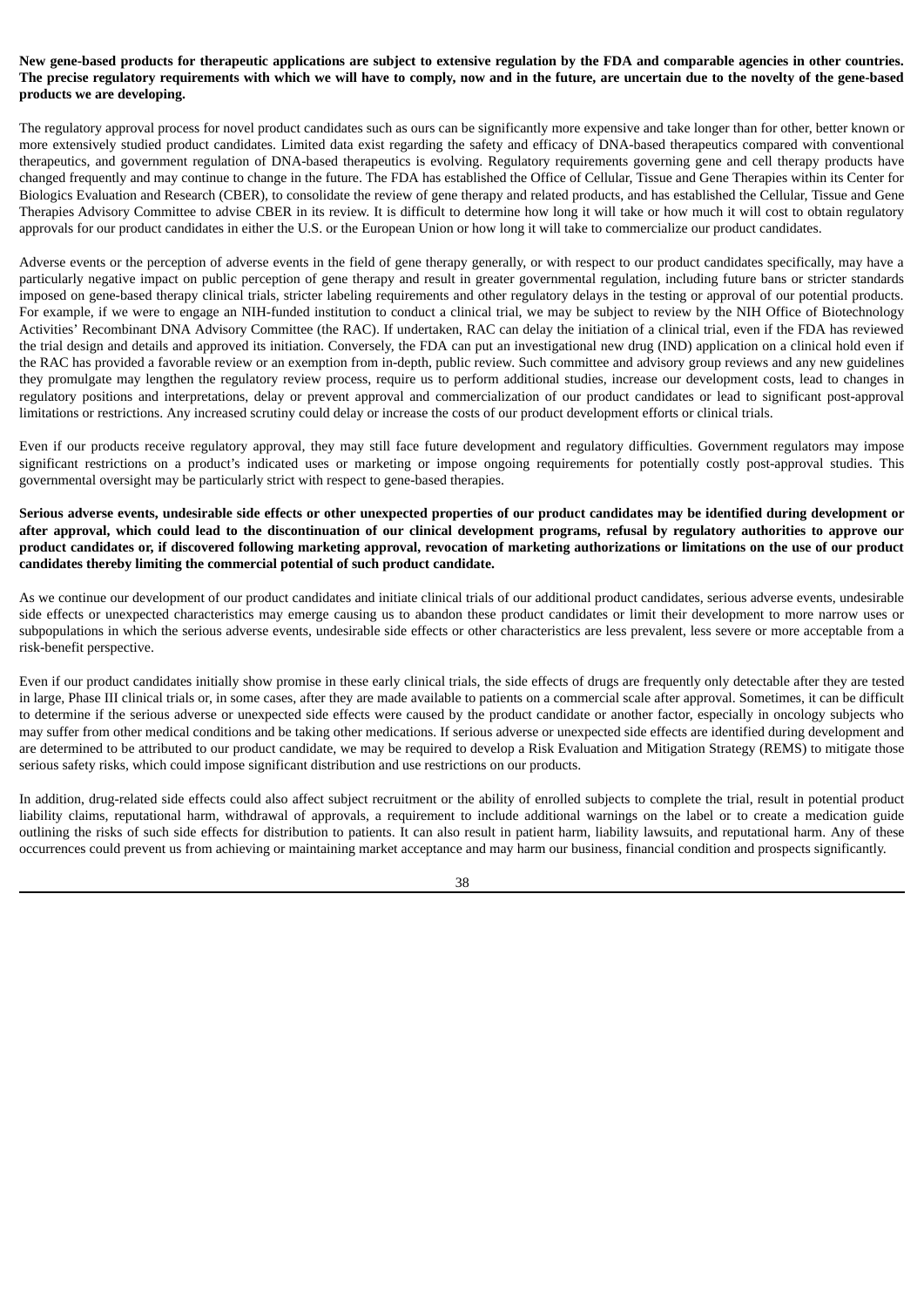**New gene-based products for therapeutic applications are subject to extensive regulation by the FDA and comparable agencies in other countries. The precise regulatory requirements with which we will have to comply, now and in the future, are uncertain due to the novelty of the gene-based products we are developing.**

The regulatory approval process for novel product candidates such as ours can be significantly more expensive and take longer than for other, better known or more extensively studied product candidates. Limited data exist regarding the safety and efficacy of DNA-based therapeutics compared with conventional therapeutics, and government regulation of DNA-based therapeutics is evolving. Regulatory requirements governing gene and cell therapy products have changed frequently and may continue to change in the future. The FDA has established the Office of Cellular, Tissue and Gene Therapies within its Center for Biologics Evaluation and Research (CBER), to consolidate the review of gene therapy and related products, and has established the Cellular, Tissue and Gene Therapies Advisory Committee to advise CBER in its review. It is difficult to determine how long it will take or how much it will cost to obtain regulatory approvals for our product candidates in either the U.S. or the European Union or how long it will take to commercialize our product candidates.

Adverse events or the perception of adverse events in the field of gene therapy generally, or with respect to our product candidates specifically, may have a particularly negative impact on public perception of gene therapy and result in greater governmental regulation, including future bans or stricter standards imposed on gene-based therapy clinical trials, stricter labeling requirements and other regulatory delays in the testing or approval of our potential products. For example, if we were to engage an NIH-funded institution to conduct a clinical trial, we may be subject to review by the NIH Office of Biotechnology Activities' Recombinant DNA Advisory Committee (the RAC). If undertaken, RAC can delay the initiation of a clinical trial, even if the FDA has reviewed the trial design and details and approved its initiation. Conversely, the FDA can put an investigational new drug (IND) application on a clinical hold even if the RAC has provided a favorable review or an exemption from in-depth, public review. Such committee and advisory group reviews and any new guidelines they promulgate may lengthen the regulatory review process, require us to perform additional studies, increase our development costs, lead to changes in regulatory positions and interpretations, delay or prevent approval and commercialization of our product candidates or lead to significant post-approval limitations or restrictions. Any increased scrutiny could delay or increase the costs of our product development efforts or clinical trials.

Even if our products receive regulatory approval, they may still face future development and regulatory difficulties. Government regulators may impose significant restrictions on a product's indicated uses or marketing or impose ongoing requirements for potentially costly post-approval studies. This governmental oversight may be particularly strict with respect to gene-based therapies.

**Serious adverse events, undesirable side effects or other unexpected properties of our product candidates may be identified during development or after approval, which could lead to the discontinuation of our clinical development programs, refusal by regulatory authorities to approve our product candidates or, if discovered following marketing approval, revocation of marketing authorizations or limitations on the use of our product candidates thereby limiting the commercial potential of such product candidate.**

As we continue our development of our product candidates and initiate clinical trials of our additional product candidates, serious adverse events, undesirable side effects or unexpected characteristics may emerge causing us to abandon these product candidates or limit their development to more narrow uses or subpopulations in which the serious adverse events, undesirable side effects or other characteristics are less prevalent, less severe or more acceptable from a risk-benefit perspective.

Even if our product candidates initially show promise in these early clinical trials, the side effects of drugs are frequently only detectable after they are tested in large, Phase III clinical trials or, in some cases, after they are made available to patients on a commercial scale after approval. Sometimes, it can be difficult to determine if the serious adverse or unexpected side effects were caused by the product candidate or another factor, especially in oncology subjects who may suffer from other medical conditions and be taking other medications. If serious adverse or unexpected side effects are identified during development and are determined to be attributed to our product candidate, we may be required to develop a Risk Evaluation and Mitigation Strategy (REMS) to mitigate those serious safety risks, which could impose significant distribution and use restrictions on our products.

In addition, drug-related side effects could also affect subject recruitment or the ability of enrolled subjects to complete the trial, result in potential product liability claims, reputational harm, withdrawal of approvals, a requirement to include additional warnings on the label or to create a medication guide outlining the risks of such side effects for distribution to patients. It can also result in patient harm, liability lawsuits, and reputational harm. Any of these occurrences could prevent us from achieving or maintaining market acceptance and may harm our business, financial condition and prospects significantly.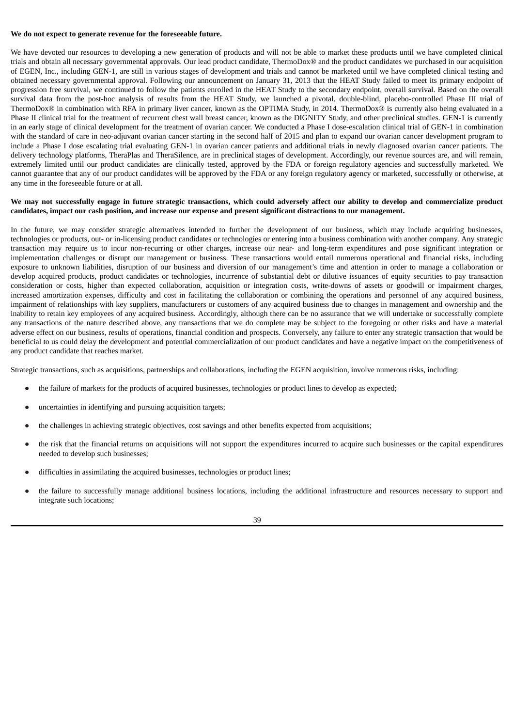**We do not expect to generate revenue for the foreseeable future.**

We have devoted our resources to developing a new generation of products and will not be able to market these products until we have completed clinical trials and obtain all necessary governmental approvals. Our lead product candidate, ThermoDox® and the product candidates we purchased in our acquisition of EGEN, Inc., including GEN-1, are still in various stages of development and trials and cannot be marketed until we have completed clinical testing and obtained necessary governmental approval. Following our announcement on January 31, 2013 that the HEAT Study failed to meet its primary endpoint of progression free survival, we continued to follow the patients enrolled in the HEAT Study to the secondary endpoint, overall survival. Based on the overall survival data from the post-hoc analysis of results from the HEAT Study, we launched a pivotal, double-blind, placebo-controlled Phase III trial of ThermoDox® in combination with RFA in primary liver cancer, known as the OPTIMA Study, in 2014. ThermoDox® is currently also being evaluated in a Phase II clinical trial for the treatment of recurrent chest wall breast cancer, known as the DIGNITY Study, and other preclinical studies. GEN-1 is currently in an early stage of clinical development for the treatment of ovarian cancer. We conducted a Phase I dose-escalation clinical trial of GEN-1 in combination with the standard of care in neo-adjuvant ovarian cancer starting in the second half of 2015 and plan to expand our ovarian cancer development program to include a Phase I dose escalating trial evaluating GEN-1 in ovarian cancer patients and additional trials in newly diagnosed ovarian cancer patients. The delivery technology platforms, TheraPlas and TheraSilence, are in preclinical stages of development. Accordingly, our revenue sources are, and will remain, extremely limited until our product candidates are clinically tested, approved by the FDA or foreign regulatory agencies and successfully marketed. We cannot guarantee that any of our product candidates will be approved by the FDA or any foreign regulatory agency or marketed, successfully or otherwise, at any time in the foreseeable future or at all.

**We may not successfully engage in future strategic transactions, which could adversely affect our ability to develop and commercialize product candidates, impact our cash position, and increase our expense and present significant distractions to our management.**

In the future, we may consider strategic alternatives intended to further the development of our business, which may include acquiring businesses, technologies or products, out- or in-licensing product candidates or technologies or entering into a business combination with another company. Any strategic transaction may require us to incur non-recurring or other charges, increase our near- and long-term expenditures and pose significant integration or implementation challenges or disrupt our management or business. These transactions would entail numerous operational and financial risks, including exposure to unknown liabilities, disruption of our business and diversion of our management's time and attention in order to manage a collaboration or develop acquired products, product candidates or technologies, incurrence of substantial debt or dilutive issuances of equity securities to pay transaction consideration or costs, higher than expected collaboration, acquisition or integration costs, write-downs of assets or goodwill or impairment charges, increased amortization expenses, difficulty and cost in facilitating the collaboration or combining the operations and personnel of any acquired business, impairment of relationships with key suppliers, manufacturers or customers of any acquired business due to changes in management and ownership and the inability to retain key employees of any acquired business. Accordingly, although there can be no assurance that we will undertake or successfully complete any transactions of the nature described above, any transactions that we do complete may be subject to the foregoing or other risks and have a material adverse effect on our business, results of operations, financial condition and prospects. Conversely, any failure to enter any strategic transaction that would be beneficial to us could delay the development and potential commercialization of our product candidates and have a negative impact on the competitiveness of any product candidate that reaches market.

Strategic transactions, such as acquisitions, partnerships and collaborations, including the EGEN acquisition, involve numerous risks, including:

- the failure of markets for the products of acquired businesses, technologies or product lines to develop as expected;
- uncertainties in identifying and pursuing acquisition targets;
- the challenges in achieving strategic objectives, cost savings and other benefits expected from acquisitions;
- the risk that the financial returns on acquisitions will not support the expenditures incurred to acquire such businesses or the capital expenditures needed to develop such businesses;
- difficulties in assimilating the acquired businesses, technologies or product lines;
- the failure to successfully manage additional business locations, including the additional infrastructure and resources necessary to support and integrate such locations;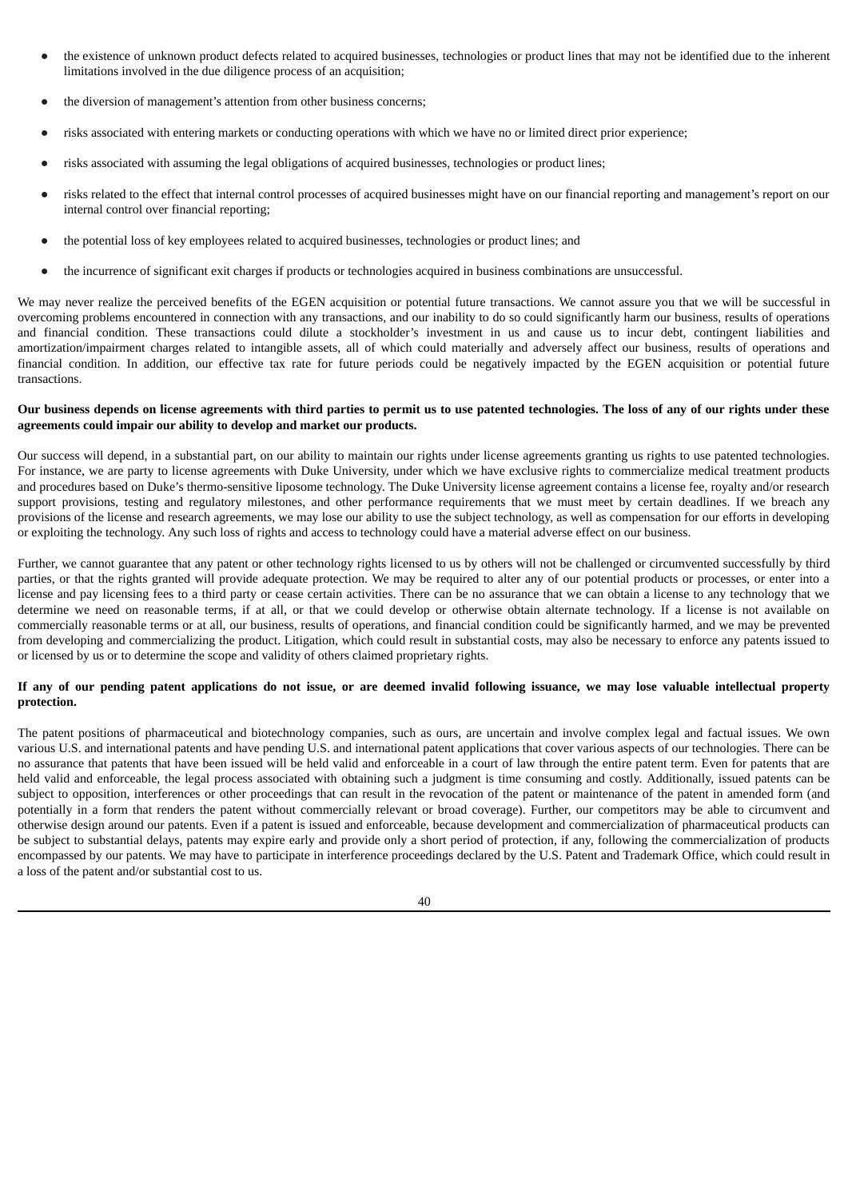- the existence of unknown product defects related to acquired businesses, technologies or product lines that may not be identified due to the inherent limitations involved in the due diligence process of an acquisition;
- the diversion of management's attention from other business concerns;
- risks associated with entering markets or conducting operations with which we have no or limited direct prior experience;
- risks associated with assuming the legal obligations of acquired businesses, technologies or product lines;
- risks related to the effect that internal control processes of acquired businesses might have on our financial reporting and management's report on our internal control over financial reporting;
- the potential loss of key employees related to acquired businesses, technologies or product lines; and
- the incurrence of significant exit charges if products or technologies acquired in business combinations are unsuccessful.

We may never realize the perceived benefits of the EGEN acquisition or potential future transactions. We cannot assure you that we will be successful in overcoming problems encountered in connection with any transactions, and our inability to do so could significantly harm our business, results of operations and financial condition. These transactions could dilute a stockholder's investment in us and cause us to incur debt, contingent liabilities and amortization/impairment charges related to intangible assets, all of which could materially and adversely affect our business, results of operations and financial condition. In addition, our effective tax rate for future periods could be negatively impacted by the EGEN acquisition or potential future transactions.

**Our business depends on license agreements with third parties to permit us to use patented technologies. The loss of any of our rights under these agreements could impair our ability to develop and market our products.**

Our success will depend, in a substantial part, on our ability to maintain our rights under license agreements granting us rights to use patented technologies. For instance, we are party to license agreements with Duke University, under which we have exclusive rights to commercialize medical treatment products and procedures based on Duke's thermo-sensitive liposome technology. The Duke University license agreement contains a license fee, royalty and/or research support provisions, testing and regulatory milestones, and other performance requirements that we must meet by certain deadlines. If we breach any provisions of the license and research agreements, we may lose our ability to use the subject technology, as well as compensation for our efforts in developing or exploiting the technology. Any such loss of rights and access to technology could have a material adverse effect on our business.

Further, we cannot guarantee that any patent or other technology rights licensed to us by others will not be challenged or circumvented successfully by third parties, or that the rights granted will provide adequate protection. We may be required to alter any of our potential products or processes, or enter into a license and pay licensing fees to a third party or cease certain activities. There can be no assurance that we can obtain a license to any technology that we determine we need on reasonable terms, if at all, or that we could develop or otherwise obtain alternate technology. If a license is not available on commercially reasonable terms or at all, our business, results of operations, and financial condition could be significantly harmed, and we may be prevented from developing and commercializing the product. Litigation, which could result in substantial costs, may also be necessary to enforce any patents issued to or licensed by us or to determine the scope and validity of others claimed proprietary rights.

**If any of our pending patent applications do not issue, or are deemed invalid following issuance, we may lose valuable intellectual property protection.**

The patent positions of pharmaceutical and biotechnology companies, such as ours, are uncertain and involve complex legal and factual issues. We own various U.S. and international patents and have pending U.S. and international patent applications that cover various aspects of our technologies. There can be no assurance that patents that have been issued will be held valid and enforceable in a court of law through the entire patent term. Even for patents that are held valid and enforceable, the legal process associated with obtaining such a judgment is time consuming and costly. Additionally, issued patents can be subject to opposition, interferences or other proceedings that can result in the revocation of the patent or maintenance of the patent in amended form (and potentially in a form that renders the patent without commercially relevant or broad coverage). Further, our competitors may be able to circumvent and otherwise design around our patents. Even if a patent is issued and enforceable, because development and commercialization of pharmaceutical products can be subject to substantial delays, patents may expire early and provide only a short period of protection, if any, following the commercialization of products encompassed by our patents. We may have to participate in interference proceedings declared by the U.S. Patent and Trademark Office, which could result in a loss of the patent and/or substantial cost to us.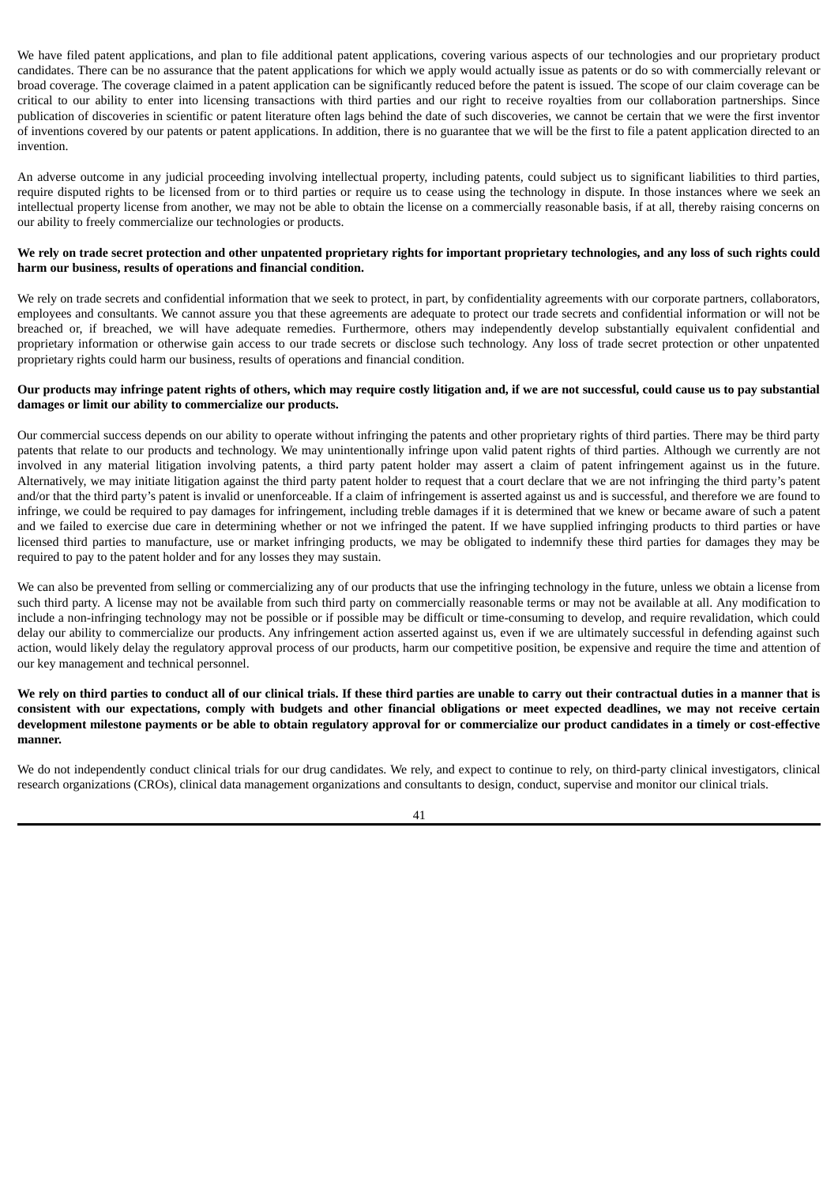We have filed patent applications, and plan to file additional patent applications, covering various aspects of our technologies and our proprietary product candidates. There can be no assurance that the patent applications for which we apply would actually issue as patents or do so with commercially relevant or broad coverage. The coverage claimed in a patent application can be significantly reduced before the patent is issued. The scope of our claim coverage can be critical to our ability to enter into licensing transactions with third parties and our right to receive royalties from our collaboration partnerships. Since publication of discoveries in scientific or patent literature often lags behind the date of such discoveries, we cannot be certain that we were the first inventor of inventions covered by our patents or patent applications. In addition, there is no guarantee that we will be the first to file a patent application directed to an invention.

An adverse outcome in any judicial proceeding involving intellectual property, including patents, could subject us to significant liabilities to third parties, require disputed rights to be licensed from or to third parties or require us to cease using the technology in dispute. In those instances where we seek an intellectual property license from another, we may not be able to obtain the license on a commercially reasonable basis, if at all, thereby raising concerns on our ability to freely commercialize our technologies or products.

**We rely on trade secret protection and other unpatented proprietary rights for important proprietary technologies, and any loss of such rights could harm our business, results of operations and financial condition.**

We rely on trade secrets and confidential information that we seek to protect, in part, by confidentiality agreements with our corporate partners, collaborators, employees and consultants. We cannot assure you that these agreements are adequate to protect our trade secrets and confidential information or will not be breached or, if breached, we will have adequate remedies. Furthermore, others may independently develop substantially equivalent confidential and proprietary information or otherwise gain access to our trade secrets or disclose such technology. Any loss of trade secret protection or other unpatented proprietary rights could harm our business, results of operations and financial condition.

**Our products may infringe patent rights of others, which may require costly litigation and, if we are not successful, could cause us to pay substantial damages or limit our ability to commercialize our products.**

Our commercial success depends on our ability to operate without infringing the patents and other proprietary rights of third parties. There may be third party patents that relate to our products and technology. We may unintentionally infringe upon valid patent rights of third parties. Although we currently are not involved in any material litigation involving patents, a third party patent holder may assert a claim of patent infringement against us in the future. Alternatively, we may initiate litigation against the third party patent holder to request that a court declare that we are not infringing the third party's patent and/or that the third party's patent is invalid or unenforceable. If a claim of infringement is asserted against us and is successful, and therefore we are found to infringe, we could be required to pay damages for infringement, including treble damages if it is determined that we knew or became aware of such a patent and we failed to exercise due care in determining whether or not we infringed the patent. If we have supplied infringing products to third parties or have licensed third parties to manufacture, use or market infringing products, we may be obligated to indemnify these third parties for damages they may be required to pay to the patent holder and for any losses they may sustain.

We can also be prevented from selling or commercializing any of our products that use the infringing technology in the future, unless we obtain a license from such third party. A license may not be available from such third party on commercially reasonable terms or may not be available at all. Any modification to include a non-infringing technology may not be possible or if possible may be difficult or time-consuming to develop, and require revalidation, which could delay our ability to commercialize our products. Any infringement action asserted against us, even if we are ultimately successful in defending against such action, would likely delay the regulatory approval process of our products, harm our competitive position, be expensive and require the time and attention of our key management and technical personnel.

**We rely on third parties to conduct all of our clinical trials. If these third parties are unable to carry out their contractual duties in a manner that is consistent with our expectations, comply with budgets and other financial obligations or meet expected deadlines, we may not receive certain development milestone payments or be able to obtain regulatory approval for or commercialize our product candidates in a timely or cost-effective manner.**

We do not independently conduct clinical trials for our drug candidates. We rely, and expect to continue to rely, on third-party clinical investigators, clinical research organizations (CROs), clinical data management organizations and consultants to design, conduct, supervise and monitor our clinical trials.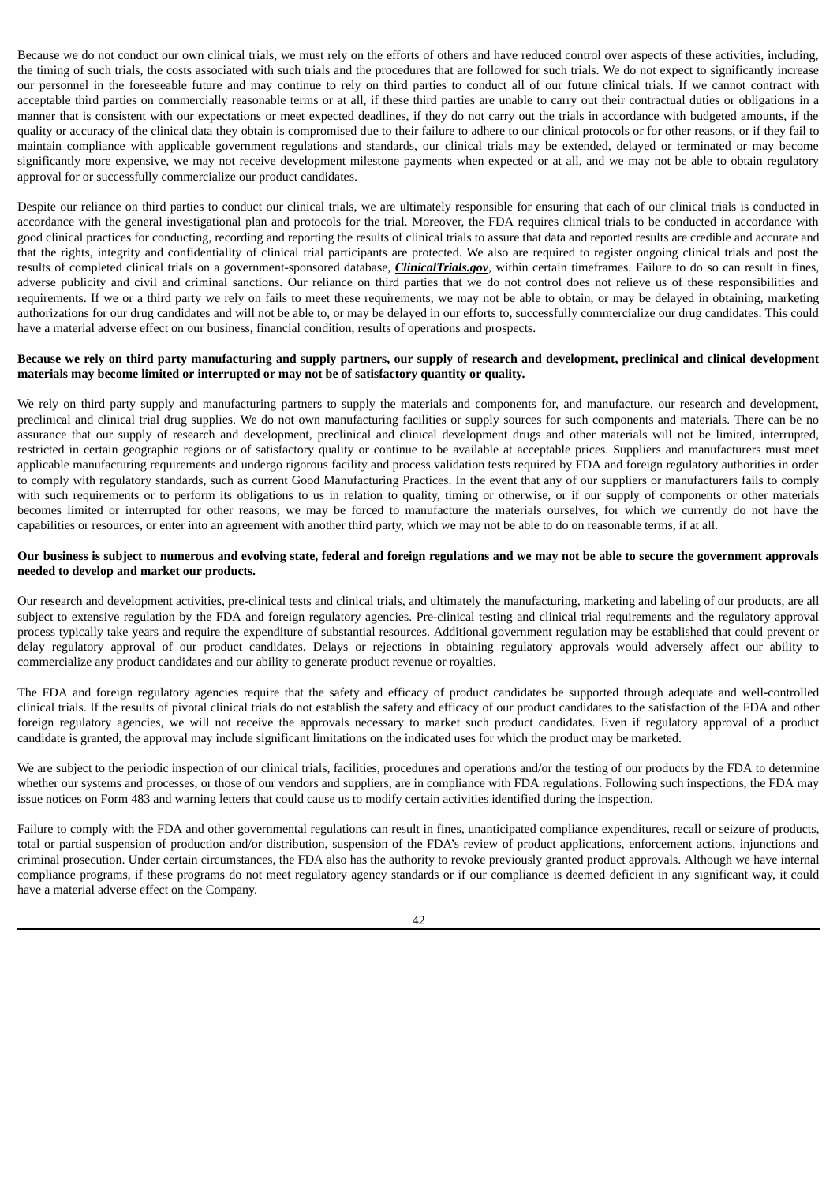Because we do not conduct our own clinical trials, we must rely on the efforts of others and have reduced control over aspects of these activities, including, the timing of such trials, the costs associated with such trials and the procedures that are followed for such trials. We do not expect to significantly increase our personnel in the foreseeable future and may continue to rely on third parties to conduct all of our future clinical trials. If we cannot contract with acceptable third parties on commercially reasonable terms or at all, if these third parties are unable to carry out their contractual duties or obligations in a manner that is consistent with our expectations or meet expected deadlines, if they do not carry out the trials in accordance with budgeted amounts, if the quality or accuracy of the clinical data they obtain is compromised due to their failure to adhere to our clinical protocols or for other reasons, or if they fail to maintain compliance with applicable government regulations and standards, our clinical trials may be extended, delayed or terminated or may become significantly more expensive, we may not receive development milestone payments when expected or at all, and we may not be able to obtain regulatory approval for or successfully commercialize our product candidates.

Despite our reliance on third parties to conduct our clinical trials, we are ultimately responsible for ensuring that each of our clinical trials is conducted in accordance with the general investigational plan and protocols for the trial. Moreover, the FDA requires clinical trials to be conducted in accordance with good clinical practices for conducting, recording and reporting the results of clinical trials to assure that data and reported results are credible and accurate and that the rights, integrity and confidentiality of clinical trial participants are protected. We also are required to register ongoing clinical trials and post the results of completed clinical trials on a government-sponsored database, ***ClinicalTrials.gov***, within certain timeframes. Failure to do so can result in fines, adverse publicity and civil and criminal sanctions. Our reliance on third parties that we do not control does not relieve us of these responsibilities and requirements. If we or a third party we rely on fails to meet these requirements, we may not be able to obtain, or may be delayed in obtaining, marketing authorizations for our drug candidates and will not be able to, or may be delayed in our efforts to, successfully commercialize our drug candidates. This could have a material adverse effect on our business, financial condition, results of operations and prospects.

**Because we rely on third party manufacturing and supply partners, our supply of research and development, preclinical and clinical development materials may become limited or interrupted or may not be of satisfactory quantity or quality.**

We rely on third party supply and manufacturing partners to supply the materials and components for, and manufacture, our research and development, preclinical and clinical trial drug supplies. We do not own manufacturing facilities or supply sources for such components and materials. There can be no assurance that our supply of research and development, preclinical and clinical development drugs and other materials will not be limited, interrupted, restricted in certain geographic regions or of satisfactory quality or continue to be available at acceptable prices. Suppliers and manufacturers must meet applicable manufacturing requirements and undergo rigorous facility and process validation tests required by FDA and foreign regulatory authorities in order to comply with regulatory standards, such as current Good Manufacturing Practices. In the event that any of our suppliers or manufacturers fails to comply with such requirements or to perform its obligations to us in relation to quality, timing or otherwise, or if our supply of components or other materials becomes limited or interrupted for other reasons, we may be forced to manufacture the materials ourselves, for which we currently do not have the capabilities or resources, or enter into an agreement with another third party, which we may not be able to do on reasonable terms, if at all.

**Our business is subject to numerous and evolving state, federal and foreign regulations and we may not be able to secure the government approvals needed to develop and market our products.**

Our research and development activities, pre-clinical tests and clinical trials, and ultimately the manufacturing, marketing and labeling of our products, are all subject to extensive regulation by the FDA and foreign regulatory agencies. Pre-clinical testing and clinical trial requirements and the regulatory approval process typically take years and require the expenditure of substantial resources. Additional government regulation may be established that could prevent or delay regulatory approval of our product candidates. Delays or rejections in obtaining regulatory approvals would adversely affect our ability to commercialize any product candidates and our ability to generate product revenue or royalties.

The FDA and foreign regulatory agencies require that the safety and efficacy of product candidates be supported through adequate and well-controlled clinical trials. If the results of pivotal clinical trials do not establish the safety and efficacy of our product candidates to the satisfaction of the FDA and other foreign regulatory agencies, we will not receive the approvals necessary to market such product candidates. Even if regulatory approval of a product candidate is granted, the approval may include significant limitations on the indicated uses for which the product may be marketed.

We are subject to the periodic inspection of our clinical trials, facilities, procedures and operations and/or the testing of our products by the FDA to determine whether our systems and processes, or those of our vendors and suppliers, are in compliance with FDA regulations. Following such inspections, the FDA may issue notices on Form 483 and warning letters that could cause us to modify certain activities identified during the inspection.

Failure to comply with the FDA and other governmental regulations can result in fines, unanticipated compliance expenditures, recall or seizure of products, total or partial suspension of production and/or distribution, suspension of the FDA's review of product applications, enforcement actions, injunctions and criminal prosecution. Under certain circumstances, the FDA also has the authority to revoke previously granted product approvals. Although we have internal compliance programs, if these programs do not meet regulatory agency standards or if our compliance is deemed deficient in any significant way, it could have a material adverse effect on the Company.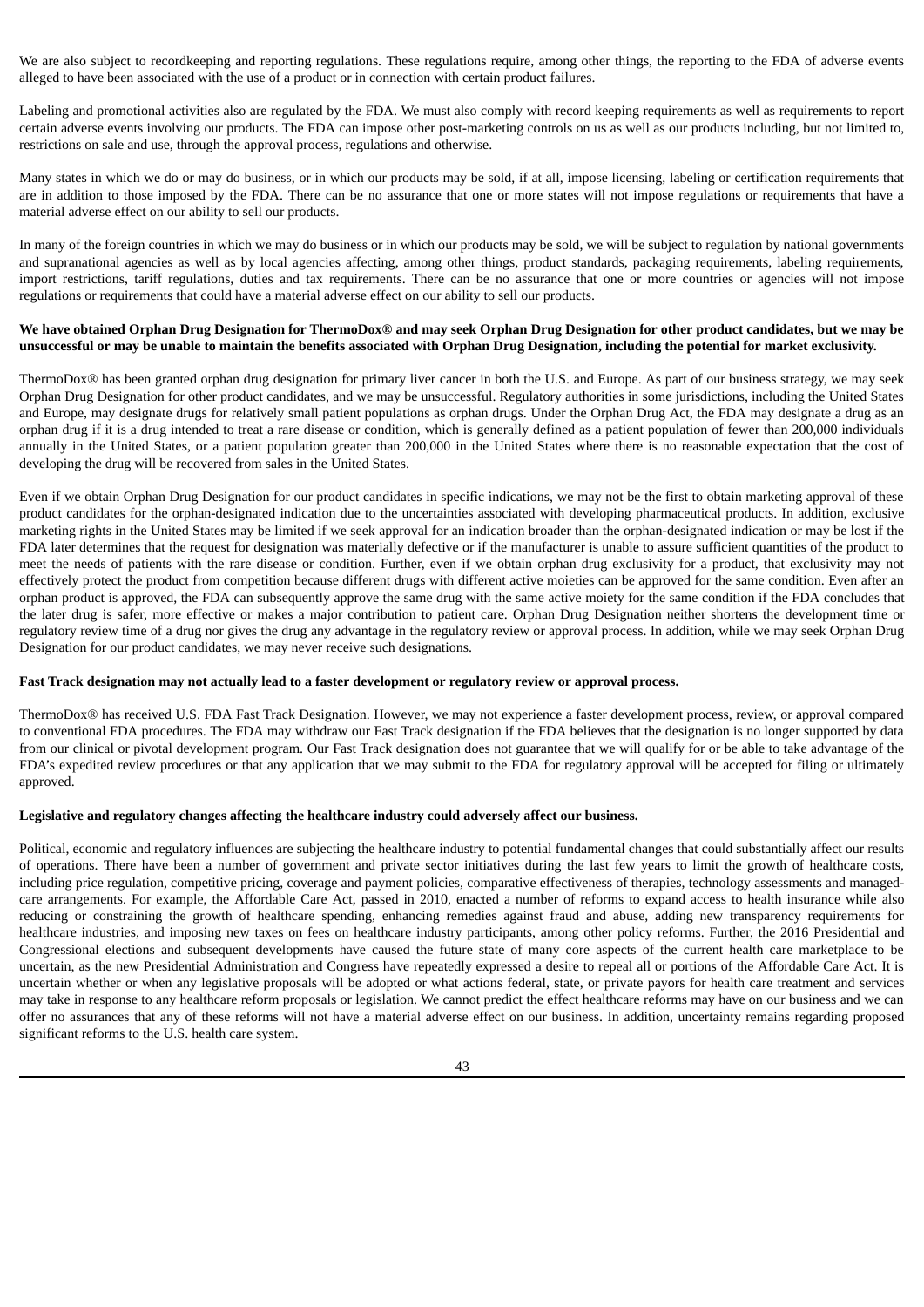We are also subject to recordkeeping and reporting regulations. These regulations require, among other things, the reporting to the FDA of adverse events alleged to have been associated with the use of a product or in connection with certain product failures.

Labeling and promotional activities also are regulated by the FDA. We must also comply with record keeping requirements as well as requirements to report certain adverse events involving our products. The FDA can impose other post-marketing controls on us as well as our products including, but not limited to, restrictions on sale and use, through the approval process, regulations and otherwise.

Many states in which we do or may do business, or in which our products may be sold, if at all, impose licensing, labeling or certification requirements that are in addition to those imposed by the FDA. There can be no assurance that one or more states will not impose regulations or requirements that have a material adverse effect on our ability to sell our products.

In many of the foreign countries in which we may do business or in which our products may be sold, we will be subject to regulation by national governments and supranational agencies as well as by local agencies affecting, among other things, product standards, packaging requirements, labeling requirements, import restrictions, tariff regulations, duties and tax requirements. There can be no assurance that one or more countries or agencies will not impose regulations or requirements that could have a material adverse effect on our ability to sell our products.

**We have obtained Orphan Drug Designation for ThermoDox® and may seek Orphan Drug Designation for other product candidates, but we may be unsuccessful or may be unable to maintain the benefits associated with Orphan Drug Designation, including the potential for market exclusivity.**

ThermoDox® has been granted orphan drug designation for primary liver cancer in both the U.S. and Europe. As part of our business strategy, we may seek Orphan Drug Designation for other product candidates, and we may be unsuccessful. Regulatory authorities in some jurisdictions, including the United States and Europe, may designate drugs for relatively small patient populations as orphan drugs. Under the Orphan Drug Act, the FDA may designate a drug as an orphan drug if it is a drug intended to treat a rare disease or condition, which is generally defined as a patient population of fewer than 200,000 individuals annually in the United States, or a patient population greater than 200,000 in the United States where there is no reasonable expectation that the cost of developing the drug will be recovered from sales in the United States.

Even if we obtain Orphan Drug Designation for our product candidates in specific indications, we may not be the first to obtain marketing approval of these product candidates for the orphan-designated indication due to the uncertainties associated with developing pharmaceutical products. In addition, exclusive marketing rights in the United States may be limited if we seek approval for an indication broader than the orphan-designated indication or may be lost if the FDA later determines that the request for designation was materially defective or if the manufacturer is unable to assure sufficient quantities of the product to meet the needs of patients with the rare disease or condition. Further, even if we obtain orphan drug exclusivity for a product, that exclusivity may not effectively protect the product from competition because different drugs with different active moieties can be approved for the same condition. Even after an orphan product is approved, the FDA can subsequently approve the same drug with the same active moiety for the same condition if the FDA concludes that the later drug is safer, more effective or makes a major contribution to patient care. Orphan Drug Designation neither shortens the development time or regulatory review time of a drug nor gives the drug any advantage in the regulatory review or approval process. In addition, while we may seek Orphan Drug Designation for our product candidates, we may never receive such designations.

**Fast Track designation may not actually lead to a faster development or regulatory review or approval process.**

ThermoDox® has received U.S. FDA Fast Track Designation. However, we may not experience a faster development process, review, or approval compared to conventional FDA procedures. The FDA may withdraw our Fast Track designation if the FDA believes that the designation is no longer supported by data from our clinical or pivotal development program. Our Fast Track designation does not guarantee that we will qualify for or be able to take advantage of the FDA's expedited review procedures or that any application that we may submit to the FDA for regulatory approval will be accepted for filing or ultimately approved.

**Legislative and regulatory changes affecting the healthcare industry could adversely affect our business.**

Political, economic and regulatory influences are subjecting the healthcare industry to potential fundamental changes that could substantially affect our results of operations. There have been a number of government and private sector initiatives during the last few years to limit the growth of healthcare costs, including price regulation, competitive pricing, coverage and payment policies, comparative effectiveness of therapies, technology assessments and managed-care arrangements. For example, the Affordable Care Act, passed in 2010, enacted a number of reforms to expand access to health insurance while also reducing or constraining the growth of healthcare spending, enhancing remedies against fraud and abuse, adding new transparency requirements for healthcare industries, and imposing new taxes on fees on healthcare industry participants, among other policy reforms. Further, the 2016 Presidential and Congressional elections and subsequent developments have caused the future state of many core aspects of the current health care marketplace to be uncertain, as the new Presidential Administration and Congress have repeatedly expressed a desire to repeal all or portions of the Affordable Care Act. It is uncertain whether or when any legislative proposals will be adopted or what actions federal, state, or private payors for health care treatment and services may take in response to any healthcare reform proposals or legislation. We cannot predict the effect healthcare reforms may have on our business and we can offer no assurances that any of these reforms will not have a material adverse effect on our business. In addition, uncertainty remains regarding proposed significant reforms to the U.S. health care system.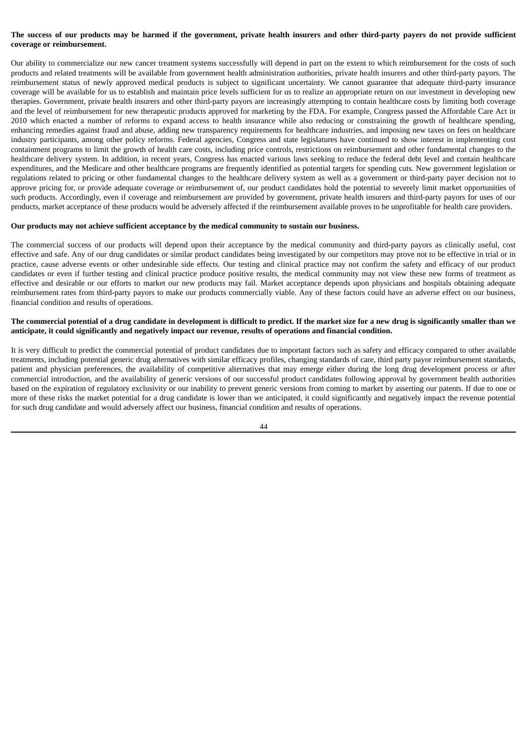**The success of our products may be harmed if the government, private health insurers and other third-party payers do not provide sufficient coverage or reimbursement.**

Our ability to commercialize our new cancer treatment systems successfully will depend in part on the extent to which reimbursement for the costs of such products and related treatments will be available from government health administration authorities, private health insurers and other third-party payors. The reimbursement status of newly approved medical products is subject to significant uncertainty. We cannot guarantee that adequate third-party insurance coverage will be available for us to establish and maintain price levels sufficient for us to realize an appropriate return on our investment in developing new therapies. Government, private health insurers and other third-party payors are increasingly attempting to contain healthcare costs by limiting both coverage and the level of reimbursement for new therapeutic products approved for marketing by the FDA. For example, Congress passed the Affordable Care Act in 2010 which enacted a number of reforms to expand access to health insurance while also reducing or constraining the growth of healthcare spending, enhancing remedies against fraud and abuse, adding new transparency requirements for healthcare industries, and imposing new taxes on fees on healthcare industry participants, among other policy reforms. Federal agencies, Congress and state legislatures have continued to show interest in implementing cost containment programs to limit the growth of health care costs, including price controls, restrictions on reimbursement and other fundamental changes to the healthcare delivery system. In addition, in recent years, Congress has enacted various laws seeking to reduce the federal debt level and contain healthcare expenditures, and the Medicare and other healthcare programs are frequently identified as potential targets for spending cuts. New government legislation or regulations related to pricing or other fundamental changes to the healthcare delivery system as well as a government or third-party payer decision not to approve pricing for, or provide adequate coverage or reimbursement of, our product candidates hold the potential to severely limit market opportunities of such products. Accordingly, even if coverage and reimbursement are provided by government, private health insurers and third-party payors for uses of our products, market acceptance of these products would be adversely affected if the reimbursement available proves to be unprofitable for health care providers.

**Our products may not achieve sufficient acceptance by the medical community to sustain our business.**

The commercial success of our products will depend upon their acceptance by the medical community and third-party payors as clinically useful, cost effective and safe. Any of our drug candidates or similar product candidates being investigated by our competitors may prove not to be effective in trial or in practice, cause adverse events or other undesirable side effects. Our testing and clinical practice may not confirm the safety and efficacy of our product candidates or even if further testing and clinical practice produce positive results, the medical community may not view these new forms of treatment as effective and desirable or our efforts to market our new products may fail. Market acceptance depends upon physicians and hospitals obtaining adequate reimbursement rates from third-party payors to make our products commercially viable. Any of these factors could have an adverse effect on our business, financial condition and results of operations.

**The commercial potential of a drug candidate in development is difficult to predict. If the market size for a new drug is significantly smaller than we anticipate, it could significantly and negatively impact our revenue, results of operations and financial condition.**

It is very difficult to predict the commercial potential of product candidates due to important factors such as safety and efficacy compared to other available treatments, including potential generic drug alternatives with similar efficacy profiles, changing standards of care, third party payor reimbursement standards, patient and physician preferences, the availability of competitive alternatives that may emerge either during the long drug development process or after commercial introduction, and the availability of generic versions of our successful product candidates following approval by government health authorities based on the expiration of regulatory exclusivity or our inability to prevent generic versions from coming to market by asserting our patents. If due to one or more of these risks the market potential for a drug candidate is lower than we anticipated, it could significantly and negatively impact the revenue potential for such drug candidate and would adversely affect our business, financial condition and results of operations.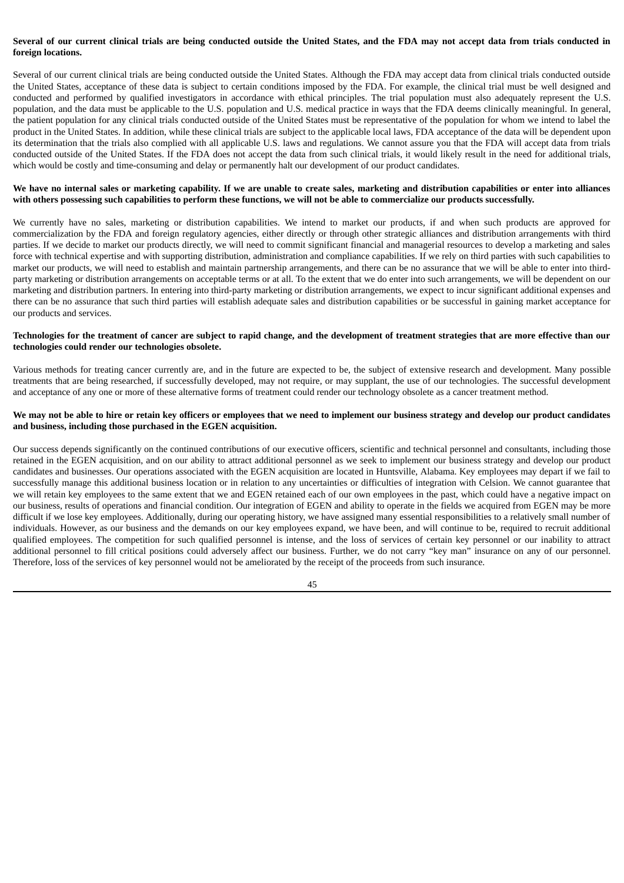**Several of our current clinical trials are being conducted outside the United States, and the FDA may not accept data from trials conducted in foreign locations.**

Several of our current clinical trials are being conducted outside the United States. Although the FDA may accept data from clinical trials conducted outside the United States, acceptance of these data is subject to certain conditions imposed by the FDA. For example, the clinical trial must be well designed and conducted and performed by qualified investigators in accordance with ethical principles. The trial population must also adequately represent the U.S. population, and the data must be applicable to the U.S. population and U.S. medical practice in ways that the FDA deems clinically meaningful. In general, the patient population for any clinical trials conducted outside of the United States must be representative of the population for whom we intend to label the product in the United States. In addition, while these clinical trials are subject to the applicable local laws, FDA acceptance of the data will be dependent upon its determination that the trials also complied with all applicable U.S. laws and regulations. We cannot assure you that the FDA will accept data from trials conducted outside of the United States. If the FDA does not accept the data from such clinical trials, it would likely result in the need for additional trials, which would be costly and time-consuming and delay or permanently halt our development of our product candidates.

**We have no internal sales or marketing capability. If we are unable to create sales, marketing and distribution capabilities or enter into alliances with others possessing such capabilities to perform these functions, we will not be able to commercialize our products successfully.**

We currently have no sales, marketing or distribution capabilities. We intend to market our products, if and when such products are approved for commercialization by the FDA and foreign regulatory agencies, either directly or through other strategic alliances and distribution arrangements with third parties. If we decide to market our products directly, we will need to commit significant financial and managerial resources to develop a marketing and sales force with technical expertise and with supporting distribution, administration and compliance capabilities. If we rely on third parties with such capabilities to market our products, we will need to establish and maintain partnership arrangements, and there can be no assurance that we will be able to enter into third-party marketing or distribution arrangements on acceptable terms or at all. To the extent that we do enter into such arrangements, we will be dependent on our marketing and distribution partners. In entering into third-party marketing or distribution arrangements, we expect to incur significant additional expenses and there can be no assurance that such third parties will establish adequate sales and distribution capabilities or be successful in gaining market acceptance for our products and services.

**Technologies for the treatment of cancer are subject to rapid change, and the development of treatment strategies that are more effective than our technologies could render our technologies obsolete.**

Various methods for treating cancer currently are, and in the future are expected to be, the subject of extensive research and development. Many possible treatments that are being researched, if successfully developed, may not require, or may supplant, the use of our technologies. The successful development and acceptance of any one or more of these alternative forms of treatment could render our technology obsolete as a cancer treatment method.

**We may not be able to hire or retain key officers or employees that we need to implement our business strategy and develop our product candidates and business, including those purchased in the EGEN acquisition.**

Our success depends significantly on the continued contributions of our executive officers, scientific and technical personnel and consultants, including those retained in the EGEN acquisition, and on our ability to attract additional personnel as we seek to implement our business strategy and develop our product candidates and businesses. Our operations associated with the EGEN acquisition are located in Huntsville, Alabama. Key employees may depart if we fail to successfully manage this additional business location or in relation to any uncertainties or difficulties of integration with Celsion. We cannot guarantee that we will retain key employees to the same extent that we and EGEN retained each of our own employees in the past, which could have a negative impact on our business, results of operations and financial condition. Our integration of EGEN and ability to operate in the fields we acquired from EGEN may be more difficult if we lose key employees. Additionally, during our operating history, we have assigned many essential responsibilities to a relatively small number of individuals. However, as our business and the demands on our key employees expand, we have been, and will continue to be, required to recruit additional qualified employees. The competition for such qualified personnel is intense, and the loss of services of certain key personnel or our inability to attract additional personnel to fill critical positions could adversely affect our business. Further, we do not carry "key man" insurance on any of our personnel. Therefore, loss of the services of key personnel would not be ameliorated by the receipt of the proceeds from such insurance.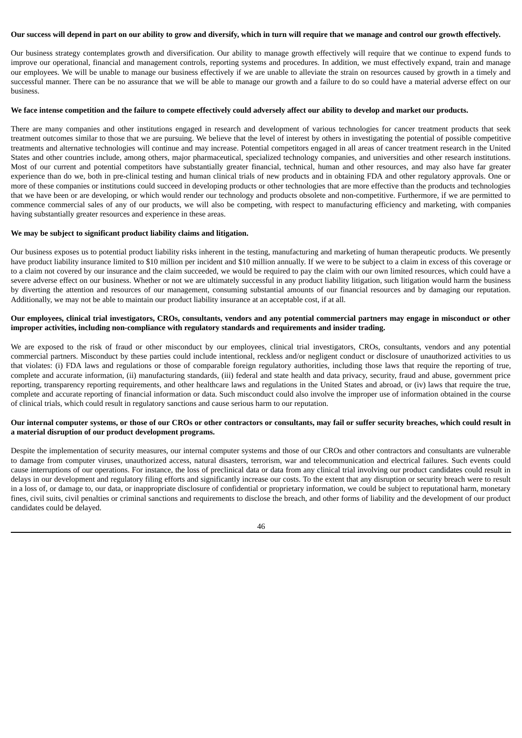**Our success will depend in part on our ability to grow and diversify, which in turn will require that we manage and control our growth effectively.**

Our business strategy contemplates growth and diversification. Our ability to manage growth effectively will require that we continue to expend funds to improve our operational, financial and management controls, reporting systems and procedures. In addition, we must effectively expand, train and manage our employees. We will be unable to manage our business effectively if we are unable to alleviate the strain on resources caused by growth in a timely and successful manner. There can be no assurance that we will be able to manage our growth and a failure to do so could have a material adverse effect on our business.

**We face intense competition and the failure to compete effectively could adversely affect our ability to develop and market our products.**

There are many companies and other institutions engaged in research and development of various technologies for cancer treatment products that seek treatment outcomes similar to those that we are pursuing. We believe that the level of interest by others in investigating the potential of possible competitive treatments and alternative technologies will continue and may increase. Potential competitors engaged in all areas of cancer treatment research in the United States and other countries include, among others, major pharmaceutical, specialized technology companies, and universities and other research institutions. Most of our current and potential competitors have substantially greater financial, technical, human and other resources, and may also have far greater experience than do we, both in pre-clinical testing and human clinical trials of new products and in obtaining FDA and other regulatory approvals. One or more of these companies or institutions could succeed in developing products or other technologies that are more effective than the products and technologies that we have been or are developing, or which would render our technology and products obsolete and non-competitive. Furthermore, if we are permitted to commence commercial sales of any of our products, we will also be competing, with respect to manufacturing efficiency and marketing, with companies having substantially greater resources and experience in these areas.

**We may be subject to significant product liability claims and litigation.**

Our business exposes us to potential product liability risks inherent in the testing, manufacturing and marketing of human therapeutic products. We presently have product liability insurance limited to $10 million per incident and $10 million annually. If we were to be subject to a claim in excess of this coverage or to a claim not covered by our insurance and the claim succeeded, we would be required to pay the claim with our own limited resources, which could have a severe adverse effect on our business. Whether or not we are ultimately successful in any product liability litigation, such litigation would harm the business by diverting the attention and resources of our management, consuming substantial amounts of our financial resources and by damaging our reputation. Additionally, we may not be able to maintain our product liability insurance at an acceptable cost, if at all.

**Our employees, clinical trial investigators, CROs, consultants, vendors and any potential commercial partners may engage in misconduct or other improper activities, including non-compliance with regulatory standards and requirements and insider trading.**

We are exposed to the risk of fraud or other misconduct by our employees, clinical trial investigators, CROs, consultants, vendors and any potential commercial partners. Misconduct by these parties could include intentional, reckless and/or negligent conduct or disclosure of unauthorized activities to us that violates: (i) FDA laws and regulations or those of comparable foreign regulatory authorities, including those laws that require the reporting of true, complete and accurate information, (ii) manufacturing standards, (iii) federal and state health and data privacy, security, fraud and abuse, government price reporting, transparency reporting requirements, and other healthcare laws and regulations in the United States and abroad, or (iv) laws that require the true, complete and accurate reporting of financial information or data. Such misconduct could also involve the improper use of information obtained in the course of clinical trials, which could result in regulatory sanctions and cause serious harm to our reputation.

**Our internal computer systems, or those of our CROs or other contractors or consultants, may fail or suffer security breaches, which could result in a material disruption of our product development programs.**

Despite the implementation of security measures, our internal computer systems and those of our CROs and other contractors and consultants are vulnerable to damage from computer viruses, unauthorized access, natural disasters, terrorism, war and telecommunication and electrical failures. Such events could cause interruptions of our operations. For instance, the loss of preclinical data or data from any clinical trial involving our product candidates could result in delays in our development and regulatory filing efforts and significantly increase our costs. To the extent that any disruption or security breach were to result in a loss of, or damage to, our data, or inappropriate disclosure of confidential or proprietary information, we could be subject to reputational harm, monetary fines, civil suits, civil penalties or criminal sanctions and requirements to disclose the breach, and other forms of liability and the development of our product candidates could be delayed.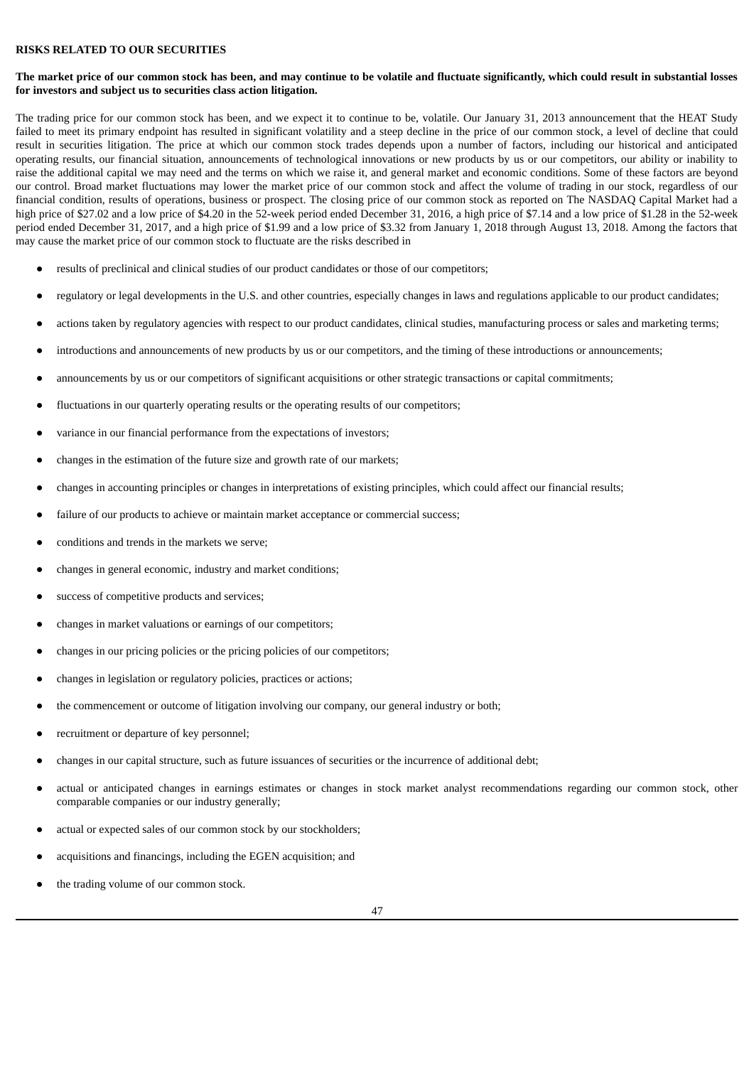**RISKS RELATED TO OUR SECURITIES**

**The market price of our common stock has been, and may continue to be volatile and fluctuate significantly, which could result in substantial losses for investors and subject us to securities class action litigation.**

The trading price for our common stock has been, and we expect it to continue to be, volatile. Our January 31, 2013 announcement that the HEAT Study failed to meet its primary endpoint has resulted in significant volatility and a steep decline in the price of our common stock, a level of decline that could result in securities litigation. The price at which our common stock trades depends upon a number of factors, including our historical and anticipated operating results, our financial situation, announcements of technological innovations or new products by us or our competitors, our ability or inability to raise the additional capital we may need and the terms on which we raise it, and general market and economic conditions. Some of these factors are beyond our control. Broad market fluctuations may lower the market price of our common stock and affect the volume of trading in our stock, regardless of our financial condition, results of operations, business or prospect. The closing price of our common stock as reported on The NASDAQ Capital Market had a high price of $27.02 and a low price of $4.20 in the 52-week period ended December 31, 2016, a high price of $7.14 and a low price of $1.28 in the 52-week period ended December 31, 2017, and a high price of $1.99 and a low price of $3.32 from January 1, 2018 through August 13, 2018. Among the factors that may cause the market price of our common stock to fluctuate are the risks described in

- results of preclinical and clinical studies of our product candidates or those of our competitors;
- regulatory or legal developments in the U.S. and other countries, especially changes in laws and regulations applicable to our product candidates;
- actions taken by regulatory agencies with respect to our product candidates, clinical studies, manufacturing process or sales and marketing terms;
- introductions and announcements of new products by us or our competitors, and the timing of these introductions or announcements;
- announcements by us or our competitors of significant acquisitions or other strategic transactions or capital commitments;
- fluctuations in our quarterly operating results or the operating results of our competitors;
- variance in our financial performance from the expectations of investors;
- changes in the estimation of the future size and growth rate of our markets;
- changes in accounting principles or changes in interpretations of existing principles, which could affect our financial results;
- failure of our products to achieve or maintain market acceptance or commercial success;
- conditions and trends in the markets we serve;
- changes in general economic, industry and market conditions;
- success of competitive products and services;
- changes in market valuations or earnings of our competitors;
- changes in our pricing policies or the pricing policies of our competitors;
- changes in legislation or regulatory policies, practices or actions;
- the commencement or outcome of litigation involving our company, our general industry or both;
- recruitment or departure of key personnel;
- changes in our capital structure, such as future issuances of securities or the incurrence of additional debt;
- actual or anticipated changes in earnings estimates or changes in stock market analyst recommendations regarding our common stock, other comparable companies or our industry generally;
- actual or expected sales of our common stock by our stockholders;
- acquisitions and financings, including the EGEN acquisition; and
- the trading volume of our common stock.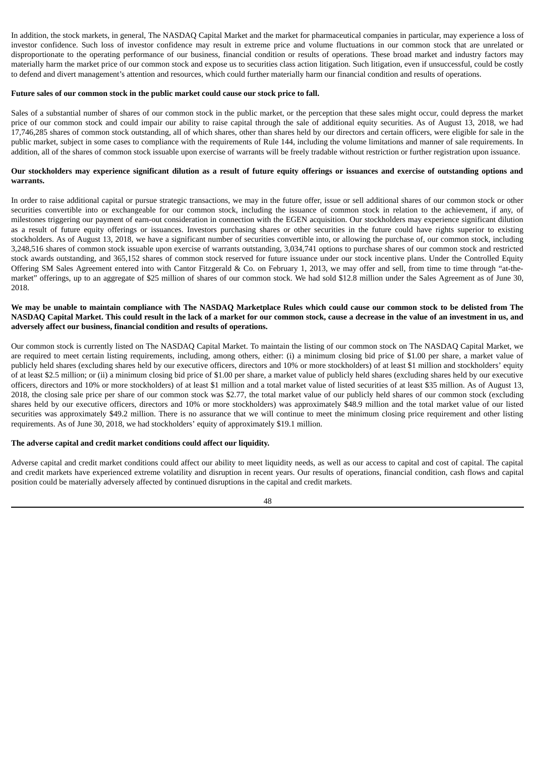In addition, the stock markets, in general, The NASDAQ Capital Market and the market for pharmaceutical companies in particular, may experience a loss of investor confidence. Such loss of investor confidence may result in extreme price and volume fluctuations in our common stock that are unrelated or disproportionate to the operating performance of our business, financial condition or results of operations. These broad market and industry factors may materially harm the market price of our common stock and expose us to securities class action litigation. Such litigation, even if unsuccessful, could be costly to defend and divert management's attention and resources, which could further materially harm our financial condition and results of operations.

**Future sales of our common stock in the public market could cause our stock price to fall.**

Sales of a substantial number of shares of our common stock in the public market, or the perception that these sales might occur, could depress the market price of our common stock and could impair our ability to raise capital through the sale of additional equity securities. As of August 13, 2018, we had 17,746,285 shares of common stock outstanding, all of which shares, other than shares held by our directors and certain officers, were eligible for sale in the public market, subject in some cases to compliance with the requirements of Rule 144, including the volume limitations and manner of sale requirements. In addition, all of the shares of common stock issuable upon exercise of warrants will be freely tradable without restriction or further registration upon issuance.

**Our stockholders may experience significant dilution as a result of future equity offerings or issuances and exercise of outstanding options and warrants.**

In order to raise additional capital or pursue strategic transactions, we may in the future offer, issue or sell additional shares of our common stock or other securities convertible into or exchangeable for our common stock, including the issuance of common stock in relation to the achievement, if any, of milestones triggering our payment of earn-out consideration in connection with the EGEN acquisition. Our stockholders may experience significant dilution as a result of future equity offerings or issuances. Investors purchasing shares or other securities in the future could have rights superior to existing stockholders. As of August 13, 2018, we have a significant number of securities convertible into, or allowing the purchase of, our common stock, including 3,248,516 shares of common stock issuable upon exercise of warrants outstanding, 3,034,741 options to purchase shares of our common stock and restricted stock awards outstanding, and 365,152 shares of common stock reserved for future issuance under our stock incentive plans. Under the Controlled Equity Offering SM Sales Agreement entered into with Cantor Fitzgerald & Co. on February 1, 2013, we may offer and sell, from time to time through "at-the-market" offerings, up to an aggregate of $25 million of shares of our common stock. We had sold $12.8 million under the Sales Agreement as of June 30, 2018.

**We may be unable to maintain compliance with The NASDAQ Marketplace Rules which could cause our common stock to be delisted from The NASDAQ Capital Market. This could result in the lack of a market for our common stock, cause a decrease in the value of an investment in us, and adversely affect our business, financial condition and results of operations.**

Our common stock is currently listed on The NASDAQ Capital Market. To maintain the listing of our common stock on The NASDAQ Capital Market, we are required to meet certain listing requirements, including, among others, either: (i) a minimum closing bid price of $1.00 per share, a market value of publicly held shares (excluding shares held by our executive officers, directors and 10% or more stockholders) of at least $1 million and stockholders' equity of at least $2.5 million; or (ii) a minimum closing bid price of $1.00 per share, a market value of publicly held shares (excluding shares held by our executive officers, directors and 10% or more stockholders) of at least $1 million and a total market value of listed securities of at least $35 million. As of August 13, 2018, the closing sale price per share of our common stock was $2.77, the total market value of our publicly held shares of our common stock (excluding shares held by our executive officers, directors and 10% or more stockholders) was approximately $48.9 million and the total market value of our listed securities was approximately $49.2 million. There is no assurance that we will continue to meet the minimum closing price requirement and other listing requirements. As of June 30, 2018, we had stockholders' equity of approximately $19.1 million.

**The adverse capital and credit market conditions could affect our liquidity.**

Adverse capital and credit market conditions could affect our ability to meet liquidity needs, as well as our access to capital and cost of capital. The capital and credit markets have experienced extreme volatility and disruption in recent years. Our results of operations, financial condition, cash flows and capital position could be materially adversely affected by continued disruptions in the capital and credit markets.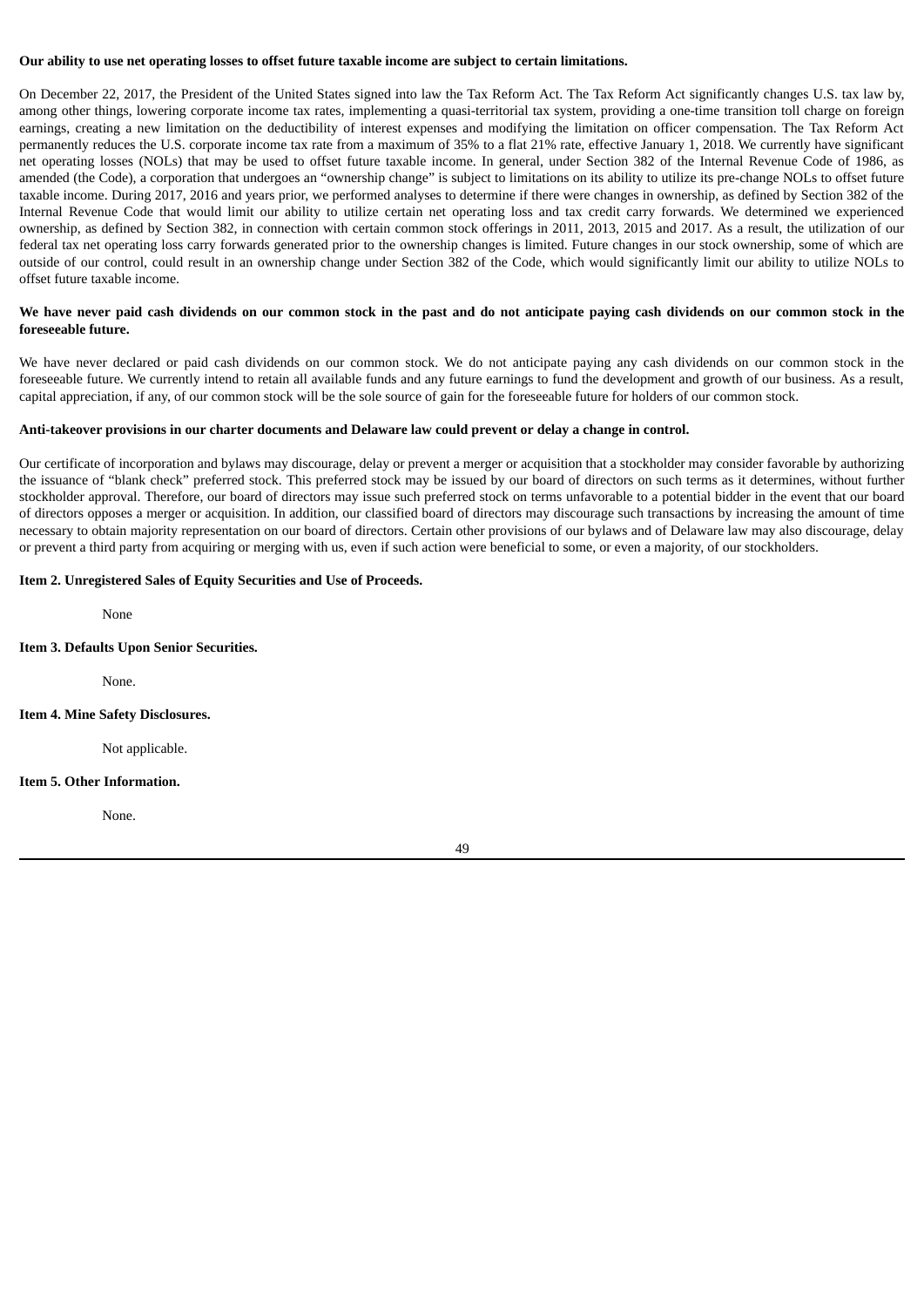**Our ability to use net operating losses to offset future taxable income are subject to certain limitations.**

On December 22, 2017, the President of the United States signed into law the Tax Reform Act. The Tax Reform Act significantly changes U.S. tax law by, among other things, lowering corporate income tax rates, implementing a quasi-territorial tax system, providing a one-time transition toll charge on foreign earnings, creating a new limitation on the deductibility of interest expenses and modifying the limitation on officer compensation. The Tax Reform Act permanently reduces the U.S. corporate income tax rate from a maximum of 35% to a flat 21% rate, effective January 1, 2018. We currently have significant net operating losses (NOLs) that may be used to offset future taxable income. In general, under Section 382 of the Internal Revenue Code of 1986, as amended (the Code), a corporation that undergoes an "ownership change" is subject to limitations on its ability to utilize its pre-change NOLs to offset future taxable income. During 2017, 2016 and years prior, we performed analyses to determine if there were changes in ownership, as defined by Section 382 of the Internal Revenue Code that would limit our ability to utilize certain net operating loss and tax credit carry forwards. We determined we experienced ownership, as defined by Section 382, in connection with certain common stock offerings in 2011, 2013, 2015 and 2017. As a result, the utilization of our federal tax net operating loss carry forwards generated prior to the ownership changes is limited. Future changes in our stock ownership, some of which are outside of our control, could result in an ownership change under Section 382 of the Code, which would significantly limit our ability to utilize NOLs to offset future taxable income.

**We have never paid cash dividends on our common stock in the past and do not anticipate paying cash dividends on our common stock in the foreseeable future.**

We have never declared or paid cash dividends on our common stock. We do not anticipate paying any cash dividends on our common stock in the foreseeable future. We currently intend to retain all available funds and any future earnings to fund the development and growth of our business. As a result, capital appreciation, if any, of our common stock will be the sole source of gain for the foreseeable future for holders of our common stock.

**Anti-takeover provisions in our charter documents and Delaware law could prevent or delay a change in control.**

Our certificate of incorporation and bylaws may discourage, delay or prevent a merger or acquisition that a stockholder may consider favorable by authorizing the issuance of "blank check" preferred stock. This preferred stock may be issued by our board of directors on such terms as it determines, without further stockholder approval. Therefore, our board of directors may issue such preferred stock on terms unfavorable to a potential bidder in the event that our board of directors opposes a merger or acquisition. In addition, our classified board of directors may discourage such transactions by increasing the amount of time necessary to obtain majority representation on our board of directors. Certain other provisions of our bylaws and of Delaware law may also discourage, delay or prevent a third party from acquiring or merging with us, even if such action were beneficial to some, or even a majority, of our stockholders.

### Item 2. Unregistered Sales of Equity Securities and Use of Proceeds.

None

### Item 3. Defaults Upon Senior Securities.

None.

### Item 4. Mine Safety Disclosures.

Not applicable.

### Item 5. Other Information.

None.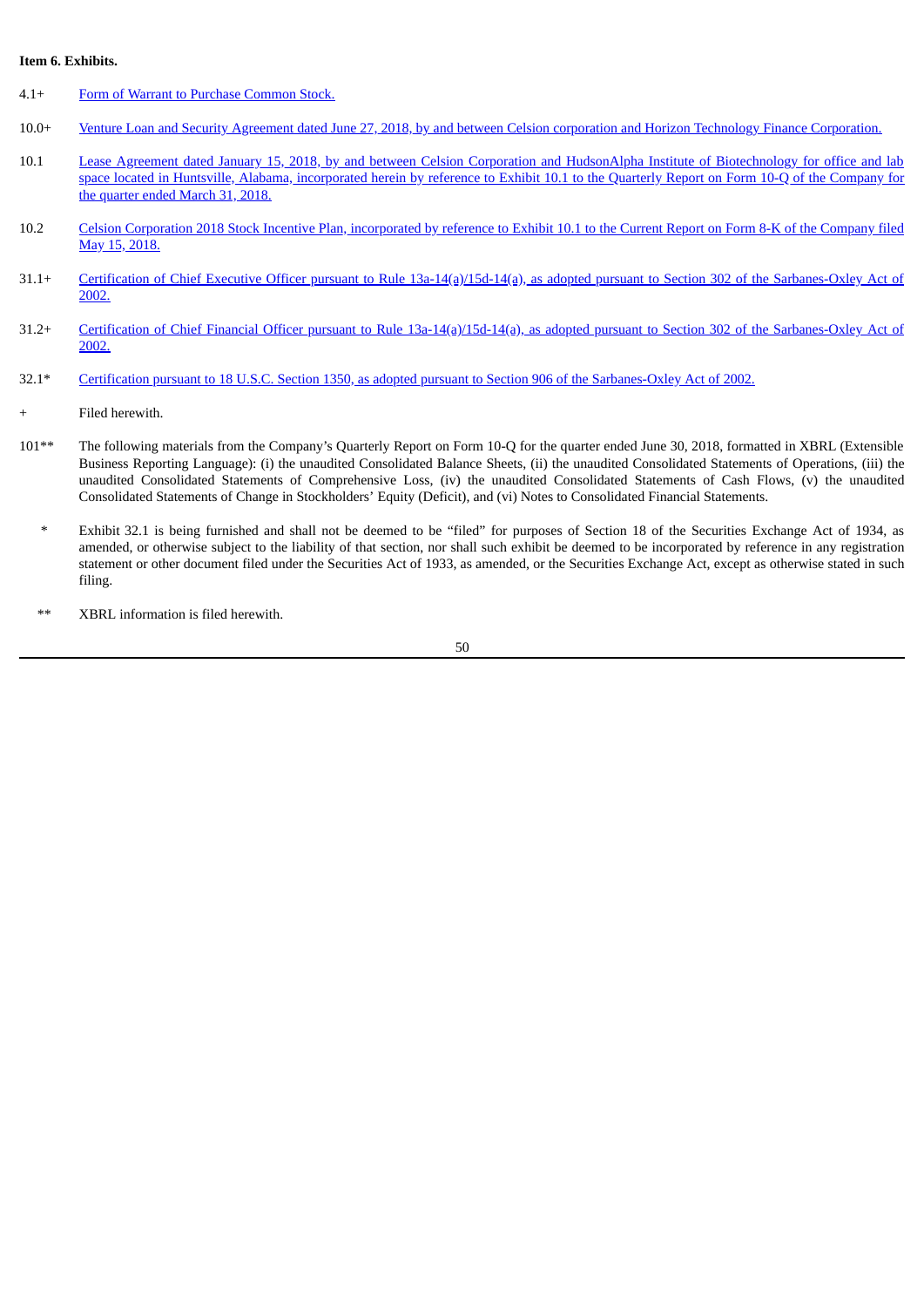**Item 6. Exhibits.**

| | |
|---|---|
| 4.1+ | Form of Warrant to Purchase Common Stock. |
| 10.0+ | Venture Loan and Security Agreement dated June 27, 2018, by and between Celsion corporation and Horizon Technology Finance Corporation. |
| 10.1 | Lease Agreement dated January 15, 2018, by and between Celsion Corporation and HudsonAlpha Institute of Biotechnology for office and lab space located in Huntsville, Alabama, incorporated herein by reference to Exhibit 10.1 to the Quarterly Report on Form 10-Q of the Company for the quarter ended March 31, 2018. |
| 10.2 | Celsion Corporation 2018 Stock Incentive Plan, incorporated by reference to Exhibit 10.1 to the Current Report on Form 8-K of the Company filed May 15, 2018. |
| 31.1+ | Certification of Chief Executive Officer pursuant to Rule 13a-14(a)/15d-14(a), as adopted pursuant to Section 302 of the Sarbanes-Oxley Act of 2002. |
| 31.2+ | Certification of Chief Financial Officer pursuant to Rule 13a-14(a)/15d-14(a), as adopted pursuant to Section 302 of the Sarbanes-Oxley Act of 2002. |
| 32.1* | Certification pursuant to 18 U.S.C. Section 1350, as adopted pursuant to Section 906 of the Sarbanes-Oxley Act of 2002. |
| + | Filed herewith. |
| 101** | The following materials from the Company's Quarterly Report on Form 10-Q for the quarter ended June 30, 2018, formatted in XBRL (Extensible Business Reporting Language): (i) the unaudited Consolidated Balance Sheets, (ii) the unaudited Consolidated Statements of Operations, (iii) the unaudited Consolidated Statements of Comprehensive Loss, (iv) the unaudited Consolidated Statements of Cash Flows, (v) the unaudited Consolidated Statements of Change in Stockholders' Equity (Deficit), and (vi) Notes to Consolidated Financial Statements. |
| * | Exhibit 32.1 is being furnished and shall not be deemed to be "filed" for purposes of Section 18 of the Securities Exchange Act of 1934, as amended, or otherwise subject to the liability of that section, nor shall such exhibit be deemed to be incorporated by reference in any registration statement or other document filed under the Securities Act of 1933, as amended, or the Securities Exchange Act, except as otherwise stated in such filing. |
| ** | XBRL information is filed herewith. |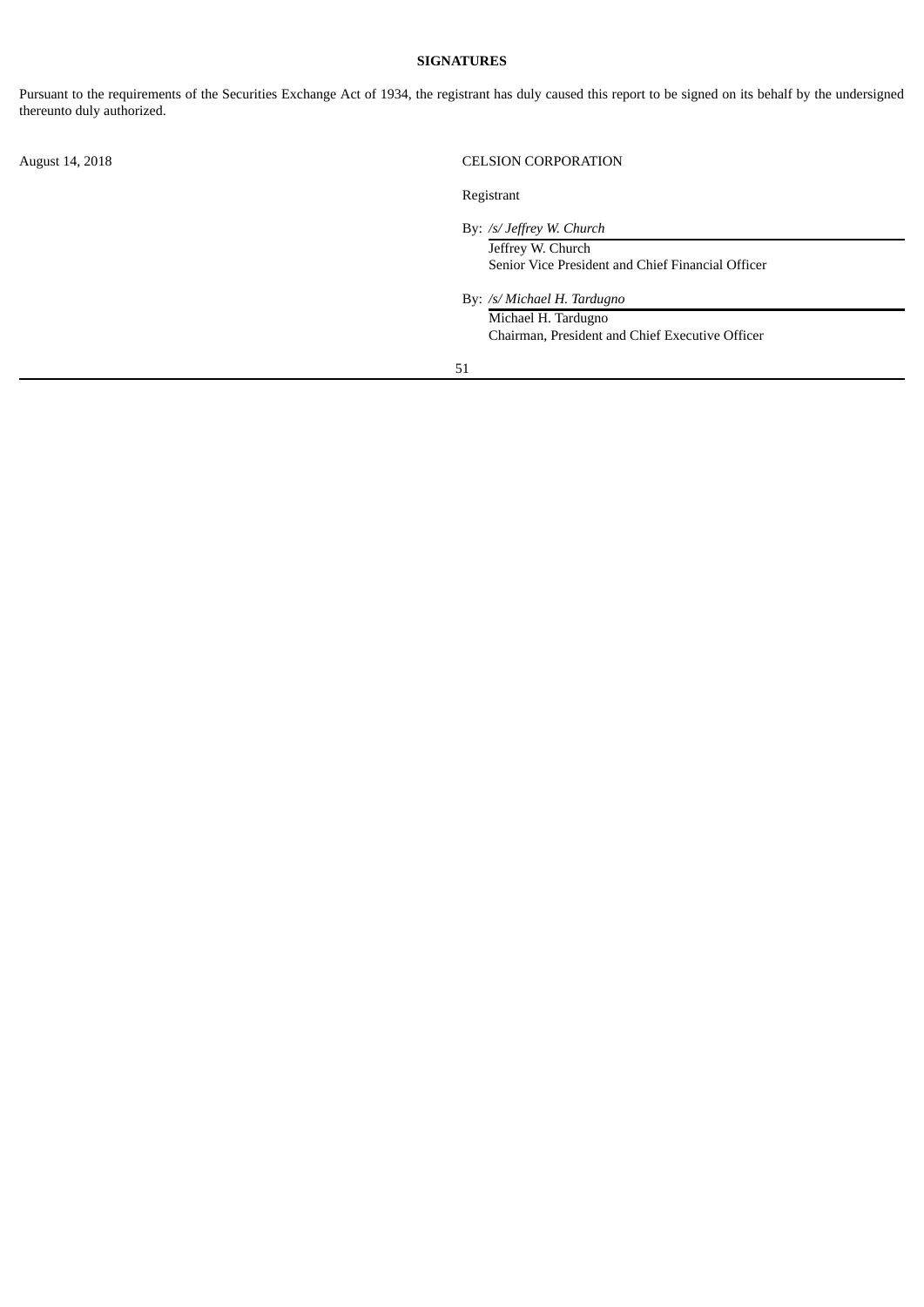**SIGNATURES**

Pursuant to the requirements of the Securities Exchange Act of 1934, the registrant has duly caused this report to be signed on its behalf by the undersigned thereunto duly authorized.

August 14, 2018

CELSION CORPORATION

Registrant

By: */s/ Jeffrey W. Church*
Jeffrey W. Church
Senior Vice President and Chief Financial Officer

By: */s/ Michael H. Tardugno*
Michael H. Tardugno
Chairman, President and Chief Executive Officer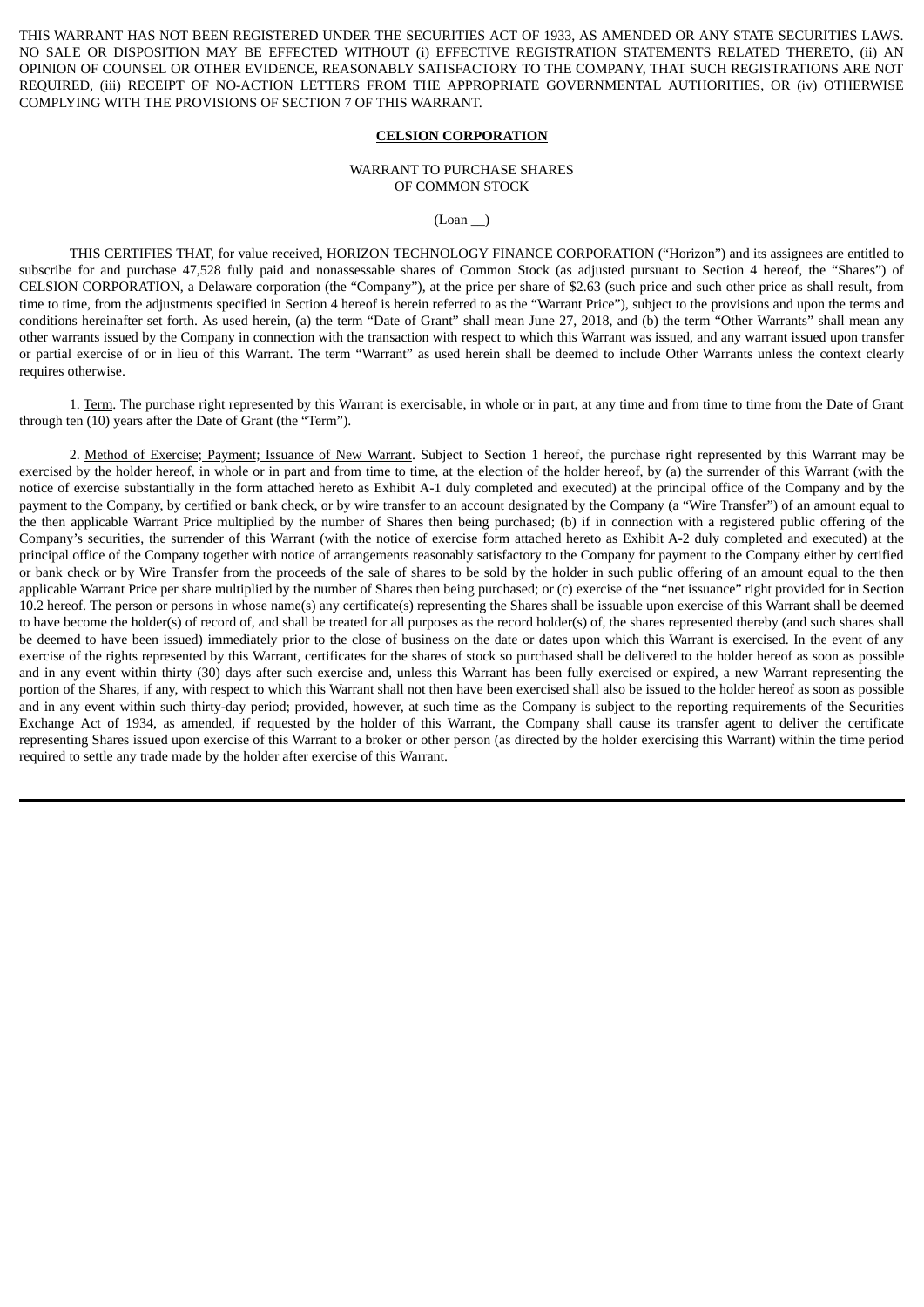THIS WARRANT HAS NOT BEEN REGISTERED UNDER THE SECURITIES ACT OF 1933, AS AMENDED OR ANY STATE SECURITIES LAWS. NO SALE OR DISPOSITION MAY BE EFFECTED WITHOUT (i) EFFECTIVE REGISTRATION STATEMENTS RELATED THERETO, (ii) AN OPINION OF COUNSEL OR OTHER EVIDENCE, REASONABLY SATISFACTORY TO THE COMPANY, THAT SUCH REGISTRATIONS ARE NOT REQUIRED, (iii) RECEIPT OF NO-ACTION LETTERS FROM THE APPROPRIATE GOVERNMENTAL AUTHORITIES, OR (iv) OTHERWISE COMPLYING WITH THE PROVISIONS OF SECTION 7 OF THIS WARRANT.

**CELSION CORPORATION**

WARRANT TO PURCHASE SHARES
OF COMMON STOCK

(Loan __)

THIS CERTIFIES THAT, for value received, HORIZON TECHNOLOGY FINANCE CORPORATION ("Horizon") and its assignees are entitled to subscribe for and purchase 47,528 fully paid and nonassessable shares of Common Stock (as adjusted pursuant to Section 4 hereof, the "Shares") of CELSION CORPORATION, a Delaware corporation (the "Company"), at the price per share of $2.63 (such price and such other price as shall result, from time to time, from the adjustments specified in Section 4 hereof is herein referred to as the "Warrant Price"), subject to the provisions and upon the terms and conditions hereinafter set forth. As used herein, (a) the term "Date of Grant" shall mean June 27, 2018, and (b) the term "Other Warrants" shall mean any other warrants issued by the Company in connection with the transaction with respect to which this Warrant was issued, and any warrant issued upon transfer or partial exercise of or in lieu of this Warrant. The term "Warrant" as used herein shall be deemed to include Other Warrants unless the context clearly requires otherwise.

1. Term. The purchase right represented by this Warrant is exercisable, in whole or in part, at any time and from time to time from the Date of Grant through ten (10) years after the Date of Grant (the "Term").

2. Method of Exercise; Payment; Issuance of New Warrant. Subject to Section 1 hereof, the purchase right represented by this Warrant may be exercised by the holder hereof, in whole or in part and from time to time, at the election of the holder hereof, by (a) the surrender of this Warrant (with the notice of exercise substantially in the form attached hereto as Exhibit A-1 duly completed and executed) at the principal office of the Company and by the payment to the Company, by certified or bank check, or by wire transfer to an account designated by the Company (a "Wire Transfer") of an amount equal to the then applicable Warrant Price multiplied by the number of Shares then being purchased; (b) if in connection with a registered public offering of the Company's securities, the surrender of this Warrant (with the notice of exercise form attached hereto as Exhibit A-2 duly completed and executed) at the principal office of the Company together with notice of arrangements reasonably satisfactory to the Company for payment to the Company either by certified or bank check or by Wire Transfer from the proceeds of the sale of shares to be sold by the holder in such public offering of an amount equal to the then applicable Warrant Price per share multiplied by the number of Shares then being purchased; or (c) exercise of the "net issuance" right provided for in Section 10.2 hereof. The person or persons in whose name(s) any certificate(s) representing the Shares shall be issuable upon exercise of this Warrant shall be deemed to have become the holder(s) of record of, and shall be treated for all purposes as the record holder(s) of, the shares represented thereby (and such shares shall be deemed to have been issued) immediately prior to the close of business on the date or dates upon which this Warrant is exercised. In the event of any exercise of the rights represented by this Warrant, certificates for the shares of stock so purchased shall be delivered to the holder hereof as soon as possible and in any event within thirty (30) days after such exercise and, unless this Warrant has been fully exercised or expired, a new Warrant representing the portion of the Shares, if any, with respect to which this Warrant shall not then have been exercised shall also be issued to the holder hereof as soon as possible and in any event within such thirty-day period; provided, however, at such time as the Company is subject to the reporting requirements of the Securities Exchange Act of 1934, as amended, if requested by the holder of this Warrant, the Company shall cause its transfer agent to deliver the certificate representing Shares issued upon exercise of this Warrant to a broker or other person (as directed by the holder exercising this Warrant) within the time period required to settle any trade made by the holder after exercise of this Warrant.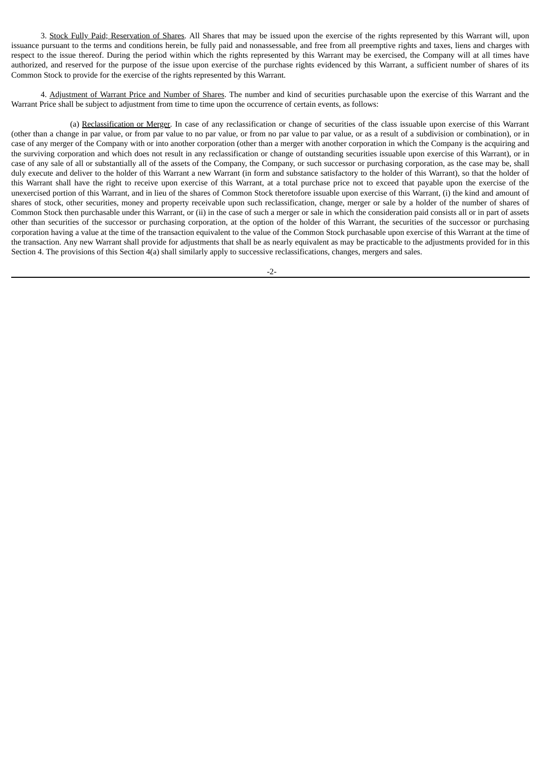3. Stock Fully Paid; Reservation of Shares. All Shares that may be issued upon the exercise of the rights represented by this Warrant will, upon issuance pursuant to the terms and conditions herein, be fully paid and nonassessable, and free from all preemptive rights and taxes, liens and charges with respect to the issue thereof. During the period within which the rights represented by this Warrant may be exercised, the Company will at all times have authorized, and reserved for the purpose of the issue upon exercise of the purchase rights evidenced by this Warrant, a sufficient number of shares of its Common Stock to provide for the exercise of the rights represented by this Warrant.

4. Adjustment of Warrant Price and Number of Shares. The number and kind of securities purchasable upon the exercise of this Warrant and the Warrant Price shall be subject to adjustment from time to time upon the occurrence of certain events, as follows:

(a) Reclassification or Merger. In case of any reclassification or change of securities of the class issuable upon exercise of this Warrant (other than a change in par value, or from par value to no par value, or from no par value to par value, or as a result of a subdivision or combination), or in case of any merger of the Company with or into another corporation (other than a merger with another corporation in which the Company is the acquiring and the surviving corporation and which does not result in any reclassification or change of outstanding securities issuable upon exercise of this Warrant), or in case of any sale of all or substantially all of the assets of the Company, the Company, or such successor or purchasing corporation, as the case may be, shall duly execute and deliver to the holder of this Warrant a new Warrant (in form and substance satisfactory to the holder of this Warrant), so that the holder of this Warrant shall have the right to receive upon exercise of this Warrant, at a total purchase price not to exceed that payable upon the exercise of the unexercised portion of this Warrant, and in lieu of the shares of Common Stock theretofore issuable upon exercise of this Warrant, (i) the kind and amount of shares of stock, other securities, money and property receivable upon such reclassification, change, merger or sale by a holder of the number of shares of Common Stock then purchasable under this Warrant, or (ii) in the case of such a merger or sale in which the consideration paid consists all or in part of assets other than securities of the successor or purchasing corporation, at the option of the holder of this Warrant, the securities of the successor or purchasing corporation having a value at the time of the transaction equivalent to the value of the Common Stock purchasable upon exercise of this Warrant at the time of the transaction. Any new Warrant shall provide for adjustments that shall be as nearly equivalent as may be practicable to the adjustments provided for in this Section 4. The provisions of this Section 4(a) shall similarly apply to successive reclassifications, changes, mergers and sales.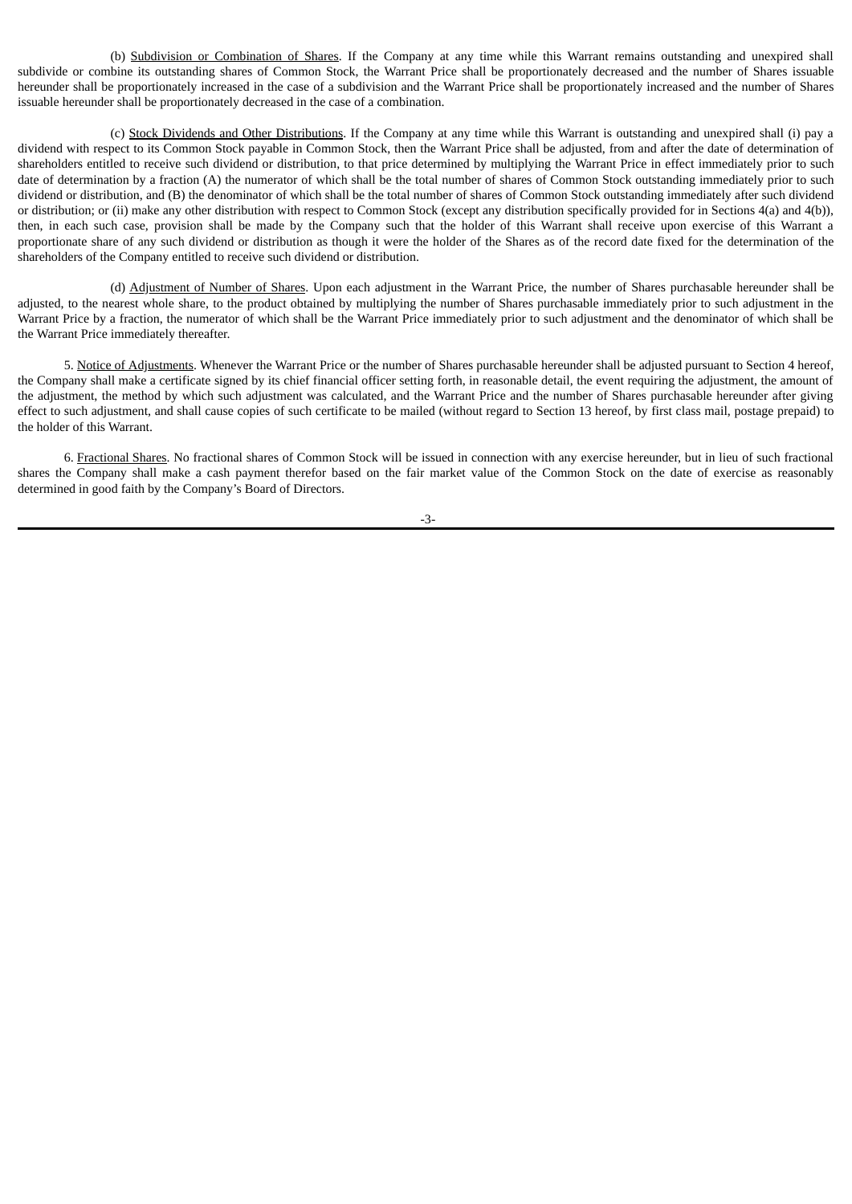(b) Subdivision or Combination of Shares. If the Company at any time while this Warrant remains outstanding and unexpired shall subdivide or combine its outstanding shares of Common Stock, the Warrant Price shall be proportionately decreased and the number of Shares issuable hereunder shall be proportionately increased in the case of a subdivision and the Warrant Price shall be proportionately increased and the number of Shares issuable hereunder shall be proportionately decreased in the case of a combination.

(c) Stock Dividends and Other Distributions. If the Company at any time while this Warrant is outstanding and unexpired shall (i) pay a dividend with respect to its Common Stock payable in Common Stock, then the Warrant Price shall be adjusted, from and after the date of determination of shareholders entitled to receive such dividend or distribution, to that price determined by multiplying the Warrant Price in effect immediately prior to such date of determination by a fraction (A) the numerator of which shall be the total number of shares of Common Stock outstanding immediately prior to such dividend or distribution, and (B) the denominator of which shall be the total number of shares of Common Stock outstanding immediately after such dividend or distribution; or (ii) make any other distribution with respect to Common Stock (except any distribution specifically provided for in Sections 4(a) and 4(b)), then, in each such case, provision shall be made by the Company such that the holder of this Warrant shall receive upon exercise of this Warrant a proportionate share of any such dividend or distribution as though it were the holder of the Shares as of the record date fixed for the determination of the shareholders of the Company entitled to receive such dividend or distribution.

(d) Adjustment of Number of Shares. Upon each adjustment in the Warrant Price, the number of Shares purchasable hereunder shall be adjusted, to the nearest whole share, to the product obtained by multiplying the number of Shares purchasable immediately prior to such adjustment in the Warrant Price by a fraction, the numerator of which shall be the Warrant Price immediately prior to such adjustment and the denominator of which shall be the Warrant Price immediately thereafter.

5. Notice of Adjustments. Whenever the Warrant Price or the number of Shares purchasable hereunder shall be adjusted pursuant to Section 4 hereof, the Company shall make a certificate signed by its chief financial officer setting forth, in reasonable detail, the event requiring the adjustment, the amount of the adjustment, the method by which such adjustment was calculated, and the Warrant Price and the number of Shares purchasable hereunder after giving effect to such adjustment, and shall cause copies of such certificate to be mailed (without regard to Section 13 hereof, by first class mail, postage prepaid) to the holder of this Warrant.

6. Fractional Shares. No fractional shares of Common Stock will be issued in connection with any exercise hereunder, but in lieu of such fractional shares the Company shall make a cash payment therefor based on the fair market value of the Common Stock on the date of exercise as reasonably determined in good faith by the Company's Board of Directors.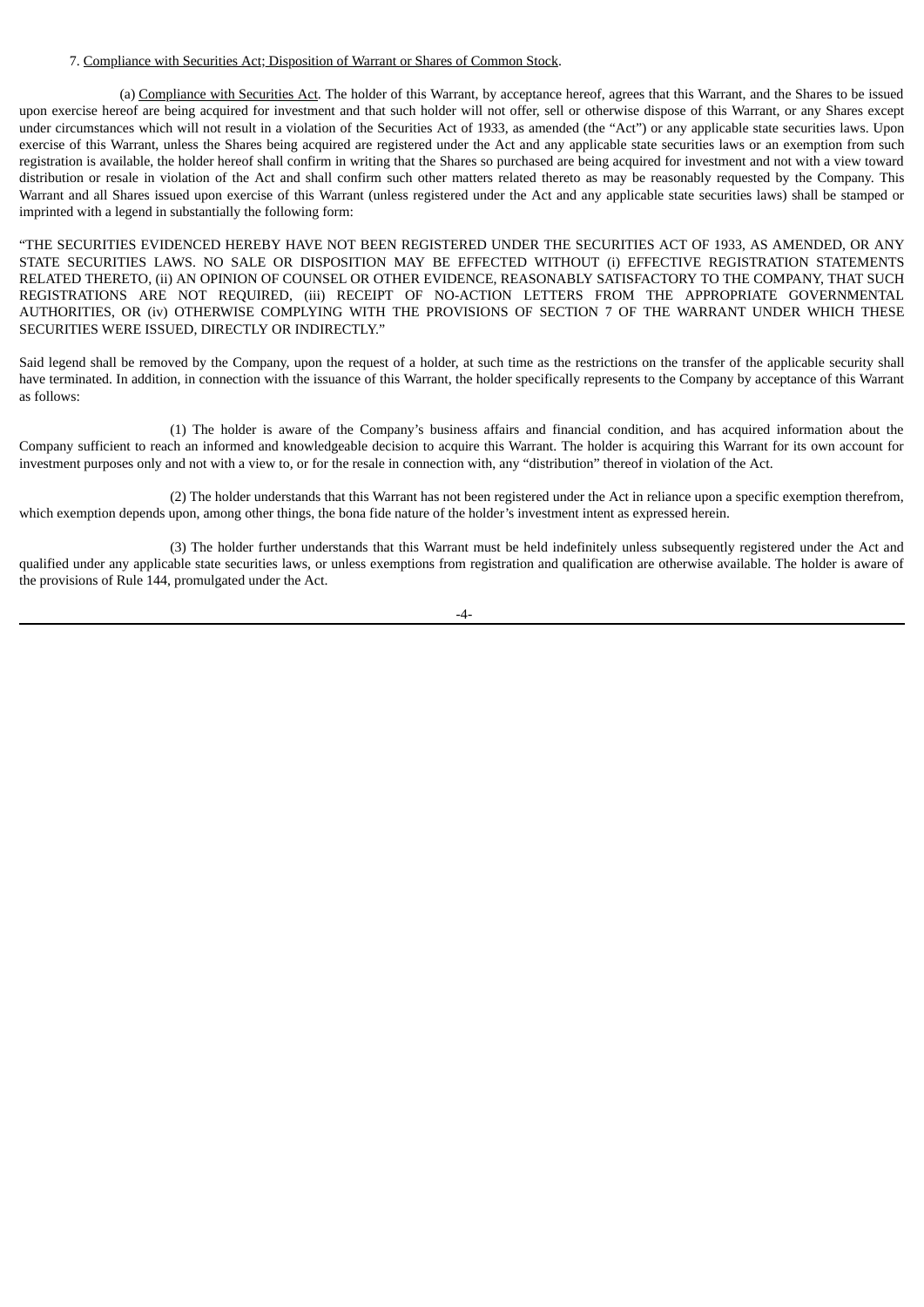7. Compliance with Securities Act; Disposition of Warrant or Shares of Common Stock.

(a) Compliance with Securities Act. The holder of this Warrant, by acceptance hereof, agrees that this Warrant, and the Shares to be issued upon exercise hereof are being acquired for investment and that such holder will not offer, sell or otherwise dispose of this Warrant, or any Shares except under circumstances which will not result in a violation of the Securities Act of 1933, as amended (the "Act") or any applicable state securities laws. Upon exercise of this Warrant, unless the Shares being acquired are registered under the Act and any applicable state securities laws or an exemption from such registration is available, the holder hereof shall confirm in writing that the Shares so purchased are being acquired for investment and not with a view toward distribution or resale in violation of the Act and shall confirm such other matters related thereto as may be reasonably requested by the Company. This Warrant and all Shares issued upon exercise of this Warrant (unless registered under the Act and any applicable state securities laws) shall be stamped or imprinted with a legend in substantially the following form:

"THE SECURITIES EVIDENCED HEREBY HAVE NOT BEEN REGISTERED UNDER THE SECURITIES ACT OF 1933, AS AMENDED, OR ANY STATE SECURITIES LAWS. NO SALE OR DISPOSITION MAY BE EFFECTED WITHOUT (i) EFFECTIVE REGISTRATION STATEMENTS RELATED THERETO, (ii) AN OPINION OF COUNSEL OR OTHER EVIDENCE, REASONABLY SATISFACTORY TO THE COMPANY, THAT SUCH REGISTRATIONS ARE NOT REQUIRED, (iii) RECEIPT OF NO-ACTION LETTERS FROM THE APPROPRIATE GOVERNMENTAL AUTHORITIES, OR (iv) OTHERWISE COMPLYING WITH THE PROVISIONS OF SECTION 7 OF THE WARRANT UNDER WHICH THESE SECURITIES WERE ISSUED, DIRECTLY OR INDIRECTLY."

Said legend shall be removed by the Company, upon the request of a holder, at such time as the restrictions on the transfer of the applicable security shall have terminated. In addition, in connection with the issuance of this Warrant, the holder specifically represents to the Company by acceptance of this Warrant as follows:

(1) The holder is aware of the Company's business affairs and financial condition, and has acquired information about the Company sufficient to reach an informed and knowledgeable decision to acquire this Warrant. The holder is acquiring this Warrant for its own account for investment purposes only and not with a view to, or for the resale in connection with, any "distribution" thereof in violation of the Act.

(2) The holder understands that this Warrant has not been registered under the Act in reliance upon a specific exemption therefrom, which exemption depends upon, among other things, the bona fide nature of the holder's investment intent as expressed herein.

(3) The holder further understands that this Warrant must be held indefinitely unless subsequently registered under the Act and qualified under any applicable state securities laws, or unless exemptions from registration and qualification are otherwise available. The holder is aware of the provisions of Rule 144, promulgated under the Act.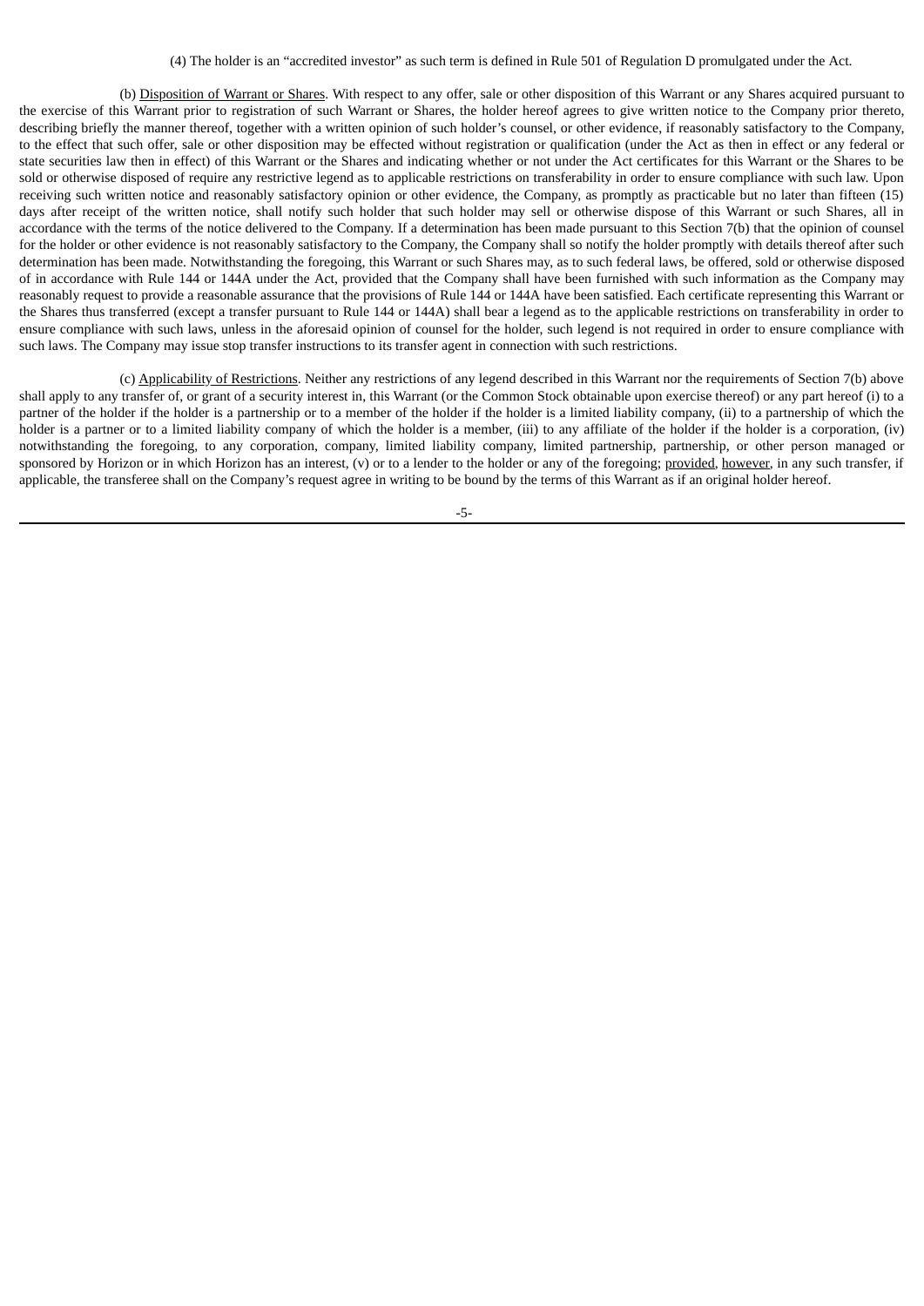(4) The holder is an "accredited investor" as such term is defined in Rule 501 of Regulation D promulgated under the Act.

(b) Disposition of Warrant or Shares. With respect to any offer, sale or other disposition of this Warrant or any Shares acquired pursuant to the exercise of this Warrant prior to registration of such Warrant or Shares, the holder hereof agrees to give written notice to the Company prior thereto, describing briefly the manner thereof, together with a written opinion of such holder's counsel, or other evidence, if reasonably satisfactory to the Company, to the effect that such offer, sale or other disposition may be effected without registration or qualification (under the Act as then in effect or any federal or state securities law then in effect) of this Warrant or the Shares and indicating whether or not under the Act certificates for this Warrant or the Shares to be sold or otherwise disposed of require any restrictive legend as to applicable restrictions on transferability in order to ensure compliance with such law. Upon receiving such written notice and reasonably satisfactory opinion or other evidence, the Company, as promptly as practicable but no later than fifteen (15) days after receipt of the written notice, shall notify such holder that such holder may sell or otherwise dispose of this Warrant or such Shares, all in accordance with the terms of the notice delivered to the Company. If a determination has been made pursuant to this Section 7(b) that the opinion of counsel for the holder or other evidence is not reasonably satisfactory to the Company, the Company shall so notify the holder promptly with details thereof after such determination has been made. Notwithstanding the foregoing, this Warrant or such Shares may, as to such federal laws, be offered, sold or otherwise disposed of in accordance with Rule 144 or 144A under the Act, provided that the Company shall have been furnished with such information as the Company may reasonably request to provide a reasonable assurance that the provisions of Rule 144 or 144A have been satisfied. Each certificate representing this Warrant or the Shares thus transferred (except a transfer pursuant to Rule 144 or 144A) shall bear a legend as to the applicable restrictions on transferability in order to ensure compliance with such laws, unless in the aforesaid opinion of counsel for the holder, such legend is not required in order to ensure compliance with such laws. The Company may issue stop transfer instructions to its transfer agent in connection with such restrictions.

(c) Applicability of Restrictions. Neither any restrictions of any legend described in this Warrant nor the requirements of Section 7(b) above shall apply to any transfer of, or grant of a security interest in, this Warrant (or the Common Stock obtainable upon exercise thereof) or any part hereof (i) to a partner of the holder if the holder is a partnership or to a member of the holder if the holder is a limited liability company, (ii) to a partnership of which the holder is a partner or to a limited liability company of which the holder is a member, (iii) to any affiliate of the holder if the holder is a corporation, (iv) notwithstanding the foregoing, to any corporation, company, limited liability company, limited partnership, partnership, or other person managed or sponsored by Horizon or in which Horizon has an interest, (v) or to a lender to the holder or any of the foregoing; provided, however, in any such transfer, if applicable, the transferee shall on the Company's request agree in writing to be bound by the terms of this Warrant as if an original holder hereof.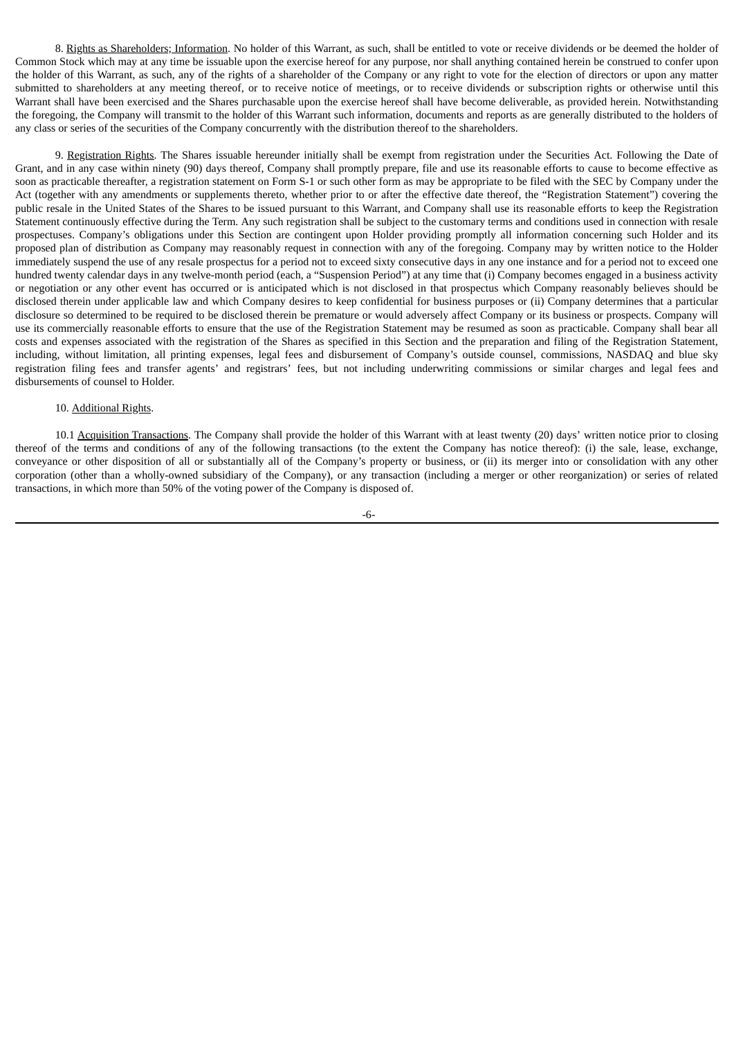8. Rights as Shareholders; Information. No holder of this Warrant, as such, shall be entitled to vote or receive dividends or be deemed the holder of Common Stock which may at any time be issuable upon the exercise hereof for any purpose, nor shall anything contained herein be construed to confer upon the holder of this Warrant, as such, any of the rights of a shareholder of the Company or any right to vote for the election of directors or upon any matter submitted to shareholders at any meeting thereof, or to receive notice of meetings, or to receive dividends or subscription rights or otherwise until this Warrant shall have been exercised and the Shares purchasable upon the exercise hereof shall have become deliverable, as provided herein. Notwithstanding the foregoing, the Company will transmit to the holder of this Warrant such information, documents and reports as are generally distributed to the holders of any class or series of the securities of the Company concurrently with the distribution thereof to the shareholders.

9. Registration Rights. The Shares issuable hereunder initially shall be exempt from registration under the Securities Act. Following the Date of Grant, and in any case within ninety (90) days thereof, Company shall promptly prepare, file and use its reasonable efforts to cause to become effective as soon as practicable thereafter, a registration statement on Form S-1 or such other form as may be appropriate to be filed with the SEC by Company under the Act (together with any amendments or supplements thereto, whether prior to or after the effective date thereof, the "Registration Statement") covering the public resale in the United States of the Shares to be issued pursuant to this Warrant, and Company shall use its reasonable efforts to keep the Registration Statement continuously effective during the Term. Any such registration shall be subject to the customary terms and conditions used in connection with resale prospectuses. Company's obligations under this Section are contingent upon Holder providing promptly all information concerning such Holder and its proposed plan of distribution as Company may reasonably request in connection with any of the foregoing. Company may by written notice to the Holder immediately suspend the use of any resale prospectus for a period not to exceed sixty consecutive days in any one instance and for a period not to exceed one hundred twenty calendar days in any twelve-month period (each, a "Suspension Period") at any time that (i) Company becomes engaged in a business activity or negotiation or any other event has occurred or is anticipated which is not disclosed in that prospectus which Company reasonably believes should be disclosed therein under applicable law and which Company desires to keep confidential for business purposes or (ii) Company determines that a particular disclosure so determined to be required to be disclosed therein be premature or would adversely affect Company or its business or prospects. Company will use its commercially reasonable efforts to ensure that the use of the Registration Statement may be resumed as soon as practicable. Company shall bear all costs and expenses associated with the registration of the Shares as specified in this Section and the preparation and filing of the Registration Statement, including, without limitation, all printing expenses, legal fees and disbursement of Company's outside counsel, commissions, NASDAQ and blue sky registration filing fees and transfer agents' and registrars' fees, but not including underwriting commissions or similar charges and legal fees and disbursements of counsel to Holder.

10. Additional Rights.

10.1 Acquisition Transactions. The Company shall provide the holder of this Warrant with at least twenty (20) days' written notice prior to closing thereof of the terms and conditions of any of the following transactions (to the extent the Company has notice thereof): (i) the sale, lease, exchange, conveyance or other disposition of all or substantially all of the Company's property or business, or (ii) its merger into or consolidation with any other corporation (other than a wholly-owned subsidiary of the Company), or any transaction (including a merger or other reorganization) or series of related transactions, in which more than 50% of the voting power of the Company is disposed of.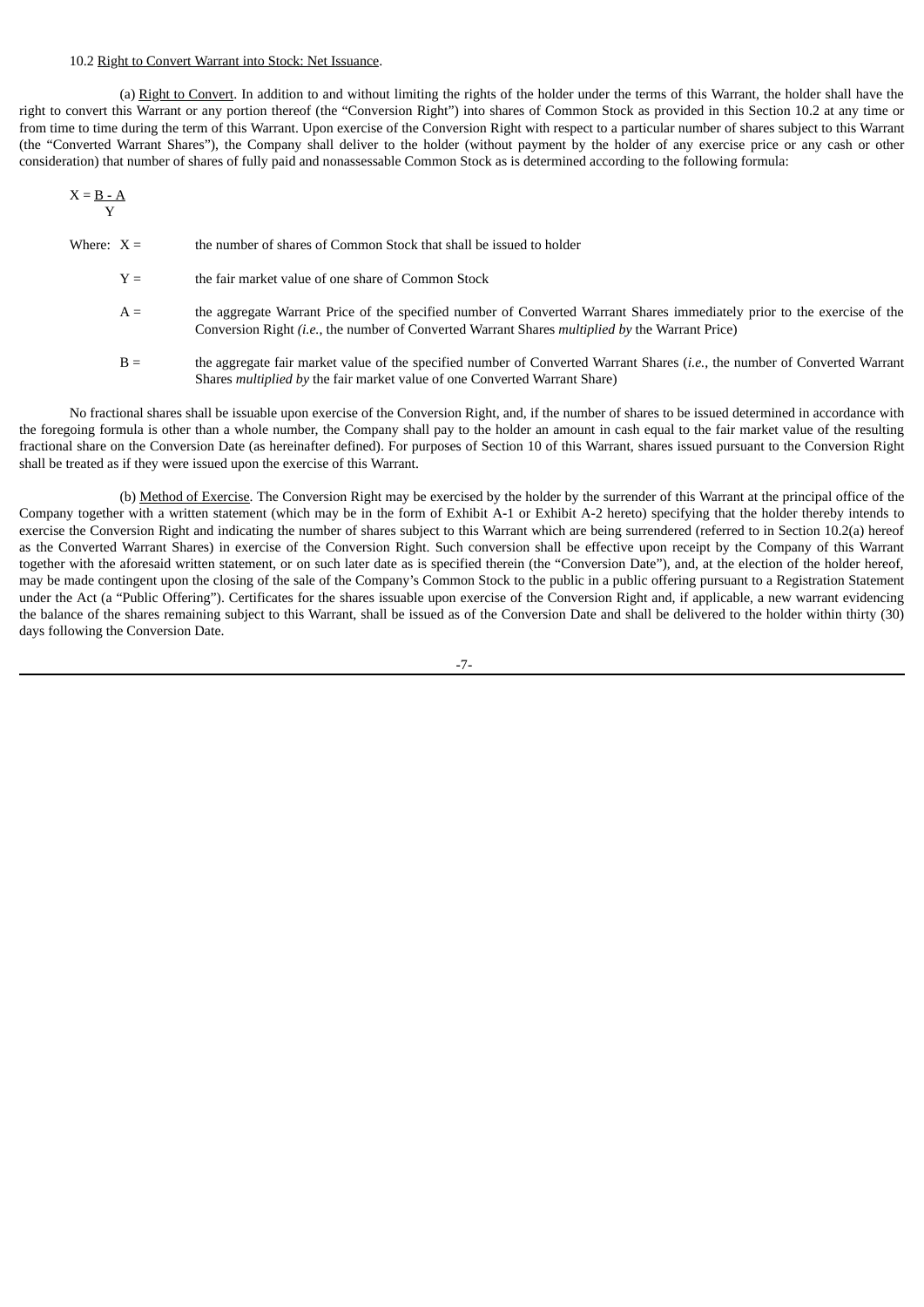10.2 Right to Convert Warrant into Stock: Net Issuance.

(a) Right to Convert. In addition to and without limiting the rights of the holder under the terms of this Warrant, the holder shall have the right to convert this Warrant or any portion thereof (the "Conversion Right") into shares of Common Stock as provided in this Section 10.2 at any time or from time to time during the term of this Warrant. Upon exercise of the Conversion Right with respect to a particular number of shares subject to this Warrant (the "Converted Warrant Shares"), the Company shall deliver to the holder (without payment by the holder of any exercise price or any cash or other consideration) that number of shares of fully paid and nonassessable Common Stock as is determined according to the following formula:

$$X = \frac{B - A}{Y}$$

Where: $X$ = the number of shares of Common Stock that shall be issued to holder

$Y$ = the fair market value of one share of Common Stock

$A$ = the aggregate Warrant Price of the specified number of Converted Warrant Shares immediately prior to the exercise of the Conversion Right *(i.e.*, the number of Converted Warrant Shares *multiplied by* the Warrant Price)

$B$ = the aggregate fair market value of the specified number of Converted Warrant Shares (*i.e.*, the number of Converted Warrant Shares *multiplied by* the fair market value of one Converted Warrant Share)

No fractional shares shall be issuable upon exercise of the Conversion Right, and, if the number of shares to be issued determined in accordance with the foregoing formula is other than a whole number, the Company shall pay to the holder an amount in cash equal to the fair market value of the resulting fractional share on the Conversion Date (as hereinafter defined). For purposes of Section 10 of this Warrant, shares issued pursuant to the Conversion Right shall be treated as if they were issued upon the exercise of this Warrant.

(b) Method of Exercise. The Conversion Right may be exercised by the holder by the surrender of this Warrant at the principal office of the Company together with a written statement (which may be in the form of Exhibit A-1 or Exhibit A-2 hereto) specifying that the holder thereby intends to exercise the Conversion Right and indicating the number of shares subject to this Warrant which are being surrendered (referred to in Section 10.2(a) hereof as the Converted Warrant Shares) in exercise of the Conversion Right. Such conversion shall be effective upon receipt by the Company of this Warrant together with the aforesaid written statement, or on such later date as is specified therein (the "Conversion Date"), and, at the election of the holder hereof, may be made contingent upon the closing of the sale of the Company's Common Stock to the public in a public offering pursuant to a Registration Statement under the Act (a "Public Offering"). Certificates for the shares issuable upon exercise of the Conversion Right and, if applicable, a new warrant evidencing the balance of the shares remaining subject to this Warrant, shall be issued as of the Conversion Date and shall be delivered to the holder within thirty (30) days following the Conversion Date.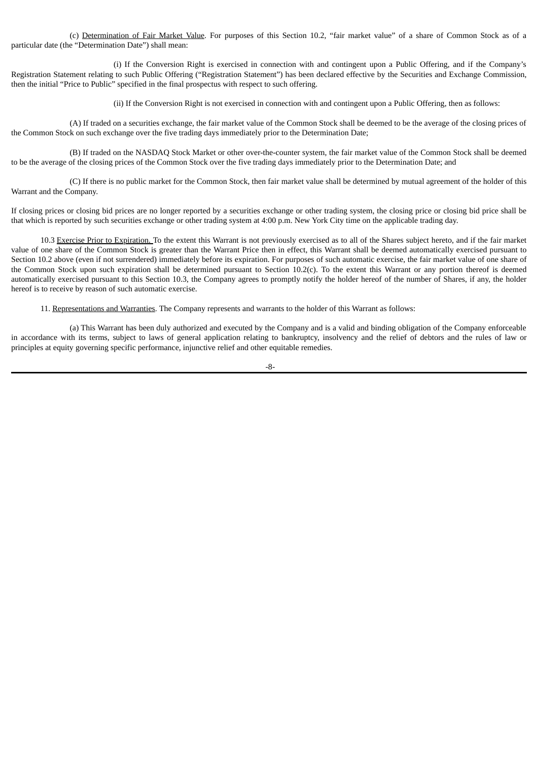(c) Determination of Fair Market Value. For purposes of this Section 10.2, "fair market value" of a share of Common Stock as of a particular date (the "Determination Date") shall mean:

(i) If the Conversion Right is exercised in connection with and contingent upon a Public Offering, and if the Company's Registration Statement relating to such Public Offering ("Registration Statement") has been declared effective by the Securities and Exchange Commission, then the initial "Price to Public" specified in the final prospectus with respect to such offering.

(ii) If the Conversion Right is not exercised in connection with and contingent upon a Public Offering, then as follows:

(A) If traded on a securities exchange, the fair market value of the Common Stock shall be deemed to be the average of the closing prices of the Common Stock on such exchange over the five trading days immediately prior to the Determination Date;

(B) If traded on the NASDAQ Stock Market or other over-the-counter system, the fair market value of the Common Stock shall be deemed to be the average of the closing prices of the Common Stock over the five trading days immediately prior to the Determination Date; and

(C) If there is no public market for the Common Stock, then fair market value shall be determined by mutual agreement of the holder of this Warrant and the Company.

If closing prices or closing bid prices are no longer reported by a securities exchange or other trading system, the closing price or closing bid price shall be that which is reported by such securities exchange or other trading system at 4:00 p.m. New York City time on the applicable trading day.

10.3 Exercise Prior to Expiration. To the extent this Warrant is not previously exercised as to all of the Shares subject hereto, and if the fair market value of one share of the Common Stock is greater than the Warrant Price then in effect, this Warrant shall be deemed automatically exercised pursuant to Section 10.2 above (even if not surrendered) immediately before its expiration. For purposes of such automatic exercise, the fair market value of one share of the Common Stock upon such expiration shall be determined pursuant to Section 10.2(c). To the extent this Warrant or any portion thereof is deemed automatically exercised pursuant to this Section 10.3, the Company agrees to promptly notify the holder hereof of the number of Shares, if any, the holder hereof is to receive by reason of such automatic exercise.

11. Representations and Warranties. The Company represents and warrants to the holder of this Warrant as follows:

(a) This Warrant has been duly authorized and executed by the Company and is a valid and binding obligation of the Company enforceable in accordance with its terms, subject to laws of general application relating to bankruptcy, insolvency and the relief of debtors and the rules of law or principles at equity governing specific performance, injunctive relief and other equitable remedies.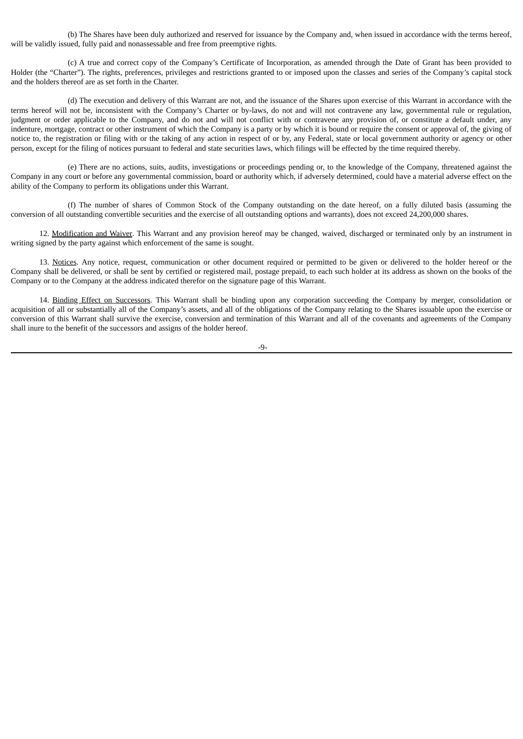(b) The Shares have been duly authorized and reserved for issuance by the Company and, when issued in accordance with the terms hereof, will be validly issued, fully paid and nonassessable and free from preemptive rights.

(c) A true and correct copy of the Company's Certificate of Incorporation, as amended through the Date of Grant has been provided to Holder (the "Charter"). The rights, preferences, privileges and restrictions granted to or imposed upon the classes and series of the Company's capital stock and the holders thereof are as set forth in the Charter.

(d) The execution and delivery of this Warrant are not, and the issuance of the Shares upon exercise of this Warrant in accordance with the terms hereof will not be, inconsistent with the Company's Charter or by-laws, do not and will not contravene any law, governmental rule or regulation, judgment or order applicable to the Company, and do not and will not conflict with or contravene any provision of, or constitute a default under, any indenture, mortgage, contract or other instrument of which the Company is a party or by which it is bound or require the consent or approval of, the giving of notice to, the registration or filing with or the taking of any action in respect of or by, any Federal, state or local government authority or agency or other person, except for the filing of notices pursuant to federal and state securities laws, which filings will be effected by the time required thereby.

(e) There are no actions, suits, audits, investigations or proceedings pending or, to the knowledge of the Company, threatened against the Company in any court or before any governmental commission, board or authority which, if adversely determined, could have a material adverse effect on the ability of the Company to perform its obligations under this Warrant.

(f) The number of shares of Common Stock of the Company outstanding on the date hereof, on a fully diluted basis (assuming the conversion of all outstanding convertible securities and the exercise of all outstanding options and warrants), does not exceed 24,200,000 shares.

12. Modification and Waiver. This Warrant and any provision hereof may be changed, waived, discharged or terminated only by an instrument in writing signed by the party against which enforcement of the same is sought.

13. Notices. Any notice, request, communication or other document required or permitted to be given or delivered to the holder hereof or the Company shall be delivered, or shall be sent by certified or registered mail, postage prepaid, to each such holder at its address as shown on the books of the Company or to the Company at the address indicated therefor on the signature page of this Warrant.

14. Binding Effect on Successors. This Warrant shall be binding upon any corporation succeeding the Company by merger, consolidation or acquisition of all or substantially all of the Company's assets, and all of the obligations of the Company relating to the Shares issuable upon the exercise or conversion of this Warrant shall survive the exercise, conversion and termination of this Warrant and all of the covenants and agreements of the Company shall inure to the benefit of the successors and assigns of the holder hereof.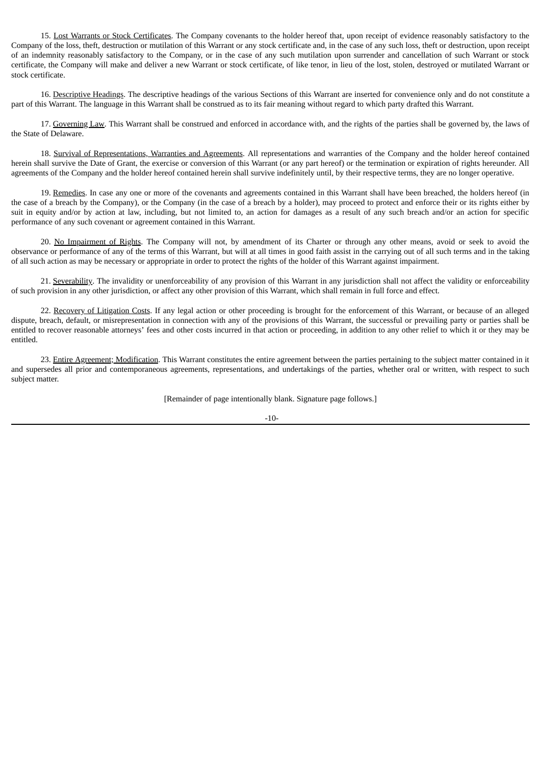15. Lost Warrants or Stock Certificates. The Company covenants to the holder hereof that, upon receipt of evidence reasonably satisfactory to the Company of the loss, theft, destruction or mutilation of this Warrant or any stock certificate and, in the case of any such loss, theft or destruction, upon receipt of an indemnity reasonably satisfactory to the Company, or in the case of any such mutilation upon surrender and cancellation of such Warrant or stock certificate, the Company will make and deliver a new Warrant or stock certificate, of like tenor, in lieu of the lost, stolen, destroyed or mutilated Warrant or stock certificate.

16. Descriptive Headings. The descriptive headings of the various Sections of this Warrant are inserted for convenience only and do not constitute a part of this Warrant. The language in this Warrant shall be construed as to its fair meaning without regard to which party drafted this Warrant.

17. Governing Law. This Warrant shall be construed and enforced in accordance with, and the rights of the parties shall be governed by, the laws of the State of Delaware.

18. Survival of Representations, Warranties and Agreements. All representations and warranties of the Company and the holder hereof contained herein shall survive the Date of Grant, the exercise or conversion of this Warrant (or any part hereof) or the termination or expiration of rights hereunder. All agreements of the Company and the holder hereof contained herein shall survive indefinitely until, by their respective terms, they are no longer operative.

19. Remedies. In case any one or more of the covenants and agreements contained in this Warrant shall have been breached, the holders hereof (in the case of a breach by the Company), or the Company (in the case of a breach by a holder), may proceed to protect and enforce their or its rights either by suit in equity and/or by action at law, including, but not limited to, an action for damages as a result of any such breach and/or an action for specific performance of any such covenant or agreement contained in this Warrant.

20. No Impairment of Rights. The Company will not, by amendment of its Charter or through any other means, avoid or seek to avoid the observance or performance of any of the terms of this Warrant, but will at all times in good faith assist in the carrying out of all such terms and in the taking of all such action as may be necessary or appropriate in order to protect the rights of the holder of this Warrant against impairment.

21. Severability. The invalidity or unenforceability of any provision of this Warrant in any jurisdiction shall not affect the validity or enforceability of such provision in any other jurisdiction, or affect any other provision of this Warrant, which shall remain in full force and effect.

22. Recovery of Litigation Costs. If any legal action or other proceeding is brought for the enforcement of this Warrant, or because of an alleged dispute, breach, default, or misrepresentation in connection with any of the provisions of this Warrant, the successful or prevailing party or parties shall be entitled to recover reasonable attorneys' fees and other costs incurred in that action or proceeding, in addition to any other relief to which it or they may be entitled.

23. Entire Agreement; Modification. This Warrant constitutes the entire agreement between the parties pertaining to the subject matter contained in it and supersedes all prior and contemporaneous agreements, representations, and undertakings of the parties, whether oral or written, with respect to such subject matter.

[Remainder of page intentionally blank. Signature page follows.]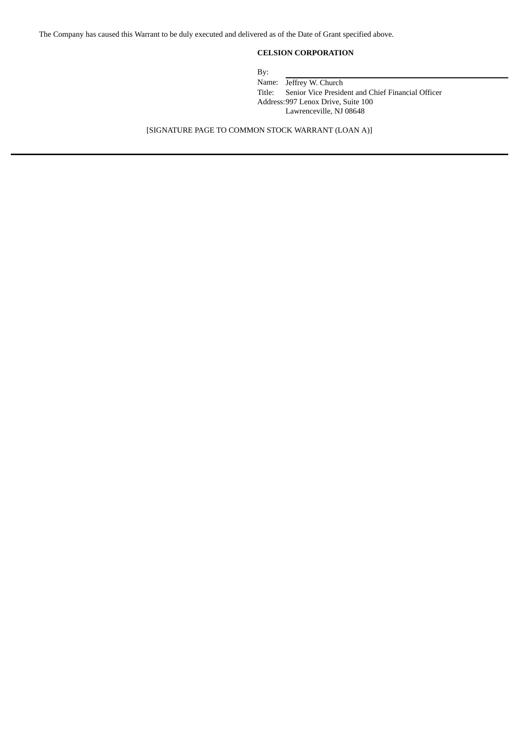The Company has caused this Warrant to be duly executed and delivered as of the Date of Grant specified above.

**CELSION CORPORATION**

By: \_\_\_\_\_\_\_\_\_\_\_\_\_\_\_\_\_\_\_\_\_\_\_\_\_\_\_\_\_\_

Name: Jeffrey W. Church

Title: Senior Vice President and Chief Financial Officer

Address: 997 Lenox Drive, Suite 100
Lawrenceville, NJ 08648

[SIGNATURE PAGE TO COMMON STOCK WARRANT (LOAN A)]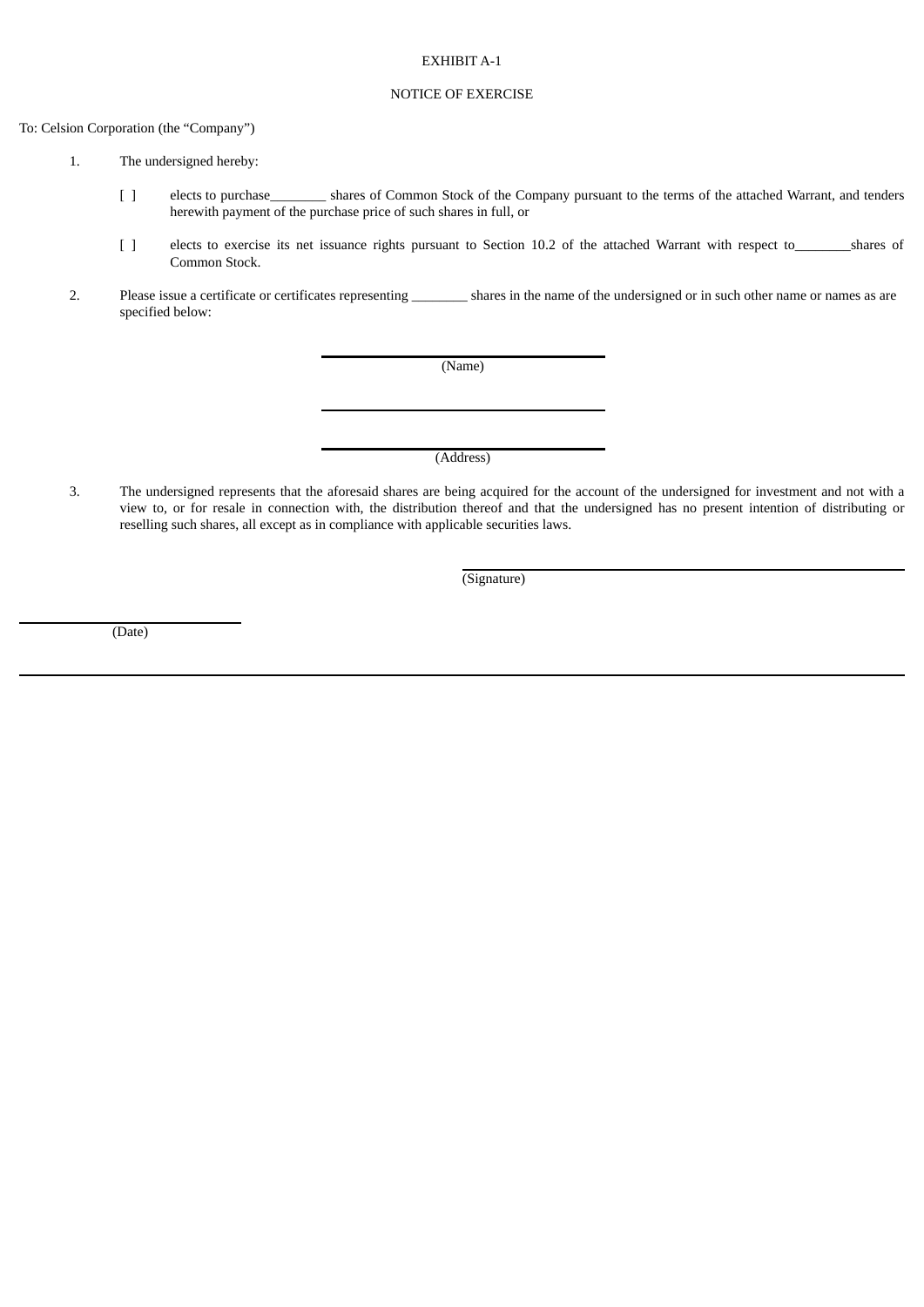EXHIBIT A-1

NOTICE OF EXERCISE

To: Celsion Corporation (the “Company”)

1. The undersigned hereby:

   [ ] elects to purchase________ shares of Common Stock of the Company pursuant to the terms of the attached Warrant, and tenders herewith payment of the purchase price of such shares in full, or

   [ ] elects to exercise its net issuance rights pursuant to Section 10.2 of the attached Warrant with respect to________shares of Common Stock.

2. Please issue a certificate or certificates representing ________ shares in the name of the undersigned or in such other name or names as are specified below:

________________________________
(Name)

________________________________

________________________________
(Address)

3. The undersigned represents that the aforesaid shares are being acquired for the account of the undersigned for investment and not with a view to, or for resale in connection with, the distribution thereof and that the undersigned has no present intention of distributing or reselling such shares, all except as in compliance with applicable securities laws.

________________________________
(Signature)

________________________________
(Date)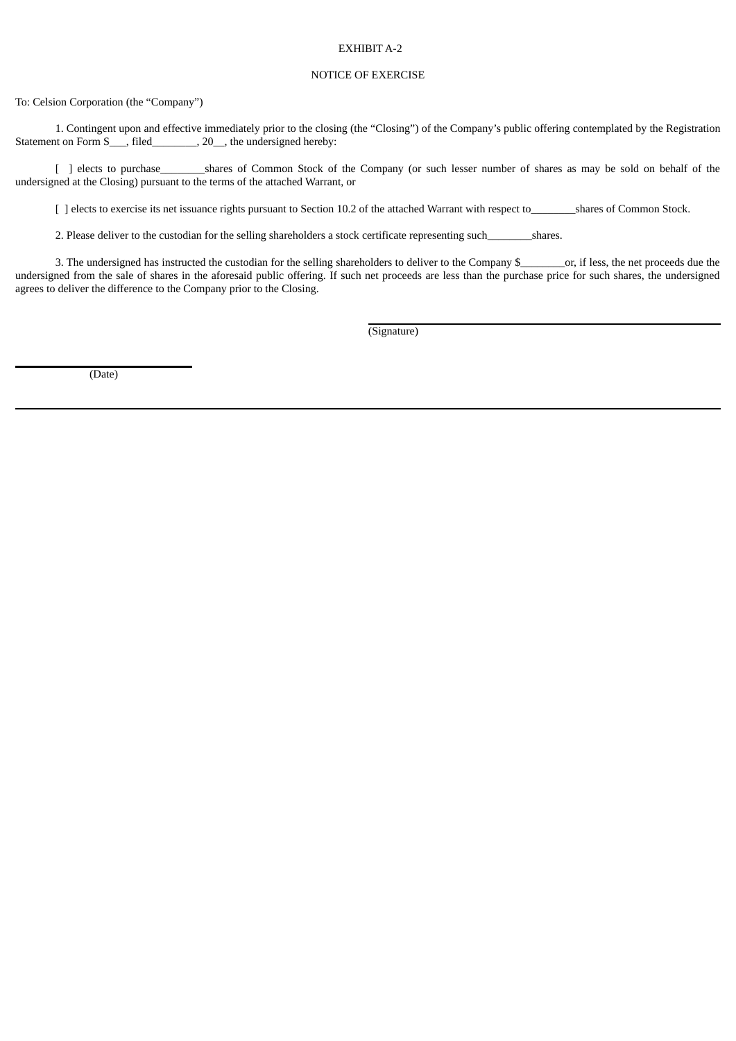EXHIBIT A-2

NOTICE OF EXERCISE

To: Celsion Corporation (the “Company”)

1. Contingent upon and effective immediately prior to the closing (the “Closing”) of the Company’s public offering contemplated by the Registration Statement on Form S\_\_\_, filed\_\_\_\_\_\_\_\_, 20\_\_, the undersigned hereby:

[ ] elects to purchase\_\_\_\_\_\_\_\_shares of Common Stock of the Company (or such lesser number of shares as may be sold on behalf of the undersigned at the Closing) pursuant to the terms of the attached Warrant, or

[ ] elects to exercise its net issuance rights pursuant to Section 10.2 of the attached Warrant with respect to\_\_\_\_\_\_\_\_shares of Common Stock.

2. Please deliver to the custodian for the selling shareholders a stock certificate representing such\_\_\_\_\_\_\_\_shares.

3. The undersigned has instructed the custodian for the selling shareholders to deliver to the Company $\_\_\_\_\_\_\_\_or, if less, the net proceeds due the undersigned from the sale of shares in the aforesaid public offering. If such net proceeds are less than the purchase price for such shares, the undersigned agrees to deliver the difference to the Company prior to the Closing.

\_\_\_\_\_\_\_\_\_\_\_\_\_\_\_\_\_\_\_\_\_\_\_\_\_\_\_\_\_\_
(Signature)

\_\_\_\_\_\_\_\_\_\_\_\_\_\_\_\_\_\_\_\_\_\_\_\_\_\_\_\_\_\_
(Date)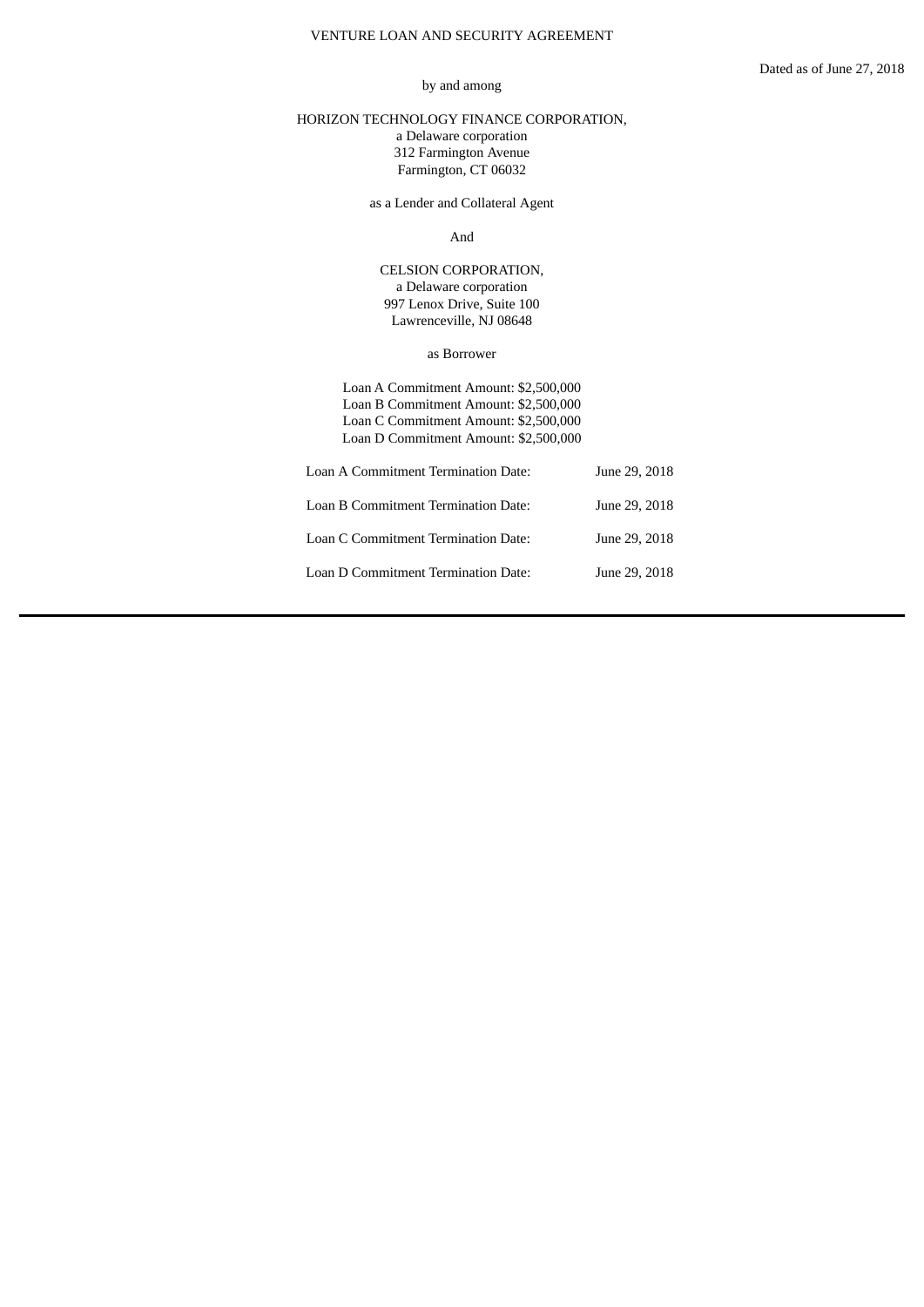VENTURE LOAN AND SECURITY AGREEMENT

Dated as of June 27, 2018

by and among

HORIZON TECHNOLOGY FINANCE CORPORATION,
a Delaware corporation
312 Farmington Avenue
Farmington, CT 06032

as a Lender and Collateral Agent

And

CELSION CORPORATION,
a Delaware corporation
997 Lenox Drive, Suite 100
Lawrenceville, NJ 08648

as Borrower

Loan A Commitment Amount: $2,500,000
Loan B Commitment Amount: $2,500,000
Loan C Commitment Amount: $2,500,000
Loan D Commitment Amount: $2,500,000

| | |
|---|---|
| Loan A Commitment Termination Date: | June 29, 2018 |
| Loan B Commitment Termination Date: | June 29, 2018 |
| Loan C Commitment Termination Date: | June 29, 2018 |
| Loan D Commitment Termination Date: | June 29, 2018 |

---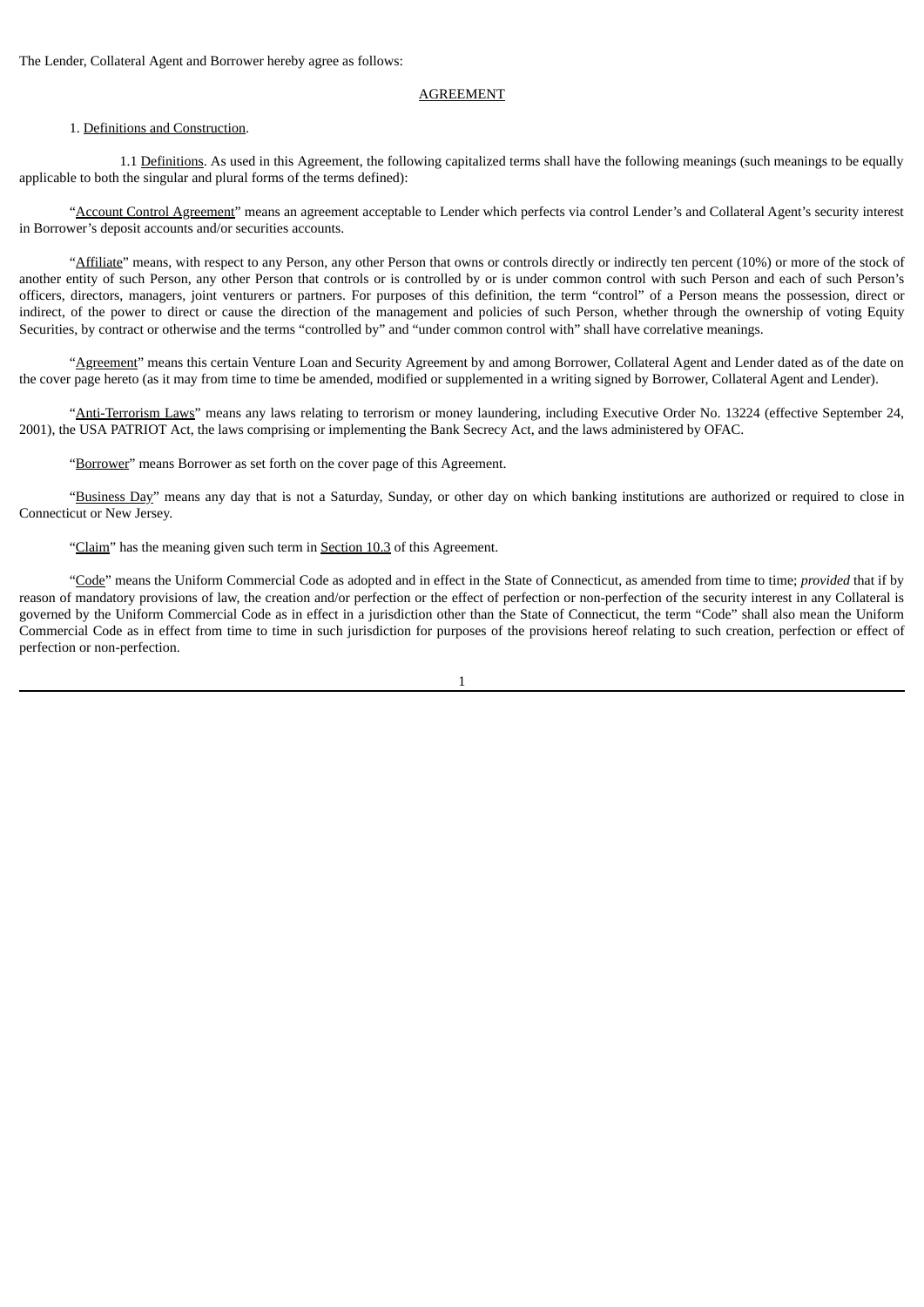The Lender, Collateral Agent and Borrower hereby agree as follows:

AGREEMENT

1. Definitions and Construction.

1.1 Definitions. As used in this Agreement, the following capitalized terms shall have the following meanings (such meanings to be equally applicable to both the singular and plural forms of the terms defined):

"Account Control Agreement" means an agreement acceptable to Lender which perfects via control Lender's and Collateral Agent's security interest in Borrower's deposit accounts and/or securities accounts.

"Affiliate" means, with respect to any Person, any other Person that owns or controls directly or indirectly ten percent (10%) or more of the stock of another entity of such Person, any other Person that controls or is controlled by or is under common control with such Person and each of such Person's officers, directors, managers, joint venturers or partners. For purposes of this definition, the term "control" of a Person means the possession, direct or indirect, of the power to direct or cause the direction of the management and policies of such Person, whether through the ownership of voting Equity Securities, by contract or otherwise and the terms "controlled by" and "under common control with" shall have correlative meanings.

"Agreement" means this certain Venture Loan and Security Agreement by and among Borrower, Collateral Agent and Lender dated as of the date on the cover page hereto (as it may from time to time be amended, modified or supplemented in a writing signed by Borrower, Collateral Agent and Lender).

"Anti-Terrorism Laws" means any laws relating to terrorism or money laundering, including Executive Order No. 13224 (effective September 24, 2001), the USA PATRIOT Act, the laws comprising or implementing the Bank Secrecy Act, and the laws administered by OFAC.

"Borrower" means Borrower as set forth on the cover page of this Agreement.

"Business Day" means any day that is not a Saturday, Sunday, or other day on which banking institutions are authorized or required to close in Connecticut or New Jersey.

"Claim" has the meaning given such term in Section 10.3 of this Agreement.

"Code" means the Uniform Commercial Code as adopted and in effect in the State of Connecticut, as amended from time to time; *provided* that if by reason of mandatory provisions of law, the creation and/or perfection or the effect of perfection or non-perfection of the security interest in any Collateral is governed by the Uniform Commercial Code as in effect in a jurisdiction other than the State of Connecticut, the term "Code" shall also mean the Uniform Commercial Code as in effect from time to time in such jurisdiction for purposes of the provisions hereof relating to such creation, perfection or effect of perfection or non-perfection.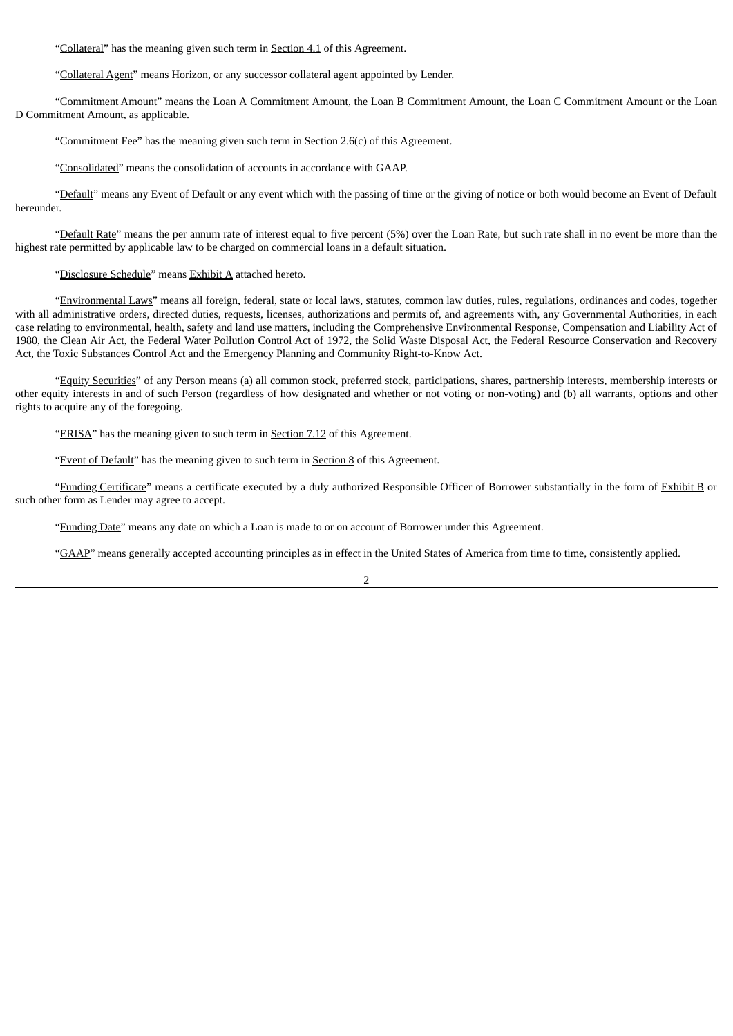"Collateral" has the meaning given such term in Section 4.1 of this Agreement.

"Collateral Agent" means Horizon, or any successor collateral agent appointed by Lender.

"Commitment Amount" means the Loan A Commitment Amount, the Loan B Commitment Amount, the Loan C Commitment Amount or the Loan D Commitment Amount, as applicable.

"Commitment Fee" has the meaning given such term in Section 2.6(c) of this Agreement.

"Consolidated" means the consolidation of accounts in accordance with GAAP.

"Default" means any Event of Default or any event which with the passing of time or the giving of notice or both would become an Event of Default hereunder.

"Default Rate" means the per annum rate of interest equal to five percent (5%) over the Loan Rate, but such rate shall in no event be more than the highest rate permitted by applicable law to be charged on commercial loans in a default situation.

"Disclosure Schedule" means Exhibit A attached hereto.

"Environmental Laws" means all foreign, federal, state or local laws, statutes, common law duties, rules, regulations, ordinances and codes, together with all administrative orders, directed duties, requests, licenses, authorizations and permits of, and agreements with, any Governmental Authorities, in each case relating to environmental, health, safety and land use matters, including the Comprehensive Environmental Response, Compensation and Liability Act of 1980, the Clean Air Act, the Federal Water Pollution Control Act of 1972, the Solid Waste Disposal Act, the Federal Resource Conservation and Recovery Act, the Toxic Substances Control Act and the Emergency Planning and Community Right-to-Know Act.

"Equity Securities" of any Person means (a) all common stock, preferred stock, participations, shares, partnership interests, membership interests or other equity interests in and of such Person (regardless of how designated and whether or not voting or non-voting) and (b) all warrants, options and other rights to acquire any of the foregoing.

"ERISA" has the meaning given to such term in Section 7.12 of this Agreement.

"Event of Default" has the meaning given to such term in Section 8 of this Agreement.

"Funding Certificate" means a certificate executed by a duly authorized Responsible Officer of Borrower substantially in the form of Exhibit B or such other form as Lender may agree to accept.

"Funding Date" means any date on which a Loan is made to or on account of Borrower under this Agreement.

"GAAP" means generally accepted accounting principles as in effect in the United States of America from time to time, consistently applied.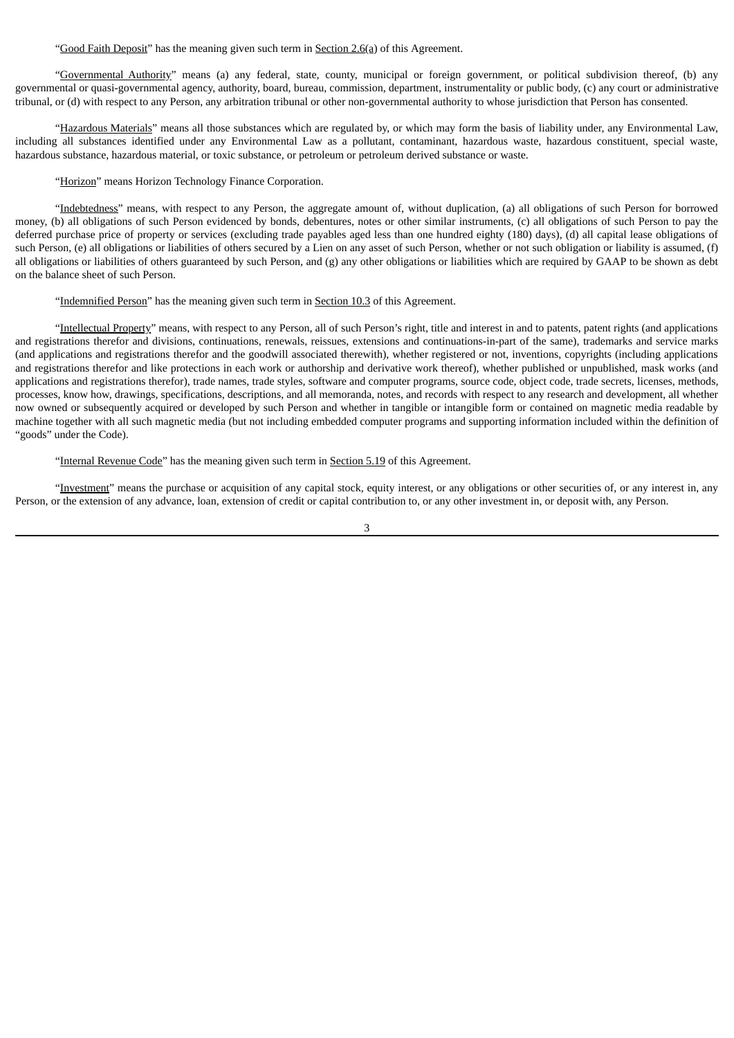"Good Faith Deposit" has the meaning given such term in Section 2.6(a) of this Agreement.

"Governmental Authority" means (a) any federal, state, county, municipal or foreign government, or political subdivision thereof, (b) any governmental or quasi-governmental agency, authority, board, bureau, commission, department, instrumentality or public body, (c) any court or administrative tribunal, or (d) with respect to any Person, any arbitration tribunal or other non-governmental authority to whose jurisdiction that Person has consented.

"Hazardous Materials" means all those substances which are regulated by, or which may form the basis of liability under, any Environmental Law, including all substances identified under any Environmental Law as a pollutant, contaminant, hazardous waste, hazardous constituent, special waste, hazardous substance, hazardous material, or toxic substance, or petroleum or petroleum derived substance or waste.

"Horizon" means Horizon Technology Finance Corporation.

"Indebtedness" means, with respect to any Person, the aggregate amount of, without duplication, (a) all obligations of such Person for borrowed money, (b) all obligations of such Person evidenced by bonds, debentures, notes or other similar instruments, (c) all obligations of such Person to pay the deferred purchase price of property or services (excluding trade payables aged less than one hundred eighty (180) days), (d) all capital lease obligations of such Person, (e) all obligations or liabilities of others secured by a Lien on any asset of such Person, whether or not such obligation or liability is assumed, (f) all obligations or liabilities of others guaranteed by such Person, and (g) any other obligations or liabilities which are required by GAAP to be shown as debt on the balance sheet of such Person.

"Indemnified Person" has the meaning given such term in Section 10.3 of this Agreement.

"Intellectual Property" means, with respect to any Person, all of such Person's right, title and interest in and to patents, patent rights (and applications and registrations therefor and divisions, continuations, renewals, reissues, extensions and continuations-in-part of the same), trademarks and service marks (and applications and registrations therefor and the goodwill associated therewith), whether registered or not, inventions, copyrights (including applications and registrations therefor and like protections in each work or authorship and derivative work thereof), whether published or unpublished, mask works (and applications and registrations therefor), trade names, trade styles, software and computer programs, source code, object code, trade secrets, licenses, methods, processes, know how, drawings, specifications, descriptions, and all memoranda, notes, and records with respect to any research and development, all whether now owned or subsequently acquired or developed by such Person and whether in tangible or intangible form or contained on magnetic media readable by machine together with all such magnetic media (but not including embedded computer programs and supporting information included within the definition of "goods" under the Code).

"Internal Revenue Code" has the meaning given such term in Section 5.19 of this Agreement.

"Investment" means the purchase or acquisition of any capital stock, equity interest, or any obligations or other securities of, or any interest in, any Person, or the extension of any advance, loan, extension of credit or capital contribution to, or any other investment in, or deposit with, any Person.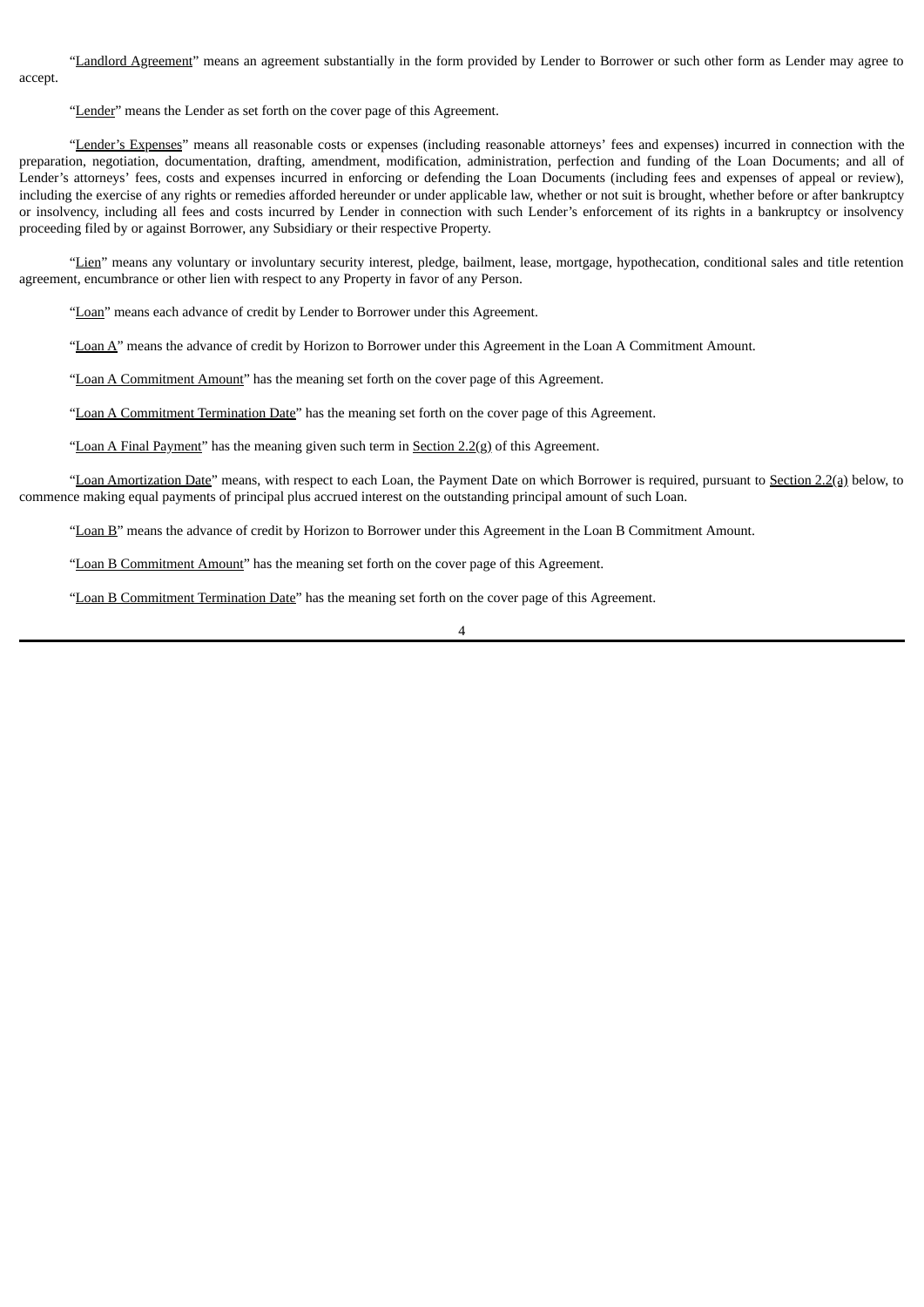"Landlord Agreement" means an agreement substantially in the form provided by Lender to Borrower or such other form as Lender may agree to accept.

"Lender" means the Lender as set forth on the cover page of this Agreement.

"Lender's Expenses" means all reasonable costs or expenses (including reasonable attorneys' fees and expenses) incurred in connection with the preparation, negotiation, documentation, drafting, amendment, modification, administration, perfection and funding of the Loan Documents; and all of Lender's attorneys' fees, costs and expenses incurred in enforcing or defending the Loan Documents (including fees and expenses of appeal or review), including the exercise of any rights or remedies afforded hereunder or under applicable law, whether or not suit is brought, whether before or after bankruptcy or insolvency, including all fees and costs incurred by Lender in connection with such Lender's enforcement of its rights in a bankruptcy or insolvency proceeding filed by or against Borrower, any Subsidiary or their respective Property.

"Lien" means any voluntary or involuntary security interest, pledge, bailment, lease, mortgage, hypothecation, conditional sales and title retention agreement, encumbrance or other lien with respect to any Property in favor of any Person.

"Loan" means each advance of credit by Lender to Borrower under this Agreement.

"Loan A" means the advance of credit by Horizon to Borrower under this Agreement in the Loan A Commitment Amount.

"Loan A Commitment Amount" has the meaning set forth on the cover page of this Agreement.

"Loan A Commitment Termination Date" has the meaning set forth on the cover page of this Agreement.

"Loan A Final Payment" has the meaning given such term in Section 2.2(g) of this Agreement.

"Loan Amortization Date" means, with respect to each Loan, the Payment Date on which Borrower is required, pursuant to Section 2.2(a) below, to commence making equal payments of principal plus accrued interest on the outstanding principal amount of such Loan.

"Loan B" means the advance of credit by Horizon to Borrower under this Agreement in the Loan B Commitment Amount.

"Loan B Commitment Amount" has the meaning set forth on the cover page of this Agreement.

"Loan B Commitment Termination Date" has the meaning set forth on the cover page of this Agreement.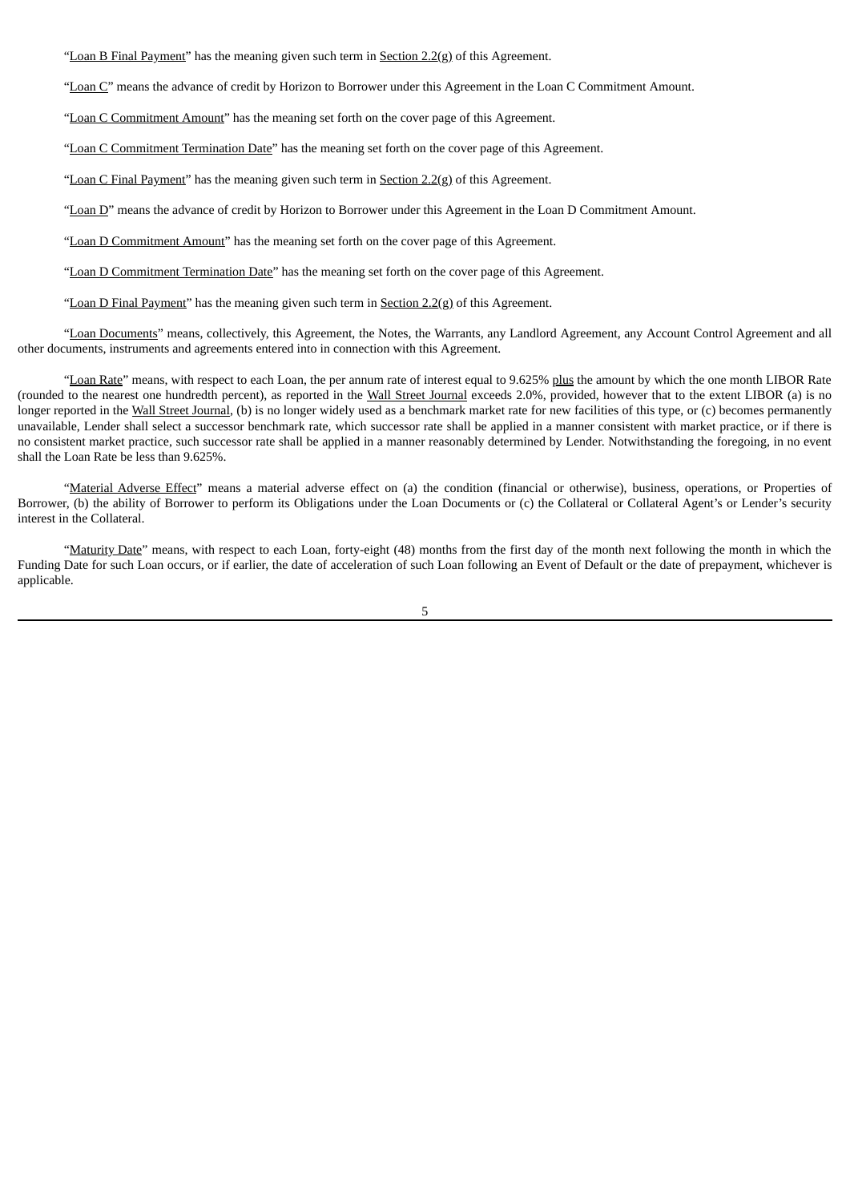"Loan B Final Payment" has the meaning given such term in Section 2.2(g) of this Agreement.

"Loan C" means the advance of credit by Horizon to Borrower under this Agreement in the Loan C Commitment Amount.

"Loan C Commitment Amount" has the meaning set forth on the cover page of this Agreement.

"Loan C Commitment Termination Date" has the meaning set forth on the cover page of this Agreement.

"Loan C Final Payment" has the meaning given such term in Section 2.2(g) of this Agreement.

"Loan D" means the advance of credit by Horizon to Borrower under this Agreement in the Loan D Commitment Amount.

"Loan D Commitment Amount" has the meaning set forth on the cover page of this Agreement.

"Loan D Commitment Termination Date" has the meaning set forth on the cover page of this Agreement.

"Loan D Final Payment" has the meaning given such term in Section 2.2(g) of this Agreement.

"Loan Documents" means, collectively, this Agreement, the Notes, the Warrants, any Landlord Agreement, any Account Control Agreement and all other documents, instruments and agreements entered into in connection with this Agreement.

"Loan Rate" means, with respect to each Loan, the per annum rate of interest equal to 9.625% plus the amount by which the one month LIBOR Rate (rounded to the nearest one hundredth percent), as reported in the Wall Street Journal exceeds 2.0%, provided, however that to the extent LIBOR (a) is no longer reported in the Wall Street Journal, (b) is no longer widely used as a benchmark market rate for new facilities of this type, or (c) becomes permanently unavailable, Lender shall select a successor benchmark rate, which successor rate shall be applied in a manner consistent with market practice, or if there is no consistent market practice, such successor rate shall be applied in a manner reasonably determined by Lender. Notwithstanding the foregoing, in no event shall the Loan Rate be less than 9.625%.

"Material Adverse Effect" means a material adverse effect on (a) the condition (financial or otherwise), business, operations, or Properties of Borrower, (b) the ability of Borrower to perform its Obligations under the Loan Documents or (c) the Collateral or Collateral Agent's or Lender's security interest in the Collateral.

"Maturity Date" means, with respect to each Loan, forty-eight (48) months from the first day of the month next following the month in which the Funding Date for such Loan occurs, or if earlier, the date of acceleration of such Loan following an Event of Default or the date of prepayment, whichever is applicable.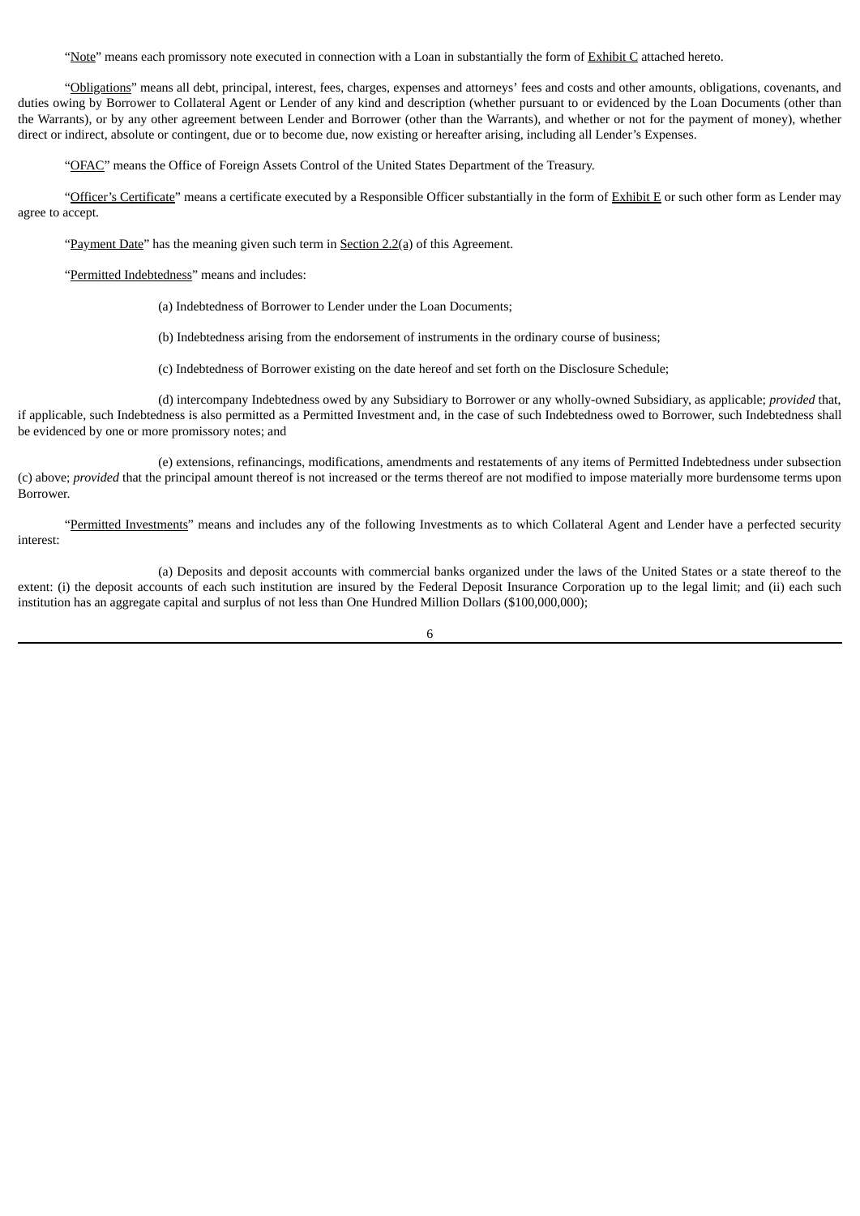"Note" means each promissory note executed in connection with a Loan in substantially the form of Exhibit C attached hereto.

"Obligations" means all debt, principal, interest, fees, charges, expenses and attorneys' fees and costs and other amounts, obligations, covenants, and duties owing by Borrower to Collateral Agent or Lender of any kind and description (whether pursuant to or evidenced by the Loan Documents (other than the Warrants), or by any other agreement between Lender and Borrower (other than the Warrants), and whether or not for the payment of money), whether direct or indirect, absolute or contingent, due or to become due, now existing or hereafter arising, including all Lender's Expenses.

"OFAC" means the Office of Foreign Assets Control of the United States Department of the Treasury.

"Officer's Certificate" means a certificate executed by a Responsible Officer substantially in the form of Exhibit E or such other form as Lender may agree to accept.

"Payment Date" has the meaning given such term in Section 2.2(a) of this Agreement.

"Permitted Indebtedness" means and includes:

(a) Indebtedness of Borrower to Lender under the Loan Documents;

(b) Indebtedness arising from the endorsement of instruments in the ordinary course of business;

(c) Indebtedness of Borrower existing on the date hereof and set forth on the Disclosure Schedule;

(d) intercompany Indebtedness owed by any Subsidiary to Borrower or any wholly-owned Subsidiary, as applicable; *provided* that, if applicable, such Indebtedness is also permitted as a Permitted Investment and, in the case of such Indebtedness owed to Borrower, such Indebtedness shall be evidenced by one or more promissory notes; and

(e) extensions, refinancings, modifications, amendments and restatements of any items of Permitted Indebtedness under subsection (c) above; *provided* that the principal amount thereof is not increased or the terms thereof are not modified to impose materially more burdensome terms upon Borrower.

"Permitted Investments" means and includes any of the following Investments as to which Collateral Agent and Lender have a perfected security interest:

(a) Deposits and deposit accounts with commercial banks organized under the laws of the United States or a state thereof to the extent: (i) the deposit accounts of each such institution are insured by the Federal Deposit Insurance Corporation up to the legal limit; and (ii) each such institution has an aggregate capital and surplus of not less than One Hundred Million Dollars ($100,000,000);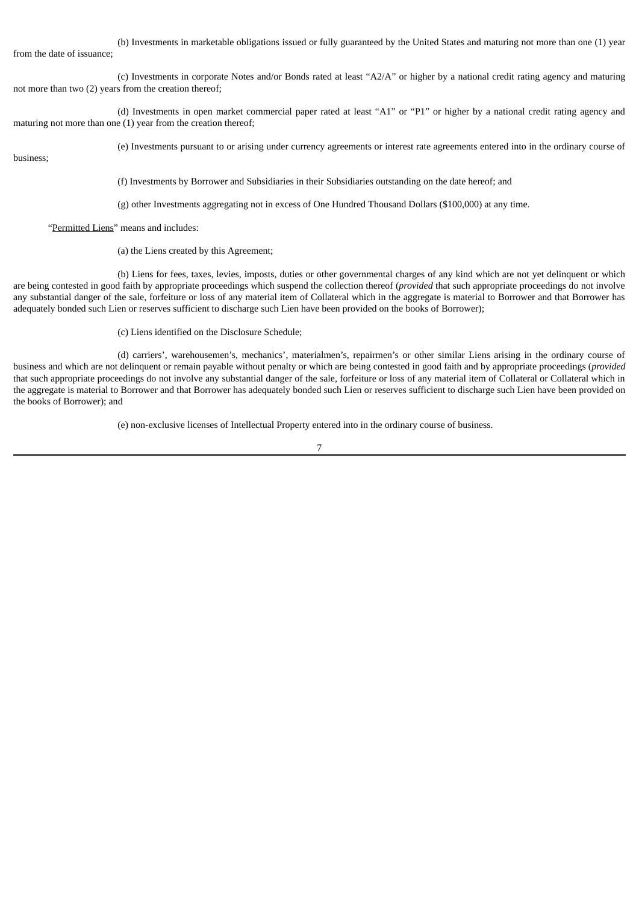(b) Investments in marketable obligations issued or fully guaranteed by the United States and maturing not more than one (1) year from the date of issuance;

(c) Investments in corporate Notes and/or Bonds rated at least "A2/A" or higher by a national credit rating agency and maturing not more than two (2) years from the creation thereof;

(d) Investments in open market commercial paper rated at least "A1" or "P1" or higher by a national credit rating agency and maturing not more than one (1) year from the creation thereof;

(e) Investments pursuant to or arising under currency agreements or interest rate agreements entered into in the ordinary course of business;

(f) Investments by Borrower and Subsidiaries in their Subsidiaries outstanding on the date hereof; and

(g) other Investments aggregating not in excess of One Hundred Thousand Dollars ($100,000) at any time.

"Permitted Liens" means and includes:

(a) the Liens created by this Agreement;

(b) Liens for fees, taxes, levies, imposts, duties or other governmental charges of any kind which are not yet delinquent or which are being contested in good faith by appropriate proceedings which suspend the collection thereof (*provided* that such appropriate proceedings do not involve any substantial danger of the sale, forfeiture or loss of any material item of Collateral which in the aggregate is material to Borrower and that Borrower has adequately bonded such Lien or reserves sufficient to discharge such Lien have been provided on the books of Borrower);

(c) Liens identified on the Disclosure Schedule;

(d) carriers', warehousemen's, mechanics', materialmen's, repairmen's or other similar Liens arising in the ordinary course of business and which are not delinquent or remain payable without penalty or which are being contested in good faith and by appropriate proceedings (*provided* that such appropriate proceedings do not involve any substantial danger of the sale, forfeiture or loss of any material item of Collateral or Collateral which in the aggregate is material to Borrower and that Borrower has adequately bonded such Lien or reserves sufficient to discharge such Lien have been provided on the books of Borrower); and

(e) non-exclusive licenses of Intellectual Property entered into in the ordinary course of business.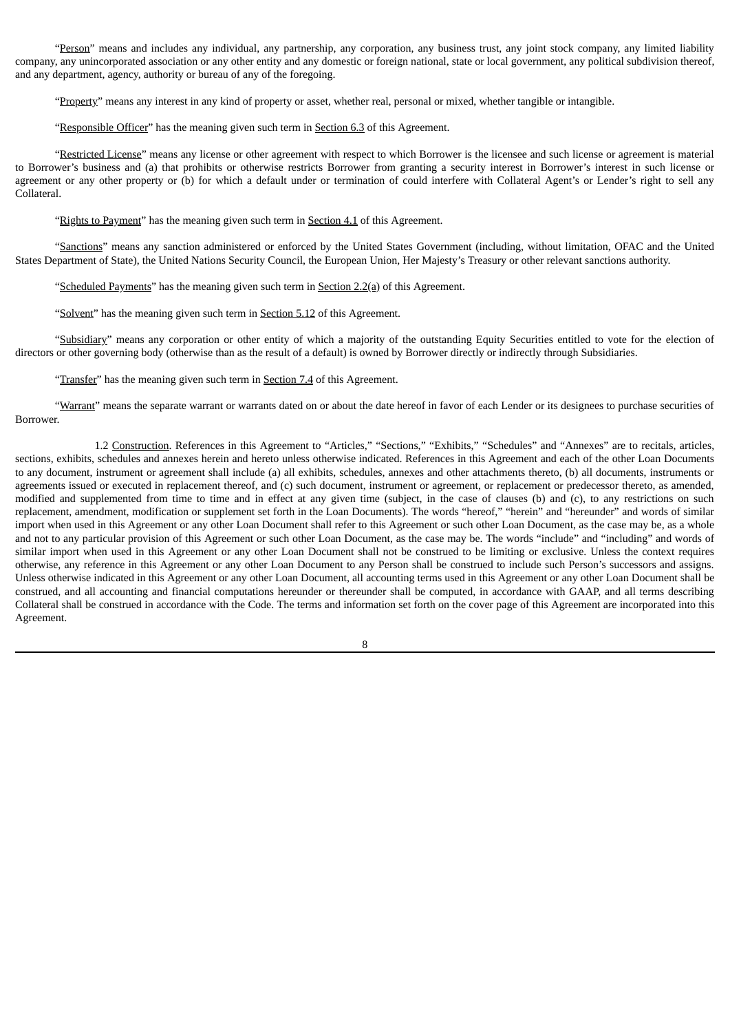"Person" means and includes any individual, any partnership, any corporation, any business trust, any joint stock company, any limited liability company, any unincorporated association or any other entity and any domestic or foreign national, state or local government, any political subdivision thereof, and any department, agency, authority or bureau of any of the foregoing.

"Property" means any interest in any kind of property or asset, whether real, personal or mixed, whether tangible or intangible.

"Responsible Officer" has the meaning given such term in Section 6.3 of this Agreement.

"Restricted License" means any license or other agreement with respect to which Borrower is the licensee and such license or agreement is material to Borrower's business and (a) that prohibits or otherwise restricts Borrower from granting a security interest in Borrower's interest in such license or agreement or any other property or (b) for which a default under or termination of could interfere with Collateral Agent's or Lender's right to sell any Collateral.

"Rights to Payment" has the meaning given such term in Section 4.1 of this Agreement.

"Sanctions" means any sanction administered or enforced by the United States Government (including, without limitation, OFAC and the United States Department of State), the United Nations Security Council, the European Union, Her Majesty's Treasury or other relevant sanctions authority.

"Scheduled Payments" has the meaning given such term in Section 2.2(a) of this Agreement.

"Solvent" has the meaning given such term in Section 5.12 of this Agreement.

"Subsidiary" means any corporation or other entity of which a majority of the outstanding Equity Securities entitled to vote for the election of directors or other governing body (otherwise than as the result of a default) is owned by Borrower directly or indirectly through Subsidiaries.

"Transfer" has the meaning given such term in Section 7.4 of this Agreement.

"Warrant" means the separate warrant or warrants dated on or about the date hereof in favor of each Lender or its designees to purchase securities of Borrower.

1.2 Construction. References in this Agreement to "Articles," "Sections," "Exhibits," "Schedules" and "Annexes" are to recitals, articles, sections, exhibits, schedules and annexes herein and hereto unless otherwise indicated. References in this Agreement and each of the other Loan Documents to any document, instrument or agreement shall include (a) all exhibits, schedules, annexes and other attachments thereto, (b) all documents, instruments or agreements issued or executed in replacement thereof, and (c) such document, instrument or agreement, or replacement or predecessor thereto, as amended, modified and supplemented from time to time and in effect at any given time (subject, in the case of clauses (b) and (c), to any restrictions on such replacement, amendment, modification or supplement set forth in the Loan Documents). The words "hereof," "herein" and "hereunder" and words of similar import when used in this Agreement or any other Loan Document shall refer to this Agreement or such other Loan Document, as the case may be, as a whole and not to any particular provision of this Agreement or such other Loan Document, as the case may be. The words "include" and "including" and words of similar import when used in this Agreement or any other Loan Document shall not be construed to be limiting or exclusive. Unless the context requires otherwise, any reference in this Agreement or any other Loan Document to any Person shall be construed to include such Person's successors and assigns. Unless otherwise indicated in this Agreement or any other Loan Document, all accounting terms used in this Agreement or any other Loan Document shall be construed, and all accounting and financial computations hereunder or thereunder shall be computed, in accordance with GAAP, and all terms describing Collateral shall be construed in accordance with the Code. The terms and information set forth on the cover page of this Agreement are incorporated into this Agreement.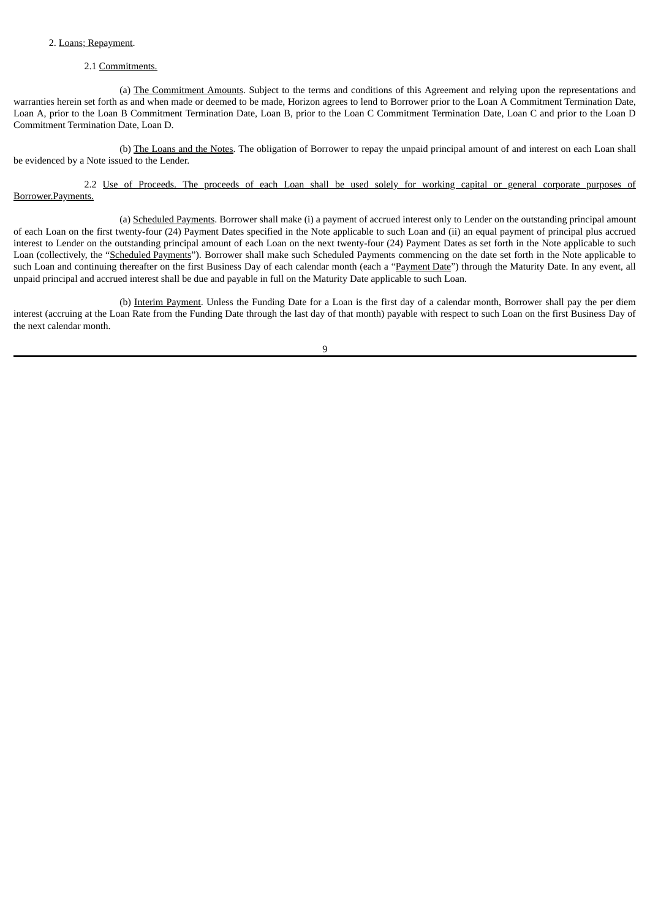2. Loans; Repayment.

2.1 Commitments.

(a) The Commitment Amounts. Subject to the terms and conditions of this Agreement and relying upon the representations and warranties herein set forth as and when made or deemed to be made, Horizon agrees to lend to Borrower prior to the Loan A Commitment Termination Date, Loan A, prior to the Loan B Commitment Termination Date, Loan B, prior to the Loan C Commitment Termination Date, Loan C and prior to the Loan D Commitment Termination Date, Loan D.

(b) The Loans and the Notes. The obligation of Borrower to repay the unpaid principal amount of and interest on each Loan shall be evidenced by a Note issued to the Lender.

2.2 Use of Proceeds. The proceeds of each Loan shall be used solely for working capital or general corporate purposes of Borrower.Payments.

(a) Scheduled Payments. Borrower shall make (i) a payment of accrued interest only to Lender on the outstanding principal amount of each Loan on the first twenty-four (24) Payment Dates specified in the Note applicable to such Loan and (ii) an equal payment of principal plus accrued interest to Lender on the outstanding principal amount of each Loan on the next twenty-four (24) Payment Dates as set forth in the Note applicable to such Loan (collectively, the "Scheduled Payments"). Borrower shall make such Scheduled Payments commencing on the date set forth in the Note applicable to such Loan and continuing thereafter on the first Business Day of each calendar month (each a "Payment Date") through the Maturity Date. In any event, all unpaid principal and accrued interest shall be due and payable in full on the Maturity Date applicable to such Loan.

(b) Interim Payment. Unless the Funding Date for a Loan is the first day of a calendar month, Borrower shall pay the per diem interest (accruing at the Loan Rate from the Funding Date through the last day of that month) payable with respect to such Loan on the first Business Day of the next calendar month.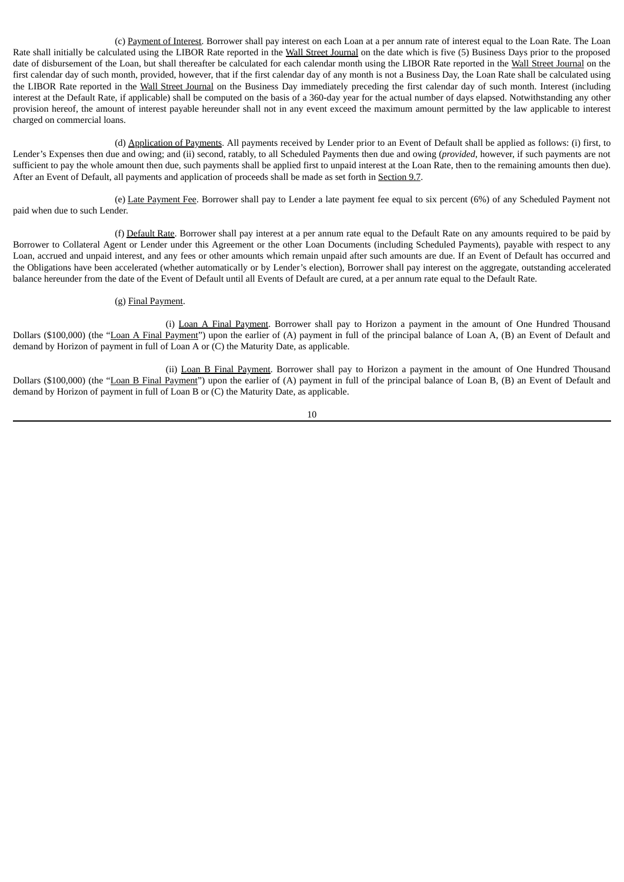(c) Payment of Interest. Borrower shall pay interest on each Loan at a per annum rate of interest equal to the Loan Rate. The Loan Rate shall initially be calculated using the LIBOR Rate reported in the Wall Street Journal on the date which is five (5) Business Days prior to the proposed date of disbursement of the Loan, but shall thereafter be calculated for each calendar month using the LIBOR Rate reported in the Wall Street Journal on the first calendar day of such month, provided, however, that if the first calendar day of any month is not a Business Day, the Loan Rate shall be calculated using the LIBOR Rate reported in the Wall Street Journal on the Business Day immediately preceding the first calendar day of such month. Interest (including interest at the Default Rate, if applicable) shall be computed on the basis of a 360-day year for the actual number of days elapsed. Notwithstanding any other provision hereof, the amount of interest payable hereunder shall not in any event exceed the maximum amount permitted by the law applicable to interest charged on commercial loans.

(d) Application of Payments. All payments received by Lender prior to an Event of Default shall be applied as follows: (i) first, to Lender's Expenses then due and owing; and (ii) second, ratably, to all Scheduled Payments then due and owing (*provided*, however, if such payments are not sufficient to pay the whole amount then due, such payments shall be applied first to unpaid interest at the Loan Rate, then to the remaining amounts then due). After an Event of Default, all payments and application of proceeds shall be made as set forth in Section 9.7.

(e) Late Payment Fee. Borrower shall pay to Lender a late payment fee equal to six percent (6%) of any Scheduled Payment not paid when due to such Lender.

(f) Default Rate. Borrower shall pay interest at a per annum rate equal to the Default Rate on any amounts required to be paid by Borrower to Collateral Agent or Lender under this Agreement or the other Loan Documents (including Scheduled Payments), payable with respect to any Loan, accrued and unpaid interest, and any fees or other amounts which remain unpaid after such amounts are due. If an Event of Default has occurred and the Obligations have been accelerated (whether automatically or by Lender's election), Borrower shall pay interest on the aggregate, outstanding accelerated balance hereunder from the date of the Event of Default until all Events of Default are cured, at a per annum rate equal to the Default Rate.

(g) Final Payment.

(i) Loan A Final Payment. Borrower shall pay to Horizon a payment in the amount of One Hundred Thousand Dollars ($100,000) (the "Loan A Final Payment") upon the earlier of (A) payment in full of the principal balance of Loan A, (B) an Event of Default and demand by Horizon of payment in full of Loan A or (C) the Maturity Date, as applicable.

(ii) Loan B Final Payment. Borrower shall pay to Horizon a payment in the amount of One Hundred Thousand Dollars ($100,000) (the "Loan B Final Payment") upon the earlier of (A) payment in full of the principal balance of Loan B, (B) an Event of Default and demand by Horizon of payment in full of Loan B or (C) the Maturity Date, as applicable.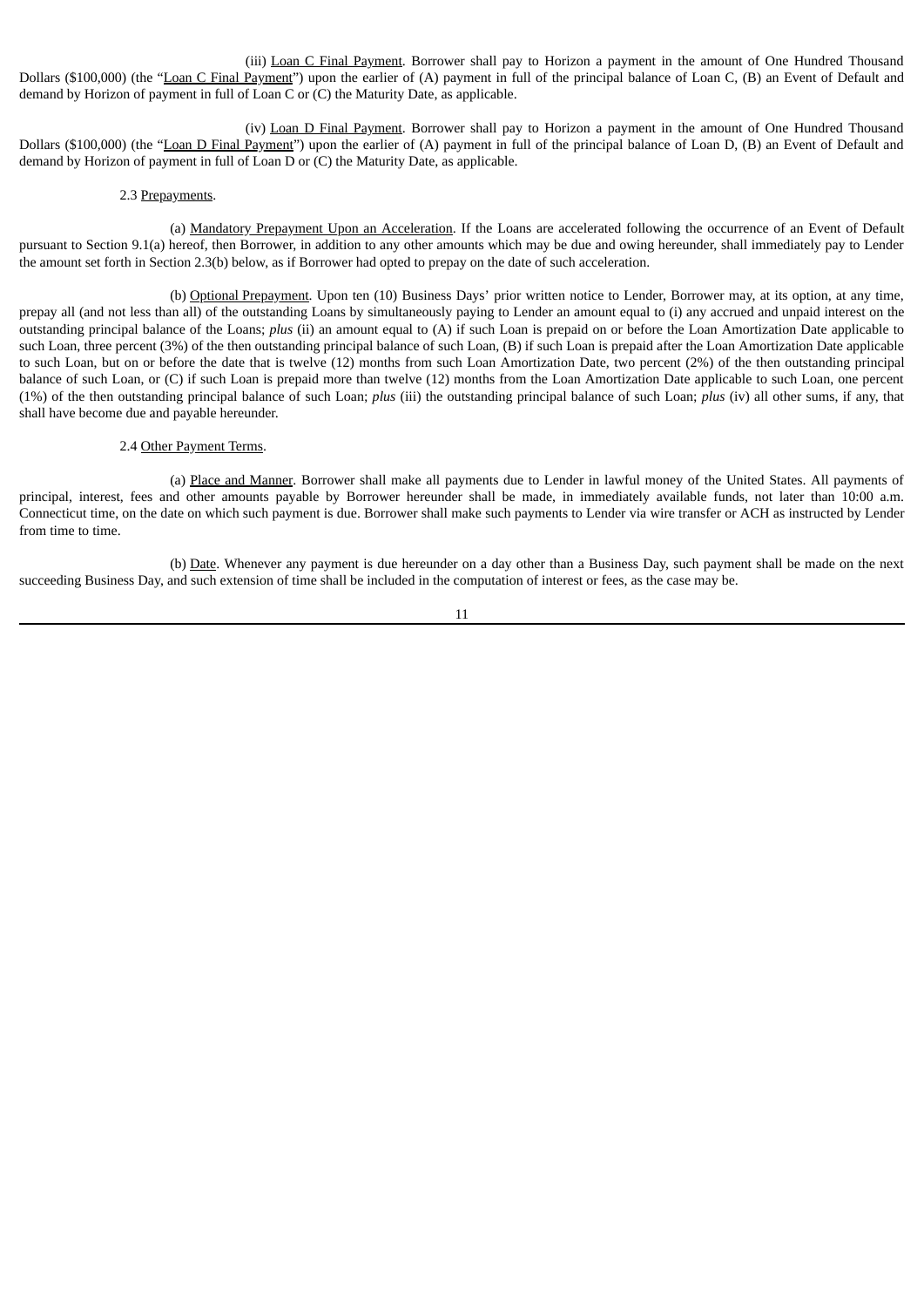(iii) Loan C Final Payment. Borrower shall pay to Horizon a payment in the amount of One Hundred Thousand Dollars ($100,000) (the "Loan C Final Payment") upon the earlier of (A) payment in full of the principal balance of Loan C, (B) an Event of Default and demand by Horizon of payment in full of Loan C or (C) the Maturity Date, as applicable.

(iv) Loan D Final Payment. Borrower shall pay to Horizon a payment in the amount of One Hundred Thousand Dollars ($100,000) (the "Loan D Final Payment") upon the earlier of (A) payment in full of the principal balance of Loan D, (B) an Event of Default and demand by Horizon of payment in full of Loan D or (C) the Maturity Date, as applicable.

2.3 Prepayments.

(a) Mandatory Prepayment Upon an Acceleration. If the Loans are accelerated following the occurrence of an Event of Default pursuant to Section 9.1(a) hereof, then Borrower, in addition to any other amounts which may be due and owing hereunder, shall immediately pay to Lender the amount set forth in Section 2.3(b) below, as if Borrower had opted to prepay on the date of such acceleration.

(b) Optional Prepayment. Upon ten (10) Business Days' prior written notice to Lender, Borrower may, at its option, at any time, prepay all (and not less than all) of the outstanding Loans by simultaneously paying to Lender an amount equal to (i) any accrued and unpaid interest on the outstanding principal balance of the Loans; *plus* (ii) an amount equal to (A) if such Loan is prepaid on or before the Loan Amortization Date applicable to such Loan, three percent (3%) of the then outstanding principal balance of such Loan, (B) if such Loan is prepaid after the Loan Amortization Date applicable to such Loan, but on or before the date that is twelve (12) months from such Loan Amortization Date, two percent (2%) of the then outstanding principal balance of such Loan, or (C) if such Loan is prepaid more than twelve (12) months from the Loan Amortization Date applicable to such Loan, one percent (1%) of the then outstanding principal balance of such Loan; *plus* (iii) the outstanding principal balance of such Loan; *plus* (iv) all other sums, if any, that shall have become due and payable hereunder.

2.4 Other Payment Terms.

(a) Place and Manner. Borrower shall make all payments due to Lender in lawful money of the United States. All payments of principal, interest, fees and other amounts payable by Borrower hereunder shall be made, in immediately available funds, not later than 10:00 a.m. Connecticut time, on the date on which such payment is due. Borrower shall make such payments to Lender via wire transfer or ACH as instructed by Lender from time to time.

(b) Date. Whenever any payment is due hereunder on a day other than a Business Day, such payment shall be made on the next succeeding Business Day, and such extension of time shall be included in the computation of interest or fees, as the case may be.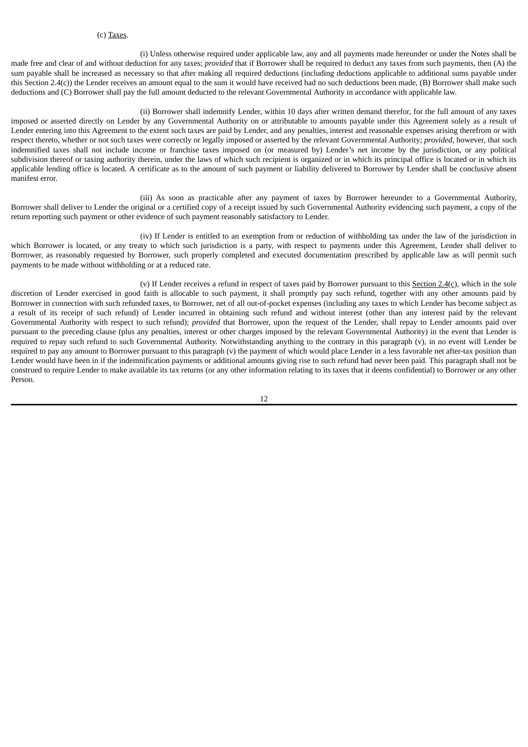(c) Taxes.

(i) Unless otherwise required under applicable law, any and all payments made hereunder or under the Notes shall be made free and clear of and without deduction for any taxes; *provided* that if Borrower shall be required to deduct any taxes from such payments, then (A) the sum payable shall be increased as necessary so that after making all required deductions (including deductions applicable to additional sums payable under this Section 2.4(c)) the Lender receives an amount equal to the sum it would have received had no such deductions been made, (B) Borrower shall make such deductions and (C) Borrower shall pay the full amount deducted to the relevant Governmental Authority in accordance with applicable law.

(ii) Borrower shall indemnify Lender, within 10 days after written demand therefor, for the full amount of any taxes imposed or asserted directly on Lender by any Governmental Authority on or attributable to amounts payable under this Agreement solely as a result of Lender entering into this Agreement to the extent such taxes are paid by Lender, and any penalties, interest and reasonable expenses arising therefrom or with respect thereto, whether or not such taxes were correctly or legally imposed or asserted by the relevant Governmental Authority; *provided*, however, that such indemnified taxes shall not include income or franchise taxes imposed on (or measured by) Lender's net income by the jurisdiction, or any political subdivision thereof or taxing authority therein, under the laws of which such recipient is organized or in which its principal office is located or in which its applicable lending office is located. A certificate as to the amount of such payment or liability delivered to Borrower by Lender shall be conclusive absent manifest error.

(iii) As soon as practicable after any payment of taxes by Borrower hereunder to a Governmental Authority, Borrower shall deliver to Lender the original or a certified copy of a receipt issued by such Governmental Authority evidencing such payment, a copy of the return reporting such payment or other evidence of such payment reasonably satisfactory to Lender.

(iv) If Lender is entitled to an exemption from or reduction of withholding tax under the law of the jurisdiction in which Borrower is located, or any treaty to which such jurisdiction is a party, with respect to payments under this Agreement, Lender shall deliver to Borrower, as reasonably requested by Borrower, such properly completed and executed documentation prescribed by applicable law as will permit such payments to be made without withholding or at a reduced rate.

(v) If Lender receives a refund in respect of taxes paid by Borrower pursuant to this Section 2.4(c), which in the sole discretion of Lender exercised in good faith is allocable to such payment, it shall promptly pay such refund, together with any other amounts paid by Borrower in connection with such refunded taxes, to Borrower, net of all out-of-pocket expenses (including any taxes to which Lender has become subject as a result of its receipt of such refund) of Lender incurred in obtaining such refund and without interest (other than any interest paid by the relevant Governmental Authority with respect to such refund); *provided* that Borrower, upon the request of the Lender, shall repay to Lender amounts paid over pursuant to the preceding clause (plus any penalties, interest or other charges imposed by the relevant Governmental Authority) in the event that Lender is required to repay such refund to such Governmental Authority. Notwithstanding anything to the contrary in this paragraph (v), in no event will Lender be required to pay any amount to Borrower pursuant to this paragraph (v) the payment of which would place Lender in a less favorable net after-tax position than Lender would have been in if the indemnification payments or additional amounts giving rise to such refund had never been paid. This paragraph shall not be construed to require Lender to make available its tax returns (or any other information relating to its taxes that it deems confidential) to Borrower or any other Person.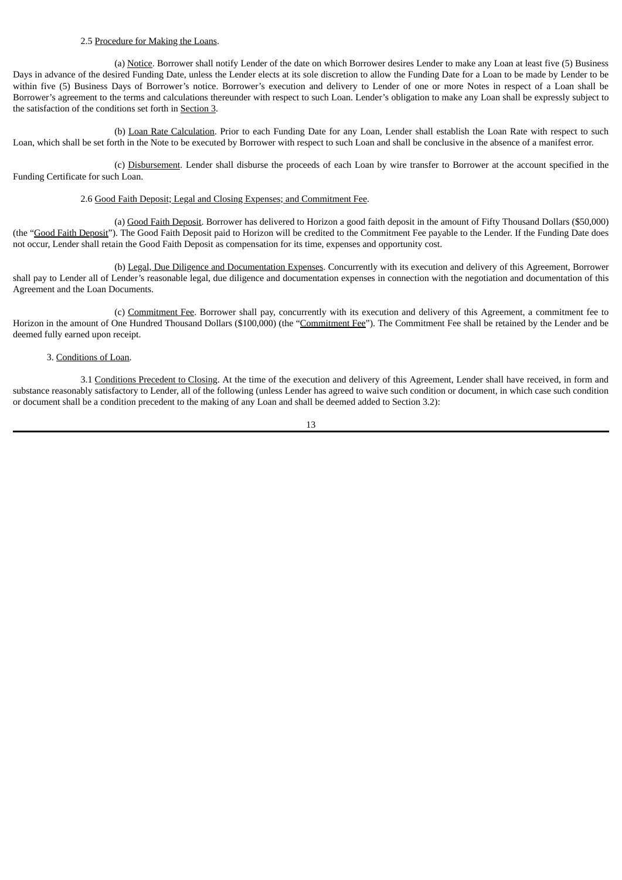2.5 Procedure for Making the Loans.

(a) Notice. Borrower shall notify Lender of the date on which Borrower desires Lender to make any Loan at least five (5) Business Days in advance of the desired Funding Date, unless the Lender elects at its sole discretion to allow the Funding Date for a Loan to be made by Lender to be within five (5) Business Days of Borrower's notice. Borrower's execution and delivery to Lender of one or more Notes in respect of a Loan shall be Borrower's agreement to the terms and calculations thereunder with respect to such Loan. Lender's obligation to make any Loan shall be expressly subject to the satisfaction of the conditions set forth in Section 3.

(b) Loan Rate Calculation. Prior to each Funding Date for any Loan, Lender shall establish the Loan Rate with respect to such Loan, which shall be set forth in the Note to be executed by Borrower with respect to such Loan and shall be conclusive in the absence of a manifest error.

(c) Disbursement. Lender shall disburse the proceeds of each Loan by wire transfer to Borrower at the account specified in the Funding Certificate for such Loan.

2.6 Good Faith Deposit; Legal and Closing Expenses; and Commitment Fee.

(a) Good Faith Deposit. Borrower has delivered to Horizon a good faith deposit in the amount of Fifty Thousand Dollars ($50,000) (the "Good Faith Deposit"). The Good Faith Deposit paid to Horizon will be credited to the Commitment Fee payable to the Lender. If the Funding Date does not occur, Lender shall retain the Good Faith Deposit as compensation for its time, expenses and opportunity cost.

(b) Legal, Due Diligence and Documentation Expenses. Concurrently with its execution and delivery of this Agreement, Borrower shall pay to Lender all of Lender's reasonable legal, due diligence and documentation expenses in connection with the negotiation and documentation of this Agreement and the Loan Documents.

(c) Commitment Fee. Borrower shall pay, concurrently with its execution and delivery of this Agreement, a commitment fee to Horizon in the amount of One Hundred Thousand Dollars ($100,000) (the "Commitment Fee"). The Commitment Fee shall be retained by the Lender and be deemed fully earned upon receipt.

3. Conditions of Loan.

3.1 Conditions Precedent to Closing. At the time of the execution and delivery of this Agreement, Lender shall have received, in form and substance reasonably satisfactory to Lender, all of the following (unless Lender has agreed to waive such condition or document, in which case such condition or document shall be a condition precedent to the making of any Loan and shall be deemed added to Section 3.2):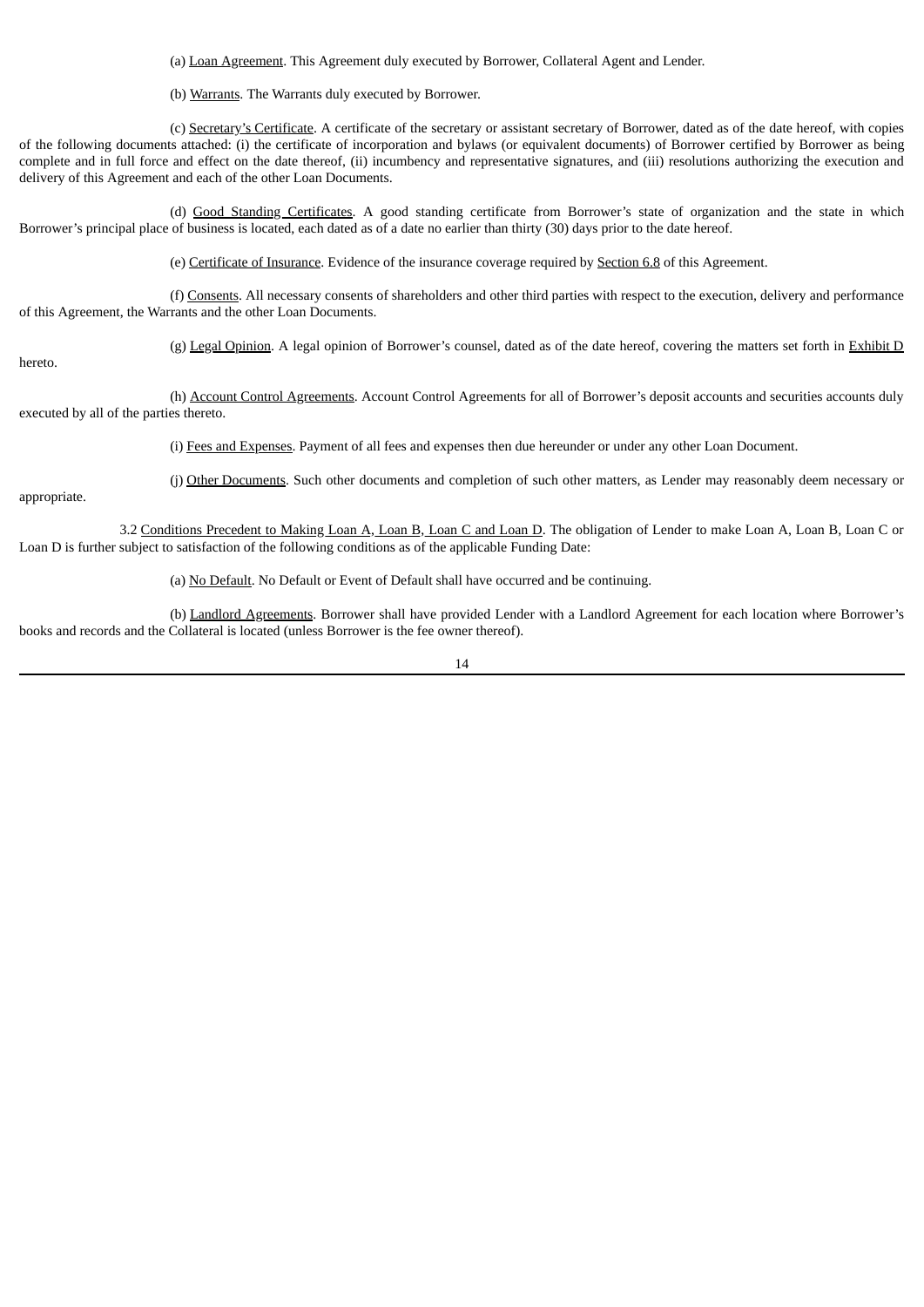(a) Loan Agreement. This Agreement duly executed by Borrower, Collateral Agent and Lender.

(b) Warrants. The Warrants duly executed by Borrower.

(c) Secretary's Certificate. A certificate of the secretary or assistant secretary of Borrower, dated as of the date hereof, with copies of the following documents attached: (i) the certificate of incorporation and bylaws (or equivalent documents) of Borrower certified by Borrower as being complete and in full force and effect on the date thereof, (ii) incumbency and representative signatures, and (iii) resolutions authorizing the execution and delivery of this Agreement and each of the other Loan Documents.

(d) Good Standing Certificates. A good standing certificate from Borrower's state of organization and the state in which Borrower's principal place of business is located, each dated as of a date no earlier than thirty (30) days prior to the date hereof.

(e) Certificate of Insurance. Evidence of the insurance coverage required by Section 6.8 of this Agreement.

(f) Consents. All necessary consents of shareholders and other third parties with respect to the execution, delivery and performance of this Agreement, the Warrants and the other Loan Documents.

(g) Legal Opinion. A legal opinion of Borrower's counsel, dated as of the date hereof, covering the matters set forth in Exhibit D hereto.

(h) Account Control Agreements. Account Control Agreements for all of Borrower's deposit accounts and securities accounts duly executed by all of the parties thereto.

(i) Fees and Expenses. Payment of all fees and expenses then due hereunder or under any other Loan Document.

(j) Other Documents. Such other documents and completion of such other matters, as Lender may reasonably deem necessary or appropriate.

3.2 Conditions Precedent to Making Loan A, Loan B, Loan C and Loan D. The obligation of Lender to make Loan A, Loan B, Loan C or Loan D is further subject to satisfaction of the following conditions as of the applicable Funding Date:

(a) No Default. No Default or Event of Default shall have occurred and be continuing.

(b) Landlord Agreements. Borrower shall have provided Lender with a Landlord Agreement for each location where Borrower's books and records and the Collateral is located (unless Borrower is the fee owner thereof).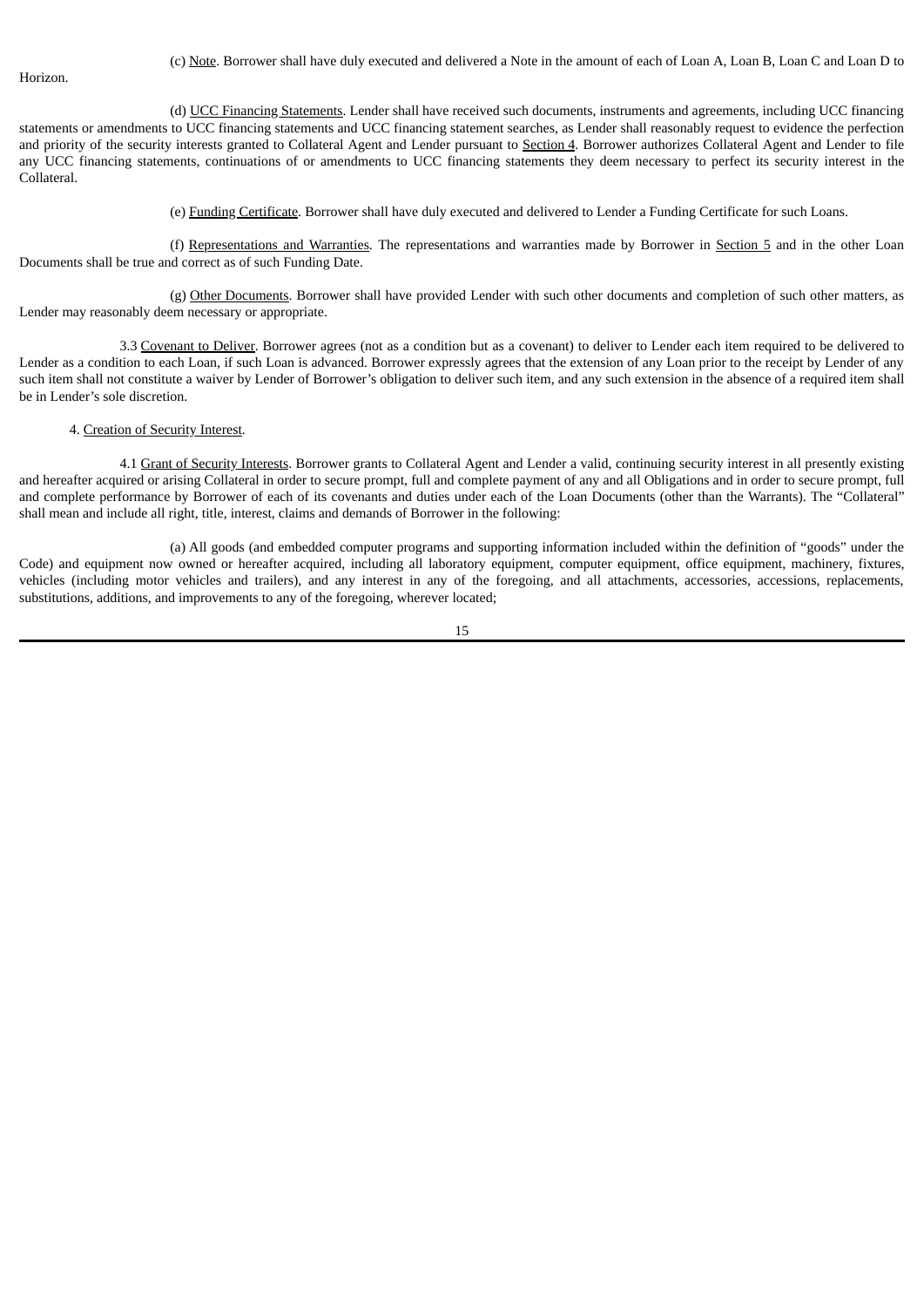(c) Note. Borrower shall have duly executed and delivered a Note in the amount of each of Loan A, Loan B, Loan C and Loan D to Horizon.

(d) UCC Financing Statements. Lender shall have received such documents, instruments and agreements, including UCC financing statements or amendments to UCC financing statements and UCC financing statement searches, as Lender shall reasonably request to evidence the perfection and priority of the security interests granted to Collateral Agent and Lender pursuant to Section 4. Borrower authorizes Collateral Agent and Lender to file any UCC financing statements, continuations of or amendments to UCC financing statements they deem necessary to perfect its security interest in the Collateral.

(e) Funding Certificate. Borrower shall have duly executed and delivered to Lender a Funding Certificate for such Loans.

(f) Representations and Warranties. The representations and warranties made by Borrower in Section 5 and in the other Loan Documents shall be true and correct as of such Funding Date.

(g) Other Documents. Borrower shall have provided Lender with such other documents and completion of such other matters, as Lender may reasonably deem necessary or appropriate.

3.3 Covenant to Deliver. Borrower agrees (not as a condition but as a covenant) to deliver to Lender each item required to be delivered to Lender as a condition to each Loan, if such Loan is advanced. Borrower expressly agrees that the extension of any Loan prior to the receipt by Lender of any such item shall not constitute a waiver by Lender of Borrower's obligation to deliver such item, and any such extension in the absence of a required item shall be in Lender's sole discretion.

4. Creation of Security Interest.

4.1 Grant of Security Interests. Borrower grants to Collateral Agent and Lender a valid, continuing security interest in all presently existing and hereafter acquired or arising Collateral in order to secure prompt, full and complete payment of any and all Obligations and in order to secure prompt, full and complete performance by Borrower of each of its covenants and duties under each of the Loan Documents (other than the Warrants). The "Collateral" shall mean and include all right, title, interest, claims and demands of Borrower in the following:

(a) All goods (and embedded computer programs and supporting information included within the definition of "goods" under the Code) and equipment now owned or hereafter acquired, including all laboratory equipment, computer equipment, office equipment, machinery, fixtures, vehicles (including motor vehicles and trailers), and any interest in any of the foregoing, and all attachments, accessories, accessions, replacements, substitutions, additions, and improvements to any of the foregoing, wherever located;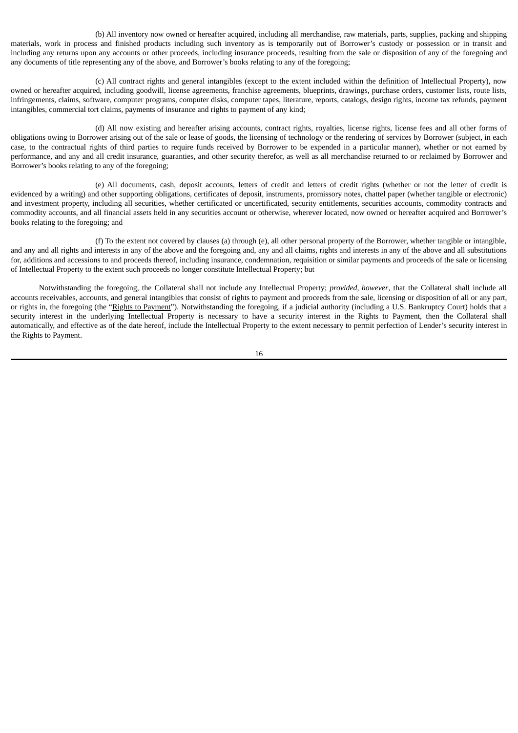(b) All inventory now owned or hereafter acquired, including all merchandise, raw materials, parts, supplies, packing and shipping materials, work in process and finished products including such inventory as is temporarily out of Borrower's custody or possession or in transit and including any returns upon any accounts or other proceeds, including insurance proceeds, resulting from the sale or disposition of any of the foregoing and any documents of title representing any of the above, and Borrower's books relating to any of the foregoing;

(c) All contract rights and general intangibles (except to the extent included within the definition of Intellectual Property), now owned or hereafter acquired, including goodwill, license agreements, franchise agreements, blueprints, drawings, purchase orders, customer lists, route lists, infringements, claims, software, computer programs, computer disks, computer tapes, literature, reports, catalogs, design rights, income tax refunds, payment intangibles, commercial tort claims, payments of insurance and rights to payment of any kind;

(d) All now existing and hereafter arising accounts, contract rights, royalties, license rights, license fees and all other forms of obligations owing to Borrower arising out of the sale or lease of goods, the licensing of technology or the rendering of services by Borrower (subject, in each case, to the contractual rights of third parties to require funds received by Borrower to be expended in a particular manner), whether or not earned by performance, and any and all credit insurance, guaranties, and other security therefor, as well as all merchandise returned to or reclaimed by Borrower and Borrower's books relating to any of the foregoing;

(e) All documents, cash, deposit accounts, letters of credit and letters of credit rights (whether or not the letter of credit is evidenced by a writing) and other supporting obligations, certificates of deposit, instruments, promissory notes, chattel paper (whether tangible or electronic) and investment property, including all securities, whether certificated or uncertificated, security entitlements, securities accounts, commodity contracts and commodity accounts, and all financial assets held in any securities account or otherwise, wherever located, now owned or hereafter acquired and Borrower's books relating to the foregoing; and

(f) To the extent not covered by clauses (a) through (e), all other personal property of the Borrower, whether tangible or intangible, and any and all rights and interests in any of the above and the foregoing and, any and all claims, rights and interests in any of the above and all substitutions for, additions and accessions to and proceeds thereof, including insurance, condemnation, requisition or similar payments and proceeds of the sale or licensing of Intellectual Property to the extent such proceeds no longer constitute Intellectual Property; but

Notwithstanding the foregoing, the Collateral shall not include any Intellectual Property; *provided*, *however*, that the Collateral shall include all accounts receivables, accounts, and general intangibles that consist of rights to payment and proceeds from the sale, licensing or disposition of all or any part, or rights in, the foregoing (the "Rights to Payment"). Notwithstanding the foregoing, if a judicial authority (including a U.S. Bankruptcy Court) holds that a security interest in the underlying Intellectual Property is necessary to have a security interest in the Rights to Payment, then the Collateral shall automatically, and effective as of the date hereof, include the Intellectual Property to the extent necessary to permit perfection of Lender's security interest in the Rights to Payment.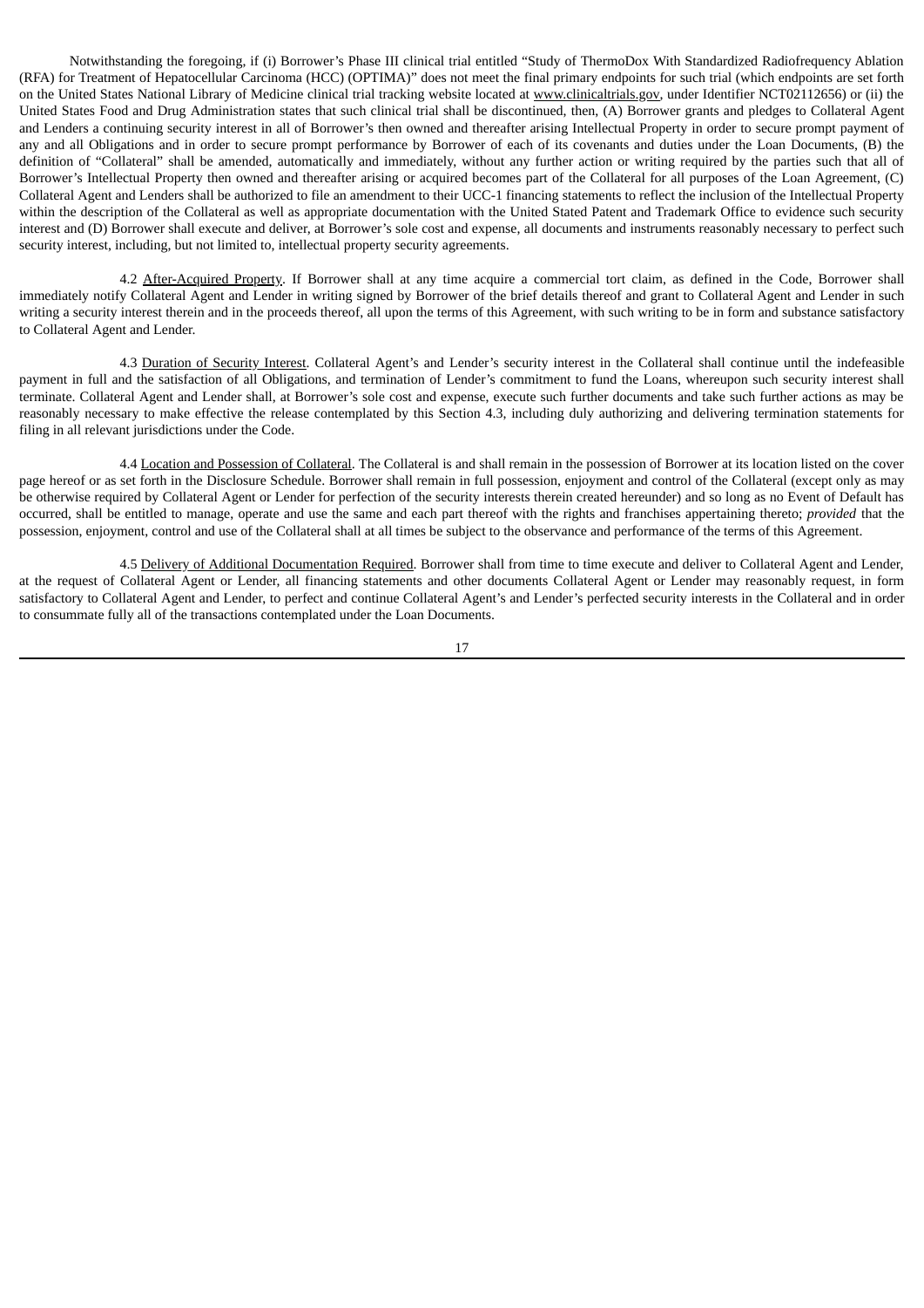Notwithstanding the foregoing, if (i) Borrower's Phase III clinical trial entitled "Study of ThermoDox With Standardized Radiofrequency Ablation (RFA) for Treatment of Hepatocellular Carcinoma (HCC) (OPTIMA)" does not meet the final primary endpoints for such trial (which endpoints are set forth on the United States National Library of Medicine clinical trial tracking website located at www.clinicaltrials.gov, under Identifier NCT02112656) or (ii) the United States Food and Drug Administration states that such clinical trial shall be discontinued, then, (A) Borrower grants and pledges to Collateral Agent and Lenders a continuing security interest in all of Borrower's then owned and thereafter arising Intellectual Property in order to secure prompt payment of any and all Obligations and in order to secure prompt performance by Borrower of each of its covenants and duties under the Loan Documents, (B) the definition of "Collateral" shall be amended, automatically and immediately, without any further action or writing required by the parties such that all of Borrower's Intellectual Property then owned and thereafter arising or acquired becomes part of the Collateral for all purposes of the Loan Agreement, (C) Collateral Agent and Lenders shall be authorized to file an amendment to their UCC-1 financing statements to reflect the inclusion of the Intellectual Property within the description of the Collateral as well as appropriate documentation with the United Stated Patent and Trademark Office to evidence such security interest and (D) Borrower shall execute and deliver, at Borrower's sole cost and expense, all documents and instruments reasonably necessary to perfect such security interest, including, but not limited to, intellectual property security agreements.

4.2 After-Acquired Property. If Borrower shall at any time acquire a commercial tort claim, as defined in the Code, Borrower shall immediately notify Collateral Agent and Lender in writing signed by Borrower of the brief details thereof and grant to Collateral Agent and Lender in such writing a security interest therein and in the proceeds thereof, all upon the terms of this Agreement, with such writing to be in form and substance satisfactory to Collateral Agent and Lender.

4.3 Duration of Security Interest. Collateral Agent's and Lender's security interest in the Collateral shall continue until the indefeasible payment in full and the satisfaction of all Obligations, and termination of Lender's commitment to fund the Loans, whereupon such security interest shall terminate. Collateral Agent and Lender shall, at Borrower's sole cost and expense, execute such further documents and take such further actions as may be reasonably necessary to make effective the release contemplated by this Section 4.3, including duly authorizing and delivering termination statements for filing in all relevant jurisdictions under the Code.

4.4 Location and Possession of Collateral. The Collateral is and shall remain in the possession of Borrower at its location listed on the cover page hereof or as set forth in the Disclosure Schedule. Borrower shall remain in full possession, enjoyment and control of the Collateral (except only as may be otherwise required by Collateral Agent or Lender for perfection of the security interests therein created hereunder) and so long as no Event of Default has occurred, shall be entitled to manage, operate and use the same and each part thereof with the rights and franchises appertaining thereto; *provided* that the possession, enjoyment, control and use of the Collateral shall at all times be subject to the observance and performance of the terms of this Agreement.

4.5 Delivery of Additional Documentation Required. Borrower shall from time to time execute and deliver to Collateral Agent and Lender, at the request of Collateral Agent or Lender, all financing statements and other documents Collateral Agent or Lender may reasonably request, in form satisfactory to Collateral Agent and Lender, to perfect and continue Collateral Agent's and Lender's perfected security interests in the Collateral and in order to consummate fully all of the transactions contemplated under the Loan Documents.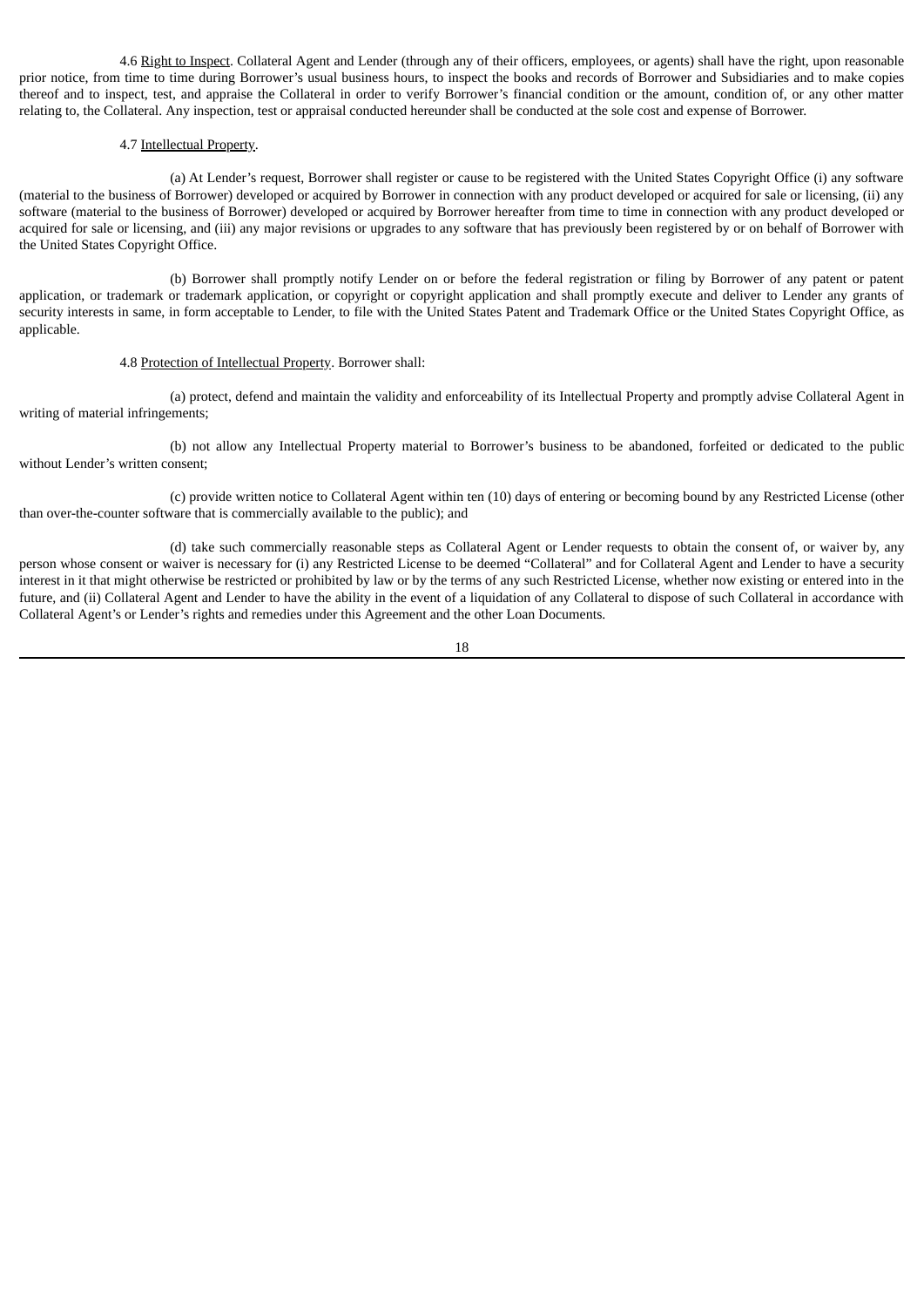4.6 Right to Inspect. Collateral Agent and Lender (through any of their officers, employees, or agents) shall have the right, upon reasonable prior notice, from time to time during Borrower's usual business hours, to inspect the books and records of Borrower and Subsidiaries and to make copies thereof and to inspect, test, and appraise the Collateral in order to verify Borrower's financial condition or the amount, condition of, or any other matter relating to, the Collateral. Any inspection, test or appraisal conducted hereunder shall be conducted at the sole cost and expense of Borrower.

4.7 Intellectual Property.

(a) At Lender's request, Borrower shall register or cause to be registered with the United States Copyright Office (i) any software (material to the business of Borrower) developed or acquired by Borrower in connection with any product developed or acquired for sale or licensing, (ii) any software (material to the business of Borrower) developed or acquired by Borrower hereafter from time to time in connection with any product developed or acquired for sale or licensing, and (iii) any major revisions or upgrades to any software that has previously been registered by or on behalf of Borrower with the United States Copyright Office.

(b) Borrower shall promptly notify Lender on or before the federal registration or filing by Borrower of any patent or patent application, or trademark or trademark application, or copyright or copyright application and shall promptly execute and deliver to Lender any grants of security interests in same, in form acceptable to Lender, to file with the United States Patent and Trademark Office or the United States Copyright Office, as applicable.

4.8 Protection of Intellectual Property. Borrower shall:

(a) protect, defend and maintain the validity and enforceability of its Intellectual Property and promptly advise Collateral Agent in writing of material infringements;

(b) not allow any Intellectual Property material to Borrower's business to be abandoned, forfeited or dedicated to the public without Lender's written consent;

(c) provide written notice to Collateral Agent within ten (10) days of entering or becoming bound by any Restricted License (other than over-the-counter software that is commercially available to the public); and

(d) take such commercially reasonable steps as Collateral Agent or Lender requests to obtain the consent of, or waiver by, any person whose consent or waiver is necessary for (i) any Restricted License to be deemed "Collateral" and for Collateral Agent and Lender to have a security interest in it that might otherwise be restricted or prohibited by law or by the terms of any such Restricted License, whether now existing or entered into in the future, and (ii) Collateral Agent and Lender to have the ability in the event of a liquidation of any Collateral to dispose of such Collateral in accordance with Collateral Agent's or Lender's rights and remedies under this Agreement and the other Loan Documents.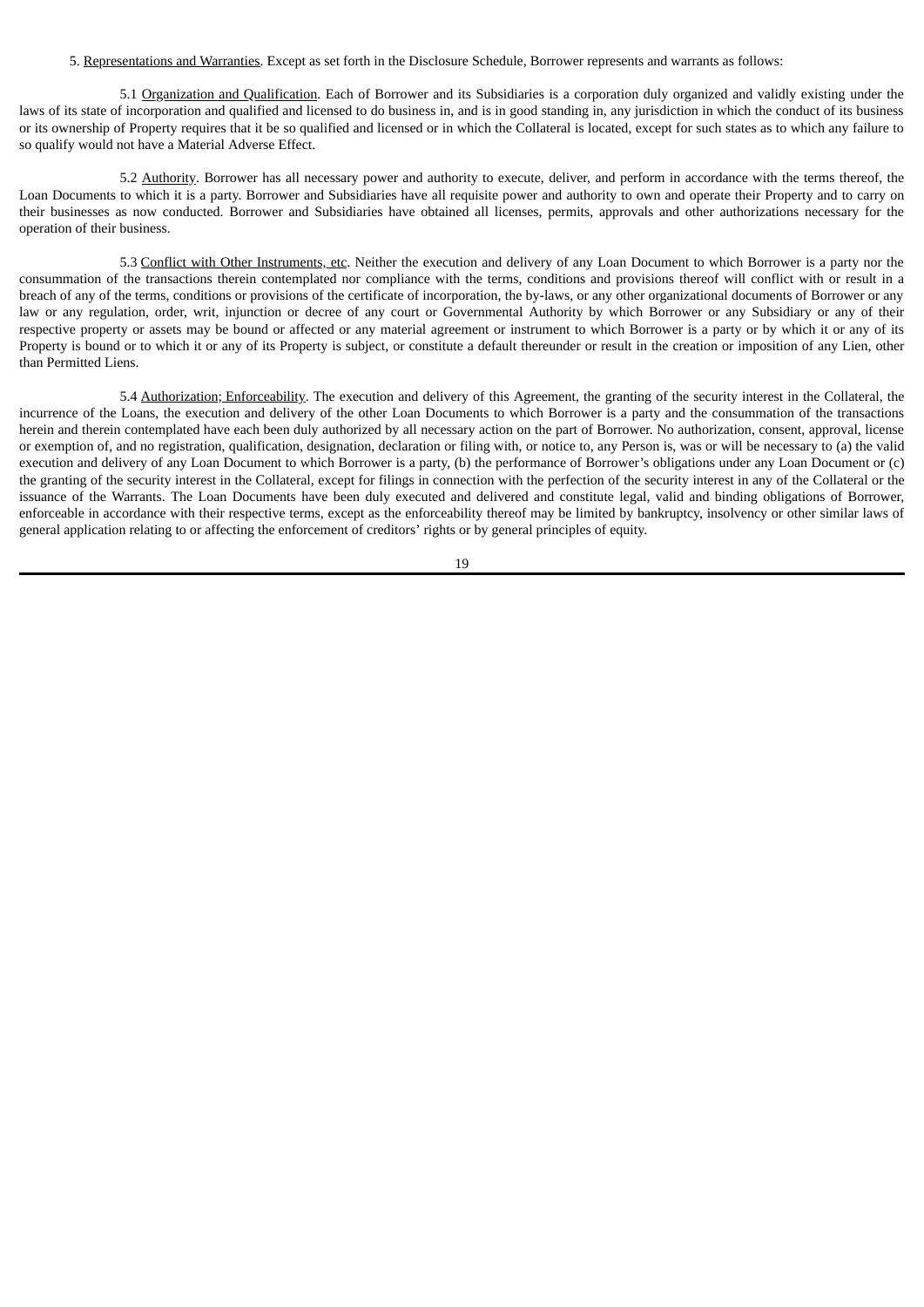5. Representations and Warranties. Except as set forth in the Disclosure Schedule, Borrower represents and warrants as follows:

5.1 Organization and Qualification. Each of Borrower and its Subsidiaries is a corporation duly organized and validly existing under the laws of its state of incorporation and qualified and licensed to do business in, and is in good standing in, any jurisdiction in which the conduct of its business or its ownership of Property requires that it be so qualified and licensed or in which the Collateral is located, except for such states as to which any failure to so qualify would not have a Material Adverse Effect.

5.2 Authority. Borrower has all necessary power and authority to execute, deliver, and perform in accordance with the terms thereof, the Loan Documents to which it is a party. Borrower and Subsidiaries have all requisite power and authority to own and operate their Property and to carry on their businesses as now conducted. Borrower and Subsidiaries have obtained all licenses, permits, approvals and other authorizations necessary for the operation of their business.

5.3 Conflict with Other Instruments, etc. Neither the execution and delivery of any Loan Document to which Borrower is a party nor the consummation of the transactions therein contemplated nor compliance with the terms, conditions and provisions thereof will conflict with or result in a breach of any of the terms, conditions or provisions of the certificate of incorporation, the by-laws, or any other organizational documents of Borrower or any law or any regulation, order, writ, injunction or decree of any court or Governmental Authority by which Borrower or any Subsidiary or any of their respective property or assets may be bound or affected or any material agreement or instrument to which Borrower is a party or by which it or any of its Property is bound or to which it or any of its Property is subject, or constitute a default thereunder or result in the creation or imposition of any Lien, other than Permitted Liens.

5.4 Authorization; Enforceability. The execution and delivery of this Agreement, the granting of the security interest in the Collateral, the incurrence of the Loans, the execution and delivery of the other Loan Documents to which Borrower is a party and the consummation of the transactions herein and therein contemplated have each been duly authorized by all necessary action on the part of Borrower. No authorization, consent, approval, license or exemption of, and no registration, qualification, designation, declaration or filing with, or notice to, any Person is, was or will be necessary to (a) the valid execution and delivery of any Loan Document to which Borrower is a party, (b) the performance of Borrower's obligations under any Loan Document or (c) the granting of the security interest in the Collateral, except for filings in connection with the perfection of the security interest in any of the Collateral or the issuance of the Warrants. The Loan Documents have been duly executed and delivered and constitute legal, valid and binding obligations of Borrower, enforceable in accordance with their respective terms, except as the enforceability thereof may be limited by bankruptcy, insolvency or other similar laws of general application relating to or affecting the enforcement of creditors' rights or by general principles of equity.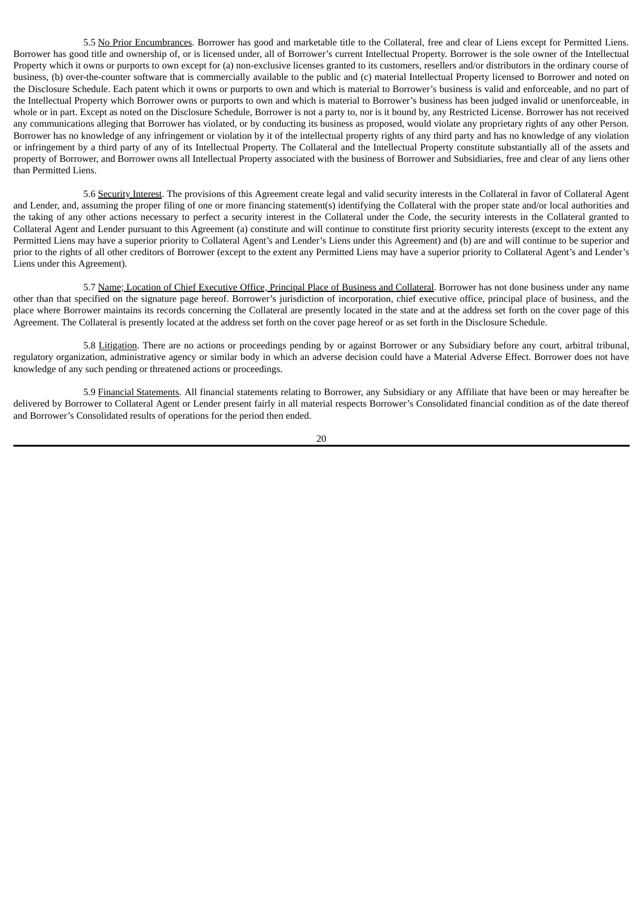5.5 No Prior Encumbrances. Borrower has good and marketable title to the Collateral, free and clear of Liens except for Permitted Liens. Borrower has good title and ownership of, or is licensed under, all of Borrower's current Intellectual Property. Borrower is the sole owner of the Intellectual Property which it owns or purports to own except for (a) non-exclusive licenses granted to its customers, resellers and/or distributors in the ordinary course of business, (b) over-the-counter software that is commercially available to the public and (c) material Intellectual Property licensed to Borrower and noted on the Disclosure Schedule. Each patent which it owns or purports to own and which is material to Borrower's business is valid and enforceable, and no part of the Intellectual Property which Borrower owns or purports to own and which is material to Borrower's business has been judged invalid or unenforceable, in whole or in part. Except as noted on the Disclosure Schedule, Borrower is not a party to, nor is it bound by, any Restricted License. Borrower has not received any communications alleging that Borrower has violated, or by conducting its business as proposed, would violate any proprietary rights of any other Person. Borrower has no knowledge of any infringement or violation by it of the intellectual property rights of any third party and has no knowledge of any violation or infringement by a third party of any of its Intellectual Property. The Collateral and the Intellectual Property constitute substantially all of the assets and property of Borrower, and Borrower owns all Intellectual Property associated with the business of Borrower and Subsidiaries, free and clear of any liens other than Permitted Liens.

5.6 Security Interest. The provisions of this Agreement create legal and valid security interests in the Collateral in favor of Collateral Agent and Lender, and, assuming the proper filing of one or more financing statement(s) identifying the Collateral with the proper state and/or local authorities and the taking of any other actions necessary to perfect a security interest in the Collateral under the Code, the security interests in the Collateral granted to Collateral Agent and Lender pursuant to this Agreement (a) constitute and will continue to constitute first priority security interests (except to the extent any Permitted Liens may have a superior priority to Collateral Agent's and Lender's Liens under this Agreement) and (b) are and will continue to be superior and prior to the rights of all other creditors of Borrower (except to the extent any Permitted Liens may have a superior priority to Collateral Agent's and Lender's Liens under this Agreement).

5.7 Name; Location of Chief Executive Office, Principal Place of Business and Collateral. Borrower has not done business under any name other than that specified on the signature page hereof. Borrower's jurisdiction of incorporation, chief executive office, principal place of business, and the place where Borrower maintains its records concerning the Collateral are presently located in the state and at the address set forth on the cover page of this Agreement. The Collateral is presently located at the address set forth on the cover page hereof or as set forth in the Disclosure Schedule.

5.8 Litigation. There are no actions or proceedings pending by or against Borrower or any Subsidiary before any court, arbitral tribunal, regulatory organization, administrative agency or similar body in which an adverse decision could have a Material Adverse Effect. Borrower does not have knowledge of any such pending or threatened actions or proceedings.

5.9 Financial Statements. All financial statements relating to Borrower, any Subsidiary or any Affiliate that have been or may hereafter be delivered by Borrower to Collateral Agent or Lender present fairly in all material respects Borrower's Consolidated financial condition as of the date thereof and Borrower's Consolidated results of operations for the period then ended.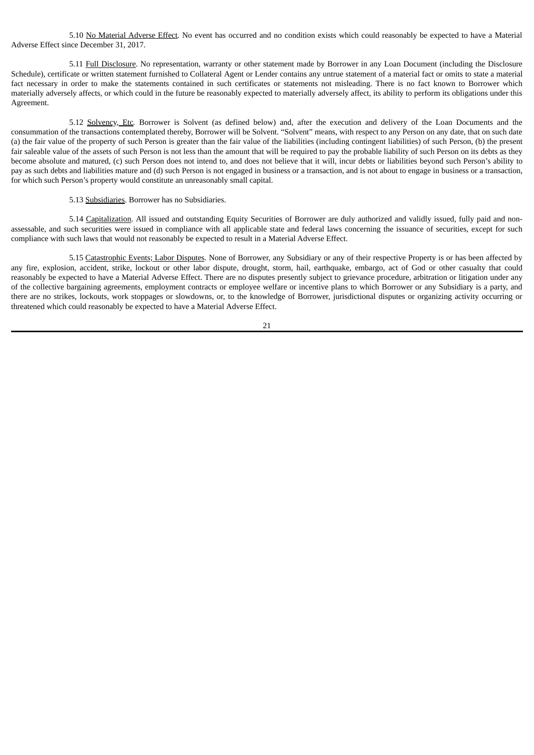5.10 <u>No Material Adverse Effect</u>. No event has occurred and no condition exists which could reasonably be expected to have a Material Adverse Effect since December 31, 2017.

5.11 <u>Full Disclosure</u>. No representation, warranty or other statement made by Borrower in any Loan Document (including the Disclosure Schedule), certificate or written statement furnished to Collateral Agent or Lender contains any untrue statement of a material fact or omits to state a material fact necessary in order to make the statements contained in such certificates or statements not misleading. There is no fact known to Borrower which materially adversely affects, or which could in the future be reasonably expected to materially adversely affect, its ability to perform its obligations under this Agreement.

5.12 <u>Solvency, Etc</u>. Borrower is Solvent (as defined below) and, after the execution and delivery of the Loan Documents and the consummation of the transactions contemplated thereby, Borrower will be Solvent. "Solvent" means, with respect to any Person on any date, that on such date (a) the fair value of the property of such Person is greater than the fair value of the liabilities (including contingent liabilities) of such Person, (b) the present fair saleable value of the assets of such Person is not less than the amount that will be required to pay the probable liability of such Person on its debts as they become absolute and matured, (c) such Person does not intend to, and does not believe that it will, incur debts or liabilities beyond such Person's ability to pay as such debts and liabilities mature and (d) such Person is not engaged in business or a transaction, and is not about to engage in business or a transaction, for which such Person's property would constitute an unreasonably small capital.

5.13 <u>Subsidiaries</u>. Borrower has no Subsidiaries.

5.14 <u>Capitalization</u>. All issued and outstanding Equity Securities of Borrower are duly authorized and validly issued, fully paid and non-assessable, and such securities were issued in compliance with all applicable state and federal laws concerning the issuance of securities, except for such compliance with such laws that would not reasonably be expected to result in a Material Adverse Effect.

5.15 <u>Catastrophic Events; Labor Disputes</u>. None of Borrower, any Subsidiary or any of their respective Property is or has been affected by any fire, explosion, accident, strike, lockout or other labor dispute, drought, storm, hail, earthquake, embargo, act of God or other casualty that could reasonably be expected to have a Material Adverse Effect. There are no disputes presently subject to grievance procedure, arbitration or litigation under any of the collective bargaining agreements, employment contracts or employee welfare or incentive plans to which Borrower or any Subsidiary is a party, and there are no strikes, lockouts, work stoppages or slowdowns, or, to the knowledge of Borrower, jurisdictional disputes or organizing activity occurring or threatened which could reasonably be expected to have a Material Adverse Effect.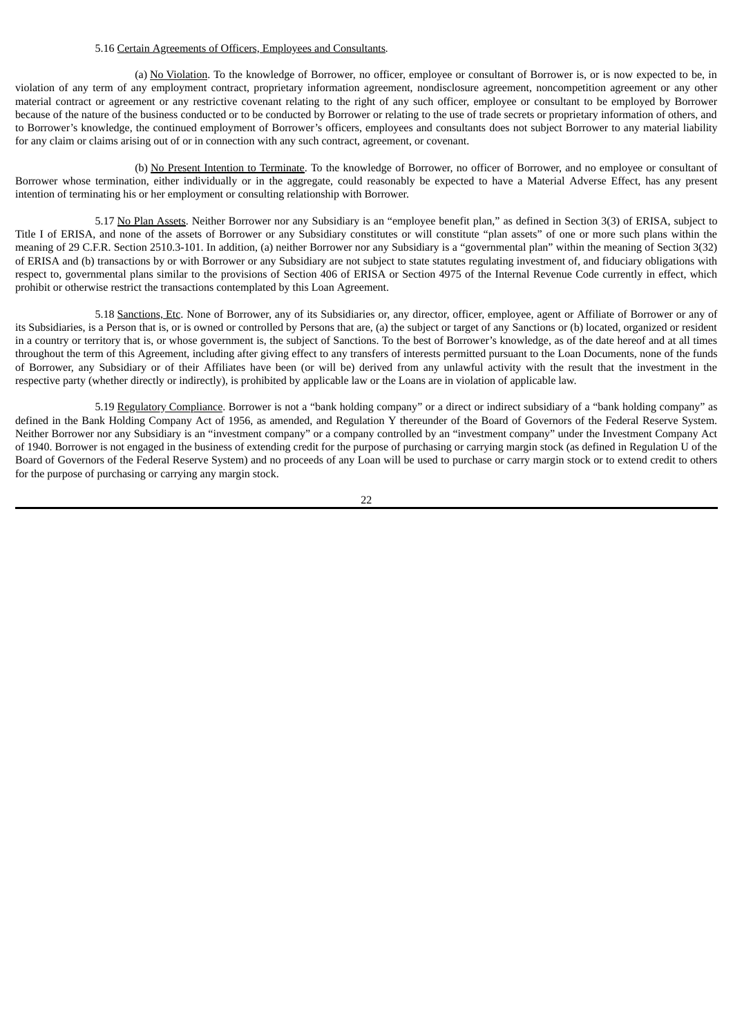5.16 Certain Agreements of Officers, Employees and Consultants.

(a) No Violation. To the knowledge of Borrower, no officer, employee or consultant of Borrower is, or is now expected to be, in violation of any term of any employment contract, proprietary information agreement, nondisclosure agreement, noncompetition agreement or any other material contract or agreement or any restrictive covenant relating to the right of any such officer, employee or consultant to be employed by Borrower because of the nature of the business conducted or to be conducted by Borrower or relating to the use of trade secrets or proprietary information of others, and to Borrower's knowledge, the continued employment of Borrower's officers, employees and consultants does not subject Borrower to any material liability for any claim or claims arising out of or in connection with any such contract, agreement, or covenant.

(b) No Present Intention to Terminate. To the knowledge of Borrower, no officer of Borrower, and no employee or consultant of Borrower whose termination, either individually or in the aggregate, could reasonably be expected to have a Material Adverse Effect, has any present intention of terminating his or her employment or consulting relationship with Borrower.

5.17 No Plan Assets. Neither Borrower nor any Subsidiary is an "employee benefit plan," as defined in Section 3(3) of ERISA, subject to Title I of ERISA, and none of the assets of Borrower or any Subsidiary constitutes or will constitute "plan assets" of one or more such plans within the meaning of 29 C.F.R. Section 2510.3-101. In addition, (a) neither Borrower nor any Subsidiary is a "governmental plan" within the meaning of Section 3(32) of ERISA and (b) transactions by or with Borrower or any Subsidiary are not subject to state statutes regulating investment of, and fiduciary obligations with respect to, governmental plans similar to the provisions of Section 406 of ERISA or Section 4975 of the Internal Revenue Code currently in effect, which prohibit or otherwise restrict the transactions contemplated by this Loan Agreement.

5.18 Sanctions, Etc. None of Borrower, any of its Subsidiaries or, any director, officer, employee, agent or Affiliate of Borrower or any of its Subsidiaries, is a Person that is, or is owned or controlled by Persons that are, (a) the subject or target of any Sanctions or (b) located, organized or resident in a country or territory that is, or whose government is, the subject of Sanctions. To the best of Borrower's knowledge, as of the date hereof and at all times throughout the term of this Agreement, including after giving effect to any transfers of interests permitted pursuant to the Loan Documents, none of the funds of Borrower, any Subsidiary or of their Affiliates have been (or will be) derived from any unlawful activity with the result that the investment in the respective party (whether directly or indirectly), is prohibited by applicable law or the Loans are in violation of applicable law.

5.19 Regulatory Compliance. Borrower is not a "bank holding company" or a direct or indirect subsidiary of a "bank holding company" as defined in the Bank Holding Company Act of 1956, as amended, and Regulation Y thereunder of the Board of Governors of the Federal Reserve System. Neither Borrower nor any Subsidiary is an "investment company" or a company controlled by an "investment company" under the Investment Company Act of 1940. Borrower is not engaged in the business of extending credit for the purpose of purchasing or carrying margin stock (as defined in Regulation U of the Board of Governors of the Federal Reserve System) and no proceeds of any Loan will be used to purchase or carry margin stock or to extend credit to others for the purpose of purchasing or carrying any margin stock.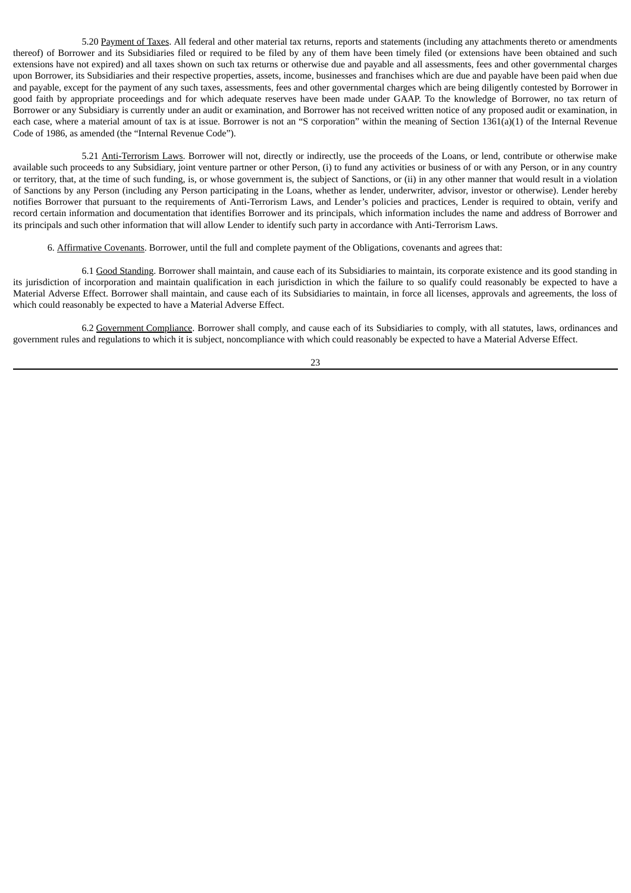5.20 Payment of Taxes. All federal and other material tax returns, reports and statements (including any attachments thereto or amendments thereof) of Borrower and its Subsidiaries filed or required to be filed by any of them have been timely filed (or extensions have been obtained and such extensions have not expired) and all taxes shown on such tax returns or otherwise due and payable and all assessments, fees and other governmental charges upon Borrower, its Subsidiaries and their respective properties, assets, income, businesses and franchises which are due and payable have been paid when due and payable, except for the payment of any such taxes, assessments, fees and other governmental charges which are being diligently contested by Borrower in good faith by appropriate proceedings and for which adequate reserves have been made under GAAP. To the knowledge of Borrower, no tax return of Borrower or any Subsidiary is currently under an audit or examination, and Borrower has not received written notice of any proposed audit or examination, in each case, where a material amount of tax is at issue. Borrower is not an "S corporation" within the meaning of Section 1361(a)(1) of the Internal Revenue Code of 1986, as amended (the "Internal Revenue Code").

5.21 Anti-Terrorism Laws. Borrower will not, directly or indirectly, use the proceeds of the Loans, or lend, contribute or otherwise make available such proceeds to any Subsidiary, joint venture partner or other Person, (i) to fund any activities or business of or with any Person, or in any country or territory, that, at the time of such funding, is, or whose government is, the subject of Sanctions, or (ii) in any other manner that would result in a violation of Sanctions by any Person (including any Person participating in the Loans, whether as lender, underwriter, advisor, investor or otherwise). Lender hereby notifies Borrower that pursuant to the requirements of Anti-Terrorism Laws, and Lender's policies and practices, Lender is required to obtain, verify and record certain information and documentation that identifies Borrower and its principals, which information includes the name and address of Borrower and its principals and such other information that will allow Lender to identify such party in accordance with Anti-Terrorism Laws.

6. Affirmative Covenants. Borrower, until the full and complete payment of the Obligations, covenants and agrees that:

6.1 Good Standing. Borrower shall maintain, and cause each of its Subsidiaries to maintain, its corporate existence and its good standing in its jurisdiction of incorporation and maintain qualification in each jurisdiction in which the failure to so qualify could reasonably be expected to have a Material Adverse Effect. Borrower shall maintain, and cause each of its Subsidiaries to maintain, in force all licenses, approvals and agreements, the loss of which could reasonably be expected to have a Material Adverse Effect.

6.2 Government Compliance. Borrower shall comply, and cause each of its Subsidiaries to comply, with all statutes, laws, ordinances and government rules and regulations to which it is subject, noncompliance with which could reasonably be expected to have a Material Adverse Effect.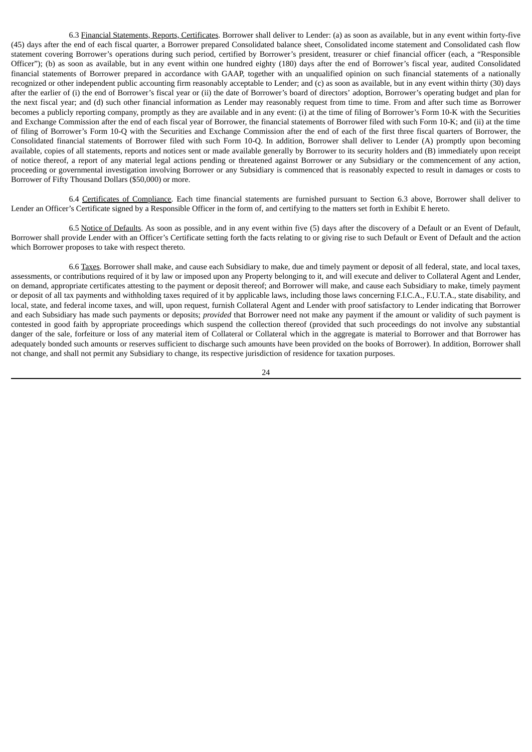6.3 Financial Statements, Reports, Certificates. Borrower shall deliver to Lender: (a) as soon as available, but in any event within forty-five (45) days after the end of each fiscal quarter, a Borrower prepared Consolidated balance sheet, Consolidated income statement and Consolidated cash flow statement covering Borrower's operations during such period, certified by Borrower's president, treasurer or chief financial officer (each, a "Responsible Officer"); (b) as soon as available, but in any event within one hundred eighty (180) days after the end of Borrower's fiscal year, audited Consolidated financial statements of Borrower prepared in accordance with GAAP, together with an unqualified opinion on such financial statements of a nationally recognized or other independent public accounting firm reasonably acceptable to Lender; and (c) as soon as available, but in any event within thirty (30) days after the earlier of (i) the end of Borrower's fiscal year or (ii) the date of Borrower's board of directors' adoption, Borrower's operating budget and plan for the next fiscal year; and (d) such other financial information as Lender may reasonably request from time to time. From and after such time as Borrower becomes a publicly reporting company, promptly as they are available and in any event: (i) at the time of filing of Borrower's Form 10-K with the Securities and Exchange Commission after the end of each fiscal year of Borrower, the financial statements of Borrower filed with such Form 10-K; and (ii) at the time of filing of Borrower's Form 10-Q with the Securities and Exchange Commission after the end of each of the first three fiscal quarters of Borrower, the Consolidated financial statements of Borrower filed with such Form 10-Q. In addition, Borrower shall deliver to Lender (A) promptly upon becoming available, copies of all statements, reports and notices sent or made available generally by Borrower to its security holders and (B) immediately upon receipt of notice thereof, a report of any material legal actions pending or threatened against Borrower or any Subsidiary or the commencement of any action, proceeding or governmental investigation involving Borrower or any Subsidiary is commenced that is reasonably expected to result in damages or costs to Borrower of Fifty Thousand Dollars ($50,000) or more.

6.4 Certificates of Compliance. Each time financial statements are furnished pursuant to Section 6.3 above, Borrower shall deliver to Lender an Officer's Certificate signed by a Responsible Officer in the form of, and certifying to the matters set forth in Exhibit E hereto.

6.5 Notice of Defaults. As soon as possible, and in any event within five (5) days after the discovery of a Default or an Event of Default, Borrower shall provide Lender with an Officer's Certificate setting forth the facts relating to or giving rise to such Default or Event of Default and the action which Borrower proposes to take with respect thereto.

6.6 Taxes. Borrower shall make, and cause each Subsidiary to make, due and timely payment or deposit of all federal, state, and local taxes, assessments, or contributions required of it by law or imposed upon any Property belonging to it, and will execute and deliver to Collateral Agent and Lender, on demand, appropriate certificates attesting to the payment or deposit thereof; and Borrower will make, and cause each Subsidiary to make, timely payment or deposit of all tax payments and withholding taxes required of it by applicable laws, including those laws concerning F.I.C.A., F.U.T.A., state disability, and local, state, and federal income taxes, and will, upon request, furnish Collateral Agent and Lender with proof satisfactory to Lender indicating that Borrower and each Subsidiary has made such payments or deposits; *provided* that Borrower need not make any payment if the amount or validity of such payment is contested in good faith by appropriate proceedings which suspend the collection thereof (provided that such proceedings do not involve any substantial danger of the sale, forfeiture or loss of any material item of Collateral or Collateral which in the aggregate is material to Borrower and that Borrower has adequately bonded such amounts or reserves sufficient to discharge such amounts have been provided on the books of Borrower). In addition, Borrower shall not change, and shall not permit any Subsidiary to change, its respective jurisdiction of residence for taxation purposes.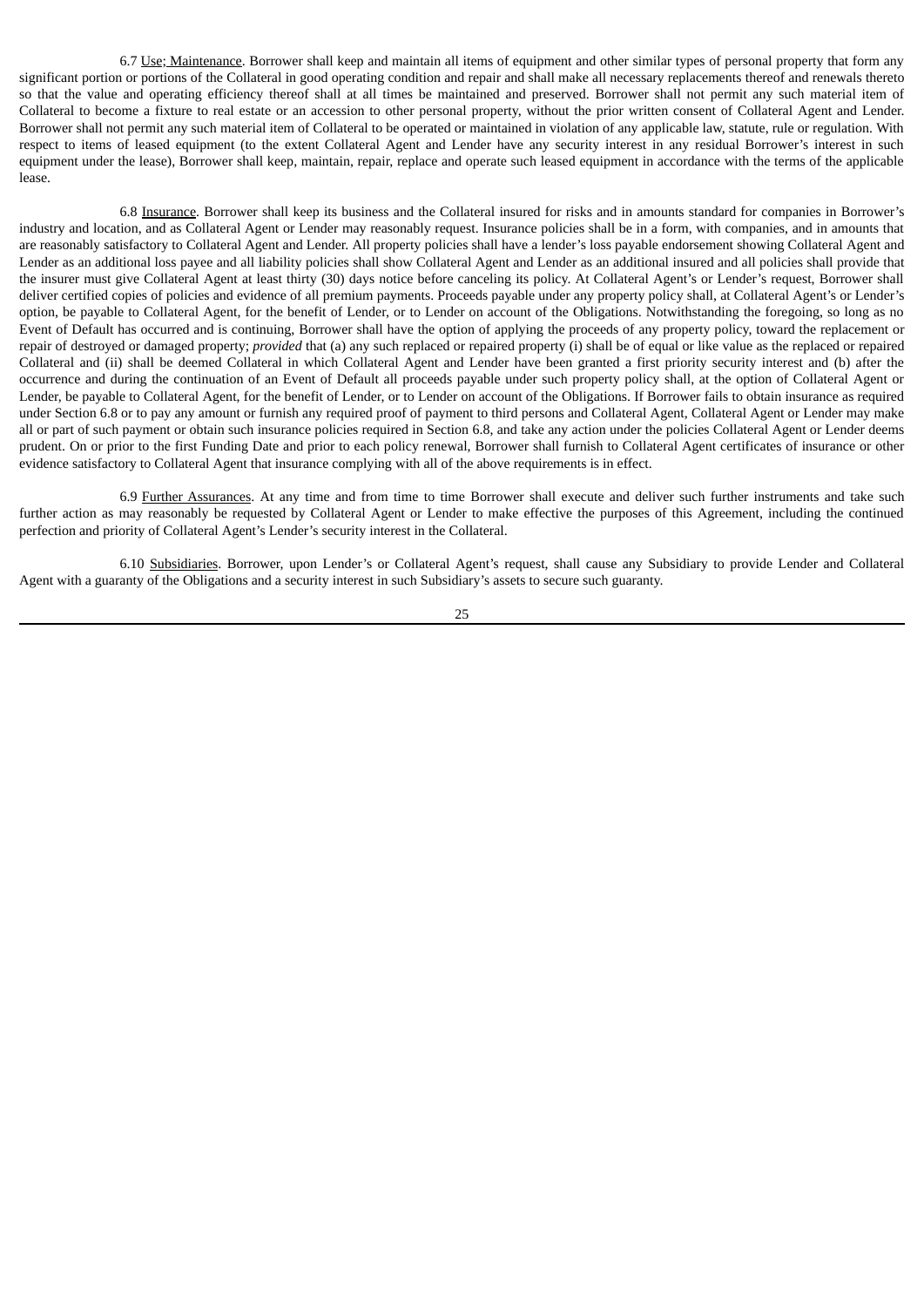6.7 Use; Maintenance. Borrower shall keep and maintain all items of equipment and other similar types of personal property that form any significant portion or portions of the Collateral in good operating condition and repair and shall make all necessary replacements thereof and renewals thereto so that the value and operating efficiency thereof shall at all times be maintained and preserved. Borrower shall not permit any such material item of Collateral to become a fixture to real estate or an accession to other personal property, without the prior written consent of Collateral Agent and Lender. Borrower shall not permit any such material item of Collateral to be operated or maintained in violation of any applicable law, statute, rule or regulation. With respect to items of leased equipment (to the extent Collateral Agent and Lender have any security interest in any residual Borrower's interest in such equipment under the lease), Borrower shall keep, maintain, repair, replace and operate such leased equipment in accordance with the terms of the applicable lease.

6.8 Insurance. Borrower shall keep its business and the Collateral insured for risks and in amounts standard for companies in Borrower's industry and location, and as Collateral Agent or Lender may reasonably request. Insurance policies shall be in a form, with companies, and in amounts that are reasonably satisfactory to Collateral Agent and Lender. All property policies shall have a lender's loss payable endorsement showing Collateral Agent and Lender as an additional loss payee and all liability policies shall show Collateral Agent and Lender as an additional insured and all policies shall provide that the insurer must give Collateral Agent at least thirty (30) days notice before canceling its policy. At Collateral Agent's or Lender's request, Borrower shall deliver certified copies of policies and evidence of all premium payments. Proceeds payable under any property policy shall, at Collateral Agent's or Lender's option, be payable to Collateral Agent, for the benefit of Lender, or to Lender on account of the Obligations. Notwithstanding the foregoing, so long as no Event of Default has occurred and is continuing, Borrower shall have the option of applying the proceeds of any property policy, toward the replacement or repair of destroyed or damaged property; *provided* that (a) any such replaced or repaired property (i) shall be of equal or like value as the replaced or repaired Collateral and (ii) shall be deemed Collateral in which Collateral Agent and Lender have been granted a first priority security interest and (b) after the occurrence and during the continuation of an Event of Default all proceeds payable under such property policy shall, at the option of Collateral Agent or Lender, be payable to Collateral Agent, for the benefit of Lender, or to Lender on account of the Obligations. If Borrower fails to obtain insurance as required under Section 6.8 or to pay any amount or furnish any required proof of payment to third persons and Collateral Agent, Collateral Agent or Lender may make all or part of such payment or obtain such insurance policies required in Section 6.8, and take any action under the policies Collateral Agent or Lender deems prudent. On or prior to the first Funding Date and prior to each policy renewal, Borrower shall furnish to Collateral Agent certificates of insurance or other evidence satisfactory to Collateral Agent that insurance complying with all of the above requirements is in effect.

6.9 Further Assurances. At any time and from time to time Borrower shall execute and deliver such further instruments and take such further action as may reasonably be requested by Collateral Agent or Lender to make effective the purposes of this Agreement, including the continued perfection and priority of Collateral Agent's Lender's security interest in the Collateral.

6.10 Subsidiaries. Borrower, upon Lender's or Collateral Agent's request, shall cause any Subsidiary to provide Lender and Collateral Agent with a guaranty of the Obligations and a security interest in such Subsidiary's assets to secure such guaranty.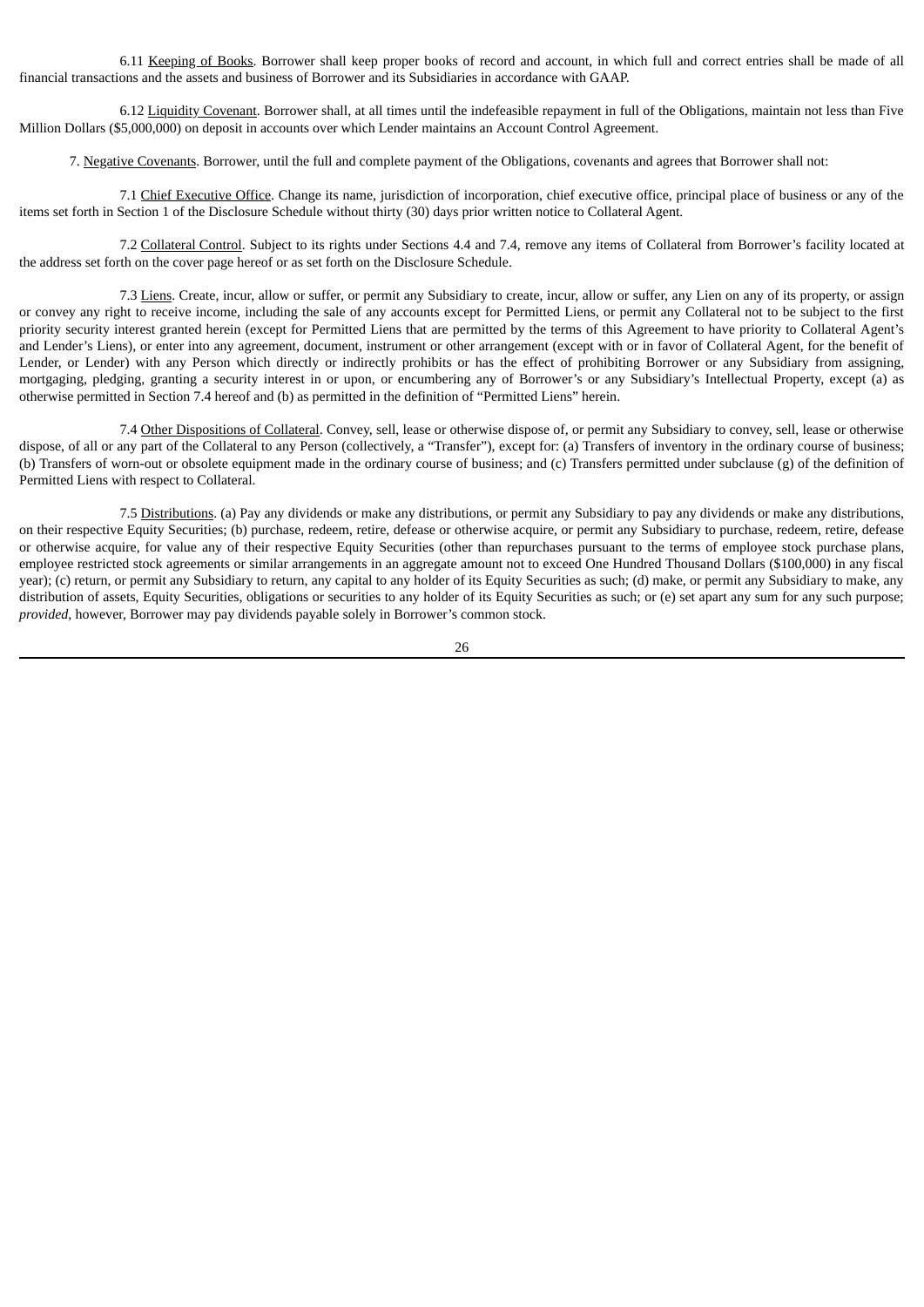6.11 Keeping of Books. Borrower shall keep proper books of record and account, in which full and correct entries shall be made of all financial transactions and the assets and business of Borrower and its Subsidiaries in accordance with GAAP.

6.12 Liquidity Covenant. Borrower shall, at all times until the indefeasible repayment in full of the Obligations, maintain not less than Five Million Dollars ($5,000,000) on deposit in accounts over which Lender maintains an Account Control Agreement.

7. Negative Covenants. Borrower, until the full and complete payment of the Obligations, covenants and agrees that Borrower shall not:

7.1 Chief Executive Office. Change its name, jurisdiction of incorporation, chief executive office, principal place of business or any of the items set forth in Section 1 of the Disclosure Schedule without thirty (30) days prior written notice to Collateral Agent.

7.2 Collateral Control. Subject to its rights under Sections 4.4 and 7.4, remove any items of Collateral from Borrower's facility located at the address set forth on the cover page hereof or as set forth on the Disclosure Schedule.

7.3 Liens. Create, incur, allow or suffer, or permit any Subsidiary to create, incur, allow or suffer, any Lien on any of its property, or assign or convey any right to receive income, including the sale of any accounts except for Permitted Liens, or permit any Collateral not to be subject to the first priority security interest granted herein (except for Permitted Liens that are permitted by the terms of this Agreement to have priority to Collateral Agent's and Lender's Liens), or enter into any agreement, document, instrument or other arrangement (except with or in favor of Collateral Agent, for the benefit of Lender, or Lender) with any Person which directly or indirectly prohibits or has the effect of prohibiting Borrower or any Subsidiary from assigning, mortgaging, pledging, granting a security interest in or upon, or encumbering any of Borrower's or any Subsidiary's Intellectual Property, except (a) as otherwise permitted in Section 7.4 hereof and (b) as permitted in the definition of "Permitted Liens" herein.

7.4 Other Dispositions of Collateral. Convey, sell, lease or otherwise dispose of, or permit any Subsidiary to convey, sell, lease or otherwise dispose of, all or any part of the Collateral to any Person (collectively, a "Transfer"), except for: (a) Transfers of inventory in the ordinary course of business; (b) Transfers of worn-out or obsolete equipment made in the ordinary course of business; and (c) Transfers permitted under subclause (g) of the definition of Permitted Liens with respect to Collateral.

7.5 Distributions. (a) Pay any dividends or make any distributions, or permit any Subsidiary to pay any dividends or make any distributions, on their respective Equity Securities; (b) purchase, redeem, retire, defease or otherwise acquire, or permit any Subsidiary to purchase, redeem, retire, defease or otherwise acquire, for value any of their respective Equity Securities (other than repurchases pursuant to the terms of employee stock purchase plans, employee restricted stock agreements or similar arrangements in an aggregate amount not to exceed One Hundred Thousand Dollars ($100,000) in any fiscal year); (c) return, or permit any Subsidiary to return, any capital to any holder of its Equity Securities as such; (d) make, or permit any Subsidiary to make, any distribution of assets, Equity Securities, obligations or securities to any holder of its Equity Securities as such; or (e) set apart any sum for any such purpose; *provided*, however, Borrower may pay dividends payable solely in Borrower's common stock.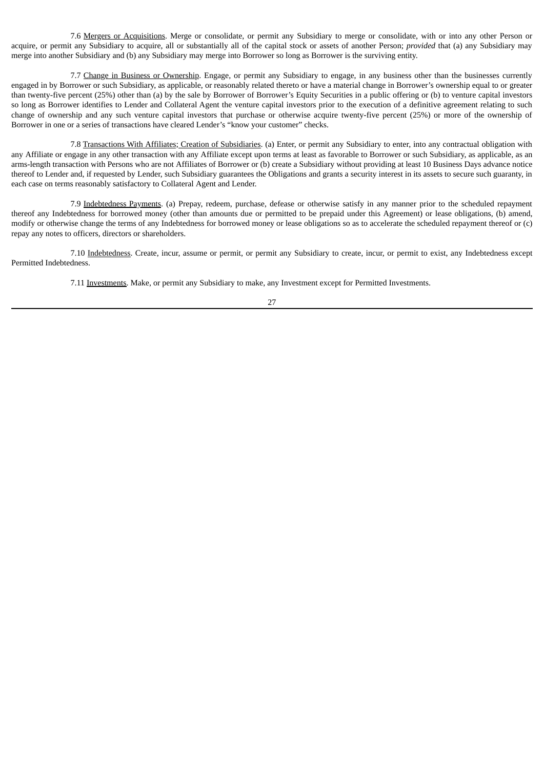7.6 Mergers or Acquisitions. Merge or consolidate, or permit any Subsidiary to merge or consolidate, with or into any other Person or acquire, or permit any Subsidiary to acquire, all or substantially all of the capital stock or assets of another Person; *provided* that (a) any Subsidiary may merge into another Subsidiary and (b) any Subsidiary may merge into Borrower so long as Borrower is the surviving entity.

7.7 Change in Business or Ownership. Engage, or permit any Subsidiary to engage, in any business other than the businesses currently engaged in by Borrower or such Subsidiary, as applicable, or reasonably related thereto or have a material change in Borrower's ownership equal to or greater than twenty-five percent (25%) other than (a) by the sale by Borrower of Borrower's Equity Securities in a public offering or (b) to venture capital investors so long as Borrower identifies to Lender and Collateral Agent the venture capital investors prior to the execution of a definitive agreement relating to such change of ownership and any such venture capital investors that purchase or otherwise acquire twenty-five percent (25%) or more of the ownership of Borrower in one or a series of transactions have cleared Lender's "know your customer" checks.

7.8 Transactions With Affiliates; Creation of Subsidiaries. (a) Enter, or permit any Subsidiary to enter, into any contractual obligation with any Affiliate or engage in any other transaction with any Affiliate except upon terms at least as favorable to Borrower or such Subsidiary, as applicable, as an arms-length transaction with Persons who are not Affiliates of Borrower or (b) create a Subsidiary without providing at least 10 Business Days advance notice thereof to Lender and, if requested by Lender, such Subsidiary guarantees the Obligations and grants a security interest in its assets to secure such guaranty, in each case on terms reasonably satisfactory to Collateral Agent and Lender.

7.9 Indebtedness Payments. (a) Prepay, redeem, purchase, defease or otherwise satisfy in any manner prior to the scheduled repayment thereof any Indebtedness for borrowed money (other than amounts due or permitted to be prepaid under this Agreement) or lease obligations, (b) amend, modify or otherwise change the terms of any Indebtedness for borrowed money or lease obligations so as to accelerate the scheduled repayment thereof or (c) repay any notes to officers, directors or shareholders.

7.10 Indebtedness. Create, incur, assume or permit, or permit any Subsidiary to create, incur, or permit to exist, any Indebtedness except Permitted Indebtedness.

7.11 Investments. Make, or permit any Subsidiary to make, any Investment except for Permitted Investments.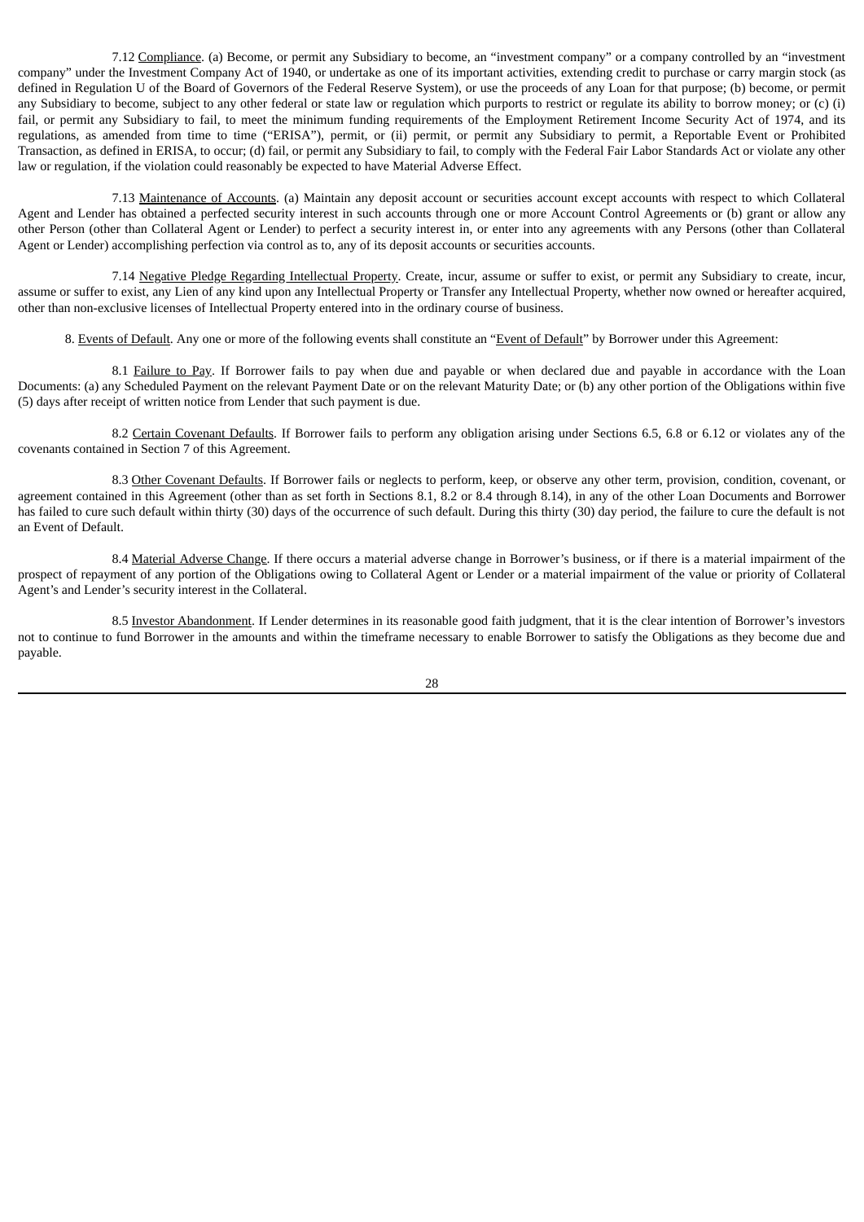7.12 Compliance. (a) Become, or permit any Subsidiary to become, an "investment company" or a company controlled by an "investment company" under the Investment Company Act of 1940, or undertake as one of its important activities, extending credit to purchase or carry margin stock (as defined in Regulation U of the Board of Governors of the Federal Reserve System), or use the proceeds of any Loan for that purpose; (b) become, or permit any Subsidiary to become, subject to any other federal or state law or regulation which purports to restrict or regulate its ability to borrow money; or (c) (i) fail, or permit any Subsidiary to fail, to meet the minimum funding requirements of the Employment Retirement Income Security Act of 1974, and its regulations, as amended from time to time ("ERISA"), permit, or (ii) permit, or permit any Subsidiary to permit, a Reportable Event or Prohibited Transaction, as defined in ERISA, to occur; (d) fail, or permit any Subsidiary to fail, to comply with the Federal Fair Labor Standards Act or violate any other law or regulation, if the violation could reasonably be expected to have Material Adverse Effect.

7.13 Maintenance of Accounts. (a) Maintain any deposit account or securities account except accounts with respect to which Collateral Agent and Lender has obtained a perfected security interest in such accounts through one or more Account Control Agreements or (b) grant or allow any other Person (other than Collateral Agent or Lender) to perfect a security interest in, or enter into any agreements with any Persons (other than Collateral Agent or Lender) accomplishing perfection via control as to, any of its deposit accounts or securities accounts.

7.14 Negative Pledge Regarding Intellectual Property. Create, incur, assume or suffer to exist, or permit any Subsidiary to create, incur, assume or suffer to exist, any Lien of any kind upon any Intellectual Property or Transfer any Intellectual Property, whether now owned or hereafter acquired, other than non-exclusive licenses of Intellectual Property entered into in the ordinary course of business.

8. Events of Default. Any one or more of the following events shall constitute an "Event of Default" by Borrower under this Agreement:

8.1 Failure to Pay. If Borrower fails to pay when due and payable or when declared due and payable in accordance with the Loan Documents: (a) any Scheduled Payment on the relevant Payment Date or on the relevant Maturity Date; or (b) any other portion of the Obligations within five (5) days after receipt of written notice from Lender that such payment is due.

8.2 Certain Covenant Defaults. If Borrower fails to perform any obligation arising under Sections 6.5, 6.8 or 6.12 or violates any of the covenants contained in Section 7 of this Agreement.

8.3 Other Covenant Defaults. If Borrower fails or neglects to perform, keep, or observe any other term, provision, condition, covenant, or agreement contained in this Agreement (other than as set forth in Sections 8.1, 8.2 or 8.4 through 8.14), in any of the other Loan Documents and Borrower has failed to cure such default within thirty (30) days of the occurrence of such default. During this thirty (30) day period, the failure to cure the default is not an Event of Default.

8.4 Material Adverse Change. If there occurs a material adverse change in Borrower's business, or if there is a material impairment of the prospect of repayment of any portion of the Obligations owing to Collateral Agent or Lender or a material impairment of the value or priority of Collateral Agent's and Lender's security interest in the Collateral.

8.5 Investor Abandonment. If Lender determines in its reasonable good faith judgment, that it is the clear intention of Borrower's investors not to continue to fund Borrower in the amounts and within the timeframe necessary to enable Borrower to satisfy the Obligations as they become due and payable.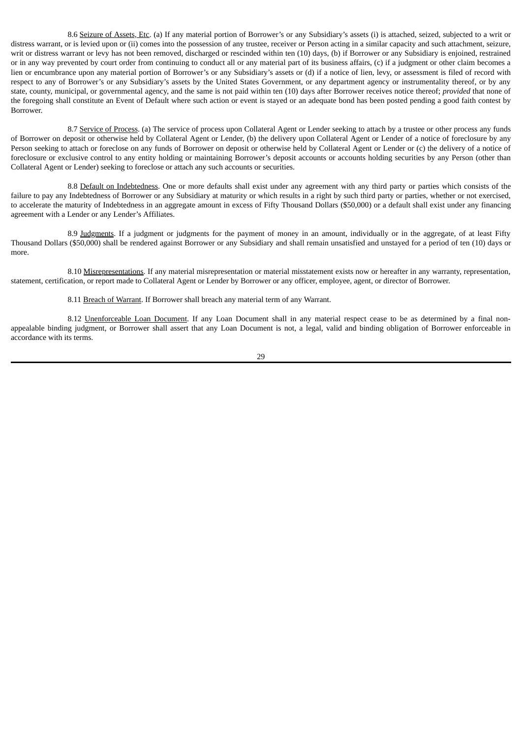8.6 Seizure of Assets, Etc. (a) If any material portion of Borrower's or any Subsidiary's assets (i) is attached, seized, subjected to a writ or distress warrant, or is levied upon or (ii) comes into the possession of any trustee, receiver or Person acting in a similar capacity and such attachment, seizure, writ or distress warrant or levy has not been removed, discharged or rescinded within ten (10) days, (b) if Borrower or any Subsidiary is enjoined, restrained or in any way prevented by court order from continuing to conduct all or any material part of its business affairs, (c) if a judgment or other claim becomes a lien or encumbrance upon any material portion of Borrower's or any Subsidiary's assets or (d) if a notice of lien, levy, or assessment is filed of record with respect to any of Borrower's or any Subsidiary's assets by the United States Government, or any department agency or instrumentality thereof, or by any state, county, municipal, or governmental agency, and the same is not paid within ten (10) days after Borrower receives notice thereof; *provided* that none of the foregoing shall constitute an Event of Default where such action or event is stayed or an adequate bond has been posted pending a good faith contest by Borrower.

8.7 Service of Process. (a) The service of process upon Collateral Agent or Lender seeking to attach by a trustee or other process any funds of Borrower on deposit or otherwise held by Collateral Agent or Lender, (b) the delivery upon Collateral Agent or Lender of a notice of foreclosure by any Person seeking to attach or foreclose on any funds of Borrower on deposit or otherwise held by Collateral Agent or Lender or (c) the delivery of a notice of foreclosure or exclusive control to any entity holding or maintaining Borrower's deposit accounts or accounts holding securities by any Person (other than Collateral Agent or Lender) seeking to foreclose or attach any such accounts or securities.

8.8 Default on Indebtedness. One or more defaults shall exist under any agreement with any third party or parties which consists of the failure to pay any Indebtedness of Borrower or any Subsidiary at maturity or which results in a right by such third party or parties, whether or not exercised, to accelerate the maturity of Indebtedness in an aggregate amount in excess of Fifty Thousand Dollars ($50,000) or a default shall exist under any financing agreement with a Lender or any Lender's Affiliates.

8.9 Judgments. If a judgment or judgments for the payment of money in an amount, individually or in the aggregate, of at least Fifty Thousand Dollars ($50,000) shall be rendered against Borrower or any Subsidiary and shall remain unsatisfied and unstayed for a period of ten (10) days or more.

8.10 Misrepresentations. If any material misrepresentation or material misstatement exists now or hereafter in any warranty, representation, statement, certification, or report made to Collateral Agent or Lender by Borrower or any officer, employee, agent, or director of Borrower.

8.11 Breach of Warrant. If Borrower shall breach any material term of any Warrant.

8.12 Unenforceable Loan Document. If any Loan Document shall in any material respect cease to be as determined by a final non-appealable binding judgment, or Borrower shall assert that any Loan Document is not, a legal, valid and binding obligation of Borrower enforceable in accordance with its terms.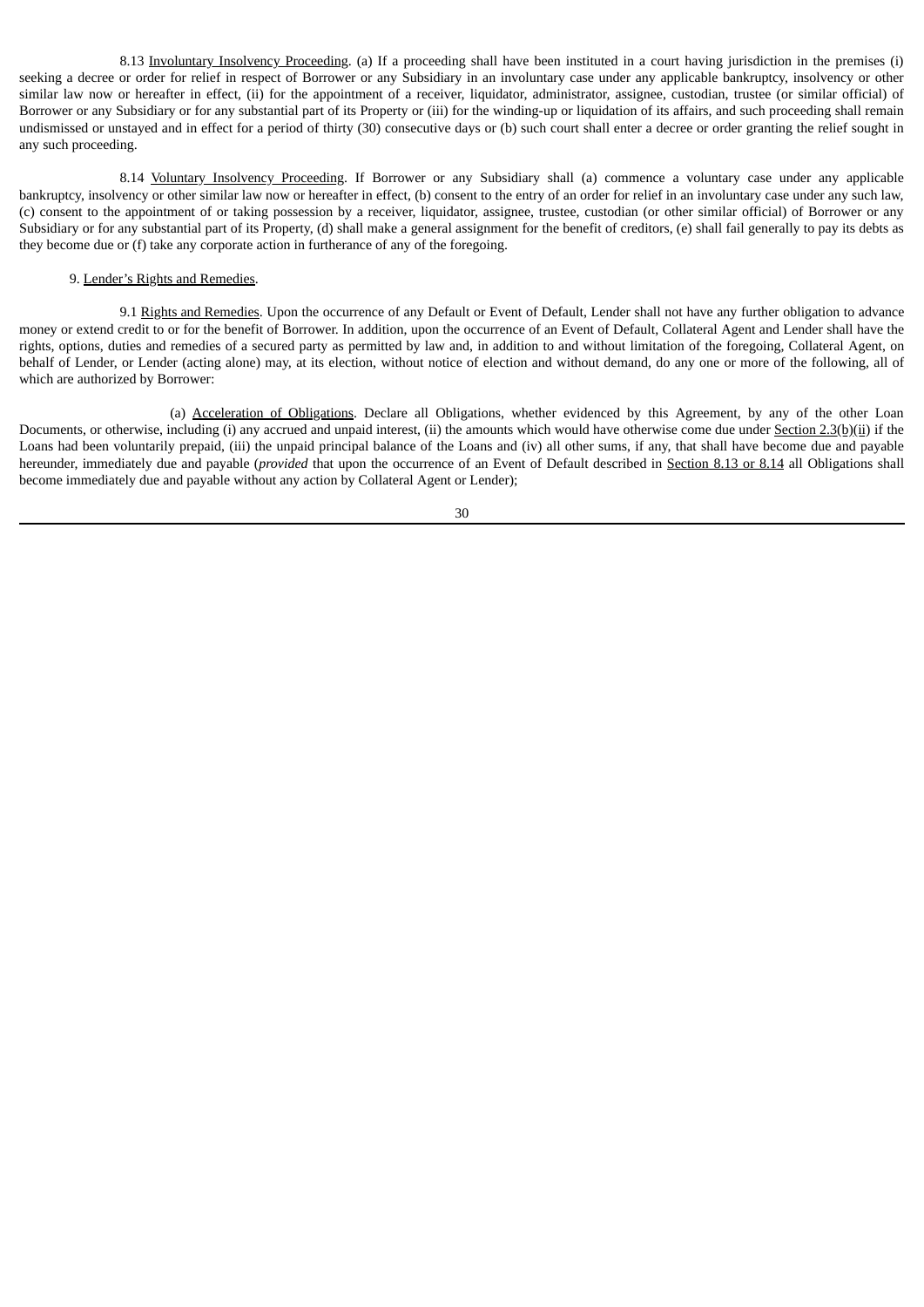8.13 Involuntary Insolvency Proceeding. (a) If a proceeding shall have been instituted in a court having jurisdiction in the premises (i) seeking a decree or order for relief in respect of Borrower or any Subsidiary in an involuntary case under any applicable bankruptcy, insolvency or other similar law now or hereafter in effect, (ii) for the appointment of a receiver, liquidator, administrator, assignee, custodian, trustee (or similar official) of Borrower or any Subsidiary or for any substantial part of its Property or (iii) for the winding-up or liquidation of its affairs, and such proceeding shall remain undismissed or unstayed and in effect for a period of thirty (30) consecutive days or (b) such court shall enter a decree or order granting the relief sought in any such proceeding.

8.14 Voluntary Insolvency Proceeding. If Borrower or any Subsidiary shall (a) commence a voluntary case under any applicable bankruptcy, insolvency or other similar law now or hereafter in effect, (b) consent to the entry of an order for relief in an involuntary case under any such law, (c) consent to the appointment of or taking possession by a receiver, liquidator, assignee, trustee, custodian (or other similar official) of Borrower or any Subsidiary or for any substantial part of its Property, (d) shall make a general assignment for the benefit of creditors, (e) shall fail generally to pay its debts as they become due or (f) take any corporate action in furtherance of any of the foregoing.

9. Lender's Rights and Remedies.

9.1 Rights and Remedies. Upon the occurrence of any Default or Event of Default, Lender shall not have any further obligation to advance money or extend credit to or for the benefit of Borrower. In addition, upon the occurrence of an Event of Default, Collateral Agent and Lender shall have the rights, options, duties and remedies of a secured party as permitted by law and, in addition to and without limitation of the foregoing, Collateral Agent, on behalf of Lender, or Lender (acting alone) may, at its election, without notice of election and without demand, do any one or more of the following, all of which are authorized by Borrower:

(a) Acceleration of Obligations. Declare all Obligations, whether evidenced by this Agreement, by any of the other Loan Documents, or otherwise, including (i) any accrued and unpaid interest, (ii) the amounts which would have otherwise come due under Section 2.3(b)(ii) if the Loans had been voluntarily prepaid, (iii) the unpaid principal balance of the Loans and (iv) all other sums, if any, that shall have become due and payable hereunder, immediately due and payable (*provided* that upon the occurrence of an Event of Default described in Section 8.13 or 8.14 all Obligations shall become immediately due and payable without any action by Collateral Agent or Lender);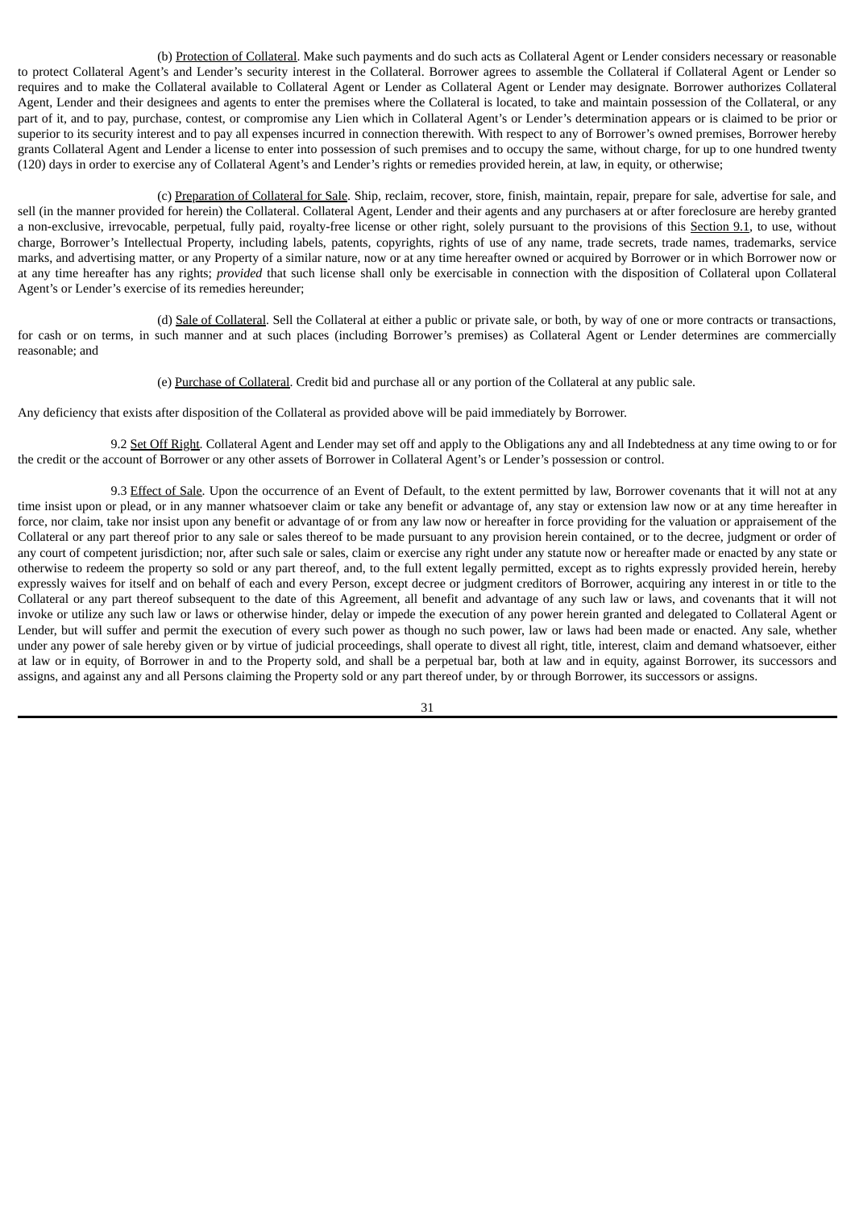(b) Protection of Collateral. Make such payments and do such acts as Collateral Agent or Lender considers necessary or reasonable to protect Collateral Agent's and Lender's security interest in the Collateral. Borrower agrees to assemble the Collateral if Collateral Agent or Lender so requires and to make the Collateral available to Collateral Agent or Lender as Collateral Agent or Lender may designate. Borrower authorizes Collateral Agent, Lender and their designees and agents to enter the premises where the Collateral is located, to take and maintain possession of the Collateral, or any part of it, and to pay, purchase, contest, or compromise any Lien which in Collateral Agent's or Lender's determination appears or is claimed to be prior or superior to its security interest and to pay all expenses incurred in connection therewith. With respect to any of Borrower's owned premises, Borrower hereby grants Collateral Agent and Lender a license to enter into possession of such premises and to occupy the same, without charge, for up to one hundred twenty (120) days in order to exercise any of Collateral Agent's and Lender's rights or remedies provided herein, at law, in equity, or otherwise;

(c) Preparation of Collateral for Sale. Ship, reclaim, recover, store, finish, maintain, repair, prepare for sale, advertise for sale, and sell (in the manner provided for herein) the Collateral. Collateral Agent, Lender and their agents and any purchasers at or after foreclosure are hereby granted a non-exclusive, irrevocable, perpetual, fully paid, royalty-free license or other right, solely pursuant to the provisions of this Section 9.1, to use, without charge, Borrower's Intellectual Property, including labels, patents, copyrights, rights of use of any name, trade secrets, trade names, trademarks, service marks, and advertising matter, or any Property of a similar nature, now or at any time hereafter owned or acquired by Borrower or in which Borrower now or at any time hereafter has any rights; *provided* that such license shall only be exercisable in connection with the disposition of Collateral upon Collateral Agent's or Lender's exercise of its remedies hereunder;

(d) Sale of Collateral. Sell the Collateral at either a public or private sale, or both, by way of one or more contracts or transactions, for cash or on terms, in such manner and at such places (including Borrower's premises) as Collateral Agent or Lender determines are commercially reasonable; and

(e) Purchase of Collateral. Credit bid and purchase all or any portion of the Collateral at any public sale.

Any deficiency that exists after disposition of the Collateral as provided above will be paid immediately by Borrower.

9.2 Set Off Right. Collateral Agent and Lender may set off and apply to the Obligations any and all Indebtedness at any time owing to or for the credit or the account of Borrower or any other assets of Borrower in Collateral Agent's or Lender's possession or control.

9.3 Effect of Sale. Upon the occurrence of an Event of Default, to the extent permitted by law, Borrower covenants that it will not at any time insist upon or plead, or in any manner whatsoever claim or take any benefit or advantage of, any stay or extension law now or at any time hereafter in force, nor claim, take nor insist upon any benefit or advantage of or from any law now or hereafter in force providing for the valuation or appraisement of the Collateral or any part thereof prior to any sale or sales thereof to be made pursuant to any provision herein contained, or to the decree, judgment or order of any court of competent jurisdiction; nor, after such sale or sales, claim or exercise any right under any statute now or hereafter made or enacted by any state or otherwise to redeem the property so sold or any part thereof, and, to the full extent legally permitted, except as to rights expressly provided herein, hereby expressly waives for itself and on behalf of each and every Person, except decree or judgment creditors of Borrower, acquiring any interest in or title to the Collateral or any part thereof subsequent to the date of this Agreement, all benefit and advantage of any such law or laws, and covenants that it will not invoke or utilize any such law or laws or otherwise hinder, delay or impede the execution of any power herein granted and delegated to Collateral Agent or Lender, but will suffer and permit the execution of every such power as though no such power, law or laws had been made or enacted. Any sale, whether under any power of sale hereby given or by virtue of judicial proceedings, shall operate to divest all right, title, interest, claim and demand whatsoever, either at law or in equity, of Borrower in and to the Property sold, and shall be a perpetual bar, both at law and in equity, against Borrower, its successors and assigns, and against any and all Persons claiming the Property sold or any part thereof under, by or through Borrower, its successors or assigns.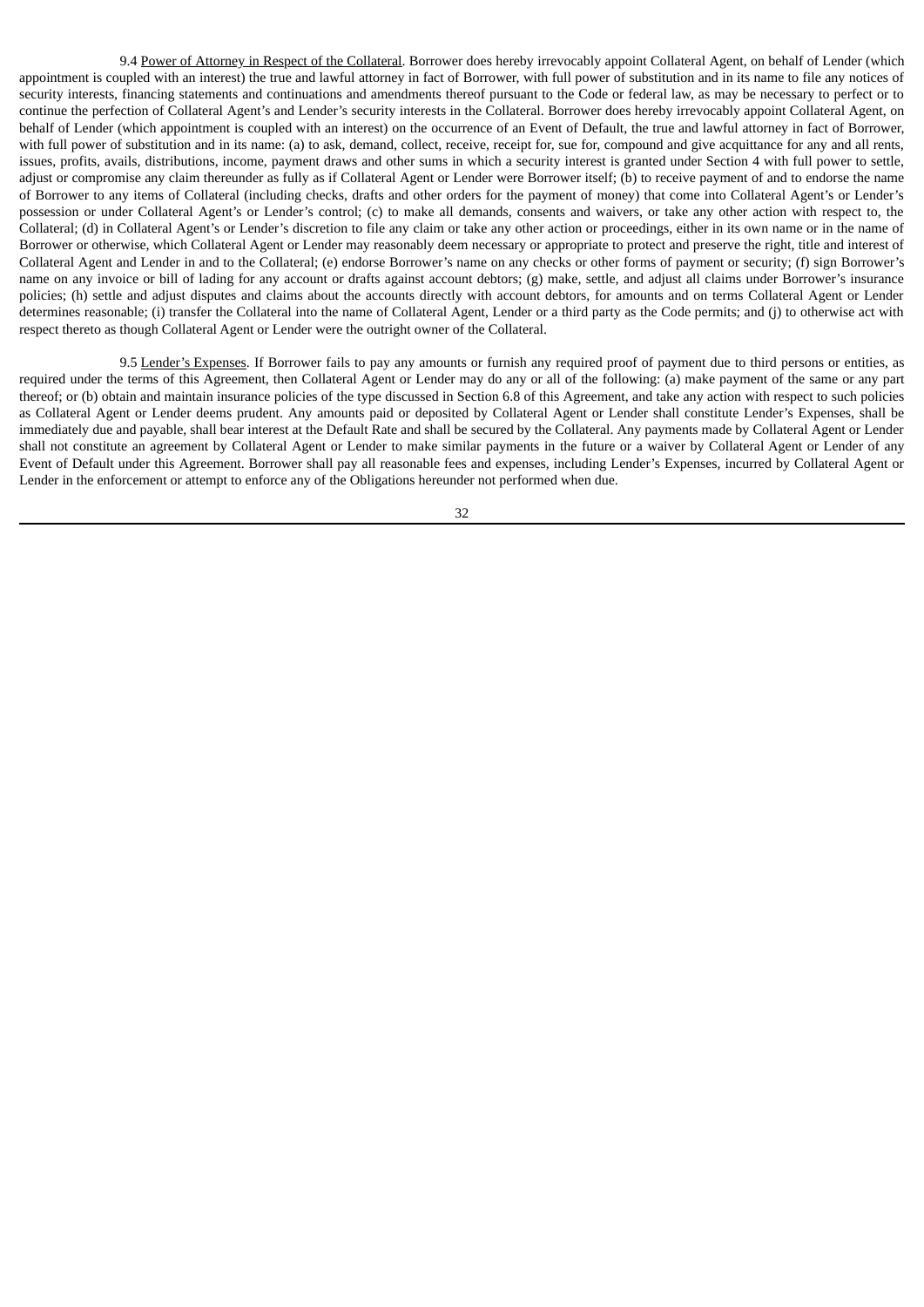9.4 Power of Attorney in Respect of the Collateral. Borrower does hereby irrevocably appoint Collateral Agent, on behalf of Lender (which appointment is coupled with an interest) the true and lawful attorney in fact of Borrower, with full power of substitution and in its name to file any notices of security interests, financing statements and continuations and amendments thereof pursuant to the Code or federal law, as may be necessary to perfect or to continue the perfection of Collateral Agent's and Lender's security interests in the Collateral. Borrower does hereby irrevocably appoint Collateral Agent, on behalf of Lender (which appointment is coupled with an interest) on the occurrence of an Event of Default, the true and lawful attorney in fact of Borrower, with full power of substitution and in its name: (a) to ask, demand, collect, receive, receipt for, sue for, compound and give acquittance for any and all rents, issues, profits, avails, distributions, income, payment draws and other sums in which a security interest is granted under Section 4 with full power to settle, adjust or compromise any claim thereunder as fully as if Collateral Agent or Lender were Borrower itself; (b) to receive payment of and to endorse the name of Borrower to any items of Collateral (including checks, drafts and other orders for the payment of money) that come into Collateral Agent's or Lender's possession or under Collateral Agent's or Lender's control; (c) to make all demands, consents and waivers, or take any other action with respect to, the Collateral; (d) in Collateral Agent's or Lender's discretion to file any claim or take any other action or proceedings, either in its own name or in the name of Borrower or otherwise, which Collateral Agent or Lender may reasonably deem necessary or appropriate to protect and preserve the right, title and interest of Collateral Agent and Lender in and to the Collateral; (e) endorse Borrower's name on any checks or other forms of payment or security; (f) sign Borrower's name on any invoice or bill of lading for any account or drafts against account debtors; (g) make, settle, and adjust all claims under Borrower's insurance policies; (h) settle and adjust disputes and claims about the accounts directly with account debtors, for amounts and on terms Collateral Agent or Lender determines reasonable; (i) transfer the Collateral into the name of Collateral Agent, Lender or a third party as the Code permits; and (j) to otherwise act with respect thereto as though Collateral Agent or Lender were the outright owner of the Collateral.

9.5 Lender's Expenses. If Borrower fails to pay any amounts or furnish any required proof of payment due to third persons or entities, as required under the terms of this Agreement, then Collateral Agent or Lender may do any or all of the following: (a) make payment of the same or any part thereof; or (b) obtain and maintain insurance policies of the type discussed in Section 6.8 of this Agreement, and take any action with respect to such policies as Collateral Agent or Lender deems prudent. Any amounts paid or deposited by Collateral Agent or Lender shall constitute Lender's Expenses, shall be immediately due and payable, shall bear interest at the Default Rate and shall be secured by the Collateral. Any payments made by Collateral Agent or Lender shall not constitute an agreement by Collateral Agent or Lender to make similar payments in the future or a waiver by Collateral Agent or Lender of any Event of Default under this Agreement. Borrower shall pay all reasonable fees and expenses, including Lender's Expenses, incurred by Collateral Agent or Lender in the enforcement or attempt to enforce any of the Obligations hereunder not performed when due.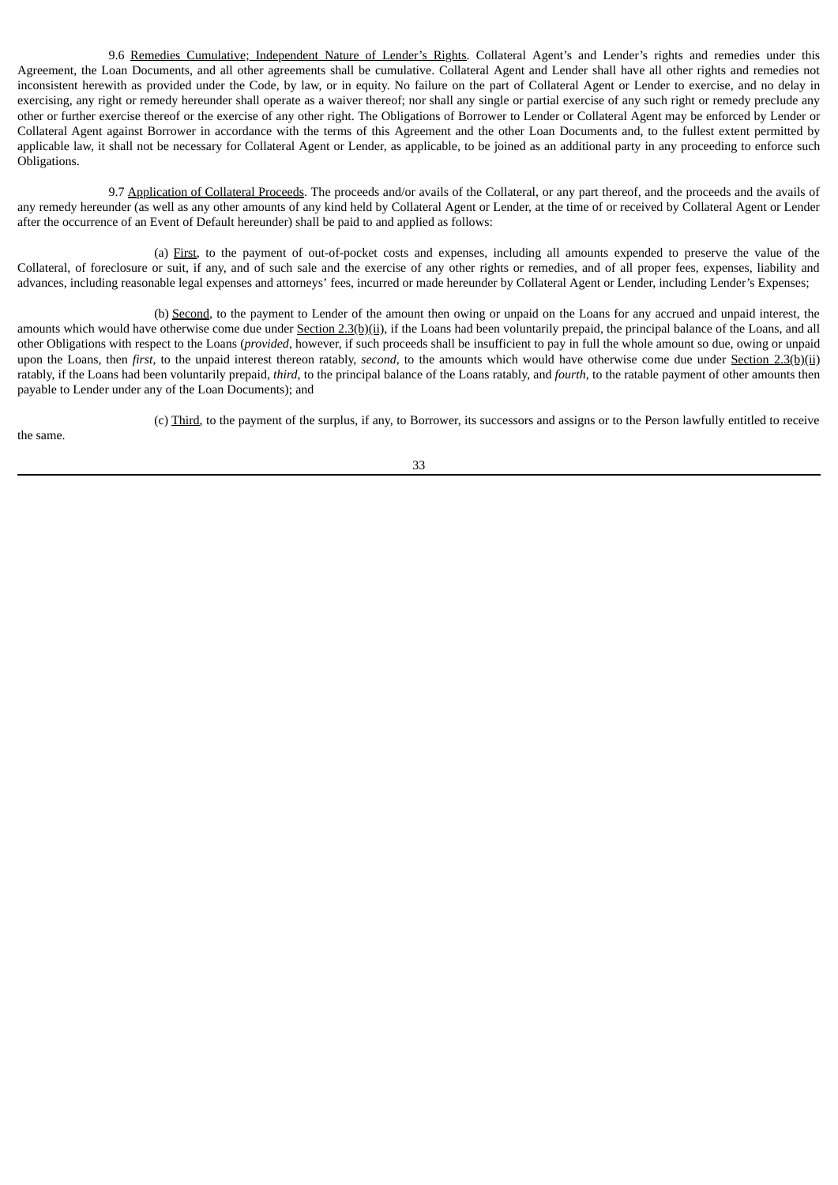9.6 Remedies Cumulative; Independent Nature of Lender's Rights. Collateral Agent's and Lender's rights and remedies under this Agreement, the Loan Documents, and all other agreements shall be cumulative. Collateral Agent and Lender shall have all other rights and remedies not inconsistent herewith as provided under the Code, by law, or in equity. No failure on the part of Collateral Agent or Lender to exercise, and no delay in exercising, any right or remedy hereunder shall operate as a waiver thereof; nor shall any single or partial exercise of any such right or remedy preclude any other or further exercise thereof or the exercise of any other right. The Obligations of Borrower to Lender or Collateral Agent may be enforced by Lender or Collateral Agent against Borrower in accordance with the terms of this Agreement and the other Loan Documents and, to the fullest extent permitted by applicable law, it shall not be necessary for Collateral Agent or Lender, as applicable, to be joined as an additional party in any proceeding to enforce such Obligations.

9.7 Application of Collateral Proceeds. The proceeds and/or avails of the Collateral, or any part thereof, and the proceeds and the avails of any remedy hereunder (as well as any other amounts of any kind held by Collateral Agent or Lender, at the time of or received by Collateral Agent or Lender after the occurrence of an Event of Default hereunder) shall be paid to and applied as follows:

(a) First, to the payment of out-of-pocket costs and expenses, including all amounts expended to preserve the value of the Collateral, of foreclosure or suit, if any, and of such sale and the exercise of any other rights or remedies, and of all proper fees, expenses, liability and advances, including reasonable legal expenses and attorneys' fees, incurred or made hereunder by Collateral Agent or Lender, including Lender's Expenses;

(b) Second, to the payment to Lender of the amount then owing or unpaid on the Loans for any accrued and unpaid interest, the amounts which would have otherwise come due under Section 2.3(b)(ii), if the Loans had been voluntarily prepaid, the principal balance of the Loans, and all other Obligations with respect to the Loans (*provided*, however, if such proceeds shall be insufficient to pay in full the whole amount so due, owing or unpaid upon the Loans, then *first*, to the unpaid interest thereon ratably, *second*, to the amounts which would have otherwise come due under Section 2.3(b)(ii) ratably, if the Loans had been voluntarily prepaid, *third*, to the principal balance of the Loans ratably, and *fourth*, to the ratable payment of other amounts then payable to Lender under any of the Loan Documents); and

(c) Third, to the payment of the surplus, if any, to Borrower, its successors and assigns or to the Person lawfully entitled to receive the same.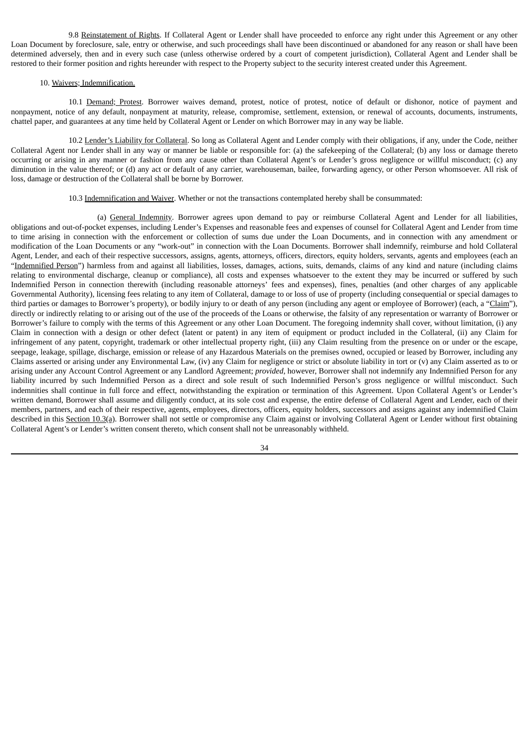9.8 Reinstatement of Rights. If Collateral Agent or Lender shall have proceeded to enforce any right under this Agreement or any other Loan Document by foreclosure, sale, entry or otherwise, and such proceedings shall have been discontinued or abandoned for any reason or shall have been determined adversely, then and in every such case (unless otherwise ordered by a court of competent jurisdiction), Collateral Agent and Lender shall be restored to their former position and rights hereunder with respect to the Property subject to the security interest created under this Agreement.

10. Waivers; Indemnification.

10.1 Demand; Protest. Borrower waives demand, protest, notice of protest, notice of default or dishonor, notice of payment and nonpayment, notice of any default, nonpayment at maturity, release, compromise, settlement, extension, or renewal of accounts, documents, instruments, chattel paper, and guarantees at any time held by Collateral Agent or Lender on which Borrower may in any way be liable.

10.2 Lender's Liability for Collateral. So long as Collateral Agent and Lender comply with their obligations, if any, under the Code, neither Collateral Agent nor Lender shall in any way or manner be liable or responsible for: (a) the safekeeping of the Collateral; (b) any loss or damage thereto occurring or arising in any manner or fashion from any cause other than Collateral Agent's or Lender's gross negligence or willful misconduct; (c) any diminution in the value thereof; or (d) any act or default of any carrier, warehouseman, bailee, forwarding agency, or other Person whomsoever. All risk of loss, damage or destruction of the Collateral shall be borne by Borrower.

10.3 Indemnification and Waiver. Whether or not the transactions contemplated hereby shall be consummated:

(a) General Indemnity. Borrower agrees upon demand to pay or reimburse Collateral Agent and Lender for all liabilities, obligations and out-of-pocket expenses, including Lender's Expenses and reasonable fees and expenses of counsel for Collateral Agent and Lender from time to time arising in connection with the enforcement or collection of sums due under the Loan Documents, and in connection with any amendment or modification of the Loan Documents or any "work-out" in connection with the Loan Documents. Borrower shall indemnify, reimburse and hold Collateral Agent, Lender, and each of their respective successors, assigns, agents, attorneys, officers, directors, equity holders, servants, agents and employees (each an "Indemnified Person") harmless from and against all liabilities, losses, damages, actions, suits, demands, claims of any kind and nature (including claims relating to environmental discharge, cleanup or compliance), all costs and expenses whatsoever to the extent they may be incurred or suffered by such Indemnified Person in connection therewith (including reasonable attorneys' fees and expenses), fines, penalties (and other charges of any applicable Governmental Authority), licensing fees relating to any item of Collateral, damage to or loss of use of property (including consequential or special damages to third parties or damages to Borrower's property), or bodily injury to or death of any person (including any agent or employee of Borrower) (each, a "Claim"), directly or indirectly relating to or arising out of the use of the proceeds of the Loans or otherwise, the falsity of any representation or warranty of Borrower or Borrower's failure to comply with the terms of this Agreement or any other Loan Document. The foregoing indemnity shall cover, without limitation, (i) any Claim in connection with a design or other defect (latent or patent) in any item of equipment or product included in the Collateral, (ii) any Claim for infringement of any patent, copyright, trademark or other intellectual property right, (iii) any Claim resulting from the presence on or under or the escape, seepage, leakage, spillage, discharge, emission or release of any Hazardous Materials on the premises owned, occupied or leased by Borrower, including any Claims asserted or arising under any Environmental Law, (iv) any Claim for negligence or strict or absolute liability in tort or (v) any Claim asserted as to or arising under any Account Control Agreement or any Landlord Agreement; *provided*, however, Borrower shall not indemnify any Indemnified Person for any liability incurred by such Indemnified Person as a direct and sole result of such Indemnified Person's gross negligence or willful misconduct. Such indemnities shall continue in full force and effect, notwithstanding the expiration or termination of this Agreement. Upon Collateral Agent's or Lender's written demand, Borrower shall assume and diligently conduct, at its sole cost and expense, the entire defense of Collateral Agent and Lender, each of their members, partners, and each of their respective, agents, employees, directors, officers, equity holders, successors and assigns against any indemnified Claim described in this Section 10.3(a). Borrower shall not settle or compromise any Claim against or involving Collateral Agent or Lender without first obtaining Collateral Agent's or Lender's written consent thereto, which consent shall not be unreasonably withheld.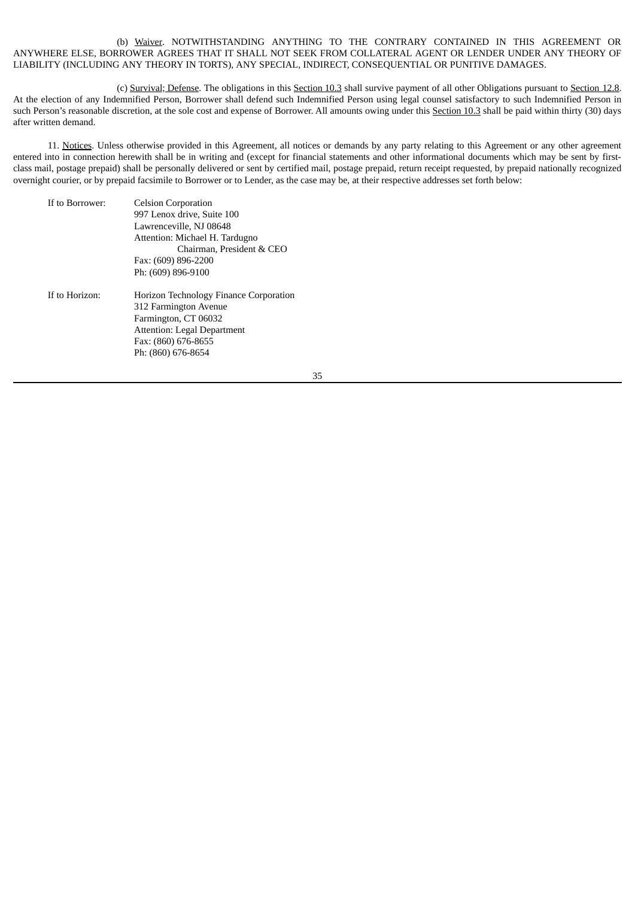(b) Waiver. NOTWITHSTANDING ANYTHING TO THE CONTRARY CONTAINED IN THIS AGREEMENT OR ANYWHERE ELSE, BORROWER AGREES THAT IT SHALL NOT SEEK FROM COLLATERAL AGENT OR LENDER UNDER ANY THEORY OF LIABILITY (INCLUDING ANY THEORY IN TORTS), ANY SPECIAL, INDIRECT, CONSEQUENTIAL OR PUNITIVE DAMAGES.

(c) Survival; Defense. The obligations in this Section 10.3 shall survive payment of all other Obligations pursuant to Section 12.8. At the election of any Indemnified Person, Borrower shall defend such Indemnified Person using legal counsel satisfactory to such Indemnified Person in such Person's reasonable discretion, at the sole cost and expense of Borrower. All amounts owing under this Section 10.3 shall be paid within thirty (30) days after written demand.

11. Notices. Unless otherwise provided in this Agreement, all notices or demands by any party relating to this Agreement or any other agreement entered into in connection herewith shall be in writing and (except for financial statements and other informational documents which may be sent by first-class mail, postage prepaid) shall be personally delivered or sent by certified mail, postage prepaid, return receipt requested, by prepaid nationally recognized overnight courier, or by prepaid facsimile to Borrower or to Lender, as the case may be, at their respective addresses set forth below:

If to Borrower:
Celsion Corporation
997 Lenox drive, Suite 100
Lawrenceville, NJ 08648
Attention: Michael H. Tardugno
Chairman, President & CEO
Fax: (609) 896-2200
Ph: (609) 896-9100

If to Horizon:
Horizon Technology Finance Corporation
312 Farmington Avenue
Farmington, CT 06032
Attention: Legal Department
Fax: (860) 676-8655
Ph: (860) 676-8654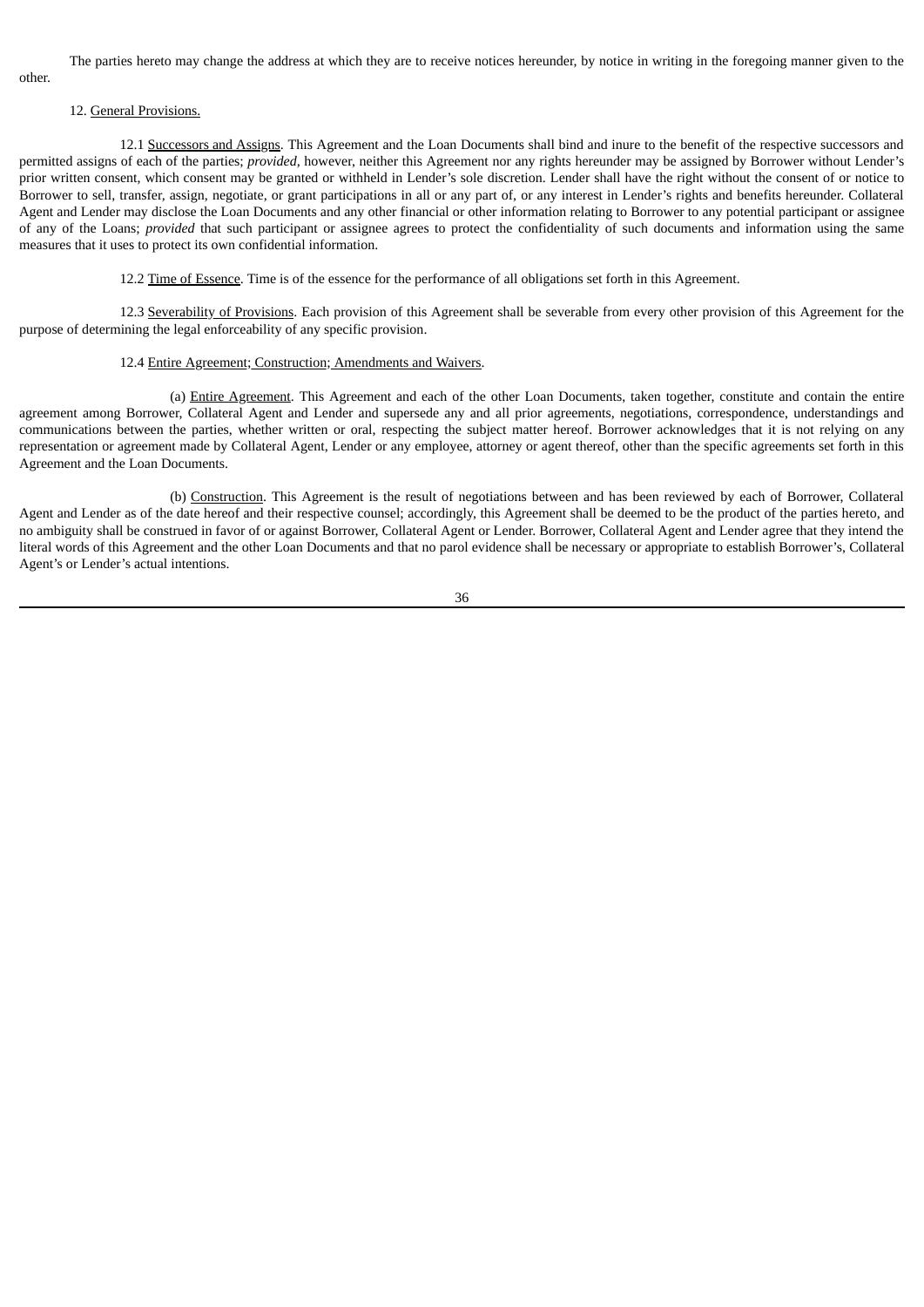The parties hereto may change the address at which they are to receive notices hereunder, by notice in writing in the foregoing manner given to the other.

12. General Provisions.

12.1 Successors and Assigns. This Agreement and the Loan Documents shall bind and inure to the benefit of the respective successors and permitted assigns of each of the parties; *provided*, however, neither this Agreement nor any rights hereunder may be assigned by Borrower without Lender's prior written consent, which consent may be granted or withheld in Lender's sole discretion. Lender shall have the right without the consent of or notice to Borrower to sell, transfer, assign, negotiate, or grant participations in all or any part of, or any interest in Lender's rights and benefits hereunder. Collateral Agent and Lender may disclose the Loan Documents and any other financial or other information relating to Borrower to any potential participant or assignee of any of the Loans; *provided* that such participant or assignee agrees to protect the confidentiality of such documents and information using the same measures that it uses to protect its own confidential information.

12.2 Time of Essence. Time is of the essence for the performance of all obligations set forth in this Agreement.

12.3 Severability of Provisions. Each provision of this Agreement shall be severable from every other provision of this Agreement for the purpose of determining the legal enforceability of any specific provision.

12.4 Entire Agreement; Construction; Amendments and Waivers.

(a) Entire Agreement. This Agreement and each of the other Loan Documents, taken together, constitute and contain the entire agreement among Borrower, Collateral Agent and Lender and supersede any and all prior agreements, negotiations, correspondence, understandings and communications between the parties, whether written or oral, respecting the subject matter hereof. Borrower acknowledges that it is not relying on any representation or agreement made by Collateral Agent, Lender or any employee, attorney or agent thereof, other than the specific agreements set forth in this Agreement and the Loan Documents.

(b) Construction. This Agreement is the result of negotiations between and has been reviewed by each of Borrower, Collateral Agent and Lender as of the date hereof and their respective counsel; accordingly, this Agreement shall be deemed to be the product of the parties hereto, and no ambiguity shall be construed in favor of or against Borrower, Collateral Agent or Lender. Borrower, Collateral Agent and Lender agree that they intend the literal words of this Agreement and the other Loan Documents and that no parol evidence shall be necessary or appropriate to establish Borrower's, Collateral Agent's or Lender's actual intentions.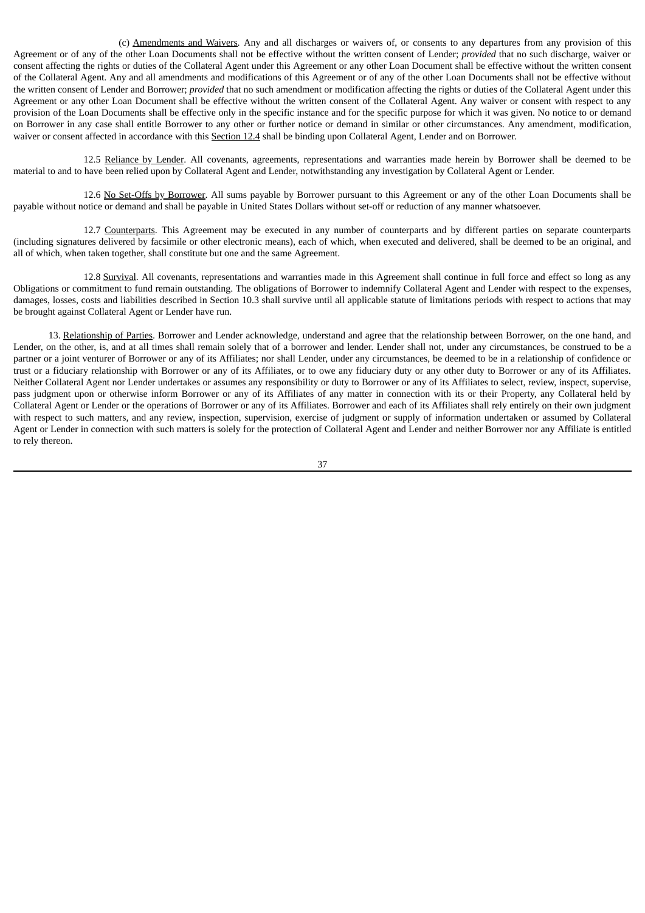(c) Amendments and Waivers. Any and all discharges or waivers of, or consents to any departures from any provision of this Agreement or of any of the other Loan Documents shall not be effective without the written consent of Lender; *provided* that no such discharge, waiver or consent affecting the rights or duties of the Collateral Agent under this Agreement or any other Loan Document shall be effective without the written consent of the Collateral Agent. Any and all amendments and modifications of this Agreement or of any of the other Loan Documents shall not be effective without the written consent of Lender and Borrower; *provided* that no such amendment or modification affecting the rights or duties of the Collateral Agent under this Agreement or any other Loan Document shall be effective without the written consent of the Collateral Agent. Any waiver or consent with respect to any provision of the Loan Documents shall be effective only in the specific instance and for the specific purpose for which it was given. No notice to or demand on Borrower in any case shall entitle Borrower to any other or further notice or demand in similar or other circumstances. Any amendment, modification, waiver or consent affected in accordance with this Section 12.4 shall be binding upon Collateral Agent, Lender and on Borrower.

12.5 Reliance by Lender. All covenants, agreements, representations and warranties made herein by Borrower shall be deemed to be material to and to have been relied upon by Collateral Agent and Lender, notwithstanding any investigation by Collateral Agent or Lender.

12.6 No Set-Offs by Borrower. All sums payable by Borrower pursuant to this Agreement or any of the other Loan Documents shall be payable without notice or demand and shall be payable in United States Dollars without set-off or reduction of any manner whatsoever.

12.7 Counterparts. This Agreement may be executed in any number of counterparts and by different parties on separate counterparts (including signatures delivered by facsimile or other electronic means), each of which, when executed and delivered, shall be deemed to be an original, and all of which, when taken together, shall constitute but one and the same Agreement.

12.8 Survival. All covenants, representations and warranties made in this Agreement shall continue in full force and effect so long as any Obligations or commitment to fund remain outstanding. The obligations of Borrower to indemnify Collateral Agent and Lender with respect to the expenses, damages, losses, costs and liabilities described in Section 10.3 shall survive until all applicable statute of limitations periods with respect to actions that may be brought against Collateral Agent or Lender have run.

13. Relationship of Parties. Borrower and Lender acknowledge, understand and agree that the relationship between Borrower, on the one hand, and Lender, on the other, is, and at all times shall remain solely that of a borrower and lender. Lender shall not, under any circumstances, be construed to be a partner or a joint venturer of Borrower or any of its Affiliates; nor shall Lender, under any circumstances, be deemed to be in a relationship of confidence or trust or a fiduciary relationship with Borrower or any of its Affiliates, or to owe any fiduciary duty or any other duty to Borrower or any of its Affiliates. Neither Collateral Agent nor Lender undertakes or assumes any responsibility or duty to Borrower or any of its Affiliates to select, review, inspect, supervise, pass judgment upon or otherwise inform Borrower or any of its Affiliates of any matter in connection with its or their Property, any Collateral held by Collateral Agent or Lender or the operations of Borrower or any of its Affiliates. Borrower and each of its Affiliates shall rely entirely on their own judgment with respect to such matters, and any review, inspection, supervision, exercise of judgment or supply of information undertaken or assumed by Collateral Agent or Lender in connection with such matters is solely for the protection of Collateral Agent and Lender and neither Borrower nor any Affiliate is entitled to rely thereon.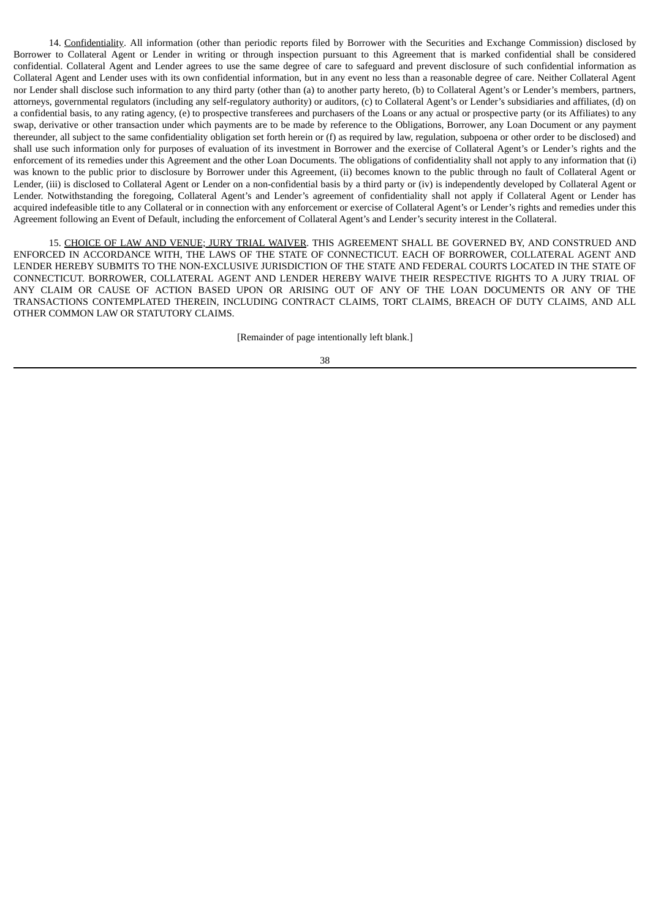14. Confidentiality. All information (other than periodic reports filed by Borrower with the Securities and Exchange Commission) disclosed by Borrower to Collateral Agent or Lender in writing or through inspection pursuant to this Agreement that is marked confidential shall be considered confidential. Collateral Agent and Lender agrees to use the same degree of care to safeguard and prevent disclosure of such confidential information as Collateral Agent and Lender uses with its own confidential information, but in any event no less than a reasonable degree of care. Neither Collateral Agent nor Lender shall disclose such information to any third party (other than (a) to another party hereto, (b) to Collateral Agent's or Lender's members, partners, attorneys, governmental regulators (including any self-regulatory authority) or auditors, (c) to Collateral Agent's or Lender's subsidiaries and affiliates, (d) on a confidential basis, to any rating agency, (e) to prospective transferees and purchasers of the Loans or any actual or prospective party (or its Affiliates) to any swap, derivative or other transaction under which payments are to be made by reference to the Obligations, Borrower, any Loan Document or any payment thereunder, all subject to the same confidentiality obligation set forth herein or (f) as required by law, regulation, subpoena or other order to be disclosed) and shall use such information only for purposes of evaluation of its investment in Borrower and the exercise of Collateral Agent's or Lender's rights and the enforcement of its remedies under this Agreement and the other Loan Documents. The obligations of confidentiality shall not apply to any information that (i) was known to the public prior to disclosure by Borrower under this Agreement, (ii) becomes known to the public through no fault of Collateral Agent or Lender, (iii) is disclosed to Collateral Agent or Lender on a non-confidential basis by a third party or (iv) is independently developed by Collateral Agent or Lender. Notwithstanding the foregoing, Collateral Agent's and Lender's agreement of confidentiality shall not apply if Collateral Agent or Lender has acquired indefeasible title to any Collateral or in connection with any enforcement or exercise of Collateral Agent's or Lender's rights and remedies under this Agreement following an Event of Default, including the enforcement of Collateral Agent's and Lender's security interest in the Collateral.

15. CHOICE OF LAW AND VENUE; JURY TRIAL WAIVER. THIS AGREEMENT SHALL BE GOVERNED BY, AND CONSTRUED AND ENFORCED IN ACCORDANCE WITH, THE LAWS OF THE STATE OF CONNECTICUT. EACH OF BORROWER, COLLATERAL AGENT AND LENDER HEREBY SUBMITS TO THE NON-EXCLUSIVE JURISDICTION OF THE STATE AND FEDERAL COURTS LOCATED IN THE STATE OF CONNECTICUT. BORROWER, COLLATERAL AGENT AND LENDER HEREBY WAIVE THEIR RESPECTIVE RIGHTS TO A JURY TRIAL OF ANY CLAIM OR CAUSE OF ACTION BASED UPON OR ARISING OUT OF ANY OF THE LOAN DOCUMENTS OR ANY OF THE TRANSACTIONS CONTEMPLATED THEREIN, INCLUDING CONTRACT CLAIMS, TORT CLAIMS, BREACH OF DUTY CLAIMS, AND ALL OTHER COMMON LAW OR STATUTORY CLAIMS.

[Remainder of page intentionally left blank.]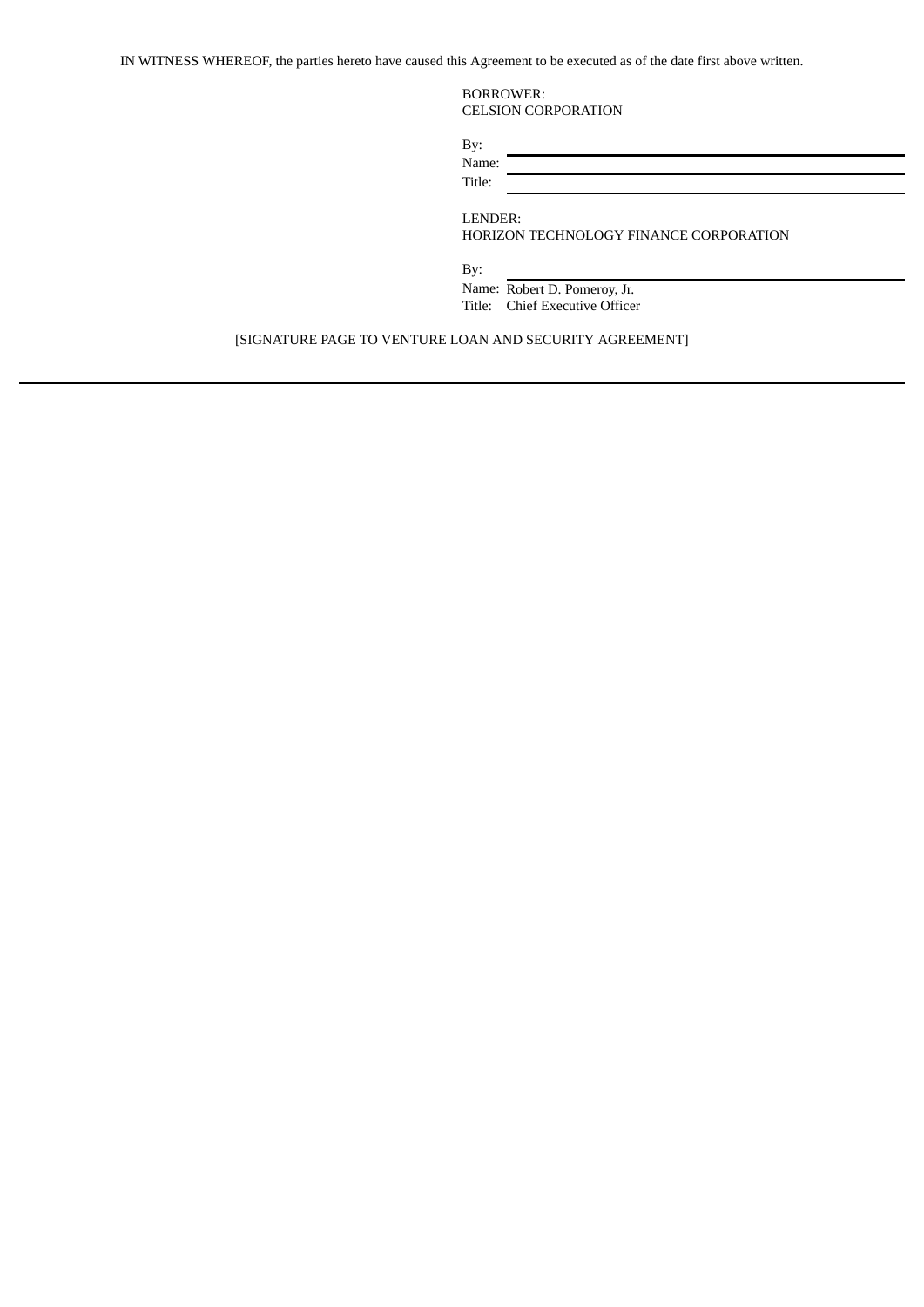IN WITNESS WHEREOF, the parties hereto have caused this Agreement to be executed as of the date first above written.

BORROWER:
CELSION CORPORATION

By: \_\_\_\_\_\_\_\_\_\_\_\_\_\_\_\_\_\_\_\_\_\_\_\_\_\_\_\_
Name: \_\_\_\_\_\_\_\_\_\_\_\_\_\_\_\_\_\_\_\_\_\_\_\_\_\_
Title: \_\_\_\_\_\_\_\_\_\_\_\_\_\_\_\_\_\_\_\_\_\_\_\_\_\_\_

LENDER:
HORIZON TECHNOLOGY FINANCE CORPORATION

By: \_\_\_\_\_\_\_\_\_\_\_\_\_\_\_\_\_\_\_\_\_\_\_\_\_\_\_\_
Name: Robert D. Pomeroy, Jr.
Title: Chief Executive Officer

[SIGNATURE PAGE TO VENTURE LOAN AND SECURITY AGREEMENT]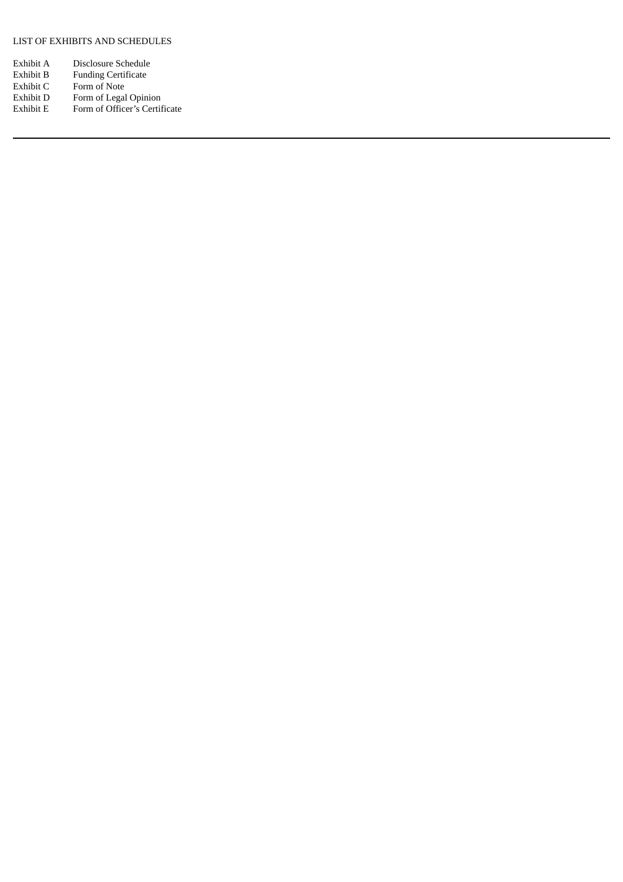LIST OF EXHIBITS AND SCHEDULES

| | |
|---|---|
| Exhibit A | Disclosure Schedule |
| Exhibit B | Funding Certificate |
| Exhibit C | Form of Note |
| Exhibit D | Form of Legal Opinion |
| Exhibit E | Form of Officer's Certificate |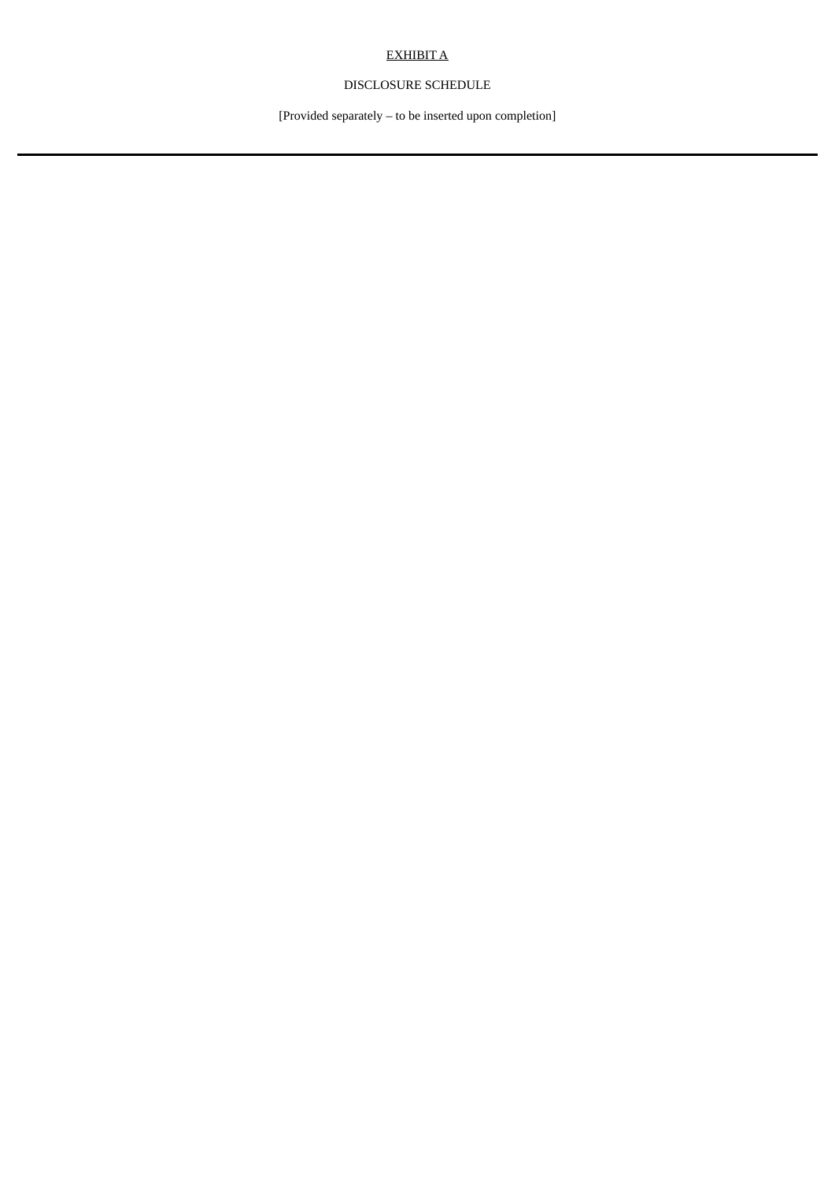# <u>EXHIBIT A</u>

DISCLOSURE SCHEDULE

[Provided separately – to be inserted upon completion]

---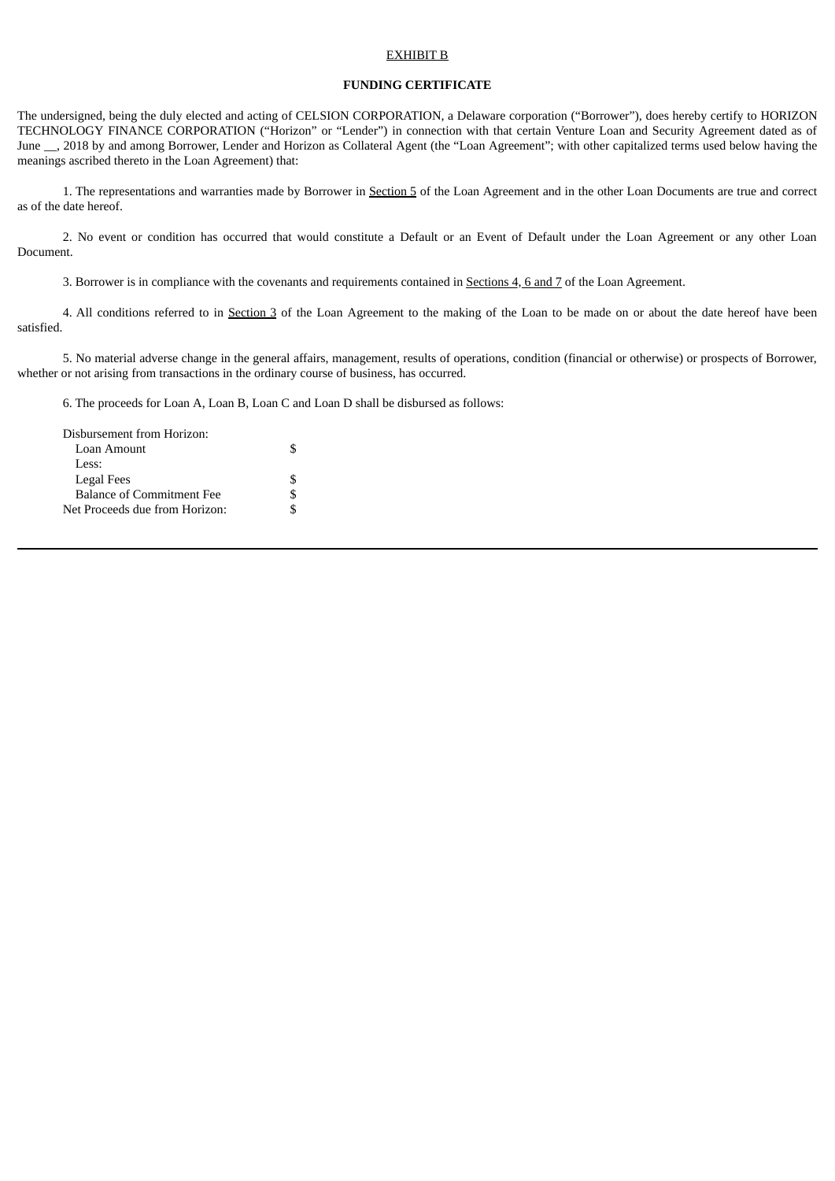EXHIBIT B

**FUNDING CERTIFICATE**

The undersigned, being the duly elected and acting of CELSION CORPORATION, a Delaware corporation ("Borrower"), does hereby certify to HORIZON TECHNOLOGY FINANCE CORPORATION ("Horizon" or "Lender") in connection with that certain Venture Loan and Security Agreement dated as of June __, 2018 by and among Borrower, Lender and Horizon as Collateral Agent (the "Loan Agreement"; with other capitalized terms used below having the meanings ascribed thereto in the Loan Agreement) that:

1. The representations and warranties made by Borrower in Section 5 of the Loan Agreement and in the other Loan Documents are true and correct as of the date hereof.

2. No event or condition has occurred that would constitute a Default or an Event of Default under the Loan Agreement or any other Loan Document.

3. Borrower is in compliance with the covenants and requirements contained in Sections 4, 6 and 7 of the Loan Agreement.

4. All conditions referred to in Section 3 of the Loan Agreement to the making of the Loan to be made on or about the date hereof have been satisfied.

5. No material adverse change in the general affairs, management, results of operations, condition (financial or otherwise) or prospects of Borrower, whether or not arising from transactions in the ordinary course of business, has occurred.

6. The proceeds for Loan A, Loan B, Loan C and Loan D shall be disbursed as follows:

| | |
|---|---|
| Disbursement from Horizon: | |
| Loan Amount | $ |
| Less: | |
| Legal Fees | $ |
| Balance of Commitment Fee | $ |
| Net Proceeds due from Horizon: | $ |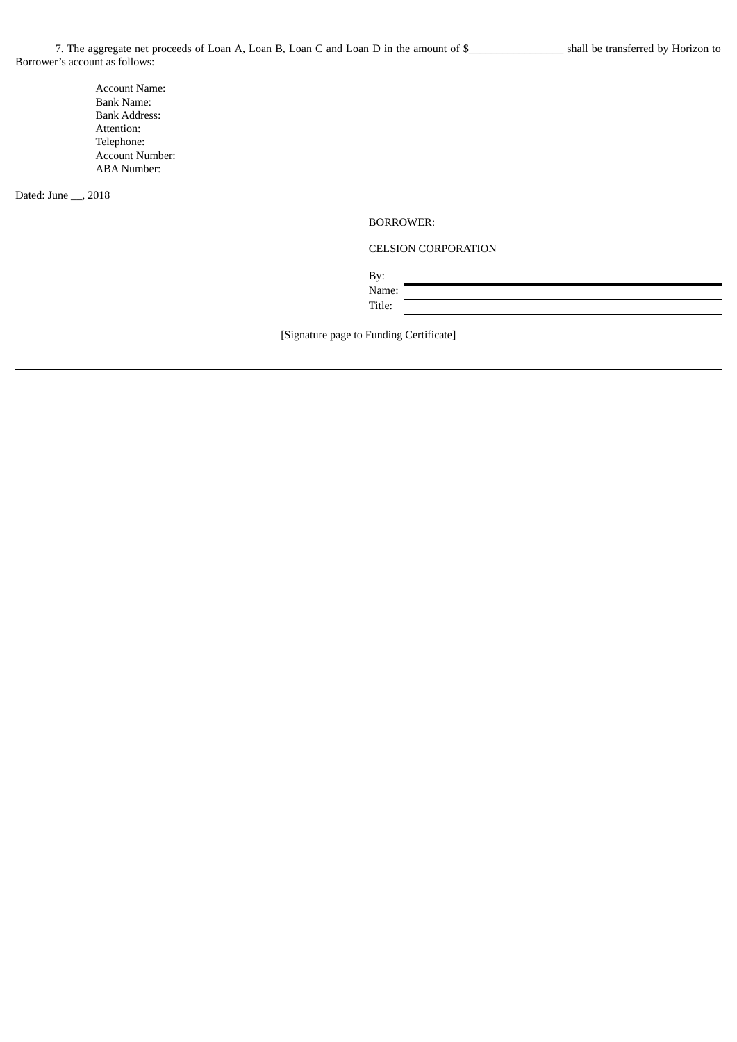7. The aggregate net proceeds of Loan A, Loan B, Loan C and Loan D in the amount of $________________ shall be transferred by Horizon to Borrower's account as follows:

Account Name:
Bank Name:
Bank Address:
Attention:
Telephone:
Account Number:
ABA Number:

Dated: June __, 2018

BORROWER:

CELSION CORPORATION

By: ______________________________
Name: ______________________________
Title: ______________________________

[Signature page to Funding Certificate]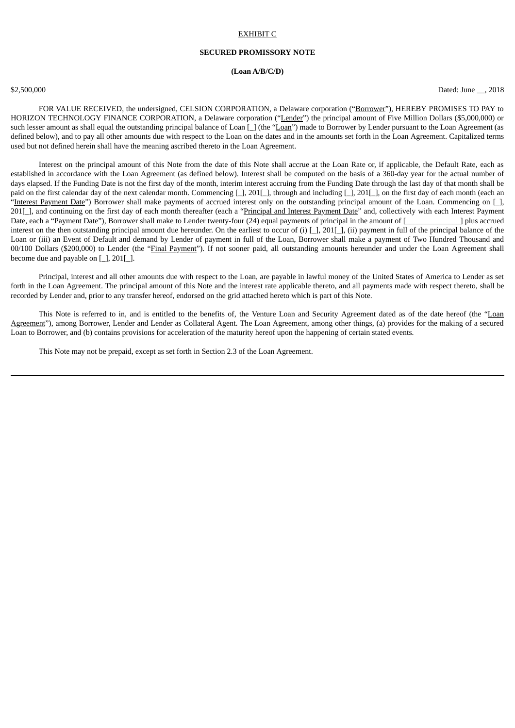EXHIBIT C

**SECURED PROMISSORY NOTE**

**(Loan A/B/C/D)**

$2,500,000 Dated: June __, 2018

FOR VALUE RECEIVED, the undersigned, CELSION CORPORATION, a Delaware corporation ("Borrower"), HEREBY PROMISES TO PAY to HORIZON TECHNOLOGY FINANCE CORPORATION, a Delaware corporation ("Lender") the principal amount of Five Million Dollars ($5,000,000) or such lesser amount as shall equal the outstanding principal balance of Loan [_] (the "Loan") made to Borrower by Lender pursuant to the Loan Agreement (as defined below), and to pay all other amounts due with respect to the Loan on the dates and in the amounts set forth in the Loan Agreement. Capitalized terms used but not defined herein shall have the meaning ascribed thereto in the Loan Agreement.

Interest on the principal amount of this Note from the date of this Note shall accrue at the Loan Rate or, if applicable, the Default Rate, each as established in accordance with the Loan Agreement (as defined below). Interest shall be computed on the basis of a 360-day year for the actual number of days elapsed. If the Funding Date is not the first day of the month, interim interest accruing from the Funding Date through the last day of that month shall be paid on the first calendar day of the next calendar month. Commencing [_], 201[_], through and including [_], 201[_], on the first day of each month (each an "Interest Payment Date") Borrower shall make payments of accrued interest only on the outstanding principal amount of the Loan. Commencing on [_], 201[_], and continuing on the first day of each month thereafter (each a "Principal and Interest Payment Date" and, collectively with each Interest Payment Date, each a "Payment Date"), Borrower shall make to Lender twenty-four (24) equal payments of principal in the amount of [______________] plus accrued interest on the then outstanding principal amount due hereunder. On the earliest to occur of (i) [_], 201[_], (ii) payment in full of the principal balance of the Loan or (iii) an Event of Default and demand by Lender of payment in full of the Loan, Borrower shall make a payment of Two Hundred Thousand and 00/100 Dollars ($200,000) to Lender (the "Final Payment"). If not sooner paid, all outstanding amounts hereunder and under the Loan Agreement shall become due and payable on [_], 201[_].

Principal, interest and all other amounts due with respect to the Loan, are payable in lawful money of the United States of America to Lender as set forth in the Loan Agreement. The principal amount of this Note and the interest rate applicable thereto, and all payments made with respect thereto, shall be recorded by Lender and, prior to any transfer hereof, endorsed on the grid attached hereto which is part of this Note.

This Note is referred to in, and is entitled to the benefits of, the Venture Loan and Security Agreement dated as of the date hereof (the "Loan Agreement"), among Borrower, Lender and Lender as Collateral Agent. The Loan Agreement, among other things, (a) provides for the making of a secured Loan to Borrower, and (b) contains provisions for acceleration of the maturity hereof upon the happening of certain stated events.

This Note may not be prepaid, except as set forth in Section 2.3 of the Loan Agreement.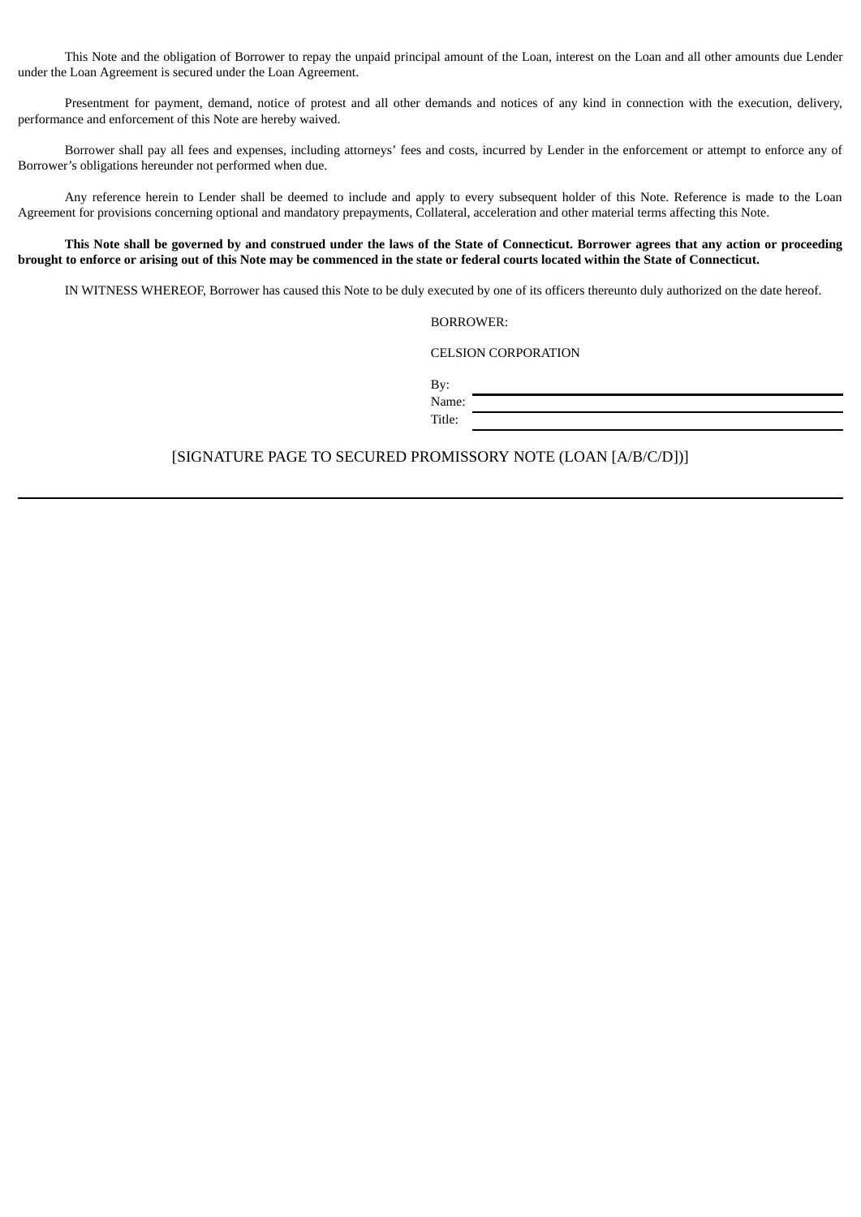This Note and the obligation of Borrower to repay the unpaid principal amount of the Loan, interest on the Loan and all other amounts due Lender under the Loan Agreement is secured under the Loan Agreement.

Presentment for payment, demand, notice of protest and all other demands and notices of any kind in connection with the execution, delivery, performance and enforcement of this Note are hereby waived.

Borrower shall pay all fees and expenses, including attorneys' fees and costs, incurred by Lender in the enforcement or attempt to enforce any of Borrower's obligations hereunder not performed when due.

Any reference herein to Lender shall be deemed to include and apply to every subsequent holder of this Note. Reference is made to the Loan Agreement for provisions concerning optional and mandatory prepayments, Collateral, acceleration and other material terms affecting this Note.

**This Note shall be governed by and construed under the laws of the State of Connecticut. Borrower agrees that any action or proceeding brought to enforce or arising out of this Note may be commenced in the state or federal courts located within the State of Connecticut.**

IN WITNESS WHEREOF, Borrower has caused this Note to be duly executed by one of its officers thereunto duly authorized on the date hereof.

BORROWER:

CELSION CORPORATION

By: \_\_\_\_\_\_\_\_\_\_\_\_\_\_\_\_\_\_\_\_\_\_\_\_
Name: \_\_\_\_\_\_\_\_\_\_\_\_\_\_\_\_\_\_\_\_\_\_\_\_
Title: \_\_\_\_\_\_\_\_\_\_\_\_\_\_\_\_\_\_\_\_\_\_\_\_

[SIGNATURE PAGE TO SECURED PROMISSORY NOTE (LOAN [A/B/C/D])]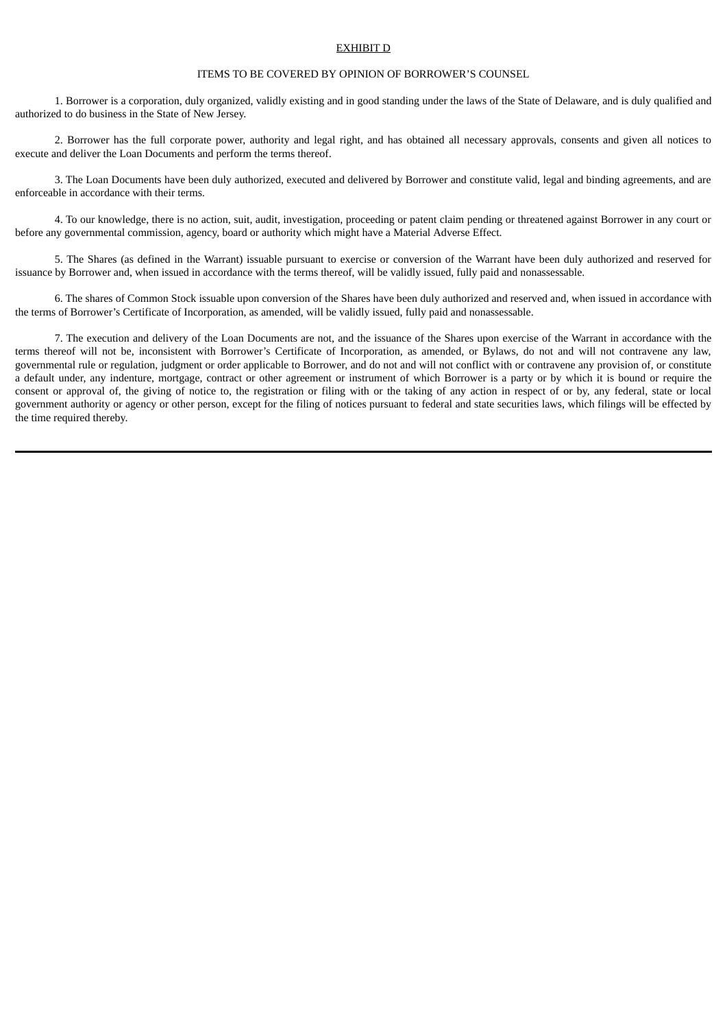EXHIBIT D

ITEMS TO BE COVERED BY OPINION OF BORROWER'S COUNSEL

1. Borrower is a corporation, duly organized, validly existing and in good standing under the laws of the State of Delaware, and is duly qualified and authorized to do business in the State of New Jersey.

2. Borrower has the full corporate power, authority and legal right, and has obtained all necessary approvals, consents and given all notices to execute and deliver the Loan Documents and perform the terms thereof.

3. The Loan Documents have been duly authorized, executed and delivered by Borrower and constitute valid, legal and binding agreements, and are enforceable in accordance with their terms.

4. To our knowledge, there is no action, suit, audit, investigation, proceeding or patent claim pending or threatened against Borrower in any court or before any governmental commission, agency, board or authority which might have a Material Adverse Effect.

5. The Shares (as defined in the Warrant) issuable pursuant to exercise or conversion of the Warrant have been duly authorized and reserved for issuance by Borrower and, when issued in accordance with the terms thereof, will be validly issued, fully paid and nonassessable.

6. The shares of Common Stock issuable upon conversion of the Shares have been duly authorized and reserved and, when issued in accordance with the terms of Borrower's Certificate of Incorporation, as amended, will be validly issued, fully paid and nonassessable.

7. The execution and delivery of the Loan Documents are not, and the issuance of the Shares upon exercise of the Warrant in accordance with the terms thereof will not be, inconsistent with Borrower's Certificate of Incorporation, as amended, or Bylaws, do not and will not contravene any law, governmental rule or regulation, judgment or order applicable to Borrower, and do not and will not conflict with or contravene any provision of, or constitute a default under, any indenture, mortgage, contract or other agreement or instrument of which Borrower is a party or by which it is bound or require the consent or approval of, the giving of notice to, the registration or filing with or the taking of any action in respect of or by, any federal, state or local government authority or agency or other person, except for the filing of notices pursuant to federal and state securities laws, which filings will be effected by the time required thereby.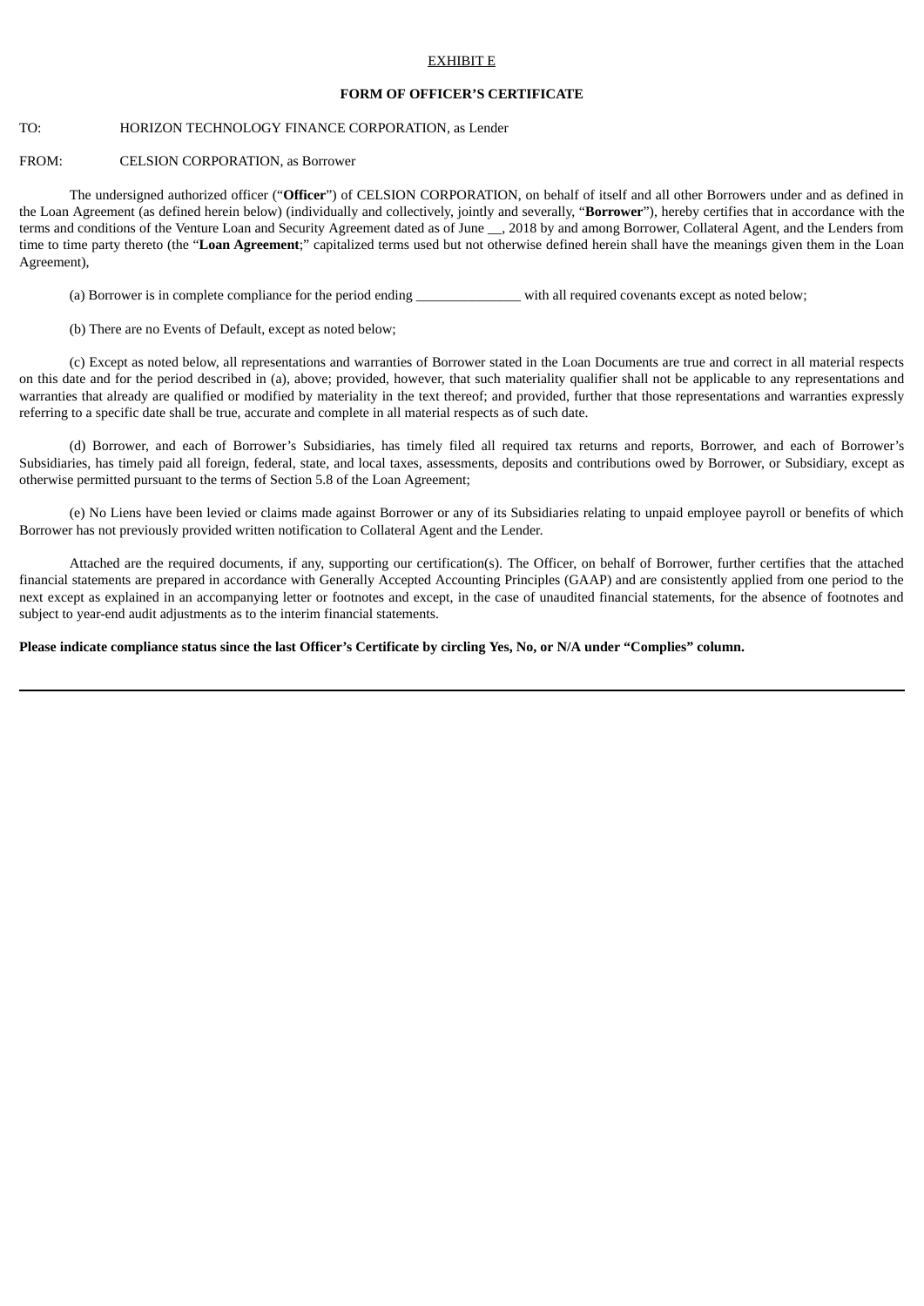<u>EXHIBIT E</u>

**FORM OF OFFICER'S CERTIFICATE**

TO: HORIZON TECHNOLOGY FINANCE CORPORATION, as Lender

FROM: CELSION CORPORATION, as Borrower

The undersigned authorized officer ("**Officer**") of CELSION CORPORATION, on behalf of itself and all other Borrowers under and as defined in the Loan Agreement (as defined herein below) (individually and collectively, jointly and severally, "**Borrower**"), hereby certifies that in accordance with the terms and conditions of the Venture Loan and Security Agreement dated as of June __, 2018 by and among Borrower, Collateral Agent, and the Lenders from time to time party thereto (the "**Loan Agreement**;" capitalized terms used but not otherwise defined herein shall have the meanings given them in the Loan Agreement),

(a) Borrower is in complete compliance for the period ending _______________ with all required covenants except as noted below;

(b) There are no Events of Default, except as noted below;

(c) Except as noted below, all representations and warranties of Borrower stated in the Loan Documents are true and correct in all material respects on this date and for the period described in (a), above; provided, however, that such materiality qualifier shall not be applicable to any representations and warranties that already are qualified or modified by materiality in the text thereof; and provided, further that those representations and warranties expressly referring to a specific date shall be true, accurate and complete in all material respects as of such date.

(d) Borrower, and each of Borrower's Subsidiaries, has timely filed all required tax returns and reports, Borrower, and each of Borrower's Subsidiaries, has timely paid all foreign, federal, state, and local taxes, assessments, deposits and contributions owed by Borrower, or Subsidiary, except as otherwise permitted pursuant to the terms of Section 5.8 of the Loan Agreement;

(e) No Liens have been levied or claims made against Borrower or any of its Subsidiaries relating to unpaid employee payroll or benefits of which Borrower has not previously provided written notification to Collateral Agent and the Lender.

Attached are the required documents, if any, supporting our certification(s). The Officer, on behalf of Borrower, further certifies that the attached financial statements are prepared in accordance with Generally Accepted Accounting Principles (GAAP) and are consistently applied from one period to the next except as explained in an accompanying letter or footnotes and except, in the case of unaudited financial statements, for the absence of footnotes and subject to year-end audit adjustments as to the interim financial statements.

**Please indicate compliance status since the last Officer's Certificate by circling Yes, No, or N/A under "Complies" column.**

---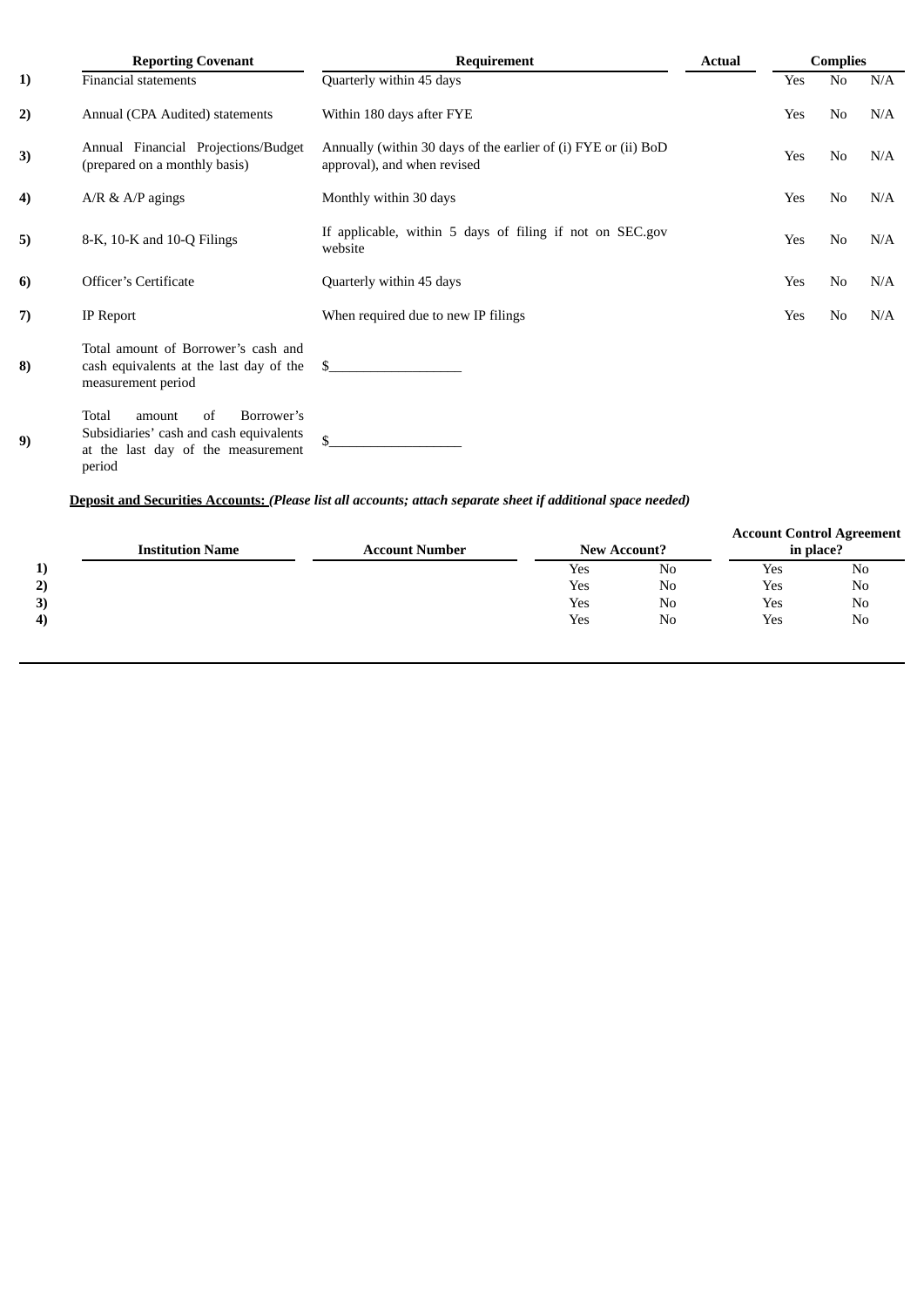| | Reporting Covenant | Requirement | Actual | Complies | | |
|---|---|---|---|---|---|---|
| **1)** | Financial statements | Quarterly within 45 days | | Yes | No | N/A |
| **2)** | Annual (CPA Audited) statements | Within 180 days after FYE | | Yes | No | N/A |
| **3)** | Annual Financial Projections/Budget (prepared on a monthly basis) | Annually (within 30 days of the earlier of (i) FYE or (ii) BoD approval), and when revised | | Yes | No | N/A |
| **4)** | A/R & A/P agings | Monthly within 30 days | | Yes | No | N/A |
| **5)** | 8-K, 10-K and 10-Q Filings | If applicable, within 5 days of filing if not on SEC.gov website | | Yes | No | N/A |
| **6)** | Officer's Certificate | Quarterly within 45 days | | Yes | No | N/A |
| **7)** | IP Report | When required due to new IP filings | | Yes | No | N/A |
| **8)** | Total amount of Borrower's cash and cash equivalents at the last day of the measurement period | $__________________ | | | | |
| **9)** | Total amount of Borrower's Subsidiaries' cash and cash equivalents at the last day of the measurement period | $__________________ | | | | |

**Deposit and Securities Accounts:** ***(Please list all accounts; attach separate sheet if additional space needed)***

| | Institution Name | Account Number | New Account? | | Account Control Agreement in place? | |
|---|---|---|---|---|---|---|
| **1)** | | | Yes | No | Yes | No |
| **2)** | | | Yes | No | Yes | No |
| **3)** | | | Yes | No | Yes | No |
| **4)** | | | Yes | No | Yes | No |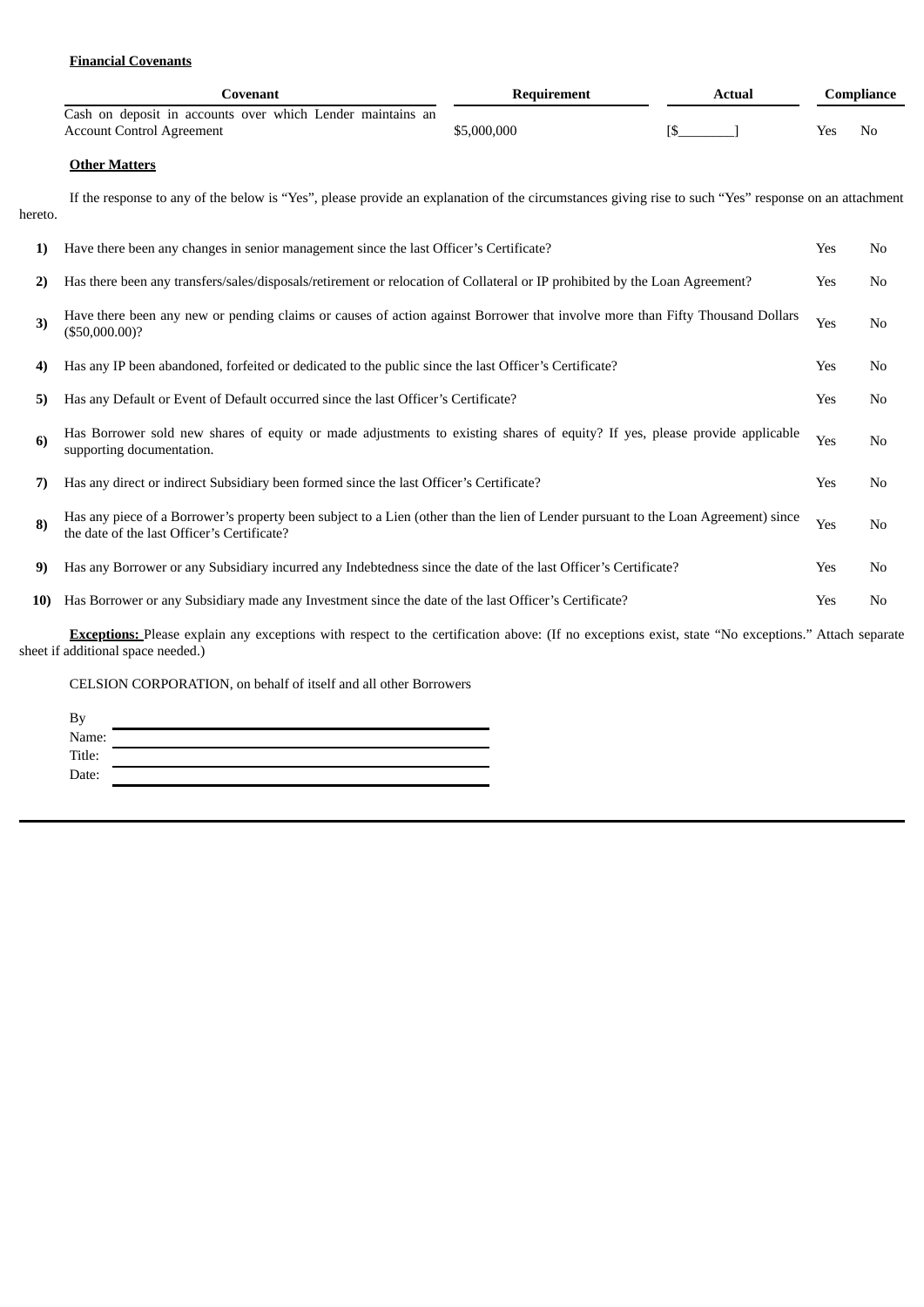**Financial Covenants**

| Covenant | Requirement | Actual | Compliance |
|---|---|---|---|
| Cash on deposit in accounts over which Lender maintains an Account Control Agreement | $5,000,000 | [$________] | Yes No |

**Other Matters**

If the response to any of the below is "Yes", please provide an explanation of the circumstances giving rise to such "Yes" response on an attachment hereto.

| | | | |
|---|---|---|---|
| **1)** | Have there been any changes in senior management since the last Officer's Certificate? | Yes | No |
| **2)** | Has there been any transfers/sales/disposals/retirement or relocation of Collateral or IP prohibited by the Loan Agreement? | Yes | No |
| **3)** | Have there been any new or pending claims or causes of action against Borrower that involve more than Fifty Thousand Dollars ($50,000.00)? | Yes | No |
| **4)** | Has any IP been abandoned, forfeited or dedicated to the public since the last Officer's Certificate? | Yes | No |
| **5)** | Has any Default or Event of Default occurred since the last Officer's Certificate? | Yes | No |
| **6)** | Has Borrower sold new shares of equity or made adjustments to existing shares of equity? If yes, please provide applicable supporting documentation. | Yes | No |
| **7)** | Has any direct or indirect Subsidiary been formed since the last Officer's Certificate? | Yes | No |
| **8)** | Has any piece of a Borrower's property been subject to a Lien (other than the lien of Lender pursuant to the Loan Agreement) since the date of the last Officer's Certificate? | Yes | No |
| **9)** | Has any Borrower or any Subsidiary incurred any Indebtedness since the date of the last Officer's Certificate? | Yes | No |
| **10)** | Has Borrower or any Subsidiary made any Investment since the date of the last Officer's Certificate? | Yes | No |

**Exceptions:** Please explain any exceptions with respect to the certification above: (If no exceptions exist, state "No exceptions." Attach separate sheet if additional space needed.)

CELSION CORPORATION, on behalf of itself and all other Borrowers

By \_\_\_\_\_\_\_\_\_\_\_\_\_\_\_\_\_\_\_\_\_\_\_\_\_\_\_\_\_\_
Name: \_\_\_\_\_\_\_\_\_\_\_\_\_\_\_\_\_\_\_\_\_\_\_\_\_\_\_\_
Title: \_\_\_\_\_\_\_\_\_\_\_\_\_\_\_\_\_\_\_\_\_\_\_\_\_\_\_\_\_
Date: \_\_\_\_\_\_\_\_\_\_\_\_\_\_\_\_\_\_\_\_\_\_\_\_\_\_\_\_\_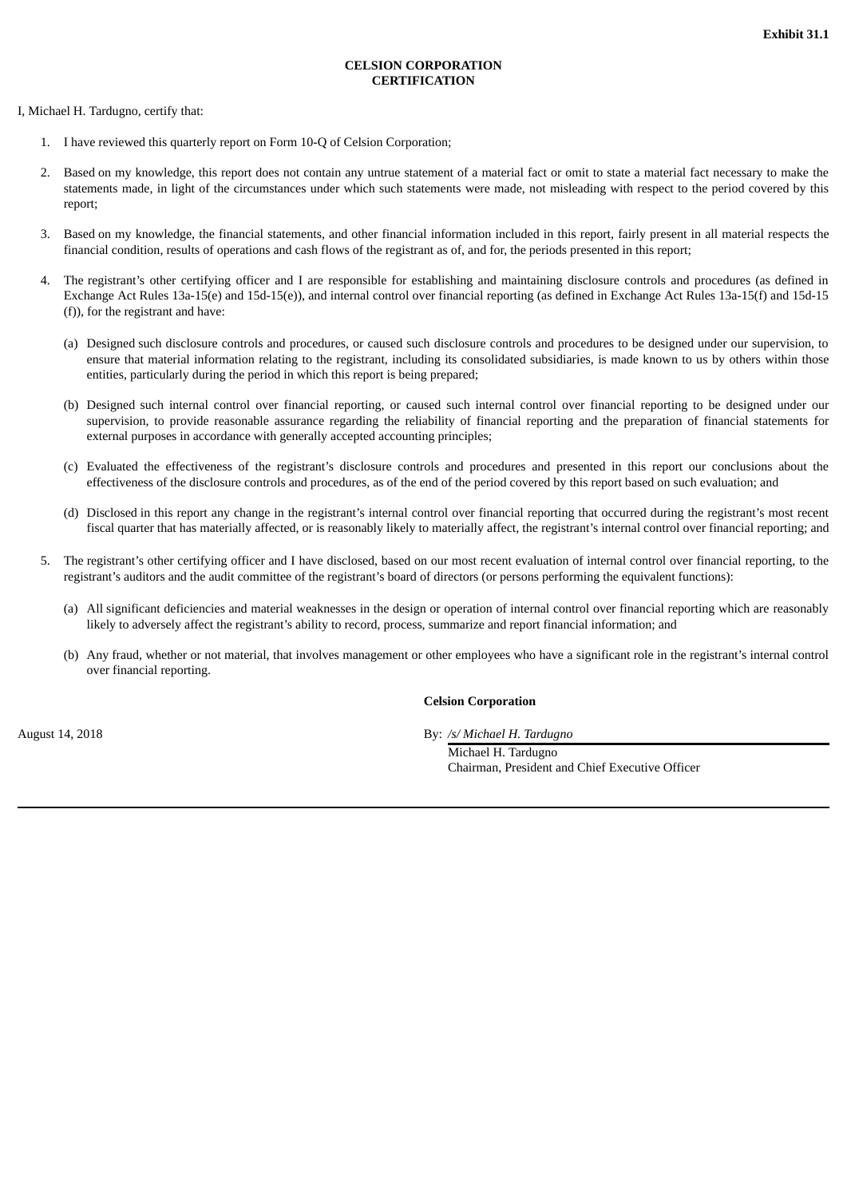**Exhibit 31.1**

**CELSION CORPORATION**
**CERTIFICATION**

I, Michael H. Tardugno, certify that:

1. I have reviewed this quarterly report on Form 10-Q of Celsion Corporation;

2. Based on my knowledge, this report does not contain any untrue statement of a material fact or omit to state a material fact necessary to make the statements made, in light of the circumstances under which such statements were made, not misleading with respect to the period covered by this report;

3. Based on my knowledge, the financial statements, and other financial information included in this report, fairly present in all material respects the financial condition, results of operations and cash flows of the registrant as of, and for, the periods presented in this report;

4. The registrant's other certifying officer and I are responsible for establishing and maintaining disclosure controls and procedures (as defined in Exchange Act Rules 13a-15(e) and 15d-15(e)), and internal control over financial reporting (as defined in Exchange Act Rules 13a-15(f) and 15d-15 (f)), for the registrant and have:

   (a) Designed such disclosure controls and procedures, or caused such disclosure controls and procedures to be designed under our supervision, to ensure that material information relating to the registrant, including its consolidated subsidiaries, is made known to us by others within those entities, particularly during the period in which this report is being prepared;

   (b) Designed such internal control over financial reporting, or caused such internal control over financial reporting to be designed under our supervision, to provide reasonable assurance regarding the reliability of financial reporting and the preparation of financial statements for external purposes in accordance with generally accepted accounting principles;

   (c) Evaluated the effectiveness of the registrant's disclosure controls and procedures and presented in this report our conclusions about the effectiveness of the disclosure controls and procedures, as of the end of the period covered by this report based on such evaluation; and

   (d) Disclosed in this report any change in the registrant's internal control over financial reporting that occurred during the registrant's most recent fiscal quarter that has materially affected, or is reasonably likely to materially affect, the registrant's internal control over financial reporting; and

5. The registrant's other certifying officer and I have disclosed, based on our most recent evaluation of internal control over financial reporting, to the registrant's auditors and the audit committee of the registrant's board of directors (or persons performing the equivalent functions):

   (a) All significant deficiencies and material weaknesses in the design or operation of internal control over financial reporting which are reasonably likely to adversely affect the registrant's ability to record, process, summarize and report financial information; and

   (b) Any fraud, whether or not material, that involves management or other employees who have a significant role in the registrant's internal control over financial reporting.

**Celsion Corporation**

August 14, 2018

By: */s/ Michael H. Tardugno*
Michael H. Tardugno
Chairman, President and Chief Executive Officer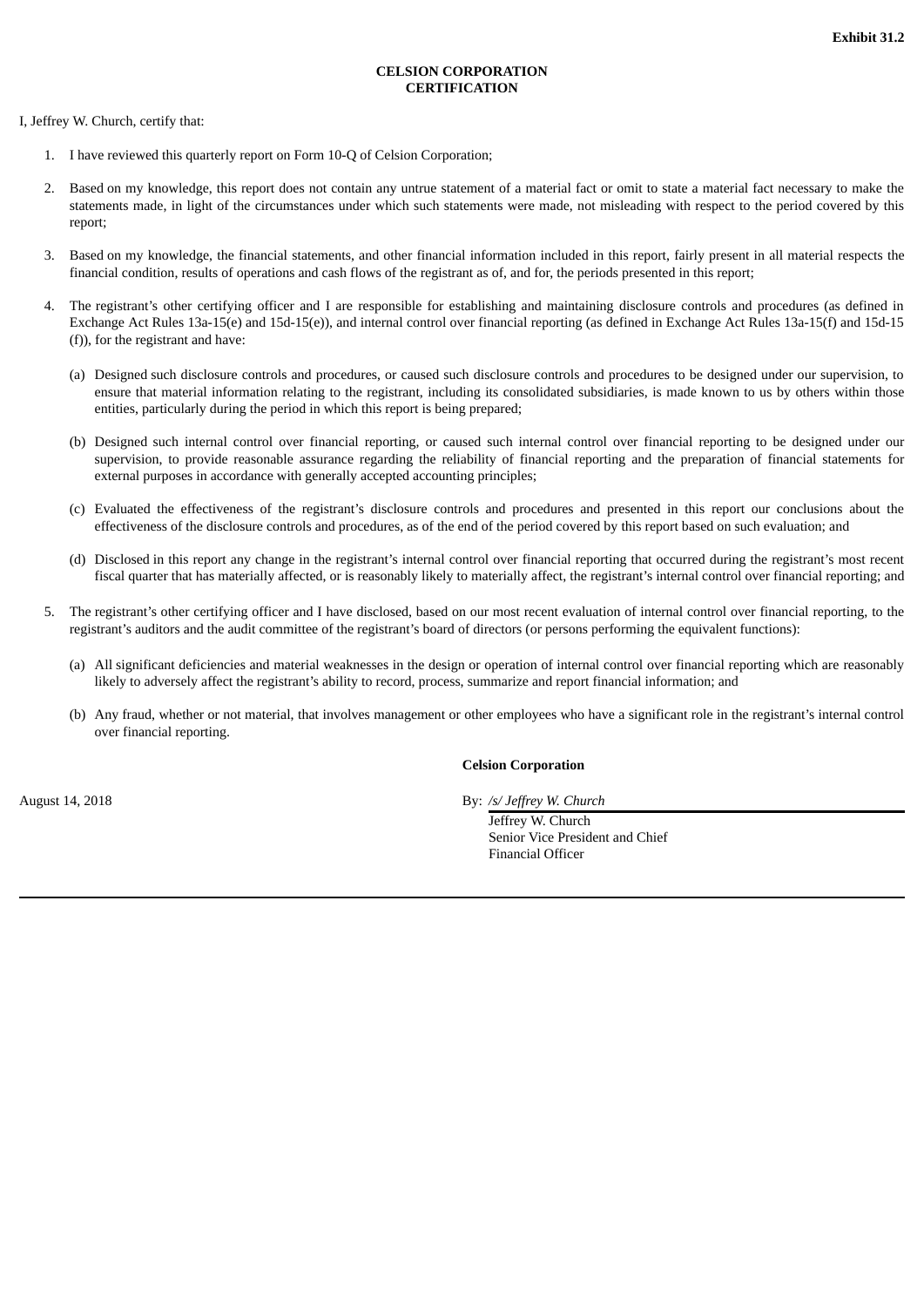**Exhibit 31.2**

**CELSION CORPORATION**
**CERTIFICATION**

I, Jeffrey W. Church, certify that:

1. I have reviewed this quarterly report on Form 10-Q of Celsion Corporation;

2. Based on my knowledge, this report does not contain any untrue statement of a material fact or omit to state a material fact necessary to make the statements made, in light of the circumstances under which such statements were made, not misleading with respect to the period covered by this report;

3. Based on my knowledge, the financial statements, and other financial information included in this report, fairly present in all material respects the financial condition, results of operations and cash flows of the registrant as of, and for, the periods presented in this report;

4. The registrant's other certifying officer and I are responsible for establishing and maintaining disclosure controls and procedures (as defined in Exchange Act Rules 13a-15(e) and 15d-15(e)), and internal control over financial reporting (as defined in Exchange Act Rules 13a-15(f) and 15d-15 (f)), for the registrant and have:

   (a) Designed such disclosure controls and procedures, or caused such disclosure controls and procedures to be designed under our supervision, to ensure that material information relating to the registrant, including its consolidated subsidiaries, is made known to us by others within those entities, particularly during the period in which this report is being prepared;

   (b) Designed such internal control over financial reporting, or caused such internal control over financial reporting to be designed under our supervision, to provide reasonable assurance regarding the reliability of financial reporting and the preparation of financial statements for external purposes in accordance with generally accepted accounting principles;

   (c) Evaluated the effectiveness of the registrant's disclosure controls and procedures and presented in this report our conclusions about the effectiveness of the disclosure controls and procedures, as of the end of the period covered by this report based on such evaluation; and

   (d) Disclosed in this report any change in the registrant's internal control over financial reporting that occurred during the registrant's most recent fiscal quarter that has materially affected, or is reasonably likely to materially affect, the registrant's internal control over financial reporting; and

5. The registrant's other certifying officer and I have disclosed, based on our most recent evaluation of internal control over financial reporting, to the registrant's auditors and the audit committee of the registrant's board of directors (or persons performing the equivalent functions):

   (a) All significant deficiencies and material weaknesses in the design or operation of internal control over financial reporting which are reasonably likely to adversely affect the registrant's ability to record, process, summarize and report financial information; and

   (b) Any fraud, whether or not material, that involves management or other employees who have a significant role in the registrant's internal control over financial reporting.

**Celsion Corporation**

August 14, 2018

By: */s/ Jeffrey W. Church*
Jeffrey W. Church
Senior Vice President and Chief Financial Officer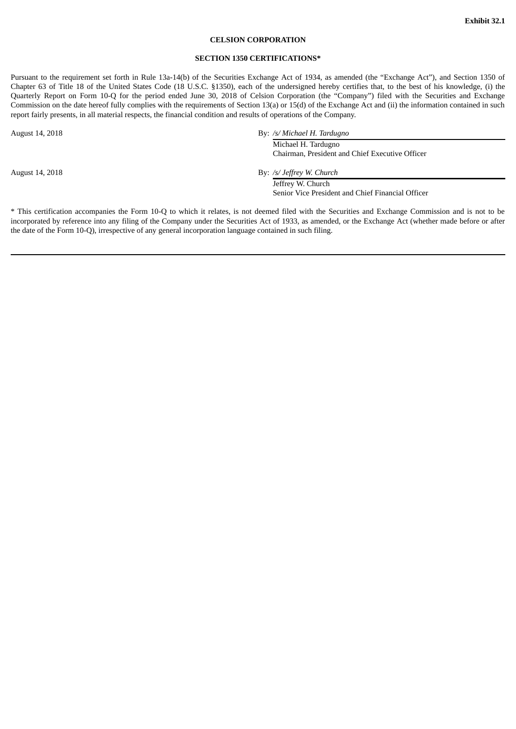**Exhibit 32.1**

**CELSION CORPORATION**

**SECTION 1350 CERTIFICATIONS***

Pursuant to the requirement set forth in Rule 13a-14(b) of the Securities Exchange Act of 1934, as amended (the "Exchange Act"), and Section 1350 of Chapter 63 of Title 18 of the United States Code (18 U.S.C. §1350), each of the undersigned hereby certifies that, to the best of his knowledge, (i) the Quarterly Report on Form 10-Q for the period ended June 30, 2018 of Celsion Corporation (the "Company") filed with the Securities and Exchange Commission on the date hereof fully complies with the requirements of Section 13(a) or 15(d) of the Exchange Act and (ii) the information contained in such report fairly presents, in all material respects, the financial condition and results of operations of the Company.

August 14, 2018

By: */s/ Michael H. Tardugno*
Michael H. Tardugno
Chairman, President and Chief Executive Officer

August 14, 2018

By: */s/ Jeffrey W. Church*
Jeffrey W. Church
Senior Vice President and Chief Financial Officer

* This certification accompanies the Form 10-Q to which it relates, is not deemed filed with the Securities and Exchange Commission and is not to be incorporated by reference into any filing of the Company under the Securities Act of 1933, as amended, or the Exchange Act (whether made before or after the date of the Form 10-Q), irrespective of any general incorporation language contained in such filing.